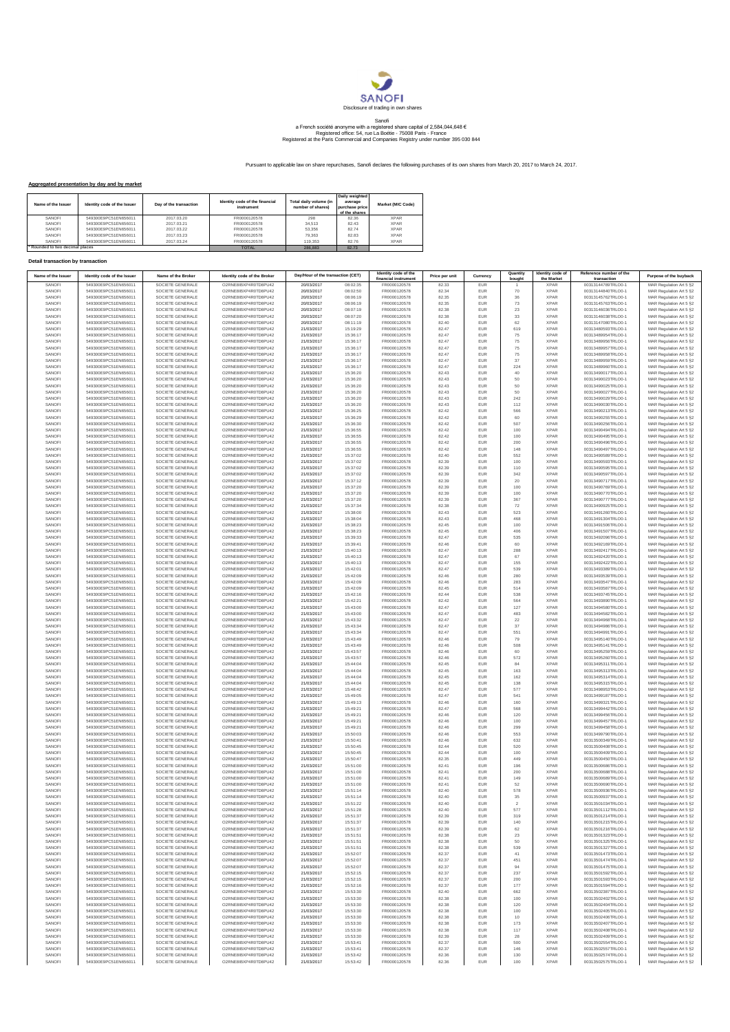SANOFI

Disclosure of trading in own shares

Sanofi
a French société anonyme with a registered share capital of 2,584,044,648 €
Registered office: 54, rue La Boétie - 75008 Paris - France
Registered at the Paris Commercial and Companies Registry under number 395 030 844

Pursuant to applicable law on share repurchases, Sanofi declares the following purchases of its own shares from March 20, 2017 to March 24, 2017.

**Aggregated presentation by day and by market**

| Name of the Issuer | Identity code of the Issuer | Day of the transaction | Identity code of the financial instrument | Total daily volume (in number of shares) | Daily weighted average purchase price of the shares | Market (MIC Code) |
|---|---|---|---|---|---|---|
| SANOFI | 549300E9PC51EN656011 | 2017.03.20 | FR0000120578 | 298 | 82.36 | XPAR |
| SANOFI | 549300E9PC51EN656011 | 2017.03.21 | FR0000120578 | 34,513 | 82.43 | XPAR |
| SANOFI | 549300E9PC51EN656011 | 2017.03.22 | FR0000120578 | 53,356 | 82.74 | XPAR |
| SANOFI | 549300E9PC51EN656011 | 2017.03.23 | FR0000120578 | 79,363 | 82.83 | XPAR |
| SANOFI | 549300E9PC51EN656011 | 2017.03.24 | FR0000120578 | 119,353 | 82.76 | XPAR |
| * Rounded to two decimal places | | | TOTAL | 286,883 | 82.73 | |

**Detail transaction by transaction**

| Name of the Issuer | Identity code of the Issuer | Name of the Broker | Identity code of the Broker | Day/Hour of the transaction (CET) | | Identity code of the financial instrument | Price per unit | Currency | Quantity bought | Identity code of the Market | Reference number of the transaction | Purpose of the buyback |
|---|---|---|---|---|---|---|---|---|---|---|---|---|
| SANOFI | 549300E9PC51EN656011 | SOCIETE GENERALE | O2RNE8IBXP4R0TD8PU42 | 20/03/2017 | 08:02:35 | FR0000120578 | 82.33 | EUR | 1 | XPAR | 00313144789TRLO0-1 | MAR Regulation Art 5 §2 |
| SANOFI | 549300E9PC51EN656011 | SOCIETE GENERALE | O2RNE8IBXP4R0TD8PU42 | 20/03/2017 | 08:02:50 | FR0000120578 | 82.34 | EUR | 70 | XPAR | 00313144840TRLO0-1 | MAR Regulation Art 5 §2 |
| SANOFI | 549300E9PC51EN656011 | SOCIETE GENERALE | O2RNE8IBXP4R0TD8PU42 | 20/03/2017 | 08:06:19 | FR0000120578 | 82.35 | EUR | 36 | XPAR | 00313145762TRLO0-1 | MAR Regulation Art 5 §2 |
| SANOFI | 549300E9PC51EN656011 | SOCIETE GENERALE | O2RNE8IBXP4R0TD8PU42 | 20/03/2017 | 08:06:19 | FR0000120578 | 82.35 | EUR | 73 | XPAR | 00313145763TRLO0-1 | MAR Regulation Art 5 §2 |
| SANOFI | 549300E9PC51EN656011 | SOCIETE GENERALE | O2RNE8IBXP4R0TD8PU42 | 20/03/2017 | 08:07:19 | FR0000120578 | 82.38 | EUR | 23 | XPAR | 00313146036TRLO0-1 | MAR Regulation Art 5 §2 |
| SANOFI | 549300E9PC51EN656011 | SOCIETE GENERALE | O2RNE8IBXP4R0TD8PU42 | 20/03/2017 | 08:07:20 | FR0000120578 | 82.38 | EUR | 33 | XPAR | 00313146038TRLO0-1 | MAR Regulation Art 5 §2 |
| SANOFI | 549300E9PC51EN656011 | SOCIETE GENERALE | O2RNE8IBXP4R0TD8PU42 | 20/03/2017 | 08:11:19 | FR0000120578 | 82.40 | EUR | 62 | XPAR | 00313147080TRLO0-1 | MAR Regulation Art 5 §2 |
| SANOFI | 549300E9PC51EN656011 | SOCIETE GENERALE | O2RNE8IBXP4R0TD8PU42 | 21/03/2017 | 15:19:29 | FR0000120578 | 82.47 | EUR | 619 | XPAR | 00313480503TRLO0-1 | MAR Regulation Art 5 §2 |
| SANOFI | 549300E9PC51EN656011 | SOCIETE GENERALE | O2RNE8IBXP4R0TD8PU42 | 21/03/2017 | 15:36:17 | FR0000120578 | 82.47 | EUR | 75 | XPAR | 00313489954TRLO0-1 | MAR Regulation Art 5 §2 |
| SANOFI | 549300E9PC51EN656011 | SOCIETE GENERALE | O2RNE8IBXP4R0TD8PU42 | 21/03/2017 | 15:36:17 | FR0000120578 | 82.47 | EUR | 75 | XPAR | 00313489956TRLO0-1 | MAR Regulation Art 5 §2 |
| SANOFI | 549300E9PC51EN656011 | SOCIETE GENERALE | O2RNE8IBXP4R0TD8PU42 | 21/03/2017 | 15:36:17 | FR0000120578 | 82.47 | EUR | 75 | XPAR | 00313489957TRLO0-1 | MAR Regulation Art 5 §2 |
| SANOFI | 549300E9PC51EN656011 | SOCIETE GENERALE | O2RNE8IBXP4R0TD8PU42 | 21/03/2017 | 15:36:17 | FR0000120578 | 82.47 | EUR | 75 | XPAR | 00313489958TRLO0-1 | MAR Regulation Art 5 §2 |
| SANOFI | 549300E9PC51EN656011 | SOCIETE GENERALE | O2RNE8IBXP4R0TD8PU42 | 21/03/2017 | 15:36:17 | FR0000120578 | 82.47 | EUR | 37 | XPAR | 00313489959TRLO0-1 | MAR Regulation Art 5 §2 |
| SANOFI | 549300E9PC51EN656011 | SOCIETE GENERALE | O2RNE8IBXP4R0TD8PU42 | 21/03/2017 | 15:36:17 | FR0000120578 | 82.47 | EUR | 224 | XPAR | 00313489960TRLO0-1 | MAR Regulation Art 5 §2 |
| SANOFI | 549300E9PC51EN656011 | SOCIETE GENERALE | O2RNE8IBXP4R0TD8PU42 | 21/03/2017 | 15:36:20 | FR0000120578 | 82.43 | EUR | 40 | XPAR | 00313490017TRLO0-1 | MAR Regulation Art 5 §2 |
| SANOFI | 549300E9PC51EN656011 | SOCIETE GENERALE | O2RNE8IBXP4R0TD8PU42 | 21/03/2017 | 15:36:20 | FR0000120578 | 82.43 | EUR | 50 | XPAR | 00313490023TRLO0-1 | MAR Regulation Art 5 §2 |
| SANOFI | 549300E9PC51EN656011 | SOCIETE GENERALE | O2RNE8IBXP4R0TD8PU42 | 21/03/2017 | 15:36:20 | FR0000120578 | 82.43 | EUR | 50 | XPAR | 00313490025TRLO0-1 | MAR Regulation Art 5 §2 |
| SANOFI | 549300E9PC51EN656011 | SOCIETE GENERALE | O2RNE8IBXP4R0TD8PU42 | 21/03/2017 | 15:36:20 | FR0000120578 | 82.43 | EUR | 50 | XPAR | 00313490027TRLO0-1 | MAR Regulation Art 5 §2 |
| SANOFI | 549300E9PC51EN656011 | SOCIETE GENERALE | O2RNE8IBXP4R0TD8PU42 | 21/03/2017 | 15:36:20 | FR0000120578 | 82.43 | EUR | 242 | XPAR | 00313490029TRLO0-1 | MAR Regulation Art 5 §2 |
| SANOFI | 549300E9PC51EN656011 | SOCIETE GENERALE | O2RNE8IBXP4R0TD8PU42 | 21/03/2017 | 15:36:20 | FR0000120578 | 82.43 | EUR | 112 | XPAR | 00313490030TRLO0-1 | MAR Regulation Art 5 §2 |
| SANOFI | 549300E9PC51EN656011 | SOCIETE GENERALE | O2RNE8IBXP4R0TD8PU42 | 21/03/2017 | 15:36:25 | FR0000120578 | 82.42 | EUR | 566 | XPAR | 00313490213TRLO0-1 | MAR Regulation Art 5 §2 |
| SANOFI | 549300E9PC51EN656011 | SOCIETE GENERALE | O2RNE8IBXP4R0TD8PU42 | 21/03/2017 | 15:36:29 | FR0000120578 | 82.42 | EUR | 60 | XPAR | 00313490255TRLO0-1 | MAR Regulation Art 5 §2 |
| SANOFI | 549300E9PC51EN656011 | SOCIETE GENERALE | O2RNE8IBXP4R0TD8PU42 | 21/03/2017 | 15:36:30 | FR0000120578 | 82.42 | EUR | 507 | XPAR | 00313490258TRLO0-1 | MAR Regulation Art 5 §2 |
| SANOFI | 549300E9PC51EN656011 | SOCIETE GENERALE | O2RNE8IBXP4R0TD8PU42 | 21/03/2017 | 15:36:55 | FR0000120578 | 82.42 | EUR | 100 | XPAR | 00313490494TRLO0-1 | MAR Regulation Art 5 §2 |
| SANOFI | 549300E9PC51EN656011 | SOCIETE GENERALE | O2RNE8IBXP4R0TD8PU42 | 21/03/2017 | 15:36:55 | FR0000120578 | 82.42 | EUR | 100 | XPAR | 00313490495TRLO0-1 | MAR Regulation Art 5 §2 |
| SANOFI | 549300E9PC51EN656011 | SOCIETE GENERALE | O2RNE8IBXP4R0TD8PU42 | 21/03/2017 | 15:36:55 | FR0000120578 | 82.42 | EUR | 200 | XPAR | 00313490496TRLO0-1 | MAR Regulation Art 5 §2 |
| SANOFI | 549300E9PC51EN656011 | SOCIETE GENERALE | O2RNE8IBXP4R0TD8PU42 | 21/03/2017 | 15:36:55 | FR0000120578 | 82.42 | EUR | 148 | XPAR | 00313490497TRLO0-1 | MAR Regulation Art 5 §2 |
| SANOFI | 549300E9PC51EN656011 | SOCIETE GENERALE | O2RNE8IBXP4R0TD8PU42 | 21/03/2017 | 15:37:02 | FR0000120578 | 82.40 | EUR | 552 | XPAR | 00313490589TRLO0-1 | MAR Regulation Art 5 §2 |
| SANOFI | 549300E9PC51EN656011 | SOCIETE GENERALE | O2RNE8IBXP4R0TD8PU42 | 21/03/2017 | 15:37:02 | FR0000120578 | 82.39 | EUR | 100 | XPAR | 00313490593TRLO0-1 | MAR Regulation Art 5 §2 |
| SANOFI | 549300E9PC51EN656011 | SOCIETE GENERALE | O2RNE8IBXP4R0TD8PU42 | 21/03/2017 | 15:37:02 | FR0000120578 | 82.39 | EUR | 110 | XPAR | 00313490595TRLO0-1 | MAR Regulation Art 5 §2 |
| SANOFI | 549300E9PC51EN656011 | SOCIETE GENERALE | O2RNE8IBXP4R0TD8PU42 | 21/03/2017 | 15:37:02 | FR0000120578 | 82.39 | EUR | 342 | XPAR | 00313490597TRLO0-1 | MAR Regulation Art 5 §2 |
| SANOFI | 549300E9PC51EN656011 | SOCIETE GENERALE | O2RNE8IBXP4R0TD8PU42 | 21/03/2017 | 15:37:12 | FR0000120578 | 82.39 | EUR | 20 | XPAR | 00313490717TRLO0-1 | MAR Regulation Art 5 §2 |
| SANOFI | 549300E9PC51EN656011 | SOCIETE GENERALE | O2RNE8IBXP4R0TD8PU42 | 21/03/2017 | 15:37:20 | FR0000120578 | 82.39 | EUR | 100 | XPAR | 00313490769TRLO0-1 | MAR Regulation Art 5 §2 |
| SANOFI | 549300E9PC51EN656011 | SOCIETE GENERALE | O2RNE8IBXP4R0TD8PU42 | 21/03/2017 | 15:37:20 | FR0000120578 | 82.39 | EUR | 100 | XPAR | 00313490770TRLO0-1 | MAR Regulation Art 5 §2 |
| SANOFI | 549300E9PC51EN656011 | SOCIETE GENERALE | O2RNE8IBXP4R0TD8PU42 | 21/03/2017 | 15:37:20 | FR0000120578 | 82.39 | EUR | 367 | XPAR | 00313490777TRLO0-1 | MAR Regulation Art 5 §2 |
| SANOFI | 549300E9PC51EN656011 | SOCIETE GENERALE | O2RNE8IBXP4R0TD8PU42 | 21/03/2017 | 15:37:34 | FR0000120578 | 82.38 | EUR | 72 | XPAR | 00313490925TRLO0-1 | MAR Regulation Art 5 §2 |
| SANOFI | 549300E9PC51EN656011 | SOCIETE GENERALE | O2RNE8IBXP4R0TD8PU42 | 21/03/2017 | 15:38:00 | FR0000120578 | 82.43 | EUR | 523 | XPAR | 00313491260TRLO0-1 | MAR Regulation Art 5 §2 |
| SANOFI | 549300E9PC51EN656011 | SOCIETE GENERALE | O2RNE8IBXP4R0TD8PU42 | 21/03/2017 | 15:38:04 | FR0000120578 | 82.43 | EUR | 468 | XPAR | 00313491304TRLO0-1 | MAR Regulation Art 5 §2 |
| SANOFI | 549300E9PC51EN656011 | SOCIETE GENERALE | O2RNE8IBXP4R0TD8PU42 | 21/03/2017 | 15:38:23 | FR0000120578 | 82.45 | EUR | 100 | XPAR | 00313491506TRLO0-1 | MAR Regulation Art 5 §2 |
| SANOFI | 549300E9PC51EN656011 | SOCIETE GENERALE | O2RNE8IBXP4R0TD8PU42 | 21/03/2017 | 15:38:23 | FR0000120578 | 82.45 | EUR | 406 | XPAR | 00313491507TRLO0-1 | MAR Regulation Art 5 §2 |
| SANOFI | 549300E9PC51EN656011 | SOCIETE GENERALE | O2RNE8IBXP4R0TD8PU42 | 21/03/2017 | 15:39:33 | FR0000120578 | 82.47 | EUR | 535 | XPAR | 00313492098TRLO0-1 | MAR Regulation Art 5 §2 |
| SANOFI | 549300E9PC51EN656011 | SOCIETE GENERALE | O2RNE8IBXP4R0TD8PU42 | 21/03/2017 | 15:39:41 | FR0000120578 | 82.46 | EUR | 60 | XPAR | 00313492169TRLO0-1 | MAR Regulation Art 5 §2 |
| SANOFI | 549300E9PC51EN656011 | SOCIETE GENERALE | O2RNE8IBXP4R0TD8PU42 | 21/03/2017 | 15:40:13 | FR0000120578 | 82.47 | EUR | 288 | XPAR | 00313492417TRLO0-1 | MAR Regulation Art 5 §2 |
| SANOFI | 549300E9PC51EN656011 | SOCIETE GENERALE | O2RNE8IBXP4R0TD8PU42 | 21/03/2017 | 15:40:13 | FR0000120578 | 82.47 | EUR | 67 | XPAR | 00313492420TRLO0-1 | MAR Regulation Art 5 §2 |
| SANOFI | 549300E9PC51EN656011 | SOCIETE GENERALE | O2RNE8IBXP4R0TD8PU42 | 21/03/2017 | 15:40:13 | FR0000120578 | 82.47 | EUR | 155 | XPAR | 00313492422TRLO0-1 | MAR Regulation Art 5 §2 |
| SANOFI | 549300E9PC51EN656011 | SOCIETE GENERALE | O2RNE8IBXP4R0TD8PU42 | 21/03/2017 | 15:42:01 | FR0000120578 | 82.47 | EUR | 539 | XPAR | 00313493389TRLO0-1 | MAR Regulation Art 5 §2 |
| SANOFI | 549300E9PC51EN656011 | SOCIETE GENERALE | O2RNE8IBXP4R0TD8PU42 | 21/03/2017 | 15:42:09 | FR0000120578 | 82.46 | EUR | 280 | XPAR | 00313493539TRLO0-1 | MAR Regulation Art 5 §2 |
| SANOFI | 549300E9PC51EN656011 | SOCIETE GENERALE | O2RNE8IBXP4R0TD8PU42 | 21/03/2017 | 15:42:09 | FR0000120578 | 82.46 | EUR | 283 | XPAR | 00313493547TRLO0-1 | MAR Regulation Art 5 §2 |
| SANOFI | 549300E9PC51EN656011 | SOCIETE GENERALE | O2RNE8IBXP4R0TD8PU42 | 21/03/2017 | 15:42:09 | FR0000120578 | 82.45 | EUR | 514 | XPAR | 00313493587TRLO0-1 | MAR Regulation Art 5 §2 |
| SANOFI | 549300E9PC51EN656011 | SOCIETE GENERALE | O2RNE8IBXP4R0TD8PU42 | 21/03/2017 | 15:42:16 | FR0000120578 | 82.44 | EUR | 538 | XPAR | 00313493746TRLO0-1 | MAR Regulation Art 5 §2 |
| SANOFI | 549300E9PC51EN656011 | SOCIETE GENERALE | O2RNE8IBXP4R0TD8PU42 | 21/03/2017 | 15:42:21 | FR0000120578 | 82.42 | EUR | 564 | XPAR | 00313493890TRLO0-1 | MAR Regulation Art 5 §2 |
| SANOFI | 549300E9PC51EN656011 | SOCIETE GENERALE | O2RNE8IBXP4R0TD8PU42 | 21/03/2017 | 15:43:00 | FR0000120578 | 82.47 | EUR | 127 | XPAR | 00313494580TRLO0-1 | MAR Regulation Art 5 §2 |
| SANOFI | 549300E9PC51EN656011 | SOCIETE GENERALE | O2RNE8IBXP4R0TD8PU42 | 21/03/2017 | 15:43:00 | FR0000120578 | 82.47 | EUR | 483 | XPAR | 00313494582TRLO0-1 | MAR Regulation Art 5 §2 |
| SANOFI | 549300E9PC51EN656011 | SOCIETE GENERALE | O2RNE8IBXP4R0TD8PU42 | 21/03/2017 | 15:43:32 | FR0000120578 | 82.47 | EUR | 22 | XPAR | 00313494968TRLO0-1 | MAR Regulation Art 5 §2 |
| SANOFI | 549300E9PC51EN656011 | SOCIETE GENERALE | O2RNE8IBXP4R0TD8PU42 | 21/03/2017 | 15:43:34 | FR0000120578 | 82.47 | EUR | 37 | XPAR | 00313494990TRLO0-1 | MAR Regulation Art 5 §2 |
| SANOFI | 549300E9PC51EN656011 | SOCIETE GENERALE | O2RNE8IBXP4R0TD8PU42 | 21/03/2017 | 15:43:34 | FR0000120578 | 82.47 | EUR | 551 | XPAR | 00313494991TRLO0-1 | MAR Regulation Art 5 §2 |
| SANOFI | 549300E9PC51EN656011 | SOCIETE GENERALE | O2RNE8IBXP4R0TD8PU42 | 21/03/2017 | 15:43:49 | FR0000120578 | 82.46 | EUR | 79 | XPAR | 00313495140TRLO0-1 | MAR Regulation Art 5 §2 |
| SANOFI | 549300E9PC51EN656011 | SOCIETE GENERALE | O2RNE8IBXP4R0TD8PU42 | 21/03/2017 | 15:43:49 | FR0000120578 | 82.46 | EUR | 508 | XPAR | 00313495141TRLO0-1 | MAR Regulation Art 5 §2 |
| SANOFI | 549300E9PC51EN656011 | SOCIETE GENERALE | O2RNE8IBXP4R0TD8PU42 | 21/03/2017 | 15:43:57 | FR0000120578 | 82.46 | EUR | 60 | XPAR | 00313495259TRLO0-1 | MAR Regulation Art 5 §2 |
| SANOFI | 549300E9PC51EN656011 | SOCIETE GENERALE | O2RNE8IBXP4R0TD8PU42 | 21/03/2017 | 15:43:57 | FR0000120578 | 82.46 | EUR | 572 | XPAR | 00313495260TRLO0-1 | MAR Regulation Art 5 §2 |
| SANOFI | 549300E9PC51EN656011 | SOCIETE GENERALE | O2RNE8IBXP4R0TD8PU42 | 21/03/2017 | 15:44:04 | FR0000120578 | 82.45 | EUR | 84 | XPAR | 00313495311TRLO0-1 | MAR Regulation Art 5 §2 |
| SANOFI | 549300E9PC51EN656011 | SOCIETE GENERALE | O2RNE8IBXP4R0TD8PU42 | 21/03/2017 | 15:44:04 | FR0000120578 | 82.45 | EUR | 163 | XPAR | 00313495313TRLO0-1 | MAR Regulation Art 5 §2 |
| SANOFI | 549300E9PC51EN656011 | SOCIETE GENERALE | O2RNE8IBXP4R0TD8PU42 | 21/03/2017 | 15:44:04 | FR0000120578 | 82.45 | EUR | 162 | XPAR | 00313495314TRLO0-1 | MAR Regulation Art 5 §2 |
| SANOFI | 549300E9PC51EN656011 | SOCIETE GENERALE | O2RNE8IBXP4R0TD8PU42 | 21/03/2017 | 15:44:04 | FR0000120578 | 82.45 | EUR | 138 | XPAR | 00313495315TRLO0-1 | MAR Regulation Art 5 §2 |
| SANOFI | 549300E9PC51EN656011 | SOCIETE GENERALE | O2RNE8IBXP4R0TD8PU42 | 21/03/2017 | 15:48:42 | FR0000120578 | 82.47 | EUR | 577 | XPAR | 00313498953TRLO0-1 | MAR Regulation Art 5 §2 |
| SANOFI | 549300E9PC51EN656011 | SOCIETE GENERALE | O2RNE8IBXP4R0TD8PU42 | 21/03/2017 | 15:49:05 | FR0000120578 | 82.47 | EUR | 541 | XPAR | 00313499187TRLO0-1 | MAR Regulation Art 5 §2 |
| SANOFI | 549300E9PC51EN656011 | SOCIETE GENERALE | O2RNE8IBXP4R0TD8PU42 | 21/03/2017 | 15:49:13 | FR0000120578 | 82.46 | EUR | 160 | XPAR | 00313499321TRLO0-1 | MAR Regulation Art 5 §2 |
| SANOFI | 549300E9PC51EN656011 | SOCIETE GENERALE | O2RNE8IBXP4R0TD8PU42 | 21/03/2017 | 15:49:21 | FR0000120578 | 82.47 | EUR | 568 | XPAR | 00313499442TRLO0-1 | MAR Regulation Art 5 §2 |
| SANOFI | 549300E9PC51EN656011 | SOCIETE GENERALE | O2RNE8IBXP4R0TD8PU42 | 21/03/2017 | 15:49:21 | FR0000120578 | 82.46 | EUR | 120 | XPAR | 00313499456TRLO0-1 | MAR Regulation Art 5 §2 |
| SANOFI | 549300E9PC51EN656011 | SOCIETE GENERALE | O2RNE8IBXP4R0TD8PU42 | 21/03/2017 | 15:49:21 | FR0000120578 | 82.46 | EUR | 100 | XPAR | 00313499457TRLO0-1 | MAR Regulation Art 5 §2 |
| SANOFI | 549300E9PC51EN656011 | SOCIETE GENERALE | O2RNE8IBXP4R0TD8PU42 | 21/03/2017 | 15:49:21 | FR0000120578 | 82.46 | EUR | 299 | XPAR | 00313499458TRLO0-1 | MAR Regulation Art 5 §2 |
| SANOFI | 549300E9PC51EN656011 | SOCIETE GENERALE | O2RNE8IBXP4R0TD8PU42 | 21/03/2017 | 15:50:03 | FR0000120578 | 82.46 | EUR | 553 | XPAR | 00313499790TRLO0-1 | MAR Regulation Art 5 §2 |
| SANOFI | 549300E9PC51EN656011 | SOCIETE GENERALE | O2RNE8IBXP4R0TD8PU42 | 21/03/2017 | 15:50:41 | FR0000120578 | 82.46 | EUR | 632 | XPAR | 00313500349TRLO0-1 | MAR Regulation Art 5 §2 |
| SANOFI | 549300E9PC51EN656011 | SOCIETE GENERALE | O2RNE8IBXP4R0TD8PU42 | 21/03/2017 | 15:50:45 | FR0000120578 | 82.44 | EUR | 520 | XPAR | 00313500408TRLO0-1 | MAR Regulation Art 5 §2 |
| SANOFI | 549300E9PC51EN656011 | SOCIETE GENERALE | O2RNE8IBXP4R0TD8PU42 | 21/03/2017 | 15:50:45 | FR0000120578 | 82.44 | EUR | 100 | XPAR | 00313500409TRLO0-1 | MAR Regulation Art 5 §2 |
| SANOFI | 549300E9PC51EN656011 | SOCIETE GENERALE | O2RNE8IBXP4R0TD8PU42 | 21/03/2017 | 15:50:47 | FR0000120578 | 82.35 | EUR | 449 | XPAR | 00313500450TRLO0-1 | MAR Regulation Art 5 §2 |
| SANOFI | 549300E9PC51EN656011 | SOCIETE GENERALE | O2RNE8IBXP4R0TD8PU42 | 21/03/2017 | 15:51:00 | FR0000120578 | 82.41 | EUR | 196 | XPAR | 00313500686TRLO0-1 | MAR Regulation Art 5 §2 |
| SANOFI | 549300E9PC51EN656011 | SOCIETE GENERALE | O2RNE8IBXP4R0TD8PU42 | 21/03/2017 | 15:51:00 | FR0000120578 | 82.41 | EUR | 200 | XPAR | 00313500688TRLO0-1 | MAR Regulation Art 5 §2 |
| SANOFI | 549300E9PC51EN656011 | SOCIETE GENERALE | O2RNE8IBXP4R0TD8PU42 | 21/03/2017 | 15:51:00 | FR0000120578 | 82.41 | EUR | 149 | XPAR | 00313500689TRLO0-1 | MAR Regulation Art 5 §2 |
| SANOFI | 549300E9PC51EN656011 | SOCIETE GENERALE | O2RNE8IBXP4R0TD8PU42 | 21/03/2017 | 15:51:00 | FR0000120578 | 82.41 | EUR | 52 | XPAR | 00313500690TRLO0-1 | MAR Regulation Art 5 §2 |
| SANOFI | 549300E9PC51EN656011 | SOCIETE GENERALE | O2RNE8IBXP4R0TD8PU42 | 21/03/2017 | 15:51:14 | FR0000120578 | 82.40 | EUR | 578 | XPAR | 00313500936TRLO0-1 | MAR Regulation Art 5 §2 |
| SANOFI | 549300E9PC51EN656011 | SOCIETE GENERALE | O2RNE8IBXP4R0TD8PU42 | 21/03/2017 | 15:51:14 | FR0000120578 | 82.40 | EUR | 35 | XPAR | 00313500937TRLO0-1 | MAR Regulation Art 5 §2 |
| SANOFI | 549300E9PC51EN656011 | SOCIETE GENERALE | O2RNE8IBXP4R0TD8PU42 | 21/03/2017 | 15:51:22 | FR0000120578 | 82.40 | EUR | 2 | XPAR | 00313501034TRLO0-1 | MAR Regulation Art 5 §2 |
| SANOFI | 549300E9PC51EN656011 | SOCIETE GENERALE | O2RNE8IBXP4R0TD8PU42 | 21/03/2017 | 15:51:28 | FR0000120578 | 82.40 | EUR | 577 | XPAR | 00313501112TRLO0-1 | MAR Regulation Art 5 §2 |
| SANOFI | 549300E9PC51EN656011 | SOCIETE GENERALE | O2RNE8IBXP4R0TD8PU42 | 21/03/2017 | 15:51:37 | FR0000120578 | 82.39 | EUR | 319 | XPAR | 00313501214TRLO0-1 | MAR Regulation Art 5 §2 |
| SANOFI | 549300E9PC51EN656011 | SOCIETE GENERALE | O2RNE8IBXP4R0TD8PU42 | 21/03/2017 | 15:51:37 | FR0000120578 | 82.39 | EUR | 140 | XPAR | 00313501215TRLO0-1 | MAR Regulation Art 5 §2 |
| SANOFI | 549300E9PC51EN656011 | SOCIETE GENERALE | O2RNE8IBXP4R0TD8PU42 | 21/03/2017 | 15:51:37 | FR0000120578 | 82.39 | EUR | 62 | XPAR | 00313501216TRLO0-1 | MAR Regulation Art 5 §2 |
| SANOFI | 549300E9PC51EN656011 | SOCIETE GENERALE | O2RNE8IBXP4R0TD8PU42 | 21/03/2017 | 15:51:51 | FR0000120578 | 82.38 | EUR | 23 | XPAR | 00313501323TRLO0-1 | MAR Regulation Art 5 §2 |
| SANOFI | 549300E9PC51EN656011 | SOCIETE GENERALE | O2RNE8IBXP4R0TD8PU42 | 21/03/2017 | 15:51:51 | FR0000120578 | 82.38 | EUR | 50 | XPAR | 00313501325TRLO0-1 | MAR Regulation Art 5 §2 |
| SANOFI | 549300E9PC51EN656011 | SOCIETE GENERALE | O2RNE8IBXP4R0TD8PU42 | 21/03/2017 | 15:51:51 | FR0000120578 | 82.38 | EUR | 539 | XPAR | 00313501327TRLO0-1 | MAR Regulation Art 5 §2 |
| SANOFI | 549300E9PC51EN656011 | SOCIETE GENERALE | O2RNE8IBXP4R0TD8PU42 | 21/03/2017 | 15:52:07 | FR0000120578 | 82.37 | EUR | 41 | XPAR | 00313501473TRLO0-1 | MAR Regulation Art 5 §2 |
| SANOFI | 549300E9PC51EN656011 | SOCIETE GENERALE | O2RNE8IBXP4R0TD8PU42 | 21/03/2017 | 15:52:07 | FR0000120578 | 82.37 | EUR | 451 | XPAR | 00313501474TRLO0-1 | MAR Regulation Art 5 §2 |
| SANOFI | 549300E9PC51EN656011 | SOCIETE GENERALE | O2RNE8IBXP4R0TD8PU42 | 21/03/2017 | 15:52:07 | FR0000120578 | 82.37 | EUR | 94 | XPAR | 00313501475TRLO0-1 | MAR Regulation Art 5 §2 |
| SANOFI | 549300E9PC51EN656011 | SOCIETE GENERALE | O2RNE8IBXP4R0TD8PU42 | 21/03/2017 | 15:52:15 | FR0000120578 | 82.37 | EUR | 237 | XPAR | 00313501592TRLO0-1 | MAR Regulation Art 5 §2 |
| SANOFI | 549300E9PC51EN656011 | SOCIETE GENERALE | O2RNE8IBXP4R0TD8PU42 | 21/03/2017 | 15:52:15 | FR0000120578 | 82.37 | EUR | 200 | XPAR | 00313501593TRLO0-1 | MAR Regulation Art 5 §2 |
| SANOFI | 549300E9PC51EN656011 | SOCIETE GENERALE | O2RNE8IBXP4R0TD8PU42 | 21/03/2017 | 15:52:16 | FR0000120578 | 82.37 | EUR | 177 | XPAR | 00313501594TRLO0-1 | MAR Regulation Art 5 §2 |
| SANOFI | 549300E9PC51EN656011 | SOCIETE GENERALE | O2RNE8IBXP4R0TD8PU42 | 21/03/2017 | 15:53:30 | FR0000120578 | 82.40 | EUR | 662 | XPAR | 00313502387TRLO0-1 | MAR Regulation Art 5 §2 |
| SANOFI | 549300E9PC51EN656011 | SOCIETE GENERALE | O2RNE8IBXP4R0TD8PU42 | 21/03/2017 | 15:53:30 | FR0000120578 | 82.38 | EUR | 100 | XPAR | 00313502402TRLO0-1 | MAR Regulation Art 5 §2 |
| SANOFI | 549300E9PC51EN656011 | SOCIETE GENERALE | O2RNE8IBXP4R0TD8PU42 | 21/03/2017 | 15:53:30 | FR0000120578 | 82.38 | EUR | 120 | XPAR | 00313502404TRLO0-1 | MAR Regulation Art 5 §2 |
| SANOFI | 549300E9PC51EN656011 | SOCIETE GENERALE | O2RNE8IBXP4R0TD8PU42 | 21/03/2017 | 15:53:30 | FR0000120578 | 82.38 | EUR | 100 | XPAR | 00313502405TRLO0-1 | MAR Regulation Art 5 §2 |
| SANOFI | 549300E9PC51EN656011 | SOCIETE GENERALE | O2RNE8IBXP4R0TD8PU42 | 21/03/2017 | 15:53:30 | FR0000120578 | 82.38 | EUR | 10 | XPAR | 00313502406TRLO0-1 | MAR Regulation Art 5 §2 |
| SANOFI | 549300E9PC51EN656011 | SOCIETE GENERALE | O2RNE8IBXP4R0TD8PU42 | 21/03/2017 | 15:53:30 | FR0000120578 | 82.38 | EUR | 173 | XPAR | 00313502407TRLO0-1 | MAR Regulation Art 5 §2 |
| SANOFI | 549300E9PC51EN656011 | SOCIETE GENERALE | O2RNE8IBXP4R0TD8PU42 | 21/03/2017 | 15:53:30 | FR0000120578 | 82.38 | EUR | 117 | XPAR | 00313502408TRLO0-1 | MAR Regulation Art 5 §2 |
| SANOFI | 549300E9PC51EN656011 | SOCIETE GENERALE | O2RNE8IBXP4R0TD8PU42 | 21/03/2017 | 15:53:30 | FR0000120578 | 82.39 | EUR | 28 | XPAR | 00313502409TRLO0-1 | MAR Regulation Art 5 §2 |
| SANOFI | 549300E9PC51EN656011 | SOCIETE GENERALE | O2RNE8IBXP4R0TD8PU42 | 21/03/2017 | 15:53:41 | FR0000120578 | 82.37 | EUR | 500 | XPAR | 00313502554TRLO0-1 | MAR Regulation Art 5 §2 |
| SANOFI | 549300E9PC51EN656011 | SOCIETE GENERALE | O2RNE8IBXP4R0TD8PU42 | 21/03/2017 | 15:53:41 | FR0000120578 | 82.37 | EUR | 146 | XPAR | 00313502557TRLO0-1 | MAR Regulation Art 5 §2 |
| SANOFI | 549300E9PC51EN656011 | SOCIETE GENERALE | O2RNE8IBXP4R0TD8PU42 | 21/03/2017 | 15:53:42 | FR0000120578 | 82.36 | EUR | 130 | XPAR | 00313502574TRLO0-1 | MAR Regulation Art 5 §2 |
| SANOFI | 549300E9PC51EN656011 | SOCIETE GENERALE | O2RNE8IBXP4R0TD8PU42 | 21/03/2017 | 15:53:42 | FR0000120578 | 82.36 | EUR | 100 | XPAR | 00313502575TRLO0-1 | MAR Regulation Art 5 §2 |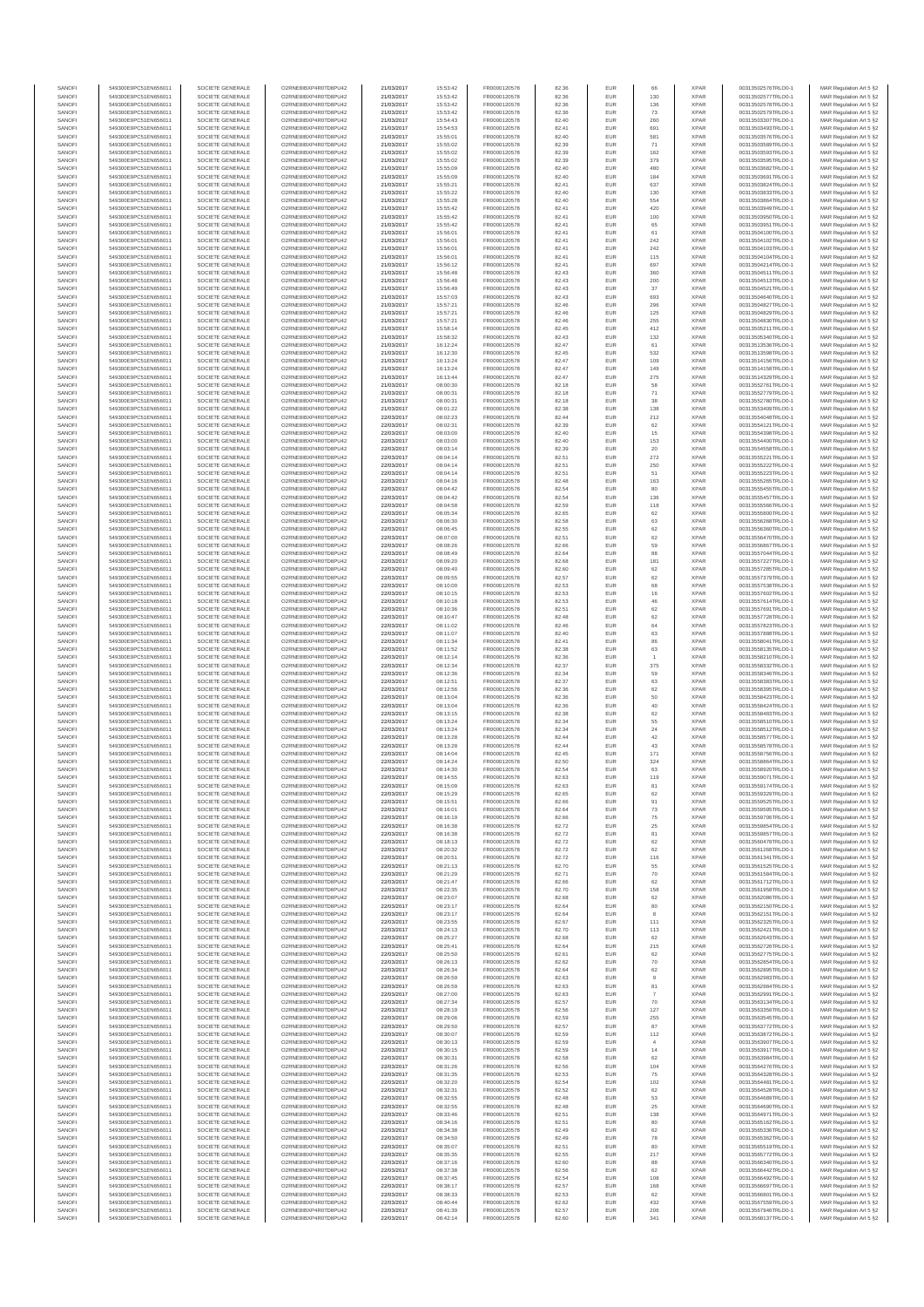| | | | | | | | | | | | | |
|---|---|---|---|---|---|---|---|---|---|---|---|---|
| SANOFI | 549300E9PC51EN656011 | SOCIETE GENERALE | O2RNE8IBXP4R0TD8PU42 | 21/03/2017 | 15:53:42 | FR0000120578 | 82.36 | EUR | 66 | XPAR | 00313502578TRLO0-1 | MAR Regulation Art 5 §2 |
| SANOFI | 549300E9PC51EN656011 | SOCIETE GENERALE | O2RNE8IBXP4R0TD8PU42 | 21/03/2017 | 15:53:42 | FR0000120578 | 82.36 | EUR | 130 | XPAR | 00313502577TRLO0-1 | MAR Regulation Art 5 §2 |
| SANOFI | 549300E9PC51EN656011 | SOCIETE GENERALE | O2RNE8IBXP4R0TD8PU42 | 21/03/2017 | 15:53:42 | FR0000120578 | 82.36 | EUR | 136 | XPAR | 00313502578TRLO0-1 | MAR Regulation Art 5 §2 |
| SANOFI | 549300E9PC51EN656011 | SOCIETE GENERALE | O2RNE8IBXP4R0TD8PU42 | 21/03/2017 | 15:53:42 | FR0000120578 | 82.36 | EUR | 73 | XPAR | 00313502579TRLO0-1 | MAR Regulation Art 5 §2 |
| SANOFI | 549300E9PC51EN656011 | SOCIETE GENERALE | O2RNE8IBXP4R0TD8PU42 | 21/03/2017 | 15:54:43 | FR0000120578 | 82.40 | EUR | 260 | XPAR | 00313503307TRLO0-1 | MAR Regulation Art 5 §2 |
| SANOFI | 549300E9PC51EN656011 | SOCIETE GENERALE | O2RNE8IBXP4R0TD8PU42 | 21/03/2017 | 15:54:53 | FR0000120578 | 82.41 | EUR | 691 | XPAR | 00313503493TRLO0-1 | MAR Regulation Art 5 §2 |
| SANOFI | 549300E9PC51EN656011 | SOCIETE GENERALE | O2RNE8IBXP4R0TD8PU42 | 21/03/2017 | 15:55:01 | FR0000120578 | 82.40 | EUR | 581 | XPAR | 00313503576TRLO0-1 | MAR Regulation Art 5 §2 |
| SANOFI | 549300E9PC51EN656011 | SOCIETE GENERALE | O2RNE8IBXP4R0TD8PU42 | 21/03/2017 | 15:55:02 | FR0000120578 | 82.39 | EUR | 71 | XPAR | 00313503589TRLO0-1 | MAR Regulation Art 5 §2 |
| SANOFI | 549300E9PC51EN656011 | SOCIETE GENERALE | O2RNE8IBXP4R0TD8PU42 | 21/03/2017 | 15:55:02 | FR0000120578 | 82.39 | EUR | 162 | XPAR | 00313503593TRLO0-1 | MAR Regulation Art 5 §2 |
| SANOFI | 549300E9PC51EN656011 | SOCIETE GENERALE | O2RNE8IBXP4R0TD8PU42 | 21/03/2017 | 15:55:02 | FR0000120578 | 82.39 | EUR | 379 | XPAR | 00313503595TRLO0-1 | MAR Regulation Art 5 §2 |
| SANOFI | 549300E9PC51EN656011 | SOCIETE GENERALE | O2RNE8IBXP4R0TD8PU42 | 21/03/2017 | 15:55:09 | FR0000120578 | 82.40 | EUR | 480 | XPAR | 00313503682TRLO0-1 | MAR Regulation Art 5 §2 |
| SANOFI | 549300E9PC51EN656011 | SOCIETE GENERALE | O2RNE8IBXP4R0TD8PU42 | 21/03/2017 | 15:55:09 | FR0000120578 | 82.40 | EUR | 184 | XPAR | 00313503691TRLO0-1 | MAR Regulation Art 5 §2 |
| SANOFI | 549300E9PC51EN656011 | SOCIETE GENERALE | O2RNE8IBXP4R0TD8PU42 | 21/03/2017 | 15:55:21 | FR0000120578 | 82.41 | EUR | 637 | XPAR | 00313503824TRLO0-1 | MAR Regulation Art 5 §2 |
| SANOFI | 549300E9PC51EN656011 | SOCIETE GENERALE | O2RNE8IBXP4R0TD8PU42 | 21/03/2017 | 15:55:22 | FR0000120578 | 82.40 | EUR | 130 | XPAR | 00313503833TRLO0-1 | MAR Regulation Art 5 §2 |
| SANOFI | 549300E9PC51EN656011 | SOCIETE GENERALE | O2RNE8IBXP4R0TD8PU42 | 21/03/2017 | 15:55:28 | FR0000120578 | 82.40 | EUR | 554 | XPAR | 00313503864TRLO0-1 | MAR Regulation Art 5 §2 |
| SANOFI | 549300E9PC51EN656011 | SOCIETE GENERALE | O2RNE8IBXP4R0TD8PU42 | 21/03/2017 | 15:55:42 | FR0000120578 | 82.41 | EUR | 420 | XPAR | 00313503949TRLO0-1 | MAR Regulation Art 5 §2 |
| SANOFI | 549300E9PC51EN656011 | SOCIETE GENERALE | O2RNE8IBXP4R0TD8PU42 | 21/03/2017 | 15:55:42 | FR0000120578 | 82.41 | EUR | 100 | XPAR | 00313503950TRLO0-1 | MAR Regulation Art 5 §2 |
| SANOFI | 549300E9PC51EN656011 | SOCIETE GENERALE | O2RNE8IBXP4R0TD8PU42 | 21/03/2017 | 15:55:42 | FR0000120578 | 82.41 | EUR | 65 | XPAR | 00313503951TRLO0-1 | MAR Regulation Art 5 §2 |
| SANOFI | 549300E9PC51EN656011 | SOCIETE GENERALE | O2RNE8IBXP4R0TD8PU42 | 21/03/2017 | 15:56:01 | FR0000120578 | 82.41 | EUR | 61 | XPAR | 00313504100TRLO0-1 | MAR Regulation Art 5 §2 |
| SANOFI | 549300E9PC51EN656011 | SOCIETE GENERALE | O2RNE8IBXP4R0TD8PU42 | 21/03/2017 | 15:56:01 | FR0000120578 | 82.41 | EUR | 242 | XPAR | 00313504102TRLO0-1 | MAR Regulation Art 5 §2 |
| SANOFI | 549300E9PC51EN656011 | SOCIETE GENERALE | O2RNE8IBXP4R0TD8PU42 | 21/03/2017 | 15:56:01 | FR0000120578 | 82.41 | EUR | 242 | XPAR | 00313504103TRLO0-1 | MAR Regulation Art 5 §2 |
| SANOFI | 549300E9PC51EN656011 | SOCIETE GENERALE | O2RNE8IBXP4R0TD8PU42 | 21/03/2017 | 15:56:01 | FR0000120578 | 82.41 | EUR | 115 | XPAR | 00313504104TRLO0-1 | MAR Regulation Art 5 §2 |
| SANOFI | 549300E9PC51EN656011 | SOCIETE GENERALE | O2RNE8IBXP4R0TD8PU42 | 21/03/2017 | 15:56:12 | FR0000120578 | 82.41 | EUR | 697 | XPAR | 00313504214TRLO0-1 | MAR Regulation Art 5 §2 |
| SANOFI | 549300E9PC51EN656011 | SOCIETE GENERALE | O2RNE8IBXP4R0TD8PU42 | 21/03/2017 | 15:56:48 | FR0000120578 | 82.43 | EUR | 360 | XPAR | 00313504511TRLO0-1 | MAR Regulation Art 5 §2 |
| SANOFI | 549300E9PC51EN656011 | SOCIETE GENERALE | O2RNE8IBXP4R0TD8PU42 | 21/03/2017 | 15:56:48 | FR0000120578 | 82.43 | EUR | 200 | XPAR | 00313504513TRLO0-1 | MAR Regulation Art 5 §2 |
| SANOFI | 549300E9PC51EN656011 | SOCIETE GENERALE | O2RNE8IBXP4R0TD8PU42 | 21/03/2017 | 15:56:49 | FR0000120578 | 82.43 | EUR | 37 | XPAR | 00313504521TRLO0-1 | MAR Regulation Art 5 §2 |
| SANOFI | 549300E9PC51EN656011 | SOCIETE GENERALE | O2RNE8IBXP4R0TD8PU42 | 21/03/2017 | 15:57:03 | FR0000120578 | 82.43 | EUR | 693 | XPAR | 00313504640TRLO0-1 | MAR Regulation Art 5 §2 |
| SANOFI | 549300E9PC51EN656011 | SOCIETE GENERALE | O2RNE8IBXP4R0TD8PU42 | 21/03/2017 | 15:57:21 | FR0000120578 | 82.46 | EUR | 296 | XPAR | 00313504827TRLO0-1 | MAR Regulation Art 5 §2 |
| SANOFI | 549300E9PC51EN656011 | SOCIETE GENERALE | O2RNE8IBXP4R0TD8PU42 | 21/03/2017 | 15:57:21 | FR0000120578 | 82.46 | EUR | 125 | XPAR | 00313504829TRLO0-1 | MAR Regulation Art 5 §2 |
| SANOFI | 549300E9PC51EN656011 | SOCIETE GENERALE | O2RNE8IBXP4R0TD8PU42 | 21/03/2017 | 15:57:21 | FR0000120578 | 82.46 | EUR | 255 | XPAR | 00313504830TRLO0-1 | MAR Regulation Art 5 §2 |
| SANOFI | 549300E9PC51EN656011 | SOCIETE GENERALE | O2RNE8IBXP4R0TD8PU42 | 21/03/2017 | 15:58:14 | FR0000120578 | 82.45 | EUR | 412 | XPAR | 00313505211TRLO0-1 | MAR Regulation Art 5 §2 |
| SANOFI | 549300E9PC51EN656011 | SOCIETE GENERALE | O2RNE8IBXP4R0TD8PU42 | 21/03/2017 | 15:58:32 | FR0000120578 | 82.43 | EUR | 132 | XPAR | 00313505340TRLO0-1 | MAR Regulation Art 5 §2 |
| SANOFI | 549300E9PC51EN656011 | SOCIETE GENERALE | O2RNE8IBXP4R0TD8PU42 | 21/03/2017 | 16:12:24 | FR0000120578 | 82.47 | EUR | 61 | XPAR | 00313513536TRLO0-1 | MAR Regulation Art 5 §2 |
| SANOFI | 549300E9PC51EN656011 | SOCIETE GENERALE | O2RNE8IBXP4R0TD8PU42 | 21/03/2017 | 16:12:30 | FR0000120578 | 82.45 | EUR | 532 | XPAR | 00313513598TRLO0-1 | MAR Regulation Art 5 §2 |
| SANOFI | 549300E9PC51EN656011 | SOCIETE GENERALE | O2RNE8IBXP4R0TD8PU42 | 21/03/2017 | 16:13:24 | FR0000120578 | 82.47 | EUR | 109 | XPAR | 00313514156TRLO0-1 | MAR Regulation Art 5 §2 |
| SANOFI | 549300E9PC51EN656011 | SOCIETE GENERALE | O2RNE8IBXP4R0TD8PU42 | 21/03/2017 | 16:13:24 | FR0000120578 | 82.47 | EUR | 149 | XPAR | 00313514158TRLO0-1 | MAR Regulation Art 5 §2 |
| SANOFI | 549300E9PC51EN656011 | SOCIETE GENERALE | O2RNE8IBXP4R0TD8PU42 | 21/03/2017 | 16:13:44 | FR0000120578 | 82.47 | EUR | 275 | XPAR | 00313514329TRLO0-1 | MAR Regulation Art 5 §2 |
| SANOFI | 549300E9PC51EN656011 | SOCIETE GENERALE | O2RNE8IBXP4R0TD8PU42 | 21/03/2017 | 08:00:30 | FR0000120578 | 82.18 | EUR | 58 | XPAR | 00313552761TRLO0-1 | MAR Regulation Art 5 §2 |
| SANOFI | 549300E9PC51EN656011 | SOCIETE GENERALE | O2RNE8IBXP4R0TD8PU42 | 21/03/2017 | 08:00:31 | FR0000120578 | 82.18 | EUR | 71 | XPAR | 00313552779TRLO0-1 | MAR Regulation Art 5 §2 |
| SANOFI | 549300E9PC51EN656011 | SOCIETE GENERALE | O2RNE8IBXP4R0TD8PU42 | 21/03/2017 | 08:00:31 | FR0000120578 | 82.18 | EUR | 38 | XPAR | 00313552780TRLO0-1 | MAR Regulation Art 5 §2 |
| SANOFI | 549300E9PC51EN656011 | SOCIETE GENERALE | O2RNE8IBXP4R0TD8PU42 | 21/03/2017 | 08:01:22 | FR0000120578 | 82.38 | EUR | 138 | XPAR | 00313553409TRLO0-1 | MAR Regulation Art 5 §2 |
| SANOFI | 549300E9PC51EN656011 | SOCIETE GENERALE | O2RNE8IBXP4R0TD8PU42 | 22/03/2017 | 08:02:23 | FR0000120578 | 82.44 | EUR | 212 | XPAR | 00313554048TRLO0-1 | MAR Regulation Art 5 §2 |
| SANOFI | 549300E9PC51EN656011 | SOCIETE GENERALE | O2RNE8IBXP4R0TD8PU42 | 22/03/2017 | 08:02:31 | FR0000120578 | 82.39 | EUR | 62 | XPAR | 00313554121TRLO0-1 | MAR Regulation Art 5 §2 |
| SANOFI | 549300E9PC51EN656011 | SOCIETE GENERALE | O2RNE8IBXP4R0TD8PU42 | 22/03/2017 | 08:03:00 | FR0000120578 | 82.40 | EUR | 15 | XPAR | 00313554398TRLO0-1 | MAR Regulation Art 5 §2 |
| SANOFI | 549300E9PC51EN656011 | SOCIETE GENERALE | O2RNE8IBXP4R0TD8PU42 | 22/03/2017 | 08:03:00 | FR0000120578 | 82.40 | EUR | 153 | XPAR | 00313554400TRLO0-1 | MAR Regulation Art 5 §2 |
| SANOFI | 549300E9PC51EN656011 | SOCIETE GENERALE | O2RNE8IBXP4R0TD8PU42 | 22/03/2017 | 08:03:14 | FR0000120578 | 82.39 | EUR | 20 | XPAR | 00313554558TRLO0-1 | MAR Regulation Art 5 §2 |
| SANOFI | 549300E9PC51EN656011 | SOCIETE GENERALE | O2RNE8IBXP4R0TD8PU42 | 22/03/2017 | 08:04:14 | FR0000120578 | 82.51 | EUR | 272 | XPAR | 00313555221TRLO0-1 | MAR Regulation Art 5 §2 |
| SANOFI | 549300E9PC51EN656011 | SOCIETE GENERALE | O2RNE8IBXP4R0TD8PU42 | 22/03/2017 | 08:04:14 | FR0000120578 | 82.51 | EUR | 250 | XPAR | 00313555222TRLO0-1 | MAR Regulation Art 5 §2 |
| SANOFI | 549300E9PC51EN656011 | SOCIETE GENERALE | O2RNE8IBXP4R0TD8PU42 | 22/03/2017 | 08:04:14 | FR0000120578 | 82.51 | EUR | 51 | XPAR | 00313555223TRLO0-1 | MAR Regulation Art 5 §2 |
| SANOFI | 549300E9PC51EN656011 | SOCIETE GENERALE | O2RNE8IBXP4R0TD8PU42 | 22/03/2017 | 08:04:16 | FR0000120578 | 82.48 | EUR | 163 | XPAR | 00313555265TRLO0-1 | MAR Regulation Art 5 §2 |
| SANOFI | 549300E9PC51EN656011 | SOCIETE GENERALE | O2RNE8IBXP4R0TD8PU42 | 22/03/2017 | 08:04:42 | FR0000120578 | 82.54 | EUR | 80 | XPAR | 00313555455TRLO0-1 | MAR Regulation Art 5 §2 |
| SANOFI | 549300E9PC51EN656011 | SOCIETE GENERALE | O2RNE8IBXP4R0TD8PU42 | 22/03/2017 | 08:04:42 | FR0000120578 | 82.54 | EUR | 136 | XPAR | 00313555457TRLO0-1 | MAR Regulation Art 5 §2 |
| SANOFI | 549300E9PC51EN656011 | SOCIETE GENERALE | O2RNE8IBXP4R0TD8PU42 | 22/03/2017 | 08:04:58 | FR0000120578 | 82.59 | EUR | 118 | XPAR | 00313555566TRLO0-1 | MAR Regulation Art 5 §2 |
| SANOFI | 549300E9PC51EN656011 | SOCIETE GENERALE | O2RNE8IBXP4R0TD8PU42 | 22/03/2017 | 08:05:34 | FR0000120578 | 82.65 | EUR | 62 | XPAR | 00313555800TRLO0-1 | MAR Regulation Art 5 §2 |
| SANOFI | 549300E9PC51EN656011 | SOCIETE GENERALE | O2RNE8IBXP4R0TD8PU42 | 22/03/2017 | 08:06:30 | FR0000120578 | 82.58 | EUR | 63 | XPAR | 00313556286TRLO0-1 | MAR Regulation Art 5 §2 |
| SANOFI | 549300E9PC51EN656011 | SOCIETE GENERALE | O2RNE8IBXP4R0TD8PU42 | 22/03/2017 | 08:06:45 | FR0000120578 | 82.55 | EUR | 62 | XPAR | 00313556360TRLO0-1 | MAR Regulation Art 5 §2 |
| SANOFI | 549300E9PC51EN656011 | SOCIETE GENERALE | O2RNE8IBXP4R0TD8PU42 | 22/03/2017 | 08:07:00 | FR0000120578 | 82.51 | EUR | 62 | XPAR | 00313556470TRLO0-1 | MAR Regulation Art 5 §2 |
| SANOFI | 549300E9PC51EN656011 | SOCIETE GENERALE | O2RNE8IBXP4R0TD8PU42 | 22/03/2017 | 08:08:26 | FR0000120578 | 82.66 | EUR | 59 | XPAR | 00313556867TRLO0-1 | MAR Regulation Art 5 §2 |
| SANOFI | 549300E9PC51EN656011 | SOCIETE GENERALE | O2RNE8IBXP4R0TD8PU42 | 22/03/2017 | 08:08:49 | FR0000120578 | 82.64 | EUR | 88 | XPAR | 00313557044TRLO0-1 | MAR Regulation Art 5 §2 |
| SANOFI | 549300E9PC51EN656011 | SOCIETE GENERALE | O2RNE8IBXP4R0TD8PU42 | 22/03/2017 | 08:09:20 | FR0000120578 | 82.68 | EUR | 181 | XPAR | 00313557227TRLO0-1 | MAR Regulation Art 5 §2 |
| SANOFI | 549300E9PC51EN656011 | SOCIETE GENERALE | O2RNE8IBXP4R0TD8PU42 | 22/03/2017 | 08:09:40 | FR0000120578 | 82.60 | EUR | 62 | XPAR | 00313557285TRLO0-1 | MAR Regulation Art 5 §2 |
| SANOFI | 549300E9PC51EN656011 | SOCIETE GENERALE | O2RNE8IBXP4R0TD8PU42 | 22/03/2017 | 08:09:55 | FR0000120578 | 82.57 | EUR | 62 | XPAR | 00313557379TRLO0-1 | MAR Regulation Art 5 §2 |
| SANOFI | 549300E9PC51EN656011 | SOCIETE GENERALE | O2RNE8IBXP4R0TD8PU42 | 22/03/2017 | 08:10:00 | FR0000120578 | 82.53 | EUR | 68 | XPAR | 00313557538TRLO0-1 | MAR Regulation Art 5 §2 |
| SANOFI | 549300E9PC51EN656011 | SOCIETE GENERALE | O2RNE8IBXP4R0TD8PU42 | 22/03/2017 | 08:10:15 | FR0000120578 | 82.53 | EUR | 16 | XPAR | 00313557602TRLO0-1 | MAR Regulation Art 5 §2 |
| SANOFI | 549300E9PC51EN656011 | SOCIETE GENERALE | O2RNE8IBXP4R0TD8PU42 | 22/03/2017 | 08:10:18 | FR0000120578 | 82.53 | EUR | 46 | XPAR | 00313557614TRLO0-1 | MAR Regulation Art 5 §2 |
| SANOFI | 549300E9PC51EN656011 | SOCIETE GENERALE | O2RNE8IBXP4R0TD8PU42 | 22/03/2017 | 08:10:36 | FR0000120578 | 82.51 | EUR | 62 | XPAR | 00313557691TRLO0-1 | MAR Regulation Art 5 §2 |
| SANOFI | 549300E9PC51EN656011 | SOCIETE GENERALE | O2RNE8IBXP4R0TD8PU42 | 22/03/2017 | 08:10:47 | FR0000120578 | 82.48 | EUR | 62 | XPAR | 00313557728TRLO0-1 | MAR Regulation Art 5 §2 |
| SANOFI | 549300E9PC51EN656011 | SOCIETE GENERALE | O2RNE8IBXP4R0TD8PU42 | 22/03/2017 | 08:11:02 | FR0000120578 | 82.46 | EUR | 64 | XPAR | 00313557823TRLO0-1 | MAR Regulation Art 5 §2 |
| SANOFI | 549300E9PC51EN656011 | SOCIETE GENERALE | O2RNE8IBXP4R0TD8PU42 | 22/03/2017 | 08:11:07 | FR0000120578 | 82.40 | EUR | 63 | XPAR | 00313557888TRLO0-1 | MAR Regulation Art 5 §2 |
| SANOFI | 549300E9PC51EN656011 | SOCIETE GENERALE | O2RNE8IBXP4R0TD8PU42 | 22/03/2017 | 08:11:34 | FR0000120578 | 82.41 | EUR | 86 | XPAR | 00313558041TRLO0-1 | MAR Regulation Art 5 §2 |
| SANOFI | 549300E9PC51EN656011 | SOCIETE GENERALE | O2RNE8IBXP4R0TD8PU42 | 22/03/2017 | 08:11:52 | FR0000120578 | 82.38 | EUR | 63 | XPAR | 00313558135TRLO0-1 | MAR Regulation Art 5 §2 |
| SANOFI | 549300E9PC51EN656011 | SOCIETE GENERALE | O2RNE8IBXP4R0TD8PU42 | 22/03/2017 | 08:12:14 | FR0000120578 | 82.36 | EUR | 1 | XPAR | 00313558210TRLO0-1 | MAR Regulation Art 5 §2 |
| SANOFI | 549300E9PC51EN656011 | SOCIETE GENERALE | O2RNE8IBXP4R0TD8PU42 | 22/03/2017 | 08:12:34 | FR0000120578 | 82.37 | EUR | 375 | XPAR | 00313558332TRLO0-1 | MAR Regulation Art 5 §2 |
| SANOFI | 549300E9PC51EN656011 | SOCIETE GENERALE | O2RNE8IBXP4R0TD8PU42 | 22/03/2017 | 08:12:36 | FR0000120578 | 82.34 | EUR | 59 | XPAR | 00313558346TRLO0-1 | MAR Regulation Art 5 §2 |
| SANOFI | 549300E9PC51EN656011 | SOCIETE GENERALE | O2RNE8IBXP4R0TD8PU42 | 22/03/2017 | 08:12:51 | FR0000120578 | 82.37 | EUR | 63 | XPAR | 00313558383TRLO0-1 | MAR Regulation Art 5 §2 |
| SANOFI | 549300E9PC51EN656011 | SOCIETE GENERALE | O2RNE8IBXP4R0TD8PU42 | 22/03/2017 | 08:12:56 | FR0000120578 | 82.36 | EUR | 62 | XPAR | 00313558395TRLO0-1 | MAR Regulation Art 5 §2 |
| SANOFI | 549300E9PC51EN656011 | SOCIETE GENERALE | O2RNE8IBXP4R0TD8PU42 | 22/03/2017 | 08:13:04 | FR0000120578 | 82.36 | EUR | 50 | XPAR | 00313558423TRLO0-1 | MAR Regulation Art 5 §2 |
| SANOFI | 549300E9PC51EN656011 | SOCIETE GENERALE | O2RNE8IBXP4R0TD8PU42 | 22/03/2017 | 08:13:04 | FR0000120578 | 82.36 | EUR | 40 | XPAR | 00313558424TRLO0-1 | MAR Regulation Art 5 §2 |
| SANOFI | 549300E9PC51EN656011 | SOCIETE GENERALE | O2RNE8IBXP4R0TD8PU42 | 22/03/2017 | 08:13:15 | FR0000120578 | 82.38 | EUR | 62 | XPAR | 00313558483TRLO0-1 | MAR Regulation Art 5 §2 |
| SANOFI | 549300E9PC51EN656011 | SOCIETE GENERALE | O2RNE8IBXP4R0TD8PU42 | 22/03/2017 | 08:13:24 | FR0000120578 | 82.34 | EUR | 55 | XPAR | 00313558510TRLO0-1 | MAR Regulation Art 5 §2 |
| SANOFI | 549300E9PC51EN656011 | SOCIETE GENERALE | O2RNE8IBXP4R0TD8PU42 | 22/03/2017 | 08:13:24 | FR0000120578 | 82.34 | EUR | 24 | XPAR | 00313558512TRLO0-1 | MAR Regulation Art 5 §2 |
| SANOFI | 549300E9PC51EN656011 | SOCIETE GENERALE | O2RNE8IBXP4R0TD8PU42 | 22/03/2017 | 08:13:28 | FR0000120578 | 82.44 | EUR | 42 | XPAR | 00313558577TRLO0-1 | MAR Regulation Art 5 §2 |
| SANOFI | 549300E9PC51EN656011 | SOCIETE GENERALE | O2RNE8IBXP4R0TD8PU42 | 22/03/2017 | 08:13:28 | FR0000120578 | 82.44 | EUR | 43 | XPAR | 00313558578TRLO0-1 | MAR Regulation Art 5 §2 |
| SANOFI | 549300E9PC51EN656011 | SOCIETE GENERALE | O2RNE8IBXP4R0TD8PU42 | 22/03/2017 | 08:14:04 | FR0000120578 | 82.45 | EUR | 171 | XPAR | 00313558756TRLO0-1 | MAR Regulation Art 5 §2 |
| SANOFI | 549300E9PC51EN656011 | SOCIETE GENERALE | O2RNE8IBXP4R0TD8PU42 | 22/03/2017 | 08:14:24 | FR0000120578 | 82.50 | EUR | 324 | XPAR | 00313558864TRLO0-1 | MAR Regulation Art 5 §2 |
| SANOFI | 549300E9PC51EN656011 | SOCIETE GENERALE | O2RNE8IBXP4R0TD8PU42 | 22/03/2017 | 08:14:30 | FR0000120578 | 82.54 | EUR | 63 | XPAR | 00313558920TRLO0-1 | MAR Regulation Art 5 §2 |
| SANOFI | 549300E9PC51EN656011 | SOCIETE GENERALE | O2RNE8IBXP4R0TD8PU42 | 22/03/2017 | 08:14:55 | FR0000120578 | 82.63 | EUR | 119 | XPAR | 00313559071TRLO0-1 | MAR Regulation Art 5 §2 |
| SANOFI | 549300E9PC51EN656011 | SOCIETE GENERALE | O2RNE8IBXP4R0TD8PU42 | 22/03/2017 | 08:15:09 | FR0000120578 | 82.63 | EUR | 81 | XPAR | 00313559174TRLO0-1 | MAR Regulation Art 5 §2 |
| SANOFI | 549300E9PC51EN656011 | SOCIETE GENERALE | O2RNE8IBXP4R0TD8PU42 | 22/03/2017 | 08:15:29 | FR0000120578 | 82.65 | EUR | 62 | XPAR | 00313559329TRLO0-1 | MAR Regulation Art 5 §2 |
| SANOFI | 549300E9PC51EN656011 | SOCIETE GENERALE | O2RNE8IBXP4R0TD8PU42 | 22/03/2017 | 08:15:51 | FR0000120578 | 82.66 | EUR | 91 | XPAR | 00313559525TRLO0-1 | MAR Regulation Art 5 §2 |
| SANOFI | 549300E9PC51EN656011 | SOCIETE GENERALE | O2RNE8IBXP4R0TD8PU42 | 22/03/2017 | 08:16:01 | FR0000120578 | 82.64 | EUR | 73 | XPAR | 00313559595TRLO0-1 | MAR Regulation Art 5 §2 |
| SANOFI | 549300E9PC51EN656011 | SOCIETE GENERALE | O2RNE8IBXP4R0TD8PU42 | 22/03/2017 | 08:16:19 | FR0000120578 | 82.66 | EUR | 75 | XPAR | 00313559706TRLO0-1 | MAR Regulation Art 5 §2 |
| SANOFI | 549300E9PC51EN656011 | SOCIETE GENERALE | O2RNE8IBXP4R0TD8PU42 | 22/03/2017 | 08:16:38 | FR0000120578 | 82.72 | EUR | 25 | XPAR | 00313559854TRLO0-1 | MAR Regulation Art 5 §2 |
| SANOFI | 549300E9PC51EN656011 | SOCIETE GENERALE | O2RNE8IBXP4R0TD8PU42 | 22/03/2017 | 08:16:38 | FR0000120578 | 82.72 | EUR | 81 | XPAR | 00313559857TRLO0-1 | MAR Regulation Art 5 §2 |
| SANOFI | 549300E9PC51EN656011 | SOCIETE GENERALE | O2RNE8IBXP4R0TD8PU42 | 22/03/2017 | 08:18:13 | FR0000120578 | 82.72 | EUR | 62 | XPAR | 00313560478TRLO0-1 | MAR Regulation Art 5 §2 |
| SANOFI | 549300E9PC51EN656011 | SOCIETE GENERALE | O2RNE8IBXP4R0TD8PU42 | 22/03/2017 | 08:20:32 | FR0000120578 | 82.72 | EUR | 62 | XPAR | 00313561268TRLO0-1 | MAR Regulation Art 5 §2 |
| SANOFI | 549300E9PC51EN656011 | SOCIETE GENERALE | O2RNE8IBXP4R0TD8PU42 | 22/03/2017 | 08:20:51 | FR0000120578 | 82.72 | EUR | 116 | XPAR | 00313561341TRLO0-1 | MAR Regulation Art 5 §2 |
| SANOFI | 549300E9PC51EN656011 | SOCIETE GENERALE | O2RNE8IBXP4R0TD8PU42 | 22/03/2017 | 08:21:13 | FR0000120578 | 82.70 | EUR | 55 | XPAR | 00313561525TRLO0-1 | MAR Regulation Art 5 §2 |
| SANOFI | 549300E9PC51EN656011 | SOCIETE GENERALE | O2RNE8IBXP4R0TD8PU42 | 22/03/2017 | 08:21:29 | FR0000120578 | 82.71 | EUR | 70 | XPAR | 00313561584TRLO0-1 | MAR Regulation Art 5 §2 |
| SANOFI | 549300E9PC51EN656011 | SOCIETE GENERALE | O2RNE8IBXP4R0TD8PU42 | 22/03/2017 | 08:21:47 | FR0000120578 | 82.66 | EUR | 62 | XPAR | 00313561712TRLO0-1 | MAR Regulation Art 5 §2 |
| SANOFI | 549300E9PC51EN656011 | SOCIETE GENERALE | O2RNE8IBXP4R0TD8PU42 | 22/03/2017 | 08:22:35 | FR0000120578 | 82.70 | EUR | 158 | XPAR | 00313561958TRLO0-1 | MAR Regulation Art 5 §2 |
| SANOFI | 549300E9PC51EN656011 | SOCIETE GENERALE | O2RNE8IBXP4R0TD8PU42 | 22/03/2017 | 08:23:07 | FR0000120578 | 82.68 | EUR | 62 | XPAR | 00313562086TRLO0-1 | MAR Regulation Art 5 §2 |
| SANOFI | 549300E9PC51EN656011 | SOCIETE GENERALE | O2RNE8IBXP4R0TD8PU42 | 22/03/2017 | 08:23:17 | FR0000120578 | 82.64 | EUR | 80 | XPAR | 00313562150TRLO0-1 | MAR Regulation Art 5 §2 |
| SANOFI | 549300E9PC51EN656011 | SOCIETE GENERALE | O2RNE8IBXP4R0TD8PU42 | 22/03/2017 | 08:23:17 | FR0000120578 | 82.64 | EUR | 8 | XPAR | 00313562153TRLO0-1 | MAR Regulation Art 5 §2 |
| SANOFI | 549300E9PC51EN656011 | SOCIETE GENERALE | O2RNE8IBXP4R0TD8PU42 | 22/03/2017 | 08:23:55 | FR0000120578 | 82.67 | EUR | 111 | XPAR | 00313562325TRLO0-1 | MAR Regulation Art 5 §2 |
| SANOFI | 549300E9PC51EN656011 | SOCIETE GENERALE | O2RNE8IBXP4R0TD8PU42 | 22/03/2017 | 08:24:13 | FR0000120578 | 82.70 | EUR | 113 | XPAR | 00313562421TRLO0-1 | MAR Regulation Art 5 §2 |
| SANOFI | 549300E9PC51EN656011 | SOCIETE GENERALE | O2RNE8IBXP4R0TD8PU42 | 22/03/2017 | 08:25:27 | FR0000120578 | 82.68 | EUR | 62 | XPAR | 00313562643TRLO0-1 | MAR Regulation Art 5 §2 |
| SANOFI | 549300E9PC51EN656011 | SOCIETE GENERALE | O2RNE8IBXP4R0TD8PU42 | 22/03/2017 | 08:25:41 | FR0000120578 | 82.64 | EUR | 215 | XPAR | 00313562726TRLO0-1 | MAR Regulation Art 5 §2 |
| SANOFI | 549300E9PC51EN656011 | SOCIETE GENERALE | O2RNE8IBXP4R0TD8PU42 | 22/03/2017 | 08:25:50 | FR0000120578 | 82.61 | EUR | 62 | XPAR | 00313562775TRLO0-1 | MAR Regulation Art 5 §2 |
| SANOFI | 549300E9PC51EN656011 | SOCIETE GENERALE | O2RNE8IBXP4R0TD8PU42 | 22/03/2017 | 08:26:13 | FR0000120578 | 82.62 | EUR | 70 | XPAR | 00313562854TRLO0-1 | MAR Regulation Art 5 §2 |
| SANOFI | 549300E9PC51EN656011 | SOCIETE GENERALE | O2RNE8IBXP4R0TD8PU42 | 22/03/2017 | 08:26:34 | FR0000120578 | 82.64 | EUR | 62 | XPAR | 00313562895TRLO0-1 | MAR Regulation Art 5 §2 |
| SANOFI | 549300E9PC51EN656011 | SOCIETE GENERALE | O2RNE8IBXP4R0TD8PU42 | 22/03/2017 | 08:26:59 | FR0000120578 | 82.63 | EUR | 9 | XPAR | 00313562983TRLO0-1 | MAR Regulation Art 5 §2 |
| SANOFI | 549300E9PC51EN656011 | SOCIETE GENERALE | O2RNE8IBXP4R0TD8PU42 | 22/03/2017 | 08:26:59 | FR0000120578 | 82.63 | EUR | 81 | XPAR | 00313562984TRLO0-1 | MAR Regulation Art 5 §2 |
| SANOFI | 549300E9PC51EN656011 | SOCIETE GENERALE | O2RNE8IBXP4R0TD8PU42 | 22/03/2017 | 08:27:00 | FR0000120578 | 82.63 | EUR | 7 | XPAR | 00313562991TRLO0-1 | MAR Regulation Art 5 §2 |
| SANOFI | 549300E9PC51EN656011 | SOCIETE GENERALE | O2RNE8IBXP4R0TD8PU42 | 22/03/2017 | 08:27:34 | FR0000120578 | 82.57 | EUR | 70 | XPAR | 00313563134TRLO0-1 | MAR Regulation Art 5 §2 |
| SANOFI | 549300E9PC51EN656011 | SOCIETE GENERALE | O2RNE8IBXP4R0TD8PU42 | 22/03/2017 | 08:28:19 | FR0000120578 | 82.56 | EUR | 127 | XPAR | 00313563356TRLO0-1 | MAR Regulation Art 5 §2 |
| SANOFI | 549300E9PC51EN656011 | SOCIETE GENERALE | O2RNE8IBXP4R0TD8PU42 | 22/03/2017 | 08:29:06 | FR0000120578 | 82.59 | EUR | 255 | XPAR | 00313563545TRLO0-1 | MAR Regulation Art 5 §2 |
| SANOFI | 549300E9PC51EN656011 | SOCIETE GENERALE | O2RNE8IBXP4R0TD8PU42 | 22/03/2017 | 08:29:50 | FR0000120578 | 82.57 | EUR | 87 | XPAR | 00313563772TRLO0-1 | MAR Regulation Art 5 §2 |
| SANOFI | 549300E9PC51EN656011 | SOCIETE GENERALE | O2RNE8IBXP4R0TD8PU42 | 22/03/2017 | 08:30:07 | FR0000120578 | 82.59 | EUR | 112 | XPAR | 00313563872TRLO0-1 | MAR Regulation Art 5 §2 |
| SANOFI | 549300E9PC51EN656011 | SOCIETE GENERALE | O2RNE8IBXP4R0TD8PU42 | 22/03/2017 | 08:30:13 | FR0000120578 | 82.59 | EUR | 4 | XPAR | 00313563907TRLO0-1 | MAR Regulation Art 5 §2 |
| SANOFI | 549300E9PC51EN656011 | SOCIETE GENERALE | O2RNE8IBXP4R0TD8PU42 | 22/03/2017 | 08:30:15 | FR0000120578 | 82.59 | EUR | 14 | XPAR | 00313563917TRLO0-1 | MAR Regulation Art 5 §2 |
| SANOFI | 549300E9PC51EN656011 | SOCIETE GENERALE | O2RNE8IBXP4R0TD8PU42 | 22/03/2017 | 08:30:31 | FR0000120578 | 82.58 | EUR | 62 | XPAR | 00313563984TRLO0-1 | MAR Regulation Art 5 §2 |
| SANOFI | 549300E9PC51EN656011 | SOCIETE GENERALE | O2RNE8IBXP4R0TD8PU42 | 22/03/2017 | 08:31:26 | FR0000120578 | 82.56 | EUR | 104 | XPAR | 00313564276TRLO0-1 | MAR Regulation Art 5 §2 |
| SANOFI | 549300E9PC51EN656011 | SOCIETE GENERALE | O2RNE8IBXP4R0TD8PU42 | 22/03/2017 | 08:31:35 | FR0000120578 | 82.53 | EUR | 75 | XPAR | 00313564328TRLO0-1 | MAR Regulation Art 5 §2 |
| SANOFI | 549300E9PC51EN656011 | SOCIETE GENERALE | O2RNE8IBXP4R0TD8PU42 | 22/03/2017 | 08:32:20 | FR0000120578 | 82.54 | EUR | 102 | XPAR | 00313564481TRLO0-1 | MAR Regulation Art 5 §2 |
| SANOFI | 549300E9PC51EN656011 | SOCIETE GENERALE | O2RNE8IBXP4R0TD8PU42 | 22/03/2017 | 08:32:31 | FR0000120578 | 82.52 | EUR | 62 | XPAR | 00313564528TRLO0-1 | MAR Regulation Art 5 §2 |
| SANOFI | 549300E9PC51EN656011 | SOCIETE GENERALE | O2RNE8IBXP4R0TD8PU42 | 22/03/2017 | 08:32:55 | FR0000120578 | 82.48 | EUR | 53 | XPAR | 00313564689TRLO0-1 | MAR Regulation Art 5 §2 |
| SANOFI | 549300E9PC51EN656011 | SOCIETE GENERALE | O2RNE8IBXP4R0TD8PU42 | 22/03/2017 | 08:32:55 | FR0000120578 | 82.48 | EUR | 25 | XPAR | 00313564690TRLO0-1 | MAR Regulation Art 5 §2 |
| SANOFI | 549300E9PC51EN656011 | SOCIETE GENERALE | O2RNE8IBXP4R0TD8PU42 | 22/03/2017 | 08:33:46 | FR0000120578 | 82.51 | EUR | 138 | XPAR | 00313564971TRLO0-1 | MAR Regulation Art 5 §2 |
| SANOFI | 549300E9PC51EN656011 | SOCIETE GENERALE | O2RNE8IBXP4R0TD8PU42 | 22/03/2017 | 08:34:16 | FR0000120578 | 82.51 | EUR | 80 | XPAR | 00313565162TRLO0-1 | MAR Regulation Art 5 §2 |
| SANOFI | 549300E9PC51EN656011 | SOCIETE GENERALE | O2RNE8IBXP4R0TD8PU42 | 22/03/2017 | 08:34:38 | FR0000120578 | 82.49 | EUR | 62 | XPAR | 00313565336TRLO0-1 | MAR Regulation Art 5 §2 |
| SANOFI | 549300E9PC51EN656011 | SOCIETE GENERALE | O2RNE8IBXP4R0TD8PU42 | 22/03/2017 | 08:34:50 | FR0000120578 | 82.49 | EUR | 78 | XPAR | 00313565362TRLO0-1 | MAR Regulation Art 5 §2 |
| SANOFI | 549300E9PC51EN656011 | SOCIETE GENERALE | O2RNE8IBXP4R0TD8PU42 | 22/03/2017 | 08:35:07 | FR0000120578 | 82.51 | EUR | 80 | XPAR | 00313565519TRLO0-1 | MAR Regulation Art 5 §2 |
| SANOFI | 549300E9PC51EN656011 | SOCIETE GENERALE | O2RNE8IBXP4R0TD8PU42 | 22/03/2017 | 08:35:35 | FR0000120578 | 82.55 | EUR | 217 | XPAR | 00313565772TRLO0-1 | MAR Regulation Art 5 §2 |
| SANOFI | 549300E9PC51EN656011 | SOCIETE GENERALE | O2RNE8IBXP4R0TD8PU42 | 22/03/2017 | 08:37:16 | FR0000120578 | 82.60 | EUR | 88 | XPAR | 00313566340TRLO0-1 | MAR Regulation Art 5 §2 |
| SANOFI | 549300E9PC51EN656011 | SOCIETE GENERALE | O2RNE8IBXP4R0TD8PU42 | 22/03/2017 | 08:37:38 | FR0000120578 | 82.56 | EUR | 62 | XPAR | 00313566443TRLO0-1 | MAR Regulation Art 5 §2 |
| SANOFI | 549300E9PC51EN656011 | SOCIETE GENERALE | O2RNE8IBXP4R0TD8PU42 | 22/03/2017 | 08:37:45 | FR0000120578 | 82.54 | EUR | 108 | XPAR | 00313566492TRLO0-1 | MAR Regulation Art 5 §2 |
| SANOFI | 549300E9PC51EN656011 | SOCIETE GENERALE | O2RNE8IBXP4R0TD8PU42 | 22/03/2017 | 08:38:17 | FR0000120578 | 82.57 | EUR | 168 | XPAR | 00313566697TRLO0-1 | MAR Regulation Art 5 §2 |
| SANOFI | 549300E9PC51EN656011 | SOCIETE GENERALE | O2RNE8IBXP4R0TD8PU42 | 22/03/2017 | 08:38:33 | FR0000120578 | 82.53 | EUR | 62 | XPAR | 00313566803TRLO0-1 | MAR Regulation Art 5 §2 |
| SANOFI | 549300E9PC51EN656011 | SOCIETE GENERALE | O2RNE8IBXP4R0TD8PU42 | 22/03/2017 | 08:40:44 | FR0000120578 | 82.62 | EUR | 432 | XPAR | 00313567559TRLO0-1 | MAR Regulation Art 5 §2 |
| SANOFI | 549300E9PC51EN656011 | SOCIETE GENERALE | O2RNE8IBXP4R0TD8PU42 | 22/03/2017 | 08:41:39 | FR0000120578 | 82.57 | EUR | 206 | XPAR | 00313567946TRLO0-1 | MAR Regulation Art 5 §2 |
| SANOFI | 549300E9PC51EN656011 | SOCIETE GENERALE | O2RNE8IBXP4R0TD8PU42 | 22/03/2017 | 08:42:14 | FR0000120578 | 82.60 | EUR | 341 | XPAR | 00313568137TRLO0-1 | MAR Regulation Art 5 §2 |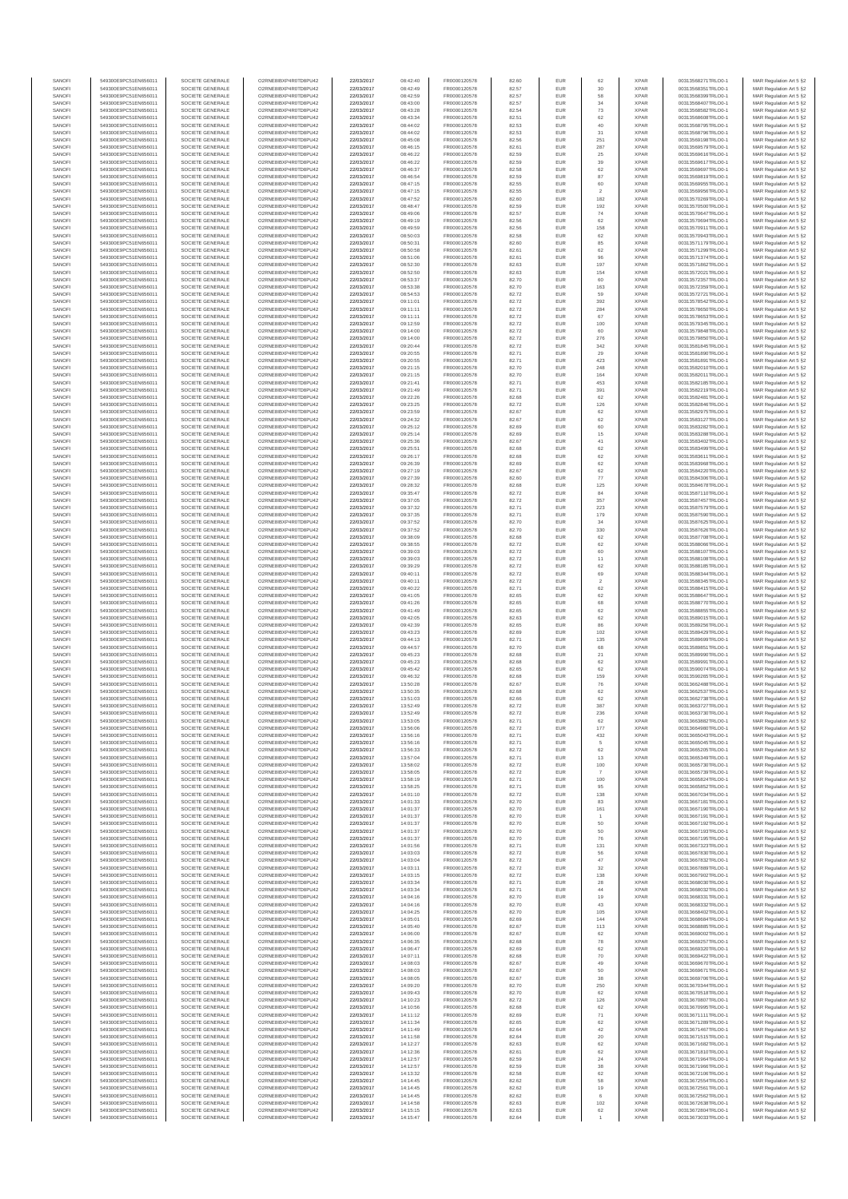| SANOFI | 549300E9PC51EN656011 | SOCIETE GENERALE | O2RNE8IBXP4R0TD8PU42 | 22/03/2017 | 08:42:40 | FR0000120578 | 82.60 | EUR | 62 | XPAR | 00313568271TRLO0-1 | MAR Regulation Art 5 §2 |
|---|---|---|---|---|---|---|---|---|---|---|---|---|
| SANOFI | 549300E9PC51EN656011 | SOCIETE GENERALE | O2RNE8IBXP4R0TD8PU42 | 22/03/2017 | 08:42:49 | FR0000120578 | 82.57 | EUR | 30 | XPAR | 00313568351TRLO0-1 | MAR Regulation Art 5 §2 |
| SANOFI | 549300E9PC51EN656011 | SOCIETE GENERALE | O2RNE8IBXP4R0TD8PU42 | 22/03/2017 | 08:42:59 | FR0000120578 | 82.57 | EUR | 58 | XPAR | 00313568399TRLO0-1 | MAR Regulation Art 5 §2 |
| SANOFI | 549300E9PC51EN656011 | SOCIETE GENERALE | O2RNE8IBXP4R0TD8PU42 | 22/03/2017 | 08:43:00 | FR0000120578 | 82.57 | EUR | 34 | XPAR | 00313568407TRLO0-1 | MAR Regulation Art 5 §2 |
| SANOFI | 549300E9PC51EN656011 | SOCIETE GENERALE | O2RNE8IBXP4R0TD8PU42 | 22/03/2017 | 08:43:28 | FR0000120578 | 82.54 | EUR | 73 | XPAR | 00313568582TRLO0-1 | MAR Regulation Art 5 §2 |
| SANOFI | 549300E9PC51EN656011 | SOCIETE GENERALE | O2RNE8IBXP4R0TD8PU42 | 22/03/2017 | 08:43:34 | FR0000120578 | 82.51 | EUR | 62 | XPAR | 00313568608TRLO0-1 | MAR Regulation Art 5 §2 |
| SANOFI | 549300E9PC51EN656011 | SOCIETE GENERALE | O2RNE8IBXP4R0TD8PU42 | 22/03/2017 | 08:44:02 | FR0000120578 | 82.53 | EUR | 40 | XPAR | 00313568795TRLO0-1 | MAR Regulation Art 5 §2 |
| SANOFI | 549300E9PC51EN656011 | SOCIETE GENERALE | O2RNE8IBXP4R0TD8PU42 | 22/03/2017 | 08:44:02 | FR0000120578 | 82.53 | EUR | 31 | XPAR | 00313568796TRLO0-1 | MAR Regulation Art 5 §2 |
| SANOFI | 549300E9PC51EN656011 | SOCIETE GENERALE | O2RNE8IBXP4R0TD8PU42 | 22/03/2017 | 08:45:08 | FR0000120578 | 82.56 | EUR | 251 | XPAR | 00313569198TRLO0-1 | MAR Regulation Art 5 §2 |
| SANOFI | 549300E9PC51EN656011 | SOCIETE GENERALE | O2RNE8IBXP4R0TD8PU42 | 22/03/2017 | 08:46:15 | FR0000120578 | 82.61 | EUR | 287 | XPAR | 00313569579TRLO0-1 | MAR Regulation Art 5 §2 |
| SANOFI | 549300E9PC51EN656011 | SOCIETE GENERALE | O2RNE8IBXP4R0TD8PU42 | 22/03/2017 | 08:46:22 | FR0000120578 | 82.59 | EUR | 25 | XPAR | 00313569616TRLO0-1 | MAR Regulation Art 5 §2 |
| SANOFI | 549300E9PC51EN656011 | SOCIETE GENERALE | O2RNE8IBXP4R0TD8PU42 | 22/03/2017 | 08:46:22 | FR0000120578 | 82.59 | EUR | 39 | XPAR | 00313569617TRLO0-1 | MAR Regulation Art 5 §2 |
| SANOFI | 549300E9PC51EN656011 | SOCIETE GENERALE | O2RNE8IBXP4R0TD8PU42 | 22/03/2017 | 08:46:37 | FR0000120578 | 82.58 | EUR | 62 | XPAR | 00313569697TRLO0-1 | MAR Regulation Art 5 §2 |
| SANOFI | 549300E9PC51EN656011 | SOCIETE GENERALE | O2RNE8IBXP4R0TD8PU42 | 22/03/2017 | 08:46:54 | FR0000120578 | 82.59 | EUR | 87 | XPAR | 00313569819TRLO0-1 | MAR Regulation Art 5 §2 |
| SANOFI | 549300E9PC51EN656011 | SOCIETE GENERALE | O2RNE8IBXP4R0TD8PU42 | 22/03/2017 | 08:47:15 | FR0000120578 | 82.55 | EUR | 60 | XPAR | 00313569955TRLO0-1 | MAR Regulation Art 5 §2 |
| SANOFI | 549300E9PC51EN656011 | SOCIETE GENERALE | O2RNE8IBXP4R0TD8PU42 | 22/03/2017 | 08:47:15 | FR0000120578 | 82.55 | EUR | 2 | XPAR | 00313569956TRLO0-1 | MAR Regulation Art 5 §2 |
| SANOFI | 549300E9PC51EN656011 | SOCIETE GENERALE | O2RNE8IBXP4R0TD8PU42 | 22/03/2017 | 08:47:52 | FR0000120578 | 82.60 | EUR | 182 | XPAR | 00313570289TRLO0-1 | MAR Regulation Art 5 §2 |
| SANOFI | 549300E9PC51EN656011 | SOCIETE GENERALE | O2RNE8IBXP4R0TD8PU42 | 22/03/2017 | 08:48:47 | FR0000120578 | 82.59 | EUR | 192 | XPAR | 00313570500TRLO0-1 | MAR Regulation Art 5 §2 |
| SANOFI | 549300E9PC51EN656011 | SOCIETE GENERALE | O2RNE8IBXP4R0TD8PU42 | 22/03/2017 | 08:49:06 | FR0000120578 | 82.57 | EUR | 74 | XPAR | 00313570647TRLO0-1 | MAR Regulation Art 5 §2 |
| SANOFI | 549300E9PC51EN656011 | SOCIETE GENERALE | O2RNE8IBXP4R0TD8PU42 | 22/03/2017 | 08:49:19 | FR0000120578 | 82.56 | EUR | 62 | XPAR | 00313570694TRLO0-1 | MAR Regulation Art 5 §2 |
| SANOFI | 549300E9PC51EN656011 | SOCIETE GENERALE | O2RNE8IBXP4R0TD8PU42 | 22/03/2017 | 08:49:59 | FR0000120578 | 82.56 | EUR | 158 | XPAR | 00313570911TRLO0-1 | MAR Regulation Art 5 §2 |
| SANOFI | 549300E9PC51EN656011 | SOCIETE GENERALE | O2RNE8IBXP4R0TD8PU42 | 22/03/2017 | 08:50:03 | FR0000120578 | 82.58 | EUR | 62 | XPAR | 00313570943TRLO0-1 | MAR Regulation Art 5 §2 |
| SANOFI | 549300E9PC51EN656011 | SOCIETE GENERALE | O2RNE8IBXP4R0TD8PU42 | 22/03/2017 | 08:50:31 | FR0000120578 | 82.60 | EUR | 85 | XPAR | 00313571176TRLO0-1 | MAR Regulation Art 5 §2 |
| SANOFI | 549300E9PC51EN656011 | SOCIETE GENERALE | O2RNE8IBXP4R0TD8PU42 | 22/03/2017 | 08:50:58 | FR0000120578 | 82.61 | EUR | 62 | XPAR | 00313571299TRLO0-1 | MAR Regulation Art 5 §2 |
| SANOFI | 549300E9PC51EN656011 | SOCIETE GENERALE | O2RNE8IBXP4R0TD8PU42 | 22/03/2017 | 08:51:06 | FR0000120578 | 82.61 | EUR | 96 | XPAR | 00313571374TRLO0-1 | MAR Regulation Art 5 §2 |
| SANOFI | 549300E9PC51EN656011 | SOCIETE GENERALE | O2RNE8IBXP4R0TD8PU42 | 22/03/2017 | 08:52:30 | FR0000120578 | 82.63 | EUR | 197 | XPAR | 00313571862TRLO0-1 | MAR Regulation Art 5 §2 |
| SANOFI | 549300E9PC51EN656011 | SOCIETE GENERALE | O2RNE8IBXP4R0TD8PU42 | 22/03/2017 | 08:52:50 | FR0000120578 | 82.63 | EUR | 154 | XPAR | 00313572021TRLO0-1 | MAR Regulation Art 5 §2 |
| SANOFI | 549300E9PC51EN656011 | SOCIETE GENERALE | O2RNE8IBXP4R0TD8PU42 | 22/03/2017 | 08:53:37 | FR0000120578 | 82.70 | EUR | 60 | XPAR | 00313572579TRLO0-1 | MAR Regulation Art 5 §2 |
| SANOFI | 549300E9PC51EN656011 | SOCIETE GENERALE | O2RNE8IBXP4R0TD8PU42 | 22/03/2017 | 08:53:38 | FR0000120578 | 82.70 | EUR | 163 | XPAR | 00313572359TRLO0-1 | MAR Regulation Art 5 §2 |
| SANOFI | 549300E9PC51EN656011 | SOCIETE GENERALE | O2RNE8IBXP4R0TD8PU42 | 22/03/2017 | 08:54:53 | FR0000120578 | 82.72 | EUR | 59 | XPAR | 00313572721TRLO0-1 | MAR Regulation Art 5 §2 |
| SANOFI | 549300E9PC51EN656011 | SOCIETE GENERALE | O2RNE8IBXP4R0TD8PU42 | 22/03/2017 | 09:11:01 | FR0000120578 | 82.72 | EUR | 392 | XPAR | 00313578542TRLO0-1 | MAR Regulation Art 5 §2 |
| SANOFI | 549300E9PC51EN656011 | SOCIETE GENERALE | O2RNE8IBXP4R0TD8PU42 | 22/03/2017 | 09:11:11 | FR0000120578 | 82.72 | EUR | 284 | XPAR | 00313578650TRLO0-1 | MAR Regulation Art 5 §2 |
| SANOFI | 549300E9PC51EN656011 | SOCIETE GENERALE | O2RNE8IBXP4R0TD8PU42 | 22/03/2017 | 09:11:11 | FR0000120578 | 82.72 | EUR | 67 | XPAR | 00313578653TRLO0-1 | MAR Regulation Art 5 §2 |
| SANOFI | 549300E9PC51EN656011 | SOCIETE GENERALE | O2RNE8IBXP4R0TD8PU42 | 22/03/2017 | 09:12:59 | FR0000120578 | 82.72 | EUR | 100 | XPAR | 00313579345TRLO0-1 | MAR Regulation Art 5 §2 |
| SANOFI | 549300E9PC51EN656011 | SOCIETE GENERALE | O2RNE8IBXP4R0TD8PU42 | 22/03/2017 | 09:14:00 | FR0000120578 | 82.72 | EUR | 60 | XPAR | 00313579848TRLO0-1 | MAR Regulation Art 5 §2 |
| SANOFI | 549300E9PC51EN656011 | SOCIETE GENERALE | O2RNE8IBXP4R0TD8PU42 | 22/03/2017 | 09:14:00 | FR0000120578 | 82.72 | EUR | 276 | XPAR | 00313579850TRLO0-1 | MAR Regulation Art 5 §2 |
| SANOFI | 549300E9PC51EN656011 | SOCIETE GENERALE | O2RNE8IBXP4R0TD8PU42 | 22/03/2017 | 09:20:44 | FR0000120578 | 82.72 | EUR | 342 | XPAR | 00313581845TRLO0-1 | MAR Regulation Art 5 §2 |
| SANOFI | 549300E9PC51EN656011 | SOCIETE GENERALE | O2RNE8IBXP4R0TD8PU42 | 22/03/2017 | 09:20:55 | FR0000120578 | 82.71 | EUR | 29 | XPAR | 00313581890TRLO0-1 | MAR Regulation Art 5 §2 |
| SANOFI | 549300E9PC51EN656011 | SOCIETE GENERALE | O2RNE8IBXP4R0TD8PU42 | 22/03/2017 | 09:20:55 | FR0000120578 | 82.71 | EUR | 423 | XPAR | 00313581891TRLO0-1 | MAR Regulation Art 5 §2 |
| SANOFI | 549300E9PC51EN656011 | SOCIETE GENERALE | O2RNE8IBXP4R0TD8PU42 | 22/03/2017 | 09:21:15 | FR0000120578 | 82.70 | EUR | 248 | XPAR | 00313582010TRLO0-1 | MAR Regulation Art 5 §2 |
| SANOFI | 549300E9PC51EN656011 | SOCIETE GENERALE | O2RNE8IBXP4R0TD8PU42 | 22/03/2017 | 09:21:15 | FR0000120578 | 82.70 | EUR | 164 | XPAR | 00313582011TRLO0-1 | MAR Regulation Art 5 §2 |
| SANOFI | 549300E9PC51EN656011 | SOCIETE GENERALE | O2RNE8IBXP4R0TD8PU42 | 22/03/2017 | 09:21:41 | FR0000120578 | 82.71 | EUR | 453 | XPAR | 00313582185TRLO0-1 | MAR Regulation Art 5 §2 |
| SANOFI | 549300E9PC51EN656011 | SOCIETE GENERALE | O2RNE8IBXP4R0TD8PU42 | 22/03/2017 | 09:21:49 | FR0000120578 | 82.71 | EUR | 391 | XPAR | 00313582219TRLO0-1 | MAR Regulation Art 5 §2 |
| SANOFI | 549300E9PC51EN656011 | SOCIETE GENERALE | O2RNE8IBXP4R0TD8PU42 | 22/03/2017 | 09:22:26 | FR0000120578 | 82.68 | EUR | 62 | XPAR | 00313582481TRLO0-1 | MAR Regulation Art 5 §2 |
| SANOFI | 549300E9PC51EN656011 | SOCIETE GENERALE | O2RNE8IBXP4R0TD8PU42 | 22/03/2017 | 09:23:25 | FR0000120578 | 82.72 | EUR | 126 | XPAR | 00313582846TRLO0-1 | MAR Regulation Art 5 §2 |
| SANOFI | 549300E9PC51EN656011 | SOCIETE GENERALE | O2RNE8IBXP4R0TD8PU42 | 22/03/2017 | 09:23:59 | FR0000120578 | 82.67 | EUR | 62 | XPAR | 00313582975TRLO0-1 | MAR Regulation Art 5 §2 |
| SANOFI | 549300E9PC51EN656011 | SOCIETE GENERALE | O2RNE8IBXP4R0TD8PU42 | 22/03/2017 | 09:24:32 | FR0000120578 | 82.67 | EUR | 62 | XPAR | 00313583127TRLO0-1 | MAR Regulation Art 5 §2 |
| SANOFI | 549300E9PC51EN656011 | SOCIETE GENERALE | O2RNE8IBXP4R0TD8PU42 | 22/03/2017 | 09:25:12 | FR0000120578 | 82.69 | EUR | 60 | XPAR | 00313583282TRLO0-1 | MAR Regulation Art 5 §2 |
| SANOFI | 549300E9PC51EN656011 | SOCIETE GENERALE | O2RNE8IBXP4R0TD8PU42 | 22/03/2017 | 09:25:14 | FR0000120578 | 82.69 | EUR | 15 | XPAR | 00313583288TRLO0-1 | MAR Regulation Art 5 §2 |
| SANOFI | 549300E9PC51EN656011 | SOCIETE GENERALE | O2RNE8IBXP4R0TD8PU42 | 22/03/2017 | 09:25:36 | FR0000120578 | 82.67 | EUR | 41 | XPAR | 00313583402TRLO0-1 | MAR Regulation Art 5 §2 |
| SANOFI | 549300E9PC51EN656011 | SOCIETE GENERALE | O2RNE8IBXP4R0TD8PU42 | 22/03/2017 | 09:25:51 | FR0000120578 | 82.68 | EUR | 62 | XPAR | 00313583499TRLO0-1 | MAR Regulation Art 5 §2 |
| SANOFI | 549300E9PC51EN656011 | SOCIETE GENERALE | O2RNE8IBXP4R0TD8PU42 | 22/03/2017 | 09:26:17 | FR0000120578 | 82.68 | EUR | 62 | XPAR | 00313583611TRLO0-1 | MAR Regulation Art 5 §2 |
| SANOFI | 549300E9PC51EN656011 | SOCIETE GENERALE | O2RNE8IBXP4R0TD8PU42 | 22/03/2017 | 09:26:39 | FR0000120578 | 82.69 | EUR | 62 | XPAR | 00313583968TRLO0-1 | MAR Regulation Art 5 §2 |
| SANOFI | 549300E9PC51EN656011 | SOCIETE GENERALE | O2RNE8IBXP4R0TD8PU42 | 22/03/2017 | 09:27:19 | FR0000120578 | 82.67 | EUR | 62 | XPAR | 00313584220TRLO0-1 | MAR Regulation Art 5 §2 |
| SANOFI | 549300E9PC51EN656011 | SOCIETE GENERALE | O2RNE8IBXP4R0TD8PU42 | 22/03/2017 | 09:27:39 | FR0000120578 | 82.60 | EUR | 77 | XPAR | 00313584306TRLO0-1 | MAR Regulation Art 5 §2 |
| SANOFI | 549300E9PC51EN656011 | SOCIETE GENERALE | O2RNE8IBXP4R0TD8PU42 | 22/03/2017 | 09:28:32 | FR0000120578 | 82.68 | EUR | 125 | XPAR | 00313584678TRLO0-1 | MAR Regulation Art 5 §2 |
| SANOFI | 549300E9PC51EN656011 | SOCIETE GENERALE | O2RNE8IBXP4R0TD8PU42 | 22/03/2017 | 09:35:47 | FR0000120578 | 82.72 | EUR | 84 | XPAR | 00313587110TRLO0-1 | MAR Regulation Art 5 §2 |
| SANOFI | 549300E9PC51EN656011 | SOCIETE GENERALE | O2RNE8IBXP4R0TD8PU42 | 22/03/2017 | 09:37:05 | FR0000120578 | 82.72 | EUR | 357 | XPAR | 00313587457TRLO0-1 | MAR Regulation Art 5 §2 |
| SANOFI | 549300E9PC51EN656011 | SOCIETE GENERALE | O2RNE8IBXP4R0TD8PU42 | 22/03/2017 | 09:37:32 | FR0000120578 | 82.71 | EUR | 223 | XPAR | 00313587579TRLO0-1 | MAR Regulation Art 5 §2 |
| SANOFI | 549300E9PC51EN656011 | SOCIETE GENERALE | O2RNE8IBXP4R0TD8PU42 | 22/03/2017 | 09:37:35 | FR0000120578 | 82.71 | EUR | 179 | XPAR | 00313587590TRLO0-1 | MAR Regulation Art 5 §2 |
| SANOFI | 549300E9PC51EN656011 | SOCIETE GENERALE | O2RNE8IBXP4R0TD8PU42 | 22/03/2017 | 09:37:52 | FR0000120578 | 82.70 | EUR | 34 | XPAR | 00313587625TRLO0-1 | MAR Regulation Art 5 §2 |
| SANOFI | 549300E9PC51EN656011 | SOCIETE GENERALE | O2RNE8IBXP4R0TD8PU42 | 22/03/2017 | 09:37:52 | FR0000120578 | 82.70 | EUR | 330 | XPAR | 00313587626TRLO0-1 | MAR Regulation Art 5 §2 |
| SANOFI | 549300E9PC51EN656011 | SOCIETE GENERALE | O2RNE8IBXP4R0TD8PU42 | 22/03/2017 | 09:38:09 | FR0000120578 | 82.72 | EUR | 62 | XPAR | 00313587708TRLO0-1 | MAR Regulation Art 5 §2 |
| SANOFI | 549300E9PC51EN656011 | SOCIETE GENERALE | O2RNE8IBXP4R0TD8PU42 | 22/03/2017 | 09:38:55 | FR0000120578 | 82.72 | EUR | 62 | XPAR | 00313588066TRLO0-1 | MAR Regulation Art 5 §2 |
| SANOFI | 549300E9PC51EN656011 | SOCIETE GENERALE | O2RNE8IBXP4R0TD8PU42 | 22/03/2017 | 09:39:03 | FR0000120578 | 82.72 | EUR | 60 | XPAR | 00313588107TRLO0-1 | MAR Regulation Art 5 §2 |
| SANOFI | 549300E9PC51EN656011 | SOCIETE GENERALE | O2RNE8IBXP4R0TD8PU42 | 22/03/2017 | 09:39:03 | FR0000120578 | 82.72 | EUR | 11 | XPAR | 00313588108TRLO0-1 | MAR Regulation Art 5 §2 |
| SANOFI | 549300E9PC51EN656011 | SOCIETE GENERALE | O2RNE8IBXP4R0TD8PU42 | 22/03/2017 | 09:39:29 | FR0000120578 | 82.72 | EUR | 62 | XPAR | 00313588185TRLO0-1 | MAR Regulation Art 5 §2 |
| SANOFI | 549300E9PC51EN656011 | SOCIETE GENERALE | O2RNE8IBXP4R0TD8PU42 | 22/03/2017 | 09:40:11 | FR0000120578 | 82.72 | EUR | 69 | XPAR | 00313588344TRLO0-1 | MAR Regulation Art 5 §2 |
| SANOFI | 549300E9PC51EN656011 | SOCIETE GENERALE | O2RNE8IBXP4R0TD8PU42 | 22/03/2017 | 09:40:11 | FR0000120578 | 82.72 | EUR | 2 | XPAR | 00313588345TRLO0-1 | MAR Regulation Art 5 §2 |
| SANOFI | 549300E9PC51EN656011 | SOCIETE GENERALE | O2RNE8IBXP4R0TD8PU42 | 22/03/2017 | 09:40:22 | FR0000120578 | 82.71 | EUR | 62 | XPAR | 00313588415TRLO0-1 | MAR Regulation Art 5 §2 |
| SANOFI | 549300E9PC51EN656011 | SOCIETE GENERALE | O2RNE8IBXP4R0TD8PU42 | 22/03/2017 | 09:41:05 | FR0000120578 | 82.65 | EUR | 62 | XPAR | 00313588647TRLO0-1 | MAR Regulation Art 5 §2 |
| SANOFI | 549300E9PC51EN656011 | SOCIETE GENERALE | O2RNE8IBXP4R0TD8PU42 | 22/03/2017 | 09:41:26 | FR0000120578 | 82.65 | EUR | 68 | XPAR | 00313588778TRLO0-1 | MAR Regulation Art 5 §2 |
| SANOFI | 549300E9PC51EN656011 | SOCIETE GENERALE | O2RNE8IBXP4R0TD8PU42 | 22/03/2017 | 09:41:49 | FR0000120578 | 82.65 | EUR | 62 | XPAR | 00313588855TRLO0-1 | MAR Regulation Art 5 §2 |
| SANOFI | 549300E9PC51EN656011 | SOCIETE GENERALE | O2RNE8IBXP4R0TD8PU42 | 22/03/2017 | 09:42:05 | FR0000120578 | 82.63 | EUR | 62 | XPAR | 00313589015TRLO0-1 | MAR Regulation Art 5 §2 |
| SANOFI | 549300E9PC51EN656011 | SOCIETE GENERALE | O2RNE8IBXP4R0TD8PU42 | 22/03/2017 | 09:42:39 | FR0000120578 | 82.65 | EUR | 86 | XPAR | 00313589256TRLO0-1 | MAR Regulation Art 5 §2 |
| SANOFI | 549300E9PC51EN656011 | SOCIETE GENERALE | O2RNE8IBXP4R0TD8PU42 | 22/03/2017 | 09:43:23 | FR0000120578 | 82.69 | EUR | 102 | XPAR | 00313589429TRLO0-1 | MAR Regulation Art 5 §2 |
| SANOFI | 549300E9PC51EN656011 | SOCIETE GENERALE | O2RNE8IBXP4R0TD8PU42 | 22/03/2017 | 09:44:13 | FR0000120578 | 82.71 | EUR | 135 | XPAR | 00313589699TRLO0-1 | MAR Regulation Art 5 §2 |
| SANOFI | 549300E9PC51EN656011 | SOCIETE GENERALE | O2RNE8IBXP4R0TD8PU42 | 22/03/2017 | 09:44:57 | FR0000120578 | 82.70 | EUR | 68 | XPAR | 00313589851TRLO0-1 | MAR Regulation Art 5 §2 |
| SANOFI | 549300E9PC51EN656011 | SOCIETE GENERALE | O2RNE8IBXP4R0TD8PU42 | 22/03/2017 | 09:45:23 | FR0000120578 | 82.68 | EUR | 21 | XPAR | 00313589990TRLO0-1 | MAR Regulation Art 5 §2 |
| SANOFI | 549300E9PC51EN656011 | SOCIETE GENERALE | O2RNE8IBXP4R0TD8PU42 | 22/03/2017 | 09:45:23 | FR0000120578 | 82.68 | EUR | 62 | XPAR | 00313589991TRLO0-1 | MAR Regulation Art 5 §2 |
| SANOFI | 549300E9PC51EN656011 | SOCIETE GENERALE | O2RNE8IBXP4R0TD8PU42 | 22/03/2017 | 09:45:42 | FR0000120578 | 82.65 | EUR | 62 | XPAR | 00313590074TRLO0-1 | MAR Regulation Art 5 §2 |
| SANOFI | 549300E9PC51EN656011 | SOCIETE GENERALE | O2RNE8IBXP4R0TD8PU42 | 22/03/2017 | 09:46:32 | FR0000120578 | 82.68 | EUR | 159 | XPAR | 00313590265TRLO0-1 | MAR Regulation Art 5 §2 |
| SANOFI | 549300E9PC51EN656011 | SOCIETE GENERALE | O2RNE8IBXP4R0TD8PU42 | 22/03/2017 | 13:50:28 | FR0000120578 | 82.67 | EUR | 76 | XPAR | 00313662488TRLO0-1 | MAR Regulation Art 5 §2 |
| SANOFI | 549300E9PC51EN656011 | SOCIETE GENERALE | O2RNE8IBXP4R0TD8PU42 | 22/03/2017 | 13:50:35 | FR0000120578 | 82.68 | EUR | 62 | XPAR | 00313662537TRLO0-1 | MAR Regulation Art 5 §2 |
| SANOFI | 549300E9PC51EN656011 | SOCIETE GENERALE | O2RNE8IBXP4R0TD8PU42 | 22/03/2017 | 13:51:03 | FR0000120578 | 82.66 | EUR | 62 | XPAR | 00313662738TRLO0-1 | MAR Regulation Art 5 §2 |
| SANOFI | 549300E9PC51EN656011 | SOCIETE GENERALE | O2RNE8IBXP4R0TD8PU42 | 22/03/2017 | 13:52:49 | FR0000120578 | 82.72 | EUR | 387 | XPAR | 00313663727TRLO0-1 | MAR Regulation Art 5 §2 |
| SANOFI | 549300E9PC51EN656011 | SOCIETE GENERALE | O2RNE8IBXP4R0TD8PU42 | 22/03/2017 | 13:52:49 | FR0000120578 | 82.72 | EUR | 236 | XPAR | 00313663730TRLO0-1 | MAR Regulation Art 5 §2 |
| SANOFI | 549300E9PC51EN656011 | SOCIETE GENERALE | O2RNE8IBXP4R0TD8PU42 | 22/03/2017 | 13:53:05 | FR0000120578 | 82.71 | EUR | 62 | XPAR | 00313663882TRLO0-1 | MAR Regulation Art 5 §2 |
| SANOFI | 549300E9PC51EN656011 | SOCIETE GENERALE | O2RNE8IBXP4R0TD8PU42 | 22/03/2017 | 13:56:06 | FR0000120578 | 82.72 | EUR | 177 | XPAR | 00313664980TRLO0-1 | MAR Regulation Art 5 §2 |
| SANOFI | 549300E9PC51EN656011 | SOCIETE GENERALE | O2RNE8IBXP4R0TD8PU42 | 22/03/2017 | 13:56:16 | FR0000120578 | 82.71 | EUR | 432 | XPAR | 00313665043TRLO0-1 | MAR Regulation Art 5 §2 |
| SANOFI | 549300E9PC51EN656011 | SOCIETE GENERALE | O2RNE8IBXP4R0TD8PU42 | 22/03/2017 | 13:56:16 | FR0000120578 | 82.71 | EUR | 5 | XPAR | 00313665045TRLO0-1 | MAR Regulation Art 5 §2 |
| SANOFI | 549300E9PC51EN656011 | SOCIETE GENERALE | O2RNE8IBXP4R0TD8PU42 | 22/03/2017 | 13:56:33 | FR0000120578 | 82.72 | EUR | 62 | XPAR | 00313665205TRLO0-1 | MAR Regulation Art 5 §2 |
| SANOFI | 549300E9PC51EN656011 | SOCIETE GENERALE | O2RNE8IBXP4R0TD8PU42 | 22/03/2017 | 13:57:04 | FR0000120578 | 82.71 | EUR | 13 | XPAR | 00313665349TRLO0-1 | MAR Regulation Art 5 §2 |
| SANOFI | 549300E9PC51EN656011 | SOCIETE GENERALE | O2RNE8IBXP4R0TD8PU42 | 22/03/2017 | 13:58:02 | FR0000120578 | 82.72 | EUR | 100 | XPAR | 00313665730TRLO0-1 | MAR Regulation Art 5 §2 |
| SANOFI | 549300E9PC51EN656011 | SOCIETE GENERALE | O2RNE8IBXP4R0TD8PU42 | 22/03/2017 | 13:58:05 | FR0000120578 | 82.72 | EUR | 7 | XPAR | 00313665739TRLO0-1 | MAR Regulation Art 5 §2 |
| SANOFI | 549300E9PC51EN656011 | SOCIETE GENERALE | O2RNE8IBXP4R0TD8PU42 | 22/03/2017 | 13:58:19 | FR0000120578 | 82.71 | EUR | 100 | XPAR | 00313665824TRLO0-1 | MAR Regulation Art 5 §2 |
| SANOFI | 549300E9PC51EN656011 | SOCIETE GENERALE | O2RNE8IBXP4R0TD8PU42 | 22/03/2017 | 13:58:25 | FR0000120578 | 82.71 | EUR | 95 | XPAR | 00313665852TRLO0-1 | MAR Regulation Art 5 §2 |
| SANOFI | 549300E9PC51EN656011 | SOCIETE GENERALE | O2RNE8IBXP4R0TD8PU42 | 22/03/2017 | 14:01:10 | FR0000120578 | 82.72 | EUR | 138 | XPAR | 00313667030TRLO0-1 | MAR Regulation Art 5 §2 |
| SANOFI | 549300E9PC51EN656011 | SOCIETE GENERALE | O2RNE8IBXP4R0TD8PU42 | 22/03/2017 | 14:01:33 | FR0000120578 | 82.70 | EUR | 83 | XPAR | 00313667181TRLO0-1 | MAR Regulation Art 5 §2 |
| SANOFI | 549300E9PC51EN656011 | SOCIETE GENERALE | O2RNE8IBXP4R0TD8PU42 | 22/03/2017 | 14:01:37 | FR0000120578 | 82.70 | EUR | 161 | XPAR | 00313667190TRLO0-1 | MAR Regulation Art 5 §2 |
| SANOFI | 549300E9PC51EN656011 | SOCIETE GENERALE | O2RNE8IBXP4R0TD8PU42 | 22/03/2017 | 14:01:37 | FR0000120578 | 82.70 | EUR | 1 | XPAR | 00313667191TRLO0-1 | MAR Regulation Art 5 §2 |
| SANOFI | 549300E9PC51EN656011 | SOCIETE GENERALE | O2RNE8IBXP4R0TD8PU42 | 22/03/2017 | 14:01:37 | FR0000120578 | 82.70 | EUR | 50 | XPAR | 00313667192TRLO0-1 | MAR Regulation Art 5 §2 |
| SANOFI | 549300E9PC51EN656011 | SOCIETE GENERALE | O2RNE8IBXP4R0TD8PU42 | 22/03/2017 | 14:01:37 | FR0000120578 | 82.70 | EUR | 50 | XPAR | 00313667193TRLO0-1 | MAR Regulation Art 5 §2 |
| SANOFI | 549300E9PC51EN656011 | SOCIETE GENERALE | O2RNE8IBXP4R0TD8PU42 | 22/03/2017 | 14:01:37 | FR0000120578 | 82.70 | EUR | 76 | XPAR | 00313667195TRLO0-1 | MAR Regulation Art 5 §2 |
| SANOFI | 549300E9PC51EN656011 | SOCIETE GENERALE | O2RNE8IBXP4R0TD8PU42 | 22/03/2017 | 14:01:56 | FR0000120578 | 82.71 | EUR | 131 | XPAR | 00313667323TRLO0-1 | MAR Regulation Art 5 §2 |
| SANOFI | 549300E9PC51EN656011 | SOCIETE GENERALE | O2RNE8IBXP4R0TD8PU42 | 22/03/2017 | 14:03:03 | FR0000120578 | 82.72 | EUR | 56 | XPAR | 00313667830TRLO0-1 | MAR Regulation Art 5 §2 |
| SANOFI | 549300E9PC51EN656011 | SOCIETE GENERALE | O2RNE8IBXP4R0TD8PU42 | 22/03/2017 | 14:03:04 | FR0000120578 | 82.72 | EUR | 47 | XPAR | 00313667832TRLO0-1 | MAR Regulation Art 5 §2 |
| SANOFI | 549300E9PC51EN656011 | SOCIETE GENERALE | O2RNE8IBXP4R0TD8PU42 | 22/03/2017 | 14:03:11 | FR0000120578 | 82.72 | EUR | 32 | XPAR | 00313667889TRLO0-1 | MAR Regulation Art 5 §2 |
| SANOFI | 549300E9PC51EN656011 | SOCIETE GENERALE | O2RNE8IBXP4R0TD8PU42 | 22/03/2017 | 14:03:15 | FR0000120578 | 82.72 | EUR | 138 | XPAR | 00313667902TRLO0-1 | MAR Regulation Art 5 §2 |
| SANOFI | 549300E9PC51EN656011 | SOCIETE GENERALE | O2RNE8IBXP4R0TD8PU42 | 22/03/2017 | 14:03:34 | FR0000120578 | 82.71 | EUR | 28 | XPAR | 00313668026TRLO0-1 | MAR Regulation Art 5 §2 |
| SANOFI | 549300E9PC51EN656011 | SOCIETE GENERALE | O2RNE8IBXP4R0TD8PU42 | 22/03/2017 | 14:03:34 | FR0000120578 | 82.71 | EUR | 44 | XPAR | 00313668032TRLO0-1 | MAR Regulation Art 5 §2 |
| SANOFI | 549300E9PC51EN656011 | SOCIETE GENERALE | O2RNE8IBXP4R0TD8PU42 | 22/03/2017 | 14:04:16 | FR0000120578 | 82.70 | EUR | 19 | XPAR | 00313668331TRLO0-1 | MAR Regulation Art 5 §2 |
| SANOFI | 549300E9PC51EN656011 | SOCIETE GENERALE | O2RNE8IBXP4R0TD8PU42 | 22/03/2017 | 14:04:16 | FR0000120578 | 82.70 | EUR | 43 | XPAR | 00313668332TRLO0-1 | MAR Regulation Art 5 §2 |
| SANOFI | 549300E9PC51EN656011 | SOCIETE GENERALE | O2RNE8IBXP4R0TD8PU42 | 22/03/2017 | 14:04:25 | FR0000120578 | 82.70 | EUR | 105 | XPAR | 00313668402TRLO0-1 | MAR Regulation Art 5 §2 |
| SANOFI | 549300E9PC51EN656011 | SOCIETE GENERALE | O2RNE8IBXP4R0TD8PU42 | 22/03/2017 | 14:05:01 | FR0000120578 | 82.69 | EUR | 144 | XPAR | 00313668684TRLO0-1 | MAR Regulation Art 5 §2 |
| SANOFI | 549300E9PC51EN656011 | SOCIETE GENERALE | O2RNE8IBXP4R0TD8PU42 | 22/03/2017 | 14:05:40 | FR0000120578 | 82.67 | EUR | 113 | XPAR | 00313668885TRLO0-1 | MAR Regulation Art 5 §2 |
| SANOFI | 549300E9PC51EN656011 | SOCIETE GENERALE | O2RNE8IBXP4R0TD8PU42 | 22/03/2017 | 14:06:00 | FR0000120578 | 82.67 | EUR | 62 | XPAR | 00313669032TRLO0-1 | MAR Regulation Art 5 §2 |
| SANOFI | 549300E9PC51EN656011 | SOCIETE GENERALE | O2RNE8IBXP4R0TD8PU42 | 22/03/2017 | 14:06:35 | FR0000120578 | 82.68 | EUR | 78 | XPAR | 00313669257TRLO0-1 | MAR Regulation Art 5 §2 |
| SANOFI | 549300E9PC51EN656011 | SOCIETE GENERALE | O2RNE8IBXP4R0TD8PU42 | 22/03/2017 | 14:06:47 | FR0000120578 | 82.69 | EUR | 62 | XPAR | 00313669328TRLO0-1 | MAR Regulation Art 5 §2 |
| SANOFI | 549300E9PC51EN656011 | SOCIETE GENERALE | O2RNE8IBXP4R0TD8PU42 | 22/03/2017 | 14:07:11 | FR0000120578 | 82.68 | EUR | 70 | XPAR | 00313669422TRLO0-1 | MAR Regulation Art 5 §2 |
| SANOFI | 549300E9PC51EN656011 | SOCIETE GENERALE | O2RNE8IBXP4R0TD8PU42 | 22/03/2017 | 14:08:03 | FR0000120578 | 82.67 | EUR | 49 | XPAR | 00313669670TRLO0-1 | MAR Regulation Art 5 §2 |
| SANOFI | 549300E9PC51EN656011 | SOCIETE GENERALE | O2RNE8IBXP4R0TD8PU42 | 22/03/2017 | 14:08:03 | FR0000120578 | 82.67 | EUR | 50 | XPAR | 00313669671TRLO0-1 | MAR Regulation Art 5 §2 |
| SANOFI | 549300E9PC51EN656011 | SOCIETE GENERALE | O2RNE8IBXP4R0TD8PU42 | 22/03/2017 | 14:08:05 | FR0000120578 | 82.67 | EUR | 38 | XPAR | 00313669706TRLO0-1 | MAR Regulation Art 5 §2 |
| SANOFI | 549300E9PC51EN656011 | SOCIETE GENERALE | O2RNE8IBXP4R0TD8PU42 | 22/03/2017 | 14:09:20 | FR0000120578 | 82.70 | EUR | 250 | XPAR | 00313670344TRLO0-1 | MAR Regulation Art 5 §2 |
| SANOFI | 549300E9PC51EN656011 | SOCIETE GENERALE | O2RNE8IBXP4R0TD8PU42 | 22/03/2017 | 14:09:43 | FR0000120578 | 82.70 | EUR | 62 | XPAR | 00313670518TRLO0-1 | MAR Regulation Art 5 §2 |
| SANOFI | 549300E9PC51EN656011 | SOCIETE GENERALE | O2RNE8IBXP4R0TD8PU42 | 22/03/2017 | 14:10:23 | FR0000120578 | 82.72 | EUR | 126 | XPAR | 00313670807TRLO0-1 | MAR Regulation Art 5 §2 |
| SANOFI | 549300E9PC51EN656011 | SOCIETE GENERALE | O2RNE8IBXP4R0TD8PU42 | 22/03/2017 | 14:10:56 | FR0000120578 | 82.68 | EUR | 62 | XPAR | 00313670995TRLO0-1 | MAR Regulation Art 5 §2 |
| SANOFI | 549300E9PC51EN656011 | SOCIETE GENERALE | O2RNE8IBXP4R0TD8PU42 | 22/03/2017 | 14:11:12 | FR0000120578 | 82.69 | EUR | 71 | XPAR | 00313671111TRLO0-1 | MAR Regulation Art 5 §2 |
| SANOFI | 549300E9PC51EN656011 | SOCIETE GENERALE | O2RNE8IBXP4R0TD8PU42 | 22/03/2017 | 14:11:34 | FR0000120578 | 82.65 | EUR | 62 | XPAR | 00313671289TRLO0-1 | MAR Regulation Art 5 §2 |
| SANOFI | 549300E9PC51EN656011 | SOCIETE GENERALE | O2RNE8IBXP4R0TD8PU42 | 22/03/2017 | 14:11:49 | FR0000120578 | 82.64 | EUR | 42 | XPAR | 00313671467TRLO0-1 | MAR Regulation Art 5 §2 |
| SANOFI | 549300E9PC51EN656011 | SOCIETE GENERALE | O2RNE8IBXP4R0TD8PU42 | 22/03/2017 | 14:11:58 | FR0000120578 | 82.64 | EUR | 20 | XPAR | 00313671515TRLO0-1 | MAR Regulation Art 5 §2 |
| SANOFI | 549300E9PC51EN656011 | SOCIETE GENERALE | O2RNE8IBXP4R0TD8PU42 | 22/03/2017 | 14:12:27 | FR0000120578 | 82.63 | EUR | 62 | XPAR | 00313671682TRLO0-1 | MAR Regulation Art 5 §2 |
| SANOFI | 549300E9PC51EN656011 | SOCIETE GENERALE | O2RNE8IBXP4R0TD8PU42 | 22/03/2017 | 14:12:36 | FR0000120578 | 82.61 | EUR | 62 | XPAR | 00313671810TRLO0-1 | MAR Regulation Art 5 §2 |
| SANOFI | 549300E9PC51EN656011 | SOCIETE GENERALE | O2RNE8IBXP4R0TD8PU42 | 22/03/2017 | 14:12:57 | FR0000120578 | 82.59 | EUR | 24 | XPAR | 00313671964TRLO0-1 | MAR Regulation Art 5 §2 |
| SANOFI | 549300E9PC51EN656011 | SOCIETE GENERALE | O2RNE8IBXP4R0TD8PU42 | 22/03/2017 | 14:12:57 | FR0000120578 | 82.59 | EUR | 38 | XPAR | 00313671966TRLO0-1 | MAR Regulation Art 5 §2 |
| SANOFI | 549300E9PC51EN656011 | SOCIETE GENERALE | O2RNE8IBXP4R0TD8PU42 | 22/03/2017 | 14:13:32 | FR0000120578 | 82.58 | EUR | 62 | XPAR | 00313672106TRLO0-1 | MAR Regulation Art 5 §2 |
| SANOFI | 549300E9PC51EN656011 | SOCIETE GENERALE | O2RNE8IBXP4R0TD8PU42 | 22/03/2017 | 14:14:45 | FR0000120578 | 82.62 | EUR | 58 | XPAR | 00313672554TRLO0-1 | MAR Regulation Art 5 §2 |
| SANOFI | 549300E9PC51EN656011 | SOCIETE GENERALE | O2RNE8IBXP4R0TD8PU42 | 22/03/2017 | 14:14:45 | FR0000120578 | 82.62 | EUR | 19 | XPAR | 00313672561TRLO0-1 | MAR Regulation Art 5 §2 |
| SANOFI | 549300E9PC51EN656011 | SOCIETE GENERALE | O2RNE8IBXP4R0TD8PU42 | 22/03/2017 | 14:14:45 | FR0000120578 | 82.62 | EUR | 6 | XPAR | 00313672562TRLO0-1 | MAR Regulation Art 5 §2 |
| SANOFI | 549300E9PC51EN656011 | SOCIETE GENERALE | O2RNE8IBXP4R0TD8PU42 | 22/03/2017 | 14:14:58 | FR0000120578 | 82.63 | EUR | 102 | XPAR | 00313672638TRLO0-1 | MAR Regulation Art 5 §2 |
| SANOFI | 549300E9PC51EN656011 | SOCIETE GENERALE | O2RNE8IBXP4R0TD8PU42 | 22/03/2017 | 14:15:15 | FR0000120578 | 82.63 | EUR | 62 | XPAR | 00313672804TRLO0-1 | MAR Regulation Art 5 §2 |
| SANOFI | 549300E9PC51EN656011 | SOCIETE GENERALE | O2RNE8IBXP4R0TD8PU42 | 22/03/2017 | 14:15:47 | FR0000120578 | 82.64 | EUR | 1 | XPAR | 00313673033TRLO0-1 | MAR Regulation Art 5 §2 |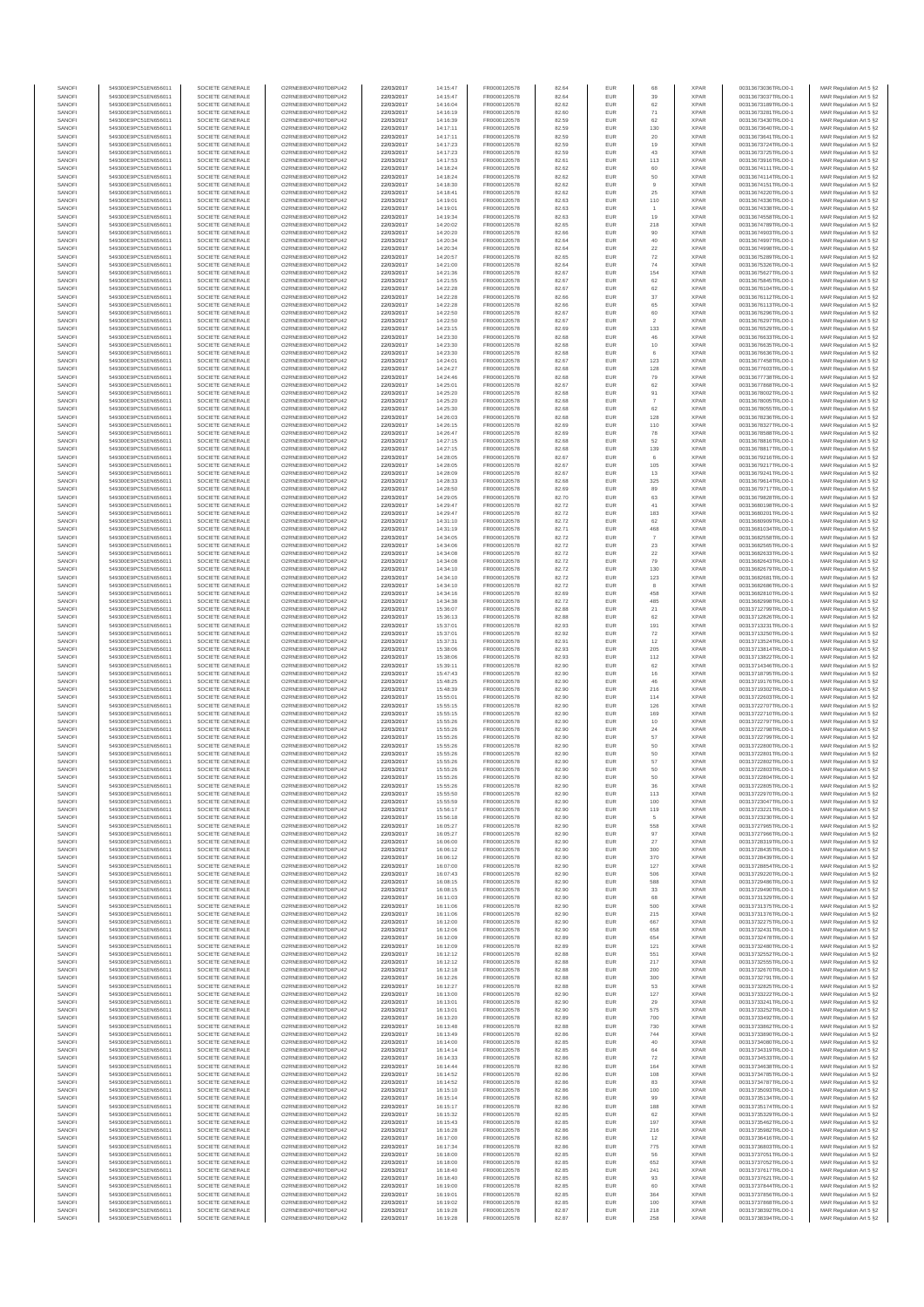| SANOFI | 549300E9PC51EN656011 | SOCIETE GENERALE | O2RNE8IBXP4R0TD8PU42 | 22/03/2017 | 14:15:47 | FR0000120578 | 82.64 | EUR | 68 | XPAR | 00313673036TRLO0-1 | MAR Regulation Art 5 §2 |
|---|---|---|---|---|---|---|---|---|---|---|---|---|
| SANOFI | 549300E9PC51EN656011 | SOCIETE GENERALE | O2RNE8IBXP4R0TD8PU42 | 22/03/2017 | 14:15:47 | FR0000120578 | 82.64 | EUR | 39 | XPAR | 00313673037TRLO0-1 | MAR Regulation Art 5 §2 |
| SANOFI | 549300E9PC51EN656011 | SOCIETE GENERALE | O2RNE8IBXP4R0TD8PU42 | 22/03/2017 | 14:16:04 | FR0000120578 | 82.62 | EUR | 62 | XPAR | 00313673189TRLO0-1 | MAR Regulation Art 5 §2 |
| SANOFI | 549300E9PC51EN656011 | SOCIETE GENERALE | O2RNE8IBXP4R0TD8PU42 | 22/03/2017 | 14:16:19 | FR0000120578 | 82.60 | EUR | 71 | XPAR | 00313673281TRLO0-1 | MAR Regulation Art 5 §2 |
| SANOFI | 549300E9PC51EN656011 | SOCIETE GENERALE | O2RNE8IBXP4R0TD8PU42 | 22/03/2017 | 14:16:39 | FR0000120578 | 82.59 | EUR | 62 | XPAR | 00313673430TRLO0-1 | MAR Regulation Art 5 §2 |
| SANOFI | 549300E9PC51EN656011 | SOCIETE GENERALE | O2RNE8IBXP4R0TD8PU42 | 22/03/2017 | 14:17:11 | FR0000120578 | 82.59 | EUR | 130 | XPAR | 00313673640TRLO0-1 | MAR Regulation Art 5 §2 |
| SANOFI | 549300E9PC51EN656011 | SOCIETE GENERALE | O2RNE8IBXP4R0TD8PU42 | 22/03/2017 | 14:17:11 | FR0000120578 | 82.59 | EUR | 20 | XPAR | 00313673641TRLO0-1 | MAR Regulation Art 5 §2 |
| SANOFI | 549300E9PC51EN656011 | SOCIETE GENERALE | O2RNE8IBXP4R0TD8PU42 | 22/03/2017 | 14:17:23 | FR0000120578 | 82.59 | EUR | 19 | XPAR | 00313673724TRLO0-1 | MAR Regulation Art 5 §2 |
| SANOFI | 549300E9PC51EN656011 | SOCIETE GENERALE | O2RNE8IBXP4R0TD8PU42 | 22/03/2017 | 14:17:23 | FR0000120578 | 82.59 | EUR | 43 | XPAR | 00313673725TRLO0-1 | MAR Regulation Art 5 §2 |
| SANOFI | 549300E9PC51EN656011 | SOCIETE GENERALE | O2RNE8IBXP4R0TD8PU42 | 22/03/2017 | 14:17:53 | FR0000120578 | 82.61 | EUR | 113 | XPAR | 00313673916TRLO0-1 | MAR Regulation Art 5 §2 |
| SANOFI | 549300E9PC51EN656011 | SOCIETE GENERALE | O2RNE8IBXP4R0TD8PU42 | 22/03/2017 | 14:18:24 | FR0000120578 | 82.62 | EUR | 60 | XPAR | 00313674111TRLO0-1 | MAR Regulation Art 5 §2 |
| SANOFI | 549300E9PC51EN656011 | SOCIETE GENERALE | O2RNE8IBXP4R0TD8PU42 | 22/03/2017 | 14:18:24 | FR0000120578 | 82.62 | EUR | 50 | XPAR | 00313674114TRLO0-1 | MAR Regulation Art 5 §2 |
| SANOFI | 549300E9PC51EN656011 | SOCIETE GENERALE | O2RNE8IBXP4R0TD8PU42 | 22/03/2017 | 14:18:30 | FR0000120578 | 82.62 | EUR | 9 | XPAR | 00313674151TRLO0-1 | MAR Regulation Art 5 §2 |
| SANOFI | 549300E9PC51EN656011 | SOCIETE GENERALE | O2RNE8IBXP4R0TD8PU42 | 22/03/2017 | 14:18:41 | FR0000120578 | 82.62 | EUR | 25 | XPAR | 00313674220TRLO0-1 | MAR Regulation Art 5 §2 |
| SANOFI | 549300E9PC51EN656011 | SOCIETE GENERALE | O2RNE8IBXP4R0TD8PU42 | 22/03/2017 | 14:19:01 | FR0000120578 | 82.63 | EUR | 110 | XPAR | 00313674336TRLO0-1 | MAR Regulation Art 5 §2 |
| SANOFI | 549300E9PC51EN656011 | SOCIETE GENERALE | O2RNE8IBXP4R0TD8PU42 | 22/03/2017 | 14:19:01 | FR0000120578 | 82.63 | EUR | 1 | XPAR | 00313674338TRLO0-1 | MAR Regulation Art 5 §2 |
| SANOFI | 549300E9PC51EN656011 | SOCIETE GENERALE | O2RNE8IBXP4R0TD8PU42 | 22/03/2017 | 14:19:34 | FR0000120578 | 82.63 | EUR | 19 | XPAR | 00313674558TRLO0-1 | MAR Regulation Art 5 §2 |
| SANOFI | 549300E9PC51EN656011 | SOCIETE GENERALE | O2RNE8IBXP4R0TD8PU42 | 22/03/2017 | 14:20:02 | FR0000120578 | 82.65 | EUR | 218 | XPAR | 00313674789TRLO0-1 | MAR Regulation Art 5 §2 |
| SANOFI | 549300E9PC51EN656011 | SOCIETE GENERALE | O2RNE8IBXP4R0TD8PU42 | 22/03/2017 | 14:20:20 | FR0000120578 | 82.66 | EUR | 90 | XPAR | 00313674903TRLO0-1 | MAR Regulation Art 5 §2 |
| SANOFI | 549300E9PC51EN656011 | SOCIETE GENERALE | O2RNE8IBXP4R0TD8PU42 | 22/03/2017 | 14:20:34 | FR0000120578 | 82.64 | EUR | 40 | XPAR | 00313674997TRLO0-1 | MAR Regulation Art 5 §2 |
| SANOFI | 549300E9PC51EN656011 | SOCIETE GENERALE | O2RNE8IBXP4R0TD8PU42 | 22/03/2017 | 14:20:34 | FR0000120578 | 82.64 | EUR | 22 | XPAR | 00313674998TRLO0-1 | MAR Regulation Art 5 §2 |
| SANOFI | 549300E9PC51EN656011 | SOCIETE GENERALE | O2RNE8IBXP4R0TD8PU42 | 22/03/2017 | 14:20:57 | FR0000120578 | 82.65 | EUR | 72 | XPAR | 00313675289TRLO0-1 | MAR Regulation Art 5 §2 |
| SANOFI | 549300E9PC51EN656011 | SOCIETE GENERALE | O2RNE8IBXP4R0TD8PU42 | 22/03/2017 | 14:21:00 | FR0000120578 | 82.64 | EUR | 74 | XPAR | 00313675326TRLO0-1 | MAR Regulation Art 5 §2 |
| SANOFI | 549300E9PC51EN656011 | SOCIETE GENERALE | O2RNE8IBXP4R0TD8PU42 | 22/03/2017 | 14:21:36 | FR0000120578 | 82.67 | EUR | 154 | XPAR | 00313675627TRLO0-1 | MAR Regulation Art 5 §2 |
| SANOFI | 549300E9PC51EN656011 | SOCIETE GENERALE | O2RNE8IBXP4R0TD8PU42 | 22/03/2017 | 14:21:55 | FR0000120578 | 82.67 | EUR | 62 | XPAR | 00313675845TRLO0-1 | MAR Regulation Art 5 §2 |
| SANOFI | 549300E9PC51EN656011 | SOCIETE GENERALE | O2RNE8IBXP4R0TD8PU42 | 22/03/2017 | 14:22:28 | FR0000120578 | 82.67 | EUR | 62 | XPAR | 00313676104TRLO0-1 | MAR Regulation Art 5 §2 |
| SANOFI | 549300E9PC51EN656011 | SOCIETE GENERALE | O2RNE8IBXP4R0TD8PU42 | 22/03/2017 | 14:22:28 | FR0000120578 | 82.66 | EUR | 37 | XPAR | 00313676112TRLO0-1 | MAR Regulation Art 5 §2 |
| SANOFI | 549300E9PC51EN656011 | SOCIETE GENERALE | O2RNE8IBXP4R0TD8PU42 | 22/03/2017 | 14:22:28 | FR0000120578 | 82.66 | EUR | 65 | XPAR | 00313676113TRLO0-1 | MAR Regulation Art 5 §2 |
| SANOFI | 549300E9PC51EN656011 | SOCIETE GENERALE | O2RNE8IBXP4R0TD8PU42 | 22/03/2017 | 14:22:50 | FR0000120578 | 82.67 | EUR | 60 | XPAR | 00313676296TRLO0-1 | MAR Regulation Art 5 §2 |
| SANOFI | 549300E9PC51EN656011 | SOCIETE GENERALE | O2RNE8IBXP4R0TD8PU42 | 22/03/2017 | 14:22:50 | FR0000120578 | 82.67 | EUR | 2 | XPAR | 00313676297TRLO0-1 | MAR Regulation Art 5 §2 |
| SANOFI | 549300E9PC51EN656011 | SOCIETE GENERALE | O2RNE8IBXP4R0TD8PU42 | 22/03/2017 | 14:23:15 | FR0000120578 | 82.69 | EUR | 133 | XPAR | 00313676529TRLO0-1 | MAR Regulation Art 5 §2 |
| SANOFI | 549300E9PC51EN656011 | SOCIETE GENERALE | O2RNE8IBXP4R0TD8PU42 | 22/03/2017 | 14:23:30 | FR0000120578 | 82.68 | EUR | 46 | XPAR | 00313676633TRLO0-1 | MAR Regulation Art 5 §2 |
| SANOFI | 549300E9PC51EN656011 | SOCIETE GENERALE | O2RNE8IBXP4R0TD8PU42 | 22/03/2017 | 14:23:30 | FR0000120578 | 82.68 | EUR | 10 | XPAR | 00313676635TRLO0-1 | MAR Regulation Art 5 §2 |
| SANOFI | 549300E9PC51EN656011 | SOCIETE GENERALE | O2RNE8IBXP4R0TD8PU42 | 22/03/2017 | 14:23:30 | FR0000120578 | 82.68 | EUR | 6 | XPAR | 00313676636TRLO0-1 | MAR Regulation Art 5 §2 |
| SANOFI | 549300E9PC51EN656011 | SOCIETE GENERALE | O2RNE8IBXP4R0TD8PU42 | 22/03/2017 | 14:24:01 | FR0000120578 | 82.67 | EUR | 123 | XPAR | 00313677458TRLO0-1 | MAR Regulation Art 5 §2 |
| SANOFI | 549300E9PC51EN656011 | SOCIETE GENERALE | O2RNE8IBXP4R0TD8PU42 | 22/03/2017 | 14:24:27 | FR0000120578 | 82.68 | EUR | 128 | XPAR | 00313677603TRLO0-1 | MAR Regulation Art 5 §2 |
| SANOFI | 549300E9PC51EN656011 | SOCIETE GENERALE | O2RNE8IBXP4R0TD8PU42 | 22/03/2017 | 14:24:46 | FR0000120578 | 82.68 | EUR | 79 | XPAR | 00313677738TRLO0-1 | MAR Regulation Art 5 §2 |
| SANOFI | 549300E9PC51EN656011 | SOCIETE GENERALE | O2RNE8IBXP4R0TD8PU42 | 22/03/2017 | 14:25:01 | FR0000120578 | 82.67 | EUR | 62 | XPAR | 00313677868TRLO0-1 | MAR Regulation Art 5 §2 |
| SANOFI | 549300E9PC51EN656011 | SOCIETE GENERALE | O2RNE8IBXP4R0TD8PU42 | 22/03/2017 | 14:25:20 | FR0000120578 | 82.68 | EUR | 91 | XPAR | 00313678002TRLO0-1 | MAR Regulation Art 5 §2 |
| SANOFI | 549300E9PC51EN656011 | SOCIETE GENERALE | O2RNE8IBXP4R0TD8PU42 | 22/03/2017 | 14:25:20 | FR0000120578 | 82.68 | EUR | 7 | XPAR | 00313678005TRLO0-1 | MAR Regulation Art 5 §2 |
| SANOFI | 549300E9PC51EN656011 | SOCIETE GENERALE | O2RNE8IBXP4R0TD8PU42 | 22/03/2017 | 14:25:30 | FR0000120578 | 82.68 | EUR | 62 | XPAR | 00313678055TRLO0-1 | MAR Regulation Art 5 §2 |
| SANOFI | 549300E9PC51EN656011 | SOCIETE GENERALE | O2RNE8IBXP4R0TD8PU42 | 22/03/2017 | 14:26:03 | FR0000120578 | 82.68 | EUR | 128 | XPAR | 00313678236TRLO0-1 | MAR Regulation Art 5 §2 |
| SANOFI | 549300E9PC51EN656011 | SOCIETE GENERALE | O2RNE8IBXP4R0TD8PU42 | 22/03/2017 | 14:26:15 | FR0000120578 | 82.69 | EUR | 110 | XPAR | 00313678327TRLO0-1 | MAR Regulation Art 5 §2 |
| SANOFI | 549300E9PC51EN656011 | SOCIETE GENERALE | O2RNE8IBXP4R0TD8PU42 | 22/03/2017 | 14:26:47 | FR0000120578 | 82.69 | EUR | 78 | XPAR | 00313678558TRLO0-1 | MAR Regulation Art 5 §2 |
| SANOFI | 549300E9PC51EN656011 | SOCIETE GENERALE | O2RNE8IBXP4R0TD8PU42 | 22/03/2017 | 14:27:15 | FR0000120578 | 82.68 | EUR | 52 | XPAR | 00313678816TRLO0-1 | MAR Regulation Art 5 §2 |
| SANOFI | 549300E9PC51EN656011 | SOCIETE GENERALE | O2RNE8IBXP4R0TD8PU42 | 22/03/2017 | 14:27:15 | FR0000120578 | 82.68 | EUR | 139 | XPAR | 00313678817TRLO0-1 | MAR Regulation Art 5 §2 |
| SANOFI | 549300E9PC51EN656011 | SOCIETE GENERALE | O2RNE8IBXP4R0TD8PU42 | 22/03/2017 | 14:28:05 | FR0000120578 | 82.67 | EUR | 6 | XPAR | 00313679216TRLO0-1 | MAR Regulation Art 5 §2 |
| SANOFI | 549300E9PC51EN656011 | SOCIETE GENERALE | O2RNE8IBXP4R0TD8PU42 | 22/03/2017 | 14:28:05 | FR0000120578 | 82.67 | EUR | 105 | XPAR | 00313679217TRLO0-1 | MAR Regulation Art 5 §2 |
| SANOFI | 549300E9PC51EN656011 | SOCIETE GENERALE | O2RNE8IBXP4R0TD8PU42 | 22/03/2017 | 14:28:09 | FR0000120578 | 82.67 | EUR | 13 | XPAR | 00313679241TRLO0-1 | MAR Regulation Art 5 §2 |
| SANOFI | 549300E9PC51EN656011 | SOCIETE GENERALE | O2RNE8IBXP4R0TD8PU42 | 22/03/2017 | 14:28:33 | FR0000120578 | 82.68 | EUR | 325 | XPAR | 00313679614TRLO0-1 | MAR Regulation Art 5 §2 |
| SANOFI | 549300E9PC51EN656011 | SOCIETE GENERALE | O2RNE8IBXP4R0TD8PU42 | 22/03/2017 | 14:28:50 | FR0000120578 | 82.69 | EUR | 89 | XPAR | 00313679717TRLO0-1 | MAR Regulation Art 5 §2 |
| SANOFI | 549300E9PC51EN656011 | SOCIETE GENERALE | O2RNE8IBXP4R0TD8PU42 | 22/03/2017 | 14:29:05 | FR0000120578 | 82.70 | EUR | 63 | XPAR | 00313679828TRLO0-1 | MAR Regulation Art 5 §2 |
| SANOFI | 549300E9PC51EN656011 | SOCIETE GENERALE | O2RNE8IBXP4R0TD8PU42 | 22/03/2017 | 14:29:47 | FR0000120578 | 82.72 | EUR | 41 | XPAR | 00313680198TRLO0-1 | MAR Regulation Art 5 §2 |
| SANOFI | 549300E9PC51EN656011 | SOCIETE GENERALE | O2RNE8IBXP4R0TD8PU42 | 22/03/2017 | 14:29:47 | FR0000120578 | 82.72 | EUR | 183 | XPAR | 00313680201TRLO0-1 | MAR Regulation Art 5 §2 |
| SANOFI | 549300E9PC51EN656011 | SOCIETE GENERALE | O2RNE8IBXP4R0TD8PU42 | 22/03/2017 | 14:31:10 | FR0000120578 | 82.72 | EUR | 62 | XPAR | 00313680909TRLO0-1 | MAR Regulation Art 5 §2 |
| SANOFI | 549300E9PC51EN656011 | SOCIETE GENERALE | O2RNE8IBXP4R0TD8PU42 | 22/03/2017 | 14:31:19 | FR0000120578 | 82.71 | EUR | 468 | XPAR | 00313681034TRLO0-1 | MAR Regulation Art 5 §2 |
| SANOFI | 549300E9PC51EN656011 | SOCIETE GENERALE | O2RNE8IBXP4R0TD8PU42 | 22/03/2017 | 14:34:05 | FR0000120578 | 82.72 | EUR | 7 | XPAR | 00313682558TRLO0-1 | MAR Regulation Art 5 §2 |
| SANOFI | 549300E9PC51EN656011 | SOCIETE GENERALE | O2RNE8IBXP4R0TD8PU42 | 22/03/2017 | 14:34:06 | FR0000120578 | 82.72 | EUR | 23 | XPAR | 00313682565TRLO0-1 | MAR Regulation Art 5 §2 |
| SANOFI | 549300E9PC51EN656011 | SOCIETE GENERALE | O2RNE8IBXP4R0TD8PU42 | 22/03/2017 | 14:34:08 | FR0000120578 | 82.72 | EUR | 22 | XPAR | 00313682633TRLO0-1 | MAR Regulation Art 5 §2 |
| SANOFI | 549300E9PC51EN656011 | SOCIETE GENERALE | O2RNE8IBXP4R0TD8PU42 | 22/03/2017 | 14:34:08 | FR0000120578 | 82.72 | EUR | 79 | XPAR | 00313682643TRLO0-1 | MAR Regulation Art 5 §2 |
| SANOFI | 549300E9PC51EN656011 | SOCIETE GENERALE | O2RNE8IBXP4R0TD8PU42 | 22/03/2017 | 14:34:10 | FR0000120578 | 82.72 | EUR | 130 | XPAR | 00313682679TRLO0-1 | MAR Regulation Art 5 §2 |
| SANOFI | 549300E9PC51EN656011 | SOCIETE GENERALE | O2RNE8IBXP4R0TD8PU42 | 22/03/2017 | 14:34:10 | FR0000120578 | 82.72 | EUR | 123 | XPAR | 00313682681TRLO0-1 | MAR Regulation Art 5 §2 |
| SANOFI | 549300E9PC51EN656011 | SOCIETE GENERALE | O2RNE8IBXP4R0TD8PU42 | 22/03/2017 | 14:34:10 | FR0000120578 | 82.72 | EUR | 8 | XPAR | 00313682686TRLO0-1 | MAR Regulation Art 5 §2 |
| SANOFI | 549300E9PC51EN656011 | SOCIETE GENERALE | O2RNE8IBXP4R0TD8PU42 | 22/03/2017 | 14:34:16 | FR0000120578 | 82.69 | EUR | 458 | XPAR | 00313682810TRLO0-1 | MAR Regulation Art 5 §2 |
| SANOFI | 549300E9PC51EN656011 | SOCIETE GENERALE | O2RNE8IBXP4R0TD8PU42 | 22/03/2017 | 14:34:38 | FR0000120578 | 82.72 | EUR | 485 | XPAR | 00313682998TRLO0-1 | MAR Regulation Art 5 §2 |
| SANOFI | 549300E9PC51EN656011 | SOCIETE GENERALE | O2RNE8IBXP4R0TD8PU42 | 22/03/2017 | 15:36:07 | FR0000120578 | 82.88 | EUR | 21 | XPAR | 00313712799TRLO0-1 | MAR Regulation Art 5 §2 |
| SANOFI | 549300E9PC51EN656011 | SOCIETE GENERALE | O2RNE8IBXP4R0TD8PU42 | 22/03/2017 | 15:36:13 | FR0000120578 | 82.88 | EUR | 62 | XPAR | 00313712826TRLO0-1 | MAR Regulation Art 5 §2 |
| SANOFI | 549300E9PC51EN656011 | SOCIETE GENERALE | O2RNE8IBXP4R0TD8PU42 | 22/03/2017 | 15:37:01 | FR0000120578 | 82.93 | EUR | 191 | XPAR | 00313713231TRLO0-1 | MAR Regulation Art 5 §2 |
| SANOFI | 549300E9PC51EN656011 | SOCIETE GENERALE | O2RNE8IBXP4R0TD8PU42 | 22/03/2017 | 15:37:01 | FR0000120578 | 82.92 | EUR | 72 | XPAR | 00313713250TRLO0-1 | MAR Regulation Art 5 §2 |
| SANOFI | 549300E9PC51EN656011 | SOCIETE GENERALE | O2RNE8IBXP4R0TD8PU42 | 22/03/2017 | 15:37:31 | FR0000120578 | 82.91 | EUR | 12 | XPAR | 00313713524TRLO0-1 | MAR Regulation Art 5 §2 |
| SANOFI | 549300E9PC51EN656011 | SOCIETE GENERALE | O2RNE8IBXP4R0TD8PU42 | 22/03/2017 | 15:38:06 | FR0000120578 | 82.93 | EUR | 205 | XPAR | 00313713814TRLO0-1 | MAR Regulation Art 5 §2 |
| SANOFI | 549300E9PC51EN656011 | SOCIETE GENERALE | O2RNE8IBXP4R0TD8PU42 | 22/03/2017 | 15:38:06 | FR0000120578 | 82.93 | EUR | 112 | XPAR | 00313713822TRLO0-1 | MAR Regulation Art 5 §2 |
| SANOFI | 549300E9PC51EN656011 | SOCIETE GENERALE | O2RNE8IBXP4R0TD8PU42 | 22/03/2017 | 15:39:11 | FR0000120578 | 82.90 | EUR | 62 | XPAR | 00313714346TRLO0-1 | MAR Regulation Art 5 §2 |
| SANOFI | 549300E9PC51EN656011 | SOCIETE GENERALE | O2RNE8IBXP4R0TD8PU42 | 22/03/2017 | 15:47:43 | FR0000120578 | 82.90 | EUR | 16 | XPAR | 00313718795TRLO0-1 | MAR Regulation Art 5 §2 |
| SANOFI | 549300E9PC51EN656011 | SOCIETE GENERALE | O2RNE8IBXP4R0TD8PU42 | 22/03/2017 | 15:48:25 | FR0000120578 | 82.90 | EUR | 46 | XPAR | 00313719176TRLO0-1 | MAR Regulation Art 5 §2 |
| SANOFI | 549300E9PC51EN656011 | SOCIETE GENERALE | O2RNE8IBXP4R0TD8PU42 | 22/03/2017 | 15:48:39 | FR0000120578 | 82.90 | EUR | 216 | XPAR | 00313719302TRLO0-1 | MAR Regulation Art 5 §2 |
| SANOFI | 549300E9PC51EN656011 | SOCIETE GENERALE | O2RNE8IBXP4R0TD8PU42 | 22/03/2017 | 15:55:01 | FR0000120578 | 82.90 | EUR | 114 | XPAR | 00313722603TRLO0-1 | MAR Regulation Art 5 §2 |
| SANOFI | 549300E9PC51EN656011 | SOCIETE GENERALE | O2RNE8IBXP4R0TD8PU42 | 22/03/2017 | 15:55:15 | FR0000120578 | 82.90 | EUR | 126 | XPAR | 00313722707TRLO0-1 | MAR Regulation Art 5 §2 |
| SANOFI | 549300E9PC51EN656011 | SOCIETE GENERALE | O2RNE8IBXP4R0TD8PU42 | 22/03/2017 | 15:55:15 | FR0000120578 | 82.90 | EUR | 169 | XPAR | 00313722710TRLO0-1 | MAR Regulation Art 5 §2 |
| SANOFI | 549300E9PC51EN656011 | SOCIETE GENERALE | O2RNE8IBXP4R0TD8PU42 | 22/03/2017 | 15:55:26 | FR0000120578 | 82.90 | EUR | 10 | XPAR | 00313722797TRLO0-1 | MAR Regulation Art 5 §2 |
| SANOFI | 549300E9PC51EN656011 | SOCIETE GENERALE | O2RNE8IBXP4R0TD8PU42 | 22/03/2017 | 15:55:26 | FR0000120578 | 82.90 | EUR | 24 | XPAR | 00313722798TRLO0-1 | MAR Regulation Art 5 §2 |
| SANOFI | 549300E9PC51EN656011 | SOCIETE GENERALE | O2RNE8IBXP4R0TD8PU42 | 22/03/2017 | 15:55:26 | FR0000120578 | 82.90 | EUR | 57 | XPAR | 00313722799TRLO0-1 | MAR Regulation Art 5 §2 |
| SANOFI | 549300E9PC51EN656011 | SOCIETE GENERALE | O2RNE8IBXP4R0TD8PU42 | 22/03/2017 | 15:55:26 | FR0000120578 | 82.90 | EUR | 50 | XPAR | 00313722800TRLO0-1 | MAR Regulation Art 5 §2 |
| SANOFI | 549300E9PC51EN656011 | SOCIETE GENERALE | O2RNE8IBXP4R0TD8PU42 | 22/03/2017 | 15:55:26 | FR0000120578 | 82.90 | EUR | 50 | XPAR | 00313722801TRLO0-1 | MAR Regulation Art 5 §2 |
| SANOFI | 549300E9PC51EN656011 | SOCIETE GENERALE | O2RNE8IBXP4R0TD8PU42 | 22/03/2017 | 15:55:26 | FR0000120578 | 82.90 | EUR | 57 | XPAR | 00313722802TRLO0-1 | MAR Regulation Art 5 §2 |
| SANOFI | 549300E9PC51EN656011 | SOCIETE GENERALE | O2RNE8IBXP4R0TD8PU42 | 22/03/2017 | 15:55:26 | FR0000120578 | 82.90 | EUR | 50 | XPAR | 00313722803TRLO0-1 | MAR Regulation Art 5 §2 |
| SANOFI | 549300E9PC51EN656011 | SOCIETE GENERALE | O2RNE8IBXP4R0TD8PU42 | 22/03/2017 | 15:55:26 | FR0000120578 | 82.90 | EUR | 50 | XPAR | 00313722804TRLO0-1 | MAR Regulation Art 5 §2 |
| SANOFI | 549300E9PC51EN656011 | SOCIETE GENERALE | O2RNE8IBXP4R0TD8PU42 | 22/03/2017 | 15:55:26 | FR0000120578 | 82.90 | EUR | 36 | XPAR | 00313722805TRLO0-1 | MAR Regulation Art 5 §2 |
| SANOFI | 549300E9PC51EN656011 | SOCIETE GENERALE | O2RNE8IBXP4R0TD8PU42 | 22/03/2017 | 15:55:50 | FR0000120578 | 82.90 | EUR | 113 | XPAR | 00313722970TRLO0-1 | MAR Regulation Art 5 §2 |
| SANOFI | 549300E9PC51EN656011 | SOCIETE GENERALE | O2RNE8IBXP4R0TD8PU42 | 22/03/2017 | 15:55:59 | FR0000120578 | 82.90 | EUR | 100 | XPAR | 00313723047TRLO0-1 | MAR Regulation Art 5 §2 |
| SANOFI | 549300E9PC51EN656011 | SOCIETE GENERALE | O2RNE8IBXP4R0TD8PU42 | 22/03/2017 | 15:56:17 | FR0000120578 | 82.90 | EUR | 119 | XPAR | 00313723221TRLO0-1 | MAR Regulation Art 5 §2 |
| SANOFI | 549300E9PC51EN656011 | SOCIETE GENERALE | O2RNE8IBXP4R0TD8PU42 | 22/03/2017 | 15:56:18 | FR0000120578 | 82.90 | EUR | 5 | XPAR | 00313723230TRLO0-1 | MAR Regulation Art 5 §2 |
| SANOFI | 549300E9PC51EN656011 | SOCIETE GENERALE | O2RNE8IBXP4R0TD8PU42 | 22/03/2017 | 16:05:27 | FR0000120578 | 82.90 | EUR | 558 | XPAR | 00313727965TRLO0-1 | MAR Regulation Art 5 §2 |
| SANOFI | 549300E9PC51EN656011 | SOCIETE GENERALE | O2RNE8IBXP4R0TD8PU42 | 22/03/2017 | 16:05:27 | FR0000120578 | 82.90 | EUR | 97 | XPAR | 00313727966TRLO0-1 | MAR Regulation Art 5 §2 |
| SANOFI | 549300E9PC51EN656011 | SOCIETE GENERALE | O2RNE8IBXP4R0TD8PU42 | 22/03/2017 | 16:06:00 | FR0000120578 | 82.90 | EUR | 27 | XPAR | 00313728319TRLO0-1 | MAR Regulation Art 5 §2 |
| SANOFI | 549300E9PC51EN656011 | SOCIETE GENERALE | O2RNE8IBXP4R0TD8PU42 | 22/03/2017 | 16:06:12 | FR0000120578 | 82.90 | EUR | 300 | XPAR | 00313728435TRLO0-1 | MAR Regulation Art 5 §2 |
| SANOFI | 549300E9PC51EN656011 | SOCIETE GENERALE | O2RNE8IBXP4R0TD8PU42 | 22/03/2017 | 16:06:12 | FR0000120578 | 82.90 | EUR | 370 | XPAR | 00313728439TRLO0-1 | MAR Regulation Art 5 §2 |
| SANOFI | 549300E9PC51EN656011 | SOCIETE GENERALE | O2RNE8IBXP4R0TD8PU42 | 22/03/2017 | 16:07:00 | FR0000120578 | 82.90 | EUR | 127 | XPAR | 00313728854TRLO0-1 | MAR Regulation Art 5 §2 |
| SANOFI | 549300E9PC51EN656011 | SOCIETE GENERALE | O2RNE8IBXP4R0TD8PU42 | 22/03/2017 | 16:07:43 | FR0000120578 | 82.90 | EUR | 506 | XPAR | 00313729220TRLO0-1 | MAR Regulation Art 5 §2 |
| SANOFI | 549300E9PC51EN656011 | SOCIETE GENERALE | O2RNE8IBXP4R0TD8PU42 | 22/03/2017 | 16:08:15 | FR0000120578 | 82.90 | EUR | 588 | XPAR | 00313729486TRLO0-1 | MAR Regulation Art 5 §2 |
| SANOFI | 549300E9PC51EN656011 | SOCIETE GENERALE | O2RNE8IBXP4R0TD8PU42 | 22/03/2017 | 16:08:15 | FR0000120578 | 82.90 | EUR | 33 | XPAR | 00313729490TRLO0-1 | MAR Regulation Art 5 §2 |
| SANOFI | 549300E9PC51EN656011 | SOCIETE GENERALE | O2RNE8IBXP4R0TD8PU42 | 22/03/2017 | 16:11:03 | FR0000120578 | 82.90 | EUR | 68 | XPAR | 00313731329TRLO0-1 | MAR Regulation Art 5 §2 |
| SANOFI | 549300E9PC51EN656011 | SOCIETE GENERALE | O2RNE8IBXP4R0TD8PU42 | 22/03/2017 | 16:11:06 | FR0000120578 | 82.90 | EUR | 500 | XPAR | 00313731375TRLO0-1 | MAR Regulation Art 5 §2 |
| SANOFI | 549300E9PC51EN656011 | SOCIETE GENERALE | O2RNE8IBXP4R0TD8PU42 | 22/03/2017 | 16:11:06 | FR0000120578 | 82.90 | EUR | 215 | XPAR | 00313731376TRLO0-1 | MAR Regulation Art 5 §2 |
| SANOFI | 549300E9PC51EN656011 | SOCIETE GENERALE | O2RNE8IBXP4R0TD8PU42 | 22/03/2017 | 16:12:00 | FR0000120578 | 82.90 | EUR | 667 | XPAR | 00313732275TRLO0-1 | MAR Regulation Art 5 §2 |
| SANOFI | 549300E9PC51EN656011 | SOCIETE GENERALE | O2RNE8IBXP4R0TD8PU42 | 22/03/2017 | 16:12:06 | FR0000120578 | 82.90 | EUR | 658 | XPAR | 00313732431TRLO0-1 | MAR Regulation Art 5 §2 |
| SANOFI | 549300E9PC51EN656011 | SOCIETE GENERALE | O2RNE8IBXP4R0TD8PU42 | 22/03/2017 | 16:12:06 | FR0000120578 | 82.89 | EUR | 654 | XPAR | 00313732478TRLO0-1 | MAR Regulation Art 5 §2 |
| SANOFI | 549300E9PC51EN656011 | SOCIETE GENERALE | O2RNE8IBXP4R0TD8PU42 | 22/03/2017 | 16:12:09 | FR0000120578 | 82.89 | EUR | 121 | XPAR | 00313732480TRLO0-1 | MAR Regulation Art 5 §2 |
| SANOFI | 549300E9PC51EN656011 | SOCIETE GENERALE | O2RNE8IBXP4R0TD8PU42 | 22/03/2017 | 16:12:12 | FR0000120578 | 82.88 | EUR | 551 | XPAR | 00313732552TRLO0-1 | MAR Regulation Art 5 §2 |
| SANOFI | 549300E9PC51EN656011 | SOCIETE GENERALE | O2RNE8IBXP4R0TD8PU42 | 22/03/2017 | 16:12:12 | FR0000120578 | 82.88 | EUR | 217 | XPAR | 00313732556TRLO0-1 | MAR Regulation Art 5 §2 |
| SANOFI | 549300E9PC51EN656011 | SOCIETE GENERALE | O2RNE8IBXP4R0TD8PU42 | 22/03/2017 | 16:12:18 | FR0000120578 | 82.88 | EUR | 200 | XPAR | 00313732670TRLO0-1 | MAR Regulation Art 5 §2 |
| SANOFI | 549300E9PC51EN656011 | SOCIETE GENERALE | O2RNE8IBXP4R0TD8PU42 | 22/03/2017 | 16:12:26 | FR0000120578 | 82.88 | EUR | 300 | XPAR | 00313732791TRLO0-1 | MAR Regulation Art 5 §2 |
| SANOFI | 549300E9PC51EN656011 | SOCIETE GENERALE | O2RNE8IBXP4R0TD8PU42 | 22/03/2017 | 16:12:37 | FR0000120578 | 82.88 | EUR | 53 | XPAR | 00313732825TRLO0-1 | MAR Regulation Art 5 §2 |
| SANOFI | 549300E9PC51EN656011 | SOCIETE GENERALE | O2RNE8IBXP4R0TD8PU42 | 22/03/2017 | 16:13:00 | FR0000120578 | 82.90 | EUR | 127 | XPAR | 00313733222TRLO0-1 | MAR Regulation Art 5 §2 |
| SANOFI | 549300E9PC51EN656011 | SOCIETE GENERALE | O2RNE8IBXP4R0TD8PU42 | 22/03/2017 | 16:13:01 | FR0000120578 | 82.90 | EUR | 29 | XPAR | 00313733241TRLO0-1 | MAR Regulation Art 5 §2 |
| SANOFI | 549300E9PC51EN656011 | SOCIETE GENERALE | O2RNE8IBXP4R0TD8PU42 | 22/03/2017 | 16:13:01 | FR0000120578 | 82.90 | EUR | 575 | XPAR | 00313733252TRLO0-1 | MAR Regulation Art 5 §2 |
| SANOFI | 549300E9PC51EN656011 | SOCIETE GENERALE | O2RNE8IBXP4R0TD8PU42 | 22/03/2017 | 16:13:20 | FR0000120578 | 82.89 | EUR | 700 | XPAR | 00313733492TRLO0-1 | MAR Regulation Art 5 §2 |
| SANOFI | 549300E9PC51EN656011 | SOCIETE GENERALE | O2RNE8IBXP4R0TD8PU42 | 22/03/2017 | 16:13:48 | FR0000120578 | 82.88 | EUR | 730 | XPAR | 00313733862TRLO0-1 | MAR Regulation Art 5 §2 |
| SANOFI | 549300E9PC51EN656011 | SOCIETE GENERALE | O2RNE8IBXP4R0TD8PU42 | 22/03/2017 | 16:13:49 | FR0000120578 | 82.86 | EUR | 744 | XPAR | 00313733896TRLO0-1 | MAR Regulation Art 5 §2 |
| SANOFI | 549300E9PC51EN656011 | SOCIETE GENERALE | O2RNE8IBXP4R0TD8PU42 | 22/03/2017 | 16:14:00 | FR0000120578 | 82.85 | EUR | 40 | XPAR | 00313734080TRLO0-1 | MAR Regulation Art 5 §2 |
| SANOFI | 549300E9PC51EN656011 | SOCIETE GENERALE | O2RNE8IBXP4R0TD8PU42 | 22/03/2017 | 16:14:14 | FR0000120578 | 82.85 | EUR | 64 | XPAR | 00313734319TRLO0-1 | MAR Regulation Art 5 §2 |
| SANOFI | 549300E9PC51EN656011 | SOCIETE GENERALE | O2RNE8IBXP4R0TD8PU42 | 22/03/2017 | 16:14:33 | FR0000120578 | 82.86 | EUR | 72 | XPAR | 00313734537TRLO0-1 | MAR Regulation Art 5 §2 |
| SANOFI | 549300E9PC51EN656011 | SOCIETE GENERALE | O2RNE8IBXP4R0TD8PU42 | 22/03/2017 | 16:14:44 | FR0000120578 | 82.86 | EUR | 164 | XPAR | 00313734638TRLO0-1 | MAR Regulation Art 5 §2 |
| SANOFI | 549300E9PC51EN656011 | SOCIETE GENERALE | O2RNE8IBXP4R0TD8PU42 | 22/03/2017 | 16:14:52 | FR0000120578 | 82.86 | EUR | 108 | XPAR | 00313734785TRLO0-1 | MAR Regulation Art 5 §2 |
| SANOFI | 549300E9PC51EN656011 | SOCIETE GENERALE | O2RNE8IBXP4R0TD8PU42 | 22/03/2017 | 16:14:52 | FR0000120578 | 82.86 | EUR | 83 | XPAR | 00313734787TRLO0-1 | MAR Regulation Art 5 §2 |
| SANOFI | 549300E9PC51EN656011 | SOCIETE GENERALE | O2RNE8IBXP4R0TD8PU42 | 22/03/2017 | 16:15:10 | FR0000120578 | 82.86 | EUR | 100 | XPAR | 00313735093TRLO0-1 | MAR Regulation Art 5 §2 |
| SANOFI | 549300E9PC51EN656011 | SOCIETE GENERALE | O2RNE8IBXP4R0TD8PU42 | 22/03/2017 | 16:15:14 | FR0000120578 | 82.86 | EUR | 99 | XPAR | 00313735134TRLO0-1 | MAR Regulation Art 5 §2 |
| SANOFI | 549300E9PC51EN656011 | SOCIETE GENERALE | O2RNE8IBXP4R0TD8PU42 | 22/03/2017 | 16:15:17 | FR0000120578 | 82.86 | EUR | 188 | XPAR | 00313735174TRLO0-1 | MAR Regulation Art 5 §2 |
| SANOFI | 549300E9PC51EN656011 | SOCIETE GENERALE | O2RNE8IBXP4R0TD8PU42 | 22/03/2017 | 16:15:32 | FR0000120578 | 82.85 | EUR | 62 | XPAR | 00313735329TRLO0-1 | MAR Regulation Art 5 §2 |
| SANOFI | 549300E9PC51EN656011 | SOCIETE GENERALE | O2RNE8IBXP4R0TD8PU42 | 22/03/2017 | 16:15:43 | FR0000120578 | 82.85 | EUR | 197 | XPAR | 00313735462TRLO0-1 | MAR Regulation Art 5 §2 |
| SANOFI | 549300E9PC51EN656011 | SOCIETE GENERALE | O2RNE8IBXP4R0TD8PU42 | 22/03/2017 | 16:16:28 | FR0000120578 | 82.86 | EUR | 216 | XPAR | 00313735982TRLO0-1 | MAR Regulation Art 5 §2 |
| SANOFI | 549300E9PC51EN656011 | SOCIETE GENERALE | O2RNE8IBXP4R0TD8PU42 | 22/03/2017 | 16:17:00 | FR0000120578 | 82.86 | EUR | 12 | XPAR | 00313736416TRLO0-1 | MAR Regulation Art 5 §2 |
| SANOFI | 549300E9PC51EN656011 | SOCIETE GENERALE | O2RNE8IBXP4R0TD8PU42 | 22/03/2017 | 16:17:34 | FR0000120578 | 82.86 | EUR | 775 | XPAR | 00313736803TRLO0-1 | MAR Regulation Art 5 §2 |
| SANOFI | 549300E9PC51EN656011 | SOCIETE GENERALE | O2RNE8IBXP4R0TD8PU42 | 22/03/2017 | 16:18:00 | FR0000120578 | 82.85 | EUR | 56 | XPAR | 00313737051TRLO0-1 | MAR Regulation Art 5 §2 |
| SANOFI | 549300E9PC51EN656011 | SOCIETE GENERALE | O2RNE8IBXP4R0TD8PU42 | 22/03/2017 | 16:18:00 | FR0000120578 | 82.85 | EUR | 652 | XPAR | 00313737052TRLO0-1 | MAR Regulation Art 5 §2 |
| SANOFI | 549300E9PC51EN656011 | SOCIETE GENERALE | O2RNE8IBXP4R0TD8PU42 | 22/03/2017 | 16:18:40 | FR0000120578 | 82.85 | EUR | 241 | XPAR | 00313737617TRLO0-1 | MAR Regulation Art 5 §2 |
| SANOFI | 549300E9PC51EN656011 | SOCIETE GENERALE | O2RNE8IBXP4R0TD8PU42 | 22/03/2017 | 16:18:40 | FR0000120578 | 82.85 | EUR | 93 | XPAR | 00313737621TRLO0-1 | MAR Regulation Art 5 §2 |
| SANOFI | 549300E9PC51EN656011 | SOCIETE GENERALE | O2RNE8IBXP4R0TD8PU42 | 22/03/2017 | 16:19:00 | FR0000120578 | 82.85 | EUR | 60 | XPAR | 00313737844TRLO0-1 | MAR Regulation Art 5 §2 |
| SANOFI | 549300E9PC51EN656011 | SOCIETE GENERALE | O2RNE8IBXP4R0TD8PU42 | 22/03/2017 | 16:19:01 | FR0000120578 | 82.85 | EUR | 364 | XPAR | 00313737856TRLO0-1 | MAR Regulation Art 5 §2 |
| SANOFI | 549300E9PC51EN656011 | SOCIETE GENERALE | O2RNE8IBXP4R0TD8PU42 | 22/03/2017 | 16:19:02 | FR0000120578 | 82.85 | EUR | 100 | XPAR | 00313737868TRLO0-1 | MAR Regulation Art 5 §2 |
| SANOFI | 549300E9PC51EN656011 | SOCIETE GENERALE | O2RNE8IBXP4R0TD8PU42 | 22/03/2017 | 16:19:28 | FR0000120578 | 82.87 | EUR | 218 | XPAR | 00313738392TRLO0-1 | MAR Regulation Art 5 §2 |
| SANOFI | 549300E9PC51EN656011 | SOCIETE GENERALE | O2RNE8IBXP4R0TD8PU42 | 22/03/2017 | 16:19:28 | FR0000120578 | 82.87 | EUR | 258 | XPAR | 00313738394TRLO0-1 | MAR Regulation Art 5 §2 |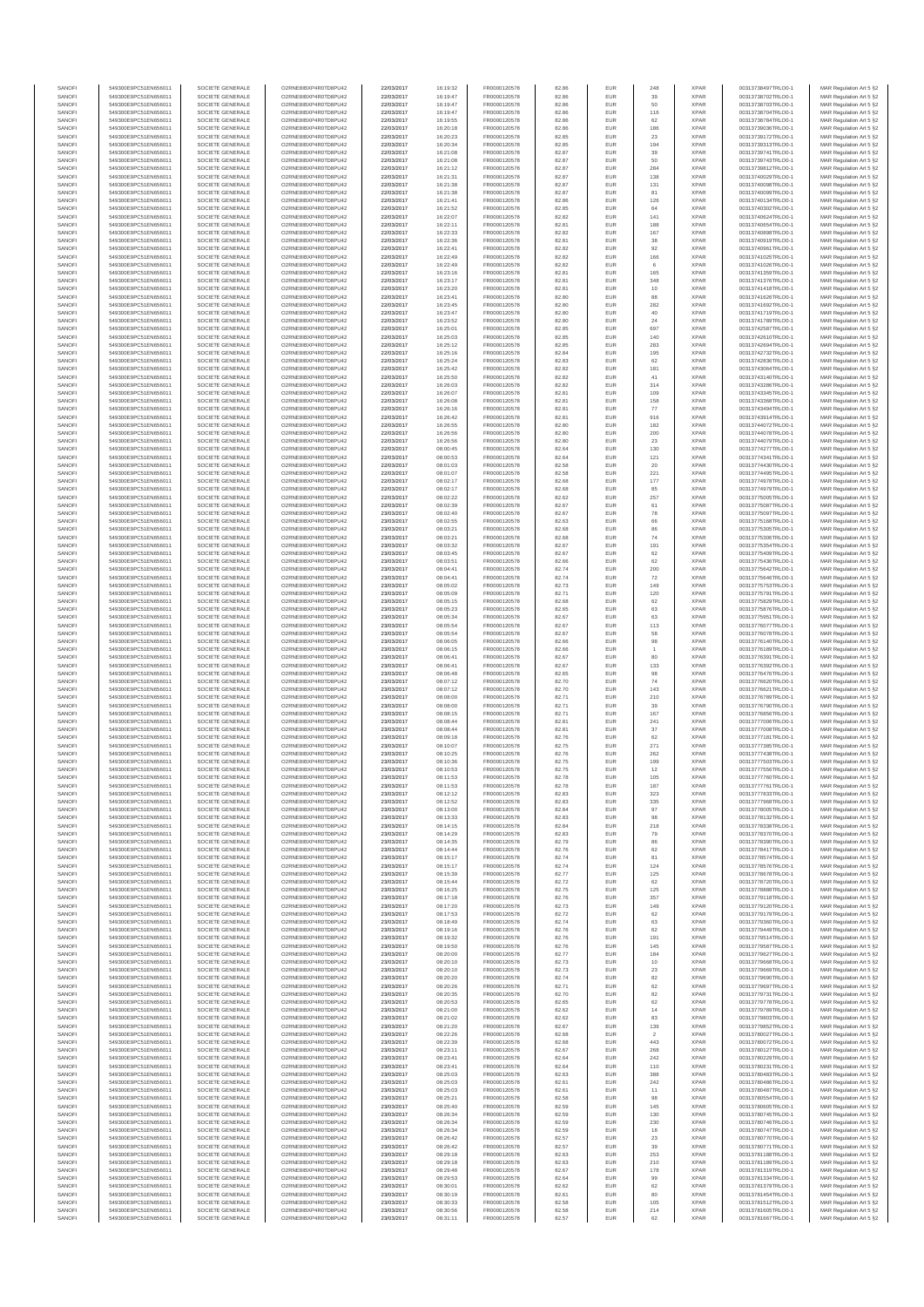| SANOFI | 549300E9PC51EN656011 | SOCIETE GENERALE | O2RNE8IBXP4R0TD8PU42 | 22/03/2017 | 16:19:32 | FR0000120578 | 82.86 | EUR | 248 | XPAR | 00313738497TRLO0-1 | MAR Regulation Art 5 §2 |
|---|---|---|---|---|---|---|---|---|---|---|---|---|
| SANOFI | 549300E9PC51EN656011 | SOCIETE GENERALE | O2RNE8IBXP4R0TD8PU42 | 22/03/2017 | 16:19:47 | FR0000120578 | 82.86 | EUR | 39 | XPAR | 00313738702TRLO0-1 | MAR Regulation Art 5 §2 |
| SANOFI | 549300E9PC51EN656011 | SOCIETE GENERALE | O2RNE8IBXP4R0TD8PU42 | 22/03/2017 | 16:19:47 | FR0000120578 | 82.86 | EUR | 50 | XPAR | 00313738703TRLO0-1 | MAR Regulation Art 5 §2 |
| SANOFI | 549300E9PC51EN656011 | SOCIETE GENERALE | O2RNE8IBXP4R0TD8PU42 | 22/03/2017 | 16:19:47 | FR0000120578 | 82.86 | EUR | 116 | XPAR | 00313738704TRLO0-1 | MAR Regulation Art 5 §2 |
| SANOFI | 549300E9PC51EN656011 | SOCIETE GENERALE | O2RNE8IBXP4R0TD8PU42 | 22/03/2017 | 16:19:55 | FR0000120578 | 82.86 | EUR | 62 | XPAR | 00313738784TRLO0-1 | MAR Regulation Art 5 §2 |
| SANOFI | 549300E9PC51EN656011 | SOCIETE GENERALE | O2RNE8IBXP4R0TD8PU42 | 22/03/2017 | 16:20:18 | FR0000120578 | 82.86 | EUR | 186 | XPAR | 00313739036TRLO0-1 | MAR Regulation Art 5 §2 |
| SANOFI | 549300E9PC51EN656011 | SOCIETE GENERALE | O2RNE8IBXP4R0TD8PU42 | 22/03/2017 | 16:20:23 | FR0000120578 | 82.85 | EUR | 23 | XPAR | 00313739172TRLO0-1 | MAR Regulation Art 5 §2 |
| SANOFI | 549300E9PC51EN656011 | SOCIETE GENERALE | O2RNE8IBXP4R0TD8PU42 | 22/03/2017 | 16:20:34 | FR0000120578 | 82.85 | EUR | 194 | XPAR | 00313739313TRLO0-1 | MAR Regulation Art 5 §2 |
| SANOFI | 549300E9PC51EN656011 | SOCIETE GENERALE | O2RNE8IBXP4R0TD8PU42 | 22/03/2017 | 16:21:08 | FR0000120578 | 82.87 | EUR | 39 | XPAR | 00313739741TRLO0-1 | MAR Regulation Art 5 §2 |
| SANOFI | 549300E9PC51EN656011 | SOCIETE GENERALE | O2RNE8IBXP4R0TD8PU42 | 22/03/2017 | 16:21:08 | FR0000120578 | 82.87 | EUR | 50 | XPAR | 00313739743TRLO0-1 | MAR Regulation Art 5 §2 |
| SANOFI | 549300E9PC51EN656011 | SOCIETE GENERALE | O2RNE8IBXP4R0TD8PU42 | 22/03/2017 | 16:21:12 | FR0000120578 | 82.87 | EUR | 284 | XPAR | 00313739812TRLO0-1 | MAR Regulation Art 5 §2 |
| SANOFI | 549300E9PC51EN656011 | SOCIETE GENERALE | O2RNE8IBXP4R0TD8PU42 | 22/03/2017 | 16:21:31 | FR0000120578 | 82.87 | EUR | 138 | XPAR | 00313740029TRLO0-1 | MAR Regulation Art 5 §2 |
| SANOFI | 549300E9PC51EN656011 | SOCIETE GENERALE | O2RNE8IBXP4R0TD8PU42 | 22/03/2017 | 16:21:38 | FR0000120578 | 82.87 | EUR | 131 | XPAR | 00313740098TRLO0-1 | MAR Regulation Art 5 §2 |
| SANOFI | 549300E9PC51EN656011 | SOCIETE GENERALE | O2RNE8IBXP4R0TD8PU42 | 22/03/2017 | 16:21:38 | FR0000120578 | 82.87 | EUR | 81 | XPAR | 00313740099TRLO0-1 | MAR Regulation Art 5 §2 |
| SANOFI | 549300E9PC51EN656011 | SOCIETE GENERALE | O2RNE8IBXP4R0TD8PU42 | 22/03/2017 | 16:21:41 | FR0000120578 | 82.86 | EUR | 126 | XPAR | 00313740134TRLO0-1 | MAR Regulation Art 5 §2 |
| SANOFI | 549300E9PC51EN656011 | SOCIETE GENERALE | O2RNE8IBXP4R0TD8PU42 | 22/03/2017 | 16:21:52 | FR0000120578 | 82.85 | EUR | 64 | XPAR | 00313740302TRLO0-1 | MAR Regulation Art 5 §2 |
| SANOFI | 549300E9PC51EN656011 | SOCIETE GENERALE | O2RNE8IBXP4R0TD8PU42 | 22/03/2017 | 16:22:07 | FR0000120578 | 82.82 | EUR | 141 | XPAR | 00313740524TRLO0-1 | MAR Regulation Art 5 §2 |
| SANOFI | 549300E9PC51EN656011 | SOCIETE GENERALE | O2RNE8IBXP4R0TD8PU42 | 22/03/2017 | 16:22:11 | FR0000120578 | 82.81 | EUR | 188 | XPAR | 00313740654TRLO0-1 | MAR Regulation Art 5 §2 |
| SANOFI | 549300E9PC51EN656011 | SOCIETE GENERALE | O2RNE8IBXP4R0TD8PU42 | 22/03/2017 | 16:22:33 | FR0000120578 | 82.82 | EUR | 167 | XPAR | 00313740898TRLO0-1 | MAR Regulation Art 5 §2 |
| SANOFI | 549300E9PC51EN656011 | SOCIETE GENERALE | O2RNE8IBXP4R0TD8PU42 | 22/03/2017 | 16:22:36 | FR0000120578 | 82.81 | EUR | 38 | XPAR | 00313740919TRLO0-1 | MAR Regulation Art 5 §2 |
| SANOFI | 549300E9PC51EN656011 | SOCIETE GENERALE | O2RNE8IBXP4R0TD8PU42 | 22/03/2017 | 16:22:41 | FR0000120578 | 82.82 | EUR | 92 | XPAR | 00313740961TRLO0-1 | MAR Regulation Art 5 §2 |
| SANOFI | 549300E9PC51EN656011 | SOCIETE GENERALE | O2RNE8IBXP4R0TD8PU42 | 22/03/2017 | 16:22:49 | FR0000120578 | 82.82 | EUR | 166 | XPAR | 00313741025TRLO0-1 | MAR Regulation Art 5 §2 |
| SANOFI | 549300E9PC51EN656011 | SOCIETE GENERALE | O2RNE8IBXP4R0TD8PU42 | 22/03/2017 | 16:22:49 | FR0000120578 | 82.82 | EUR | 6 | XPAR | 00313741026TRLO0-1 | MAR Regulation Art 5 §2 |
| SANOFI | 549300E9PC51EN656011 | SOCIETE GENERALE | O2RNE8IBXP4R0TD8PU42 | 22/03/2017 | 16:23:16 | FR0000120578 | 82.81 | EUR | 165 | XPAR | 00313741359TRLO0-1 | MAR Regulation Art 5 §2 |
| SANOFI | 549300E9PC51EN656011 | SOCIETE GENERALE | O2RNE8IBXP4R0TD8PU42 | 22/03/2017 | 16:23:17 | FR0000120578 | 82.81 | EUR | 348 | XPAR | 00313741376TRLO0-1 | MAR Regulation Art 5 §2 |
| SANOFI | 549300E9PC51EN656011 | SOCIETE GENERALE | O2RNE8IBXP4R0TD8PU42 | 22/03/2017 | 16:23:20 | FR0000120578 | 82.81 | EUR | 10 | XPAR | 00313741418TRLO0-1 | MAR Regulation Art 5 §2 |
| SANOFI | 549300E9PC51EN656011 | SOCIETE GENERALE | O2RNE8IBXP4R0TD8PU42 | 22/03/2017 | 16:23:41 | FR0000120578 | 82.80 | EUR | 88 | XPAR | 00313741626TRLO0-1 | MAR Regulation Art 5 §2 |
| SANOFI | 549300E9PC51EN656011 | SOCIETE GENERALE | O2RNE8IBXP4R0TD8PU42 | 22/03/2017 | 16:23:45 | FR0000120578 | 82.80 | EUR | 282 | XPAR | 00313741692TRLO0-1 | MAR Regulation Art 5 §2 |
| SANOFI | 549300E9PC51EN656011 | SOCIETE GENERALE | O2RNE8IBXP4R0TD8PU42 | 22/03/2017 | 16:23:47 | FR0000120578 | 82.80 | EUR | 40 | XPAR | 00313741719TRLO0-1 | MAR Regulation Art 5 §2 |
| SANOFI | 549300E9PC51EN656011 | SOCIETE GENERALE | O2RNE8IBXP4R0TD8PU42 | 22/03/2017 | 16:23:52 | FR0000120578 | 82.80 | EUR | 24 | XPAR | 00313741789TRLO0-1 | MAR Regulation Art 5 §2 |
| SANOFI | 549300E9PC51EN656011 | SOCIETE GENERALE | O2RNE8IBXP4R0TD8PU42 | 22/03/2017 | 16:25:01 | FR0000120578 | 82.85 | EUR | 697 | XPAR | 00313742587TRLO0-1 | MAR Regulation Art 5 §2 |
| SANOFI | 549300E9PC51EN656011 | SOCIETE GENERALE | O2RNE8IBXP4R0TD8PU42 | 22/03/2017 | 16:25:03 | FR0000120578 | 82.85 | EUR | 140 | XPAR | 00313742610TRLO0-1 | MAR Regulation Art 5 §2 |
| SANOFI | 549300E9PC51EN656011 | SOCIETE GENERALE | O2RNE8IBXP4R0TD8PU42 | 22/03/2017 | 16:25:12 | FR0000120578 | 82.85 | EUR | 283 | XPAR | 00313742694TRLO0-1 | MAR Regulation Art 5 §2 |
| SANOFI | 549300E9PC51EN656011 | SOCIETE GENERALE | O2RNE8IBXP4R0TD8PU42 | 22/03/2017 | 16:25:16 | FR0000120578 | 82.84 | EUR | 195 | XPAR | 00313742732TRLO0-1 | MAR Regulation Art 5 §2 |
| SANOFI | 549300E9PC51EN656011 | SOCIETE GENERALE | O2RNE8IBXP4R0TD8PU42 | 22/03/2017 | 16:25:24 | FR0000120578 | 82.83 | EUR | 62 | XPAR | 00313742836TRLO0-1 | MAR Regulation Art 5 §2 |
| SANOFI | 549300E9PC51EN656011 | SOCIETE GENERALE | O2RNE8IBXP4R0TD8PU42 | 22/03/2017 | 16:25:42 | FR0000120578 | 82.82 | EUR | 181 | XPAR | 00313743064TRLO0-1 | MAR Regulation Art 5 §2 |
| SANOFI | 549300E9PC51EN656011 | SOCIETE GENERALE | O2RNE8IBXP4R0TD8PU42 | 22/03/2017 | 16:25:50 | FR0000120578 | 82.82 | EUR | 41 | XPAR | 00313743140TRLO0-1 | MAR Regulation Art 5 §2 |
| SANOFI | 549300E9PC51EN656011 | SOCIETE GENERALE | O2RNE8IBXP4R0TD8PU42 | 22/03/2017 | 16:26:03 | FR0000120578 | 82.82 | EUR | 314 | XPAR | 00313743286TRLO0-1 | MAR Regulation Art 5 §2 |
| SANOFI | 549300E9PC51EN656011 | SOCIETE GENERALE | O2RNE8IBXP4R0TD8PU42 | 22/03/2017 | 16:26:07 | FR0000120578 | 82.81 | EUR | 109 | XPAR | 00313743345TRLO0-1 | MAR Regulation Art 5 §2 |
| SANOFI | 549300E9PC51EN656011 | SOCIETE GENERALE | O2RNE8IBXP4R0TD8PU42 | 22/03/2017 | 16:26:08 | FR0000120578 | 82.81 | EUR | 158 | XPAR | 00313743368TRLO0-1 | MAR Regulation Art 5 §2 |
| SANOFI | 549300E9PC51EN656011 | SOCIETE GENERALE | O2RNE8IBXP4R0TD8PU42 | 22/03/2017 | 16:26:16 | FR0000120578 | 82.81 | EUR | 77 | XPAR | 00313743494TRLO0-1 | MAR Regulation Art 5 §2 |
| SANOFI | 549300E9PC51EN656011 | SOCIETE GENERALE | O2RNE8IBXP4R0TD8PU42 | 22/03/2017 | 16:26:42 | FR0000120578 | 82.81 | EUR | 916 | XPAR | 00313743914TRLO0-1 | MAR Regulation Art 5 §2 |
| SANOFI | 549300E9PC51EN656011 | SOCIETE GENERALE | O2RNE8IBXP4R0TD8PU42 | 22/03/2017 | 16:26:55 | FR0000120578 | 82.80 | EUR | 182 | XPAR | 00313744072TRLO0-1 | MAR Regulation Art 5 §2 |
| SANOFI | 549300E9PC51EN656011 | SOCIETE GENERALE | O2RNE8IBXP4R0TD8PU42 | 22/03/2017 | 16:26:56 | FR0000120578 | 82.80 | EUR | 200 | XPAR | 00313744078TRLO0-1 | MAR Regulation Art 5 §2 |
| SANOFI | 549300E9PC51EN656011 | SOCIETE GENERALE | O2RNE8IBXP4R0TD8PU42 | 22/03/2017 | 16:26:58 | FR0000120578 | 82.80 | EUR | 23 | XPAR | 00313744079TRLO0-1 | MAR Regulation Art 5 §2 |
| SANOFI | 549300E9PC51EN656011 | SOCIETE GENERALE | O2RNE8IBXP4R0TD8PU42 | 23/03/2017 | 08:00:45 | FR0000120578 | 82.64 | EUR | 130 | XPAR | 00313774277TRLO0-1 | MAR Regulation Art 5 §2 |
| SANOFI | 549300E9PC51EN656011 | SOCIETE GENERALE | O2RNE8IBXP4R0TD8PU42 | 23/03/2017 | 08:00:53 | FR0000120578 | 82.64 | EUR | 121 | XPAR | 00313774341TRLO0-1 | MAR Regulation Art 5 §2 |
| SANOFI | 549300E9PC51EN656011 | SOCIETE GENERALE | O2RNE8IBXP4R0TD8PU42 | 23/03/2017 | 08:01:03 | FR0000120578 | 82.58 | EUR | 20 | XPAR | 00313774430TRLO0-1 | MAR Regulation Art 5 §2 |
| SANOFI | 549300E9PC51EN656011 | SOCIETE GENERALE | O2RNE8IBXP4R0TD8PU42 | 23/03/2017 | 08:01:07 | FR0000120578 | 82.58 | EUR | 221 | XPAR | 00313774495TRLO0-1 | MAR Regulation Art 5 §2 |
| SANOFI | 549300E9PC51EN656011 | SOCIETE GENERALE | O2RNE8IBXP4R0TD8PU42 | 23/03/2017 | 08:02:17 | FR0000120578 | 82.68 | EUR | 177 | XPAR | 00313774978TRLO0-1 | MAR Regulation Art 5 §2 |
| SANOFI | 549300E9PC51EN656011 | SOCIETE GENERALE | O2RNE8IBXP4R0TD8PU42 | 23/03/2017 | 08:02:17 | FR0000120578 | 82.68 | EUR | 85 | XPAR | 00313774979TRLO0-1 | MAR Regulation Art 5 §2 |
| SANOFI | 549300E9PC51EN656011 | SOCIETE GENERALE | O2RNE8IBXP4R0TD8PU42 | 23/03/2017 | 08:02:22 | FR0000120578 | 82.62 | EUR | 257 | XPAR | 00313775005TRLO0-1 | MAR Regulation Art 5 §2 |
| SANOFI | 549300E9PC51EN656011 | SOCIETE GENERALE | O2RNE8IBXP4R0TD8PU42 | 23/03/2017 | 08:02:39 | FR0000120578 | 82.67 | EUR | 61 | XPAR | 00313775087TRLO0-1 | MAR Regulation Art 5 §2 |
| SANOFI | 549300E9PC51EN656011 | SOCIETE GENERALE | O2RNE8IBXP4R0TD8PU42 | 23/03/2017 | 08:02:40 | FR0000120578 | 82.67 | EUR | 78 | XPAR | 00313775097TRLO0-1 | MAR Regulation Art 5 §2 |
| SANOFI | 549300E9PC51EN656011 | SOCIETE GENERALE | O2RNE8IBXP4R0TD8PU42 | 23/03/2017 | 08:02:55 | FR0000120578 | 82.63 | EUR | 66 | XPAR | 00313775168TRLO0-1 | MAR Regulation Art 5 §2 |
| SANOFI | 549300E9PC51EN656011 | SOCIETE GENERALE | O2RNE8IBXP4R0TD8PU42 | 23/03/2017 | 08:03:21 | FR0000120578 | 82.68 | EUR | 86 | XPAR | 00313775305TRLO0-1 | MAR Regulation Art 5 §2 |
| SANOFI | 549300E9PC51EN656011 | SOCIETE GENERALE | O2RNE8IBXP4R0TD8PU42 | 23/03/2017 | 08:03:21 | FR0000120578 | 82.68 | EUR | 74 | XPAR | 00313775306TRLO0-1 | MAR Regulation Art 5 §2 |
| SANOFI | 549300E9PC51EN656011 | SOCIETE GENERALE | O2RNE8IBXP4R0TD8PU42 | 23/03/2017 | 08:03:32 | FR0000120578 | 82.67 | EUR | 191 | XPAR | 00313775354TRLO0-1 | MAR Regulation Art 5 §2 |
| SANOFI | 549300E9PC51EN656011 | SOCIETE GENERALE | O2RNE8IBXP4R0TD8PU42 | 23/03/2017 | 08:03:45 | FR0000120578 | 82.67 | EUR | 62 | XPAR | 00313775409TRLO0-1 | MAR Regulation Art 5 §2 |
| SANOFI | 549300E9PC51EN656011 | SOCIETE GENERALE | O2RNE8IBXP4R0TD8PU42 | 23/03/2017 | 08:03:51 | FR0000120578 | 82.66 | EUR | 62 | XPAR | 00313775438TRLO0-1 | MAR Regulation Art 5 §2 |
| SANOFI | 549300E9PC51EN656011 | SOCIETE GENERALE | O2RNE8IBXP4R0TD8PU42 | 23/03/2017 | 08:04:41 | FR0000120578 | 82.74 | EUR | 200 | XPAR | 00313775642TRLO0-1 | MAR Regulation Art 5 §2 |
| SANOFI | 549300E9PC51EN656011 | SOCIETE GENERALE | O2RNE8IBXP4R0TD8PU42 | 23/03/2017 | 08:04:41 | FR0000120578 | 82.74 | EUR | 72 | XPAR | 00313775646TRLO0-1 | MAR Regulation Art 5 §2 |
| SANOFI | 549300E9PC51EN656011 | SOCIETE GENERALE | O2RNE8IBXP4R0TD8PU42 | 23/03/2017 | 08:05:02 | FR0000120578 | 82.73 | EUR | 149 | XPAR | 00313775753TRLO0-1 | MAR Regulation Art 5 §2 |
| SANOFI | 549300E9PC51EN656011 | SOCIETE GENERALE | O2RNE8IBXP4R0TD8PU42 | 23/03/2017 | 08:05:09 | FR0000120578 | 82.71 | EUR | 120 | XPAR | 00313775791TRLO0-1 | MAR Regulation Art 5 §2 |
| SANOFI | 549300E9PC51EN656011 | SOCIETE GENERALE | O2RNE8IBXP4R0TD8PU42 | 23/03/2017 | 08:05:15 | FR0000120578 | 82.68 | EUR | 62 | XPAR | 00313775829TRLO0-1 | MAR Regulation Art 5 §2 |
| SANOFI | 549300E9PC51EN656011 | SOCIETE GENERALE | O2RNE8IBXP4R0TD8PU42 | 23/03/2017 | 08:05:23 | FR0000120578 | 82.65 | EUR | 63 | XPAR | 00313775878TRLO0-1 | MAR Regulation Art 5 §2 |
| SANOFI | 549300E9PC51EN656011 | SOCIETE GENERALE | O2RNE8IBXP4R0TD8PU42 | 23/03/2017 | 08:05:34 | FR0000120578 | 82.67 | EUR | 63 | XPAR | 00313775951TRLO0-1 | MAR Regulation Art 5 §2 |
| SANOFI | 549300E9PC51EN656011 | SOCIETE GENERALE | O2RNE8IBXP4R0TD8PU42 | 23/03/2017 | 08:05:54 | FR0000120578 | 82.67 | EUR | 113 | XPAR | 00313776077TRLO0-1 | MAR Regulation Art 5 §2 |
| SANOFI | 549300E9PC51EN656011 | SOCIETE GENERALE | O2RNE8IBXP4R0TD8PU42 | 23/03/2017 | 08:05:54 | FR0000120578 | 82.67 | EUR | 58 | XPAR | 00313776078TRLO0-1 | MAR Regulation Art 5 §2 |
| SANOFI | 549300E9PC51EN656011 | SOCIETE GENERALE | O2RNE8IBXP4R0TD8PU42 | 23/03/2017 | 08:06:05 | FR0000120578 | 82.66 | EUR | 98 | XPAR | 00313776140TRLO0-1 | MAR Regulation Art 5 §2 |
| SANOFI | 549300E9PC51EN656011 | SOCIETE GENERALE | O2RNE8IBXP4R0TD8PU42 | 23/03/2017 | 08:06:15 | FR0000120578 | 82.66 | EUR | 1 | XPAR | 00313776189TRLO0-1 | MAR Regulation Art 5 §2 |
| SANOFI | 549300E9PC51EN656011 | SOCIETE GENERALE | O2RNE8IBXP4R0TD8PU42 | 23/03/2017 | 08:06:41 | FR0000120578 | 82.67 | EUR | 80 | XPAR | 00313776391TRLO0-1 | MAR Regulation Art 5 §2 |
| SANOFI | 549300E9PC51EN656011 | SOCIETE GENERALE | O2RNE8IBXP4R0TD8PU42 | 23/03/2017 | 08:06:41 | FR0000120578 | 82.67 | EUR | 133 | XPAR | 00313776392TRLO0-1 | MAR Regulation Art 5 §2 |
| SANOFI | 549300E9PC51EN656011 | SOCIETE GENERALE | O2RNE8IBXP4R0TD8PU42 | 23/03/2017 | 08:06:48 | FR0000120578 | 82.65 | EUR | 98 | XPAR | 00313776476TRLO0-1 | MAR Regulation Art 5 §2 |
| SANOFI | 549300E9PC51EN656011 | SOCIETE GENERALE | O2RNE8IBXP4R0TD8PU42 | 23/03/2017 | 08:07:12 | FR0000120578 | 82.70 | EUR | 74 | XPAR | 00313776620TRLO0-1 | MAR Regulation Art 5 §2 |
| SANOFI | 549300E9PC51EN656011 | SOCIETE GENERALE | O2RNE8IBXP4R0TD8PU42 | 23/03/2017 | 08:07:12 | FR0000120578 | 82.70 | EUR | 143 | XPAR | 00313776621TRLO0-1 | MAR Regulation Art 5 §2 |
| SANOFI | 549300E9PC51EN656011 | SOCIETE GENERALE | O2RNE8IBXP4R0TD8PU42 | 23/03/2017 | 08:08:00 | FR0000120578 | 82.71 | EUR | 210 | XPAR | 00313776789TRLO0-1 | MAR Regulation Art 5 §2 |
| SANOFI | 549300E9PC51EN656011 | SOCIETE GENERALE | O2RNE8IBXP4R0TD8PU42 | 23/03/2017 | 08:08:00 | FR0000120578 | 82.71 | EUR | 39 | XPAR | 00313776790TRLO0-1 | MAR Regulation Art 5 §2 |
| SANOFI | 549300E9PC51EN656011 | SOCIETE GENERALE | O2RNE8IBXP4R0TD8PU42 | 23/03/2017 | 08:08:15 | FR0000120578 | 82.71 | EUR | 167 | XPAR | 00313776856TRLO0-1 | MAR Regulation Art 5 §2 |
| SANOFI | 549300E9PC51EN656011 | SOCIETE GENERALE | O2RNE8IBXP4R0TD8PU42 | 23/03/2017 | 08:08:44 | FR0000120578 | 82.81 | EUR | 241 | XPAR | 00313777006TRLO0-1 | MAR Regulation Art 5 §2 |
| SANOFI | 549300E9PC51EN656011 | SOCIETE GENERALE | O2RNE8IBXP4R0TD8PU42 | 23/03/2017 | 08:08:44 | FR0000120578 | 82.81 | EUR | 37 | XPAR | 00313777008TRLO0-1 | MAR Regulation Art 5 §2 |
| SANOFI | 549300E9PC51EN656011 | SOCIETE GENERALE | O2RNE8IBXP4R0TD8PU42 | 23/03/2017 | 08:09:18 | FR0000120578 | 82.76 | EUR | 62 | XPAR | 00313777181TRLO0-1 | MAR Regulation Art 5 §2 |
| SANOFI | 549300E9PC51EN656011 | SOCIETE GENERALE | O2RNE8IBXP4R0TD8PU42 | 23/03/2017 | 08:10:07 | FR0000120578 | 82.75 | EUR | 271 | XPAR | 00313777385TRLO0-1 | MAR Regulation Art 5 §2 |
| SANOFI | 549300E9PC51EN656011 | SOCIETE GENERALE | O2RNE8IBXP4R0TD8PU42 | 23/03/2017 | 08:10:25 | FR0000120578 | 82.76 | EUR | 262 | XPAR | 00313777438TRLO0-1 | MAR Regulation Art 5 §2 |
| SANOFI | 549300E9PC51EN656011 | SOCIETE GENERALE | O2RNE8IBXP4R0TD8PU42 | 23/03/2017 | 08:10:36 | FR0000120578 | 82.75 | EUR | 199 | XPAR | 00313777503TRLO0-1 | MAR Regulation Art 5 §2 |
| SANOFI | 549300E9PC51EN656011 | SOCIETE GENERALE | O2RNE8IBXP4R0TD8PU42 | 23/03/2017 | 08:10:53 | FR0000120578 | 82.75 | EUR | 12 | XPAR | 00313777556TRLO0-1 | MAR Regulation Art 5 §2 |
| SANOFI | 549300E9PC51EN656011 | SOCIETE GENERALE | O2RNE8IBXP4R0TD8PU42 | 23/03/2017 | 08:11:53 | FR0000120578 | 82.78 | EUR | 105 | XPAR | 00313777607TRLO0-1 | MAR Regulation Art 5 §2 |
| SANOFI | 549300E9PC51EN656011 | SOCIETE GENERALE | O2RNE8IBXP4R0TD8PU42 | 23/03/2017 | 08:11:53 | FR0000120578 | 82.78 | EUR | 187 | XPAR | 00313777761TRLO0-1 | MAR Regulation Art 5 §2 |
| SANOFI | 549300E9PC51EN656011 | SOCIETE GENERALE | O2RNE8IBXP4R0TD8PU42 | 23/03/2017 | 08:12:12 | FR0000120578 | 82.83 | EUR | 323 | XPAR | 00313777833TRLO0-1 | MAR Regulation Art 5 §2 |
| SANOFI | 549300E9PC51EN656011 | SOCIETE GENERALE | O2RNE8IBXP4R0TD8PU42 | 23/03/2017 | 08:12:52 | FR0000120578 | 82.83 | EUR | 335 | XPAR | 00313777968TRLO0-1 | MAR Regulation Art 5 §2 |
| SANOFI | 549300E9PC51EN656011 | SOCIETE GENERALE | O2RNE8IBXP4R0TD8PU42 | 23/03/2017 | 08:13:00 | FR0000120578 | 82.84 | EUR | 97 | XPAR | 00313778005TRLO0-1 | MAR Regulation Art 5 §2 |
| SANOFI | 549300E9PC51EN656011 | SOCIETE GENERALE | O2RNE8IBXP4R0TD8PU42 | 23/03/2017 | 08:13:33 | FR0000120578 | 82.83 | EUR | 98 | XPAR | 00313778132TRLO0-1 | MAR Regulation Art 5 §2 |
| SANOFI | 549300E9PC51EN656011 | SOCIETE GENERALE | O2RNE8IBXP4R0TD8PU42 | 23/03/2017 | 08:14:15 | FR0000120578 | 82.84 | EUR | 218 | XPAR | 00313778338TRLO0-1 | MAR Regulation Art 5 §2 |
| SANOFI | 549300E9PC51EN656011 | SOCIETE GENERALE | O2RNE8IBXP4R0TD8PU42 | 23/03/2017 | 08:14:29 | FR0000120578 | 82.83 | EUR | 79 | XPAR | 00313778370TRLO0-1 | MAR Regulation Art 5 §2 |
| SANOFI | 549300E9PC51EN656011 | SOCIETE GENERALE | O2RNE8IBXP4R0TD8PU42 | 23/03/2017 | 08:14:35 | FR0000120578 | 82.79 | EUR | 86 | XPAR | 00313778390TRLO0-1 | MAR Regulation Art 5 §2 |
| SANOFI | 549300E9PC51EN656011 | SOCIETE GENERALE | O2RNE8IBXP4R0TD8PU42 | 23/03/2017 | 08:14:44 | FR0000120578 | 82.76 | EUR | 62 | XPAR | 00313778417TRLO0-1 | MAR Regulation Art 5 §2 |
| SANOFI | 549300E9PC51EN656011 | SOCIETE GENERALE | O2RNE8IBXP4R0TD8PU42 | 23/03/2017 | 08:15:17 | FR0000120578 | 82.74 | EUR | 81 | XPAR | 00313778574TRLO0-1 | MAR Regulation Art 5 §2 |
| SANOFI | 549300E9PC51EN656011 | SOCIETE GENERALE | O2RNE8IBXP4R0TD8PU42 | 23/03/2017 | 08:15:17 | FR0000120578 | 82.74 | EUR | 124 | XPAR | 00313778576TRLO0-1 | MAR Regulation Art 5 §2 |
| SANOFI | 549300E9PC51EN656011 | SOCIETE GENERALE | O2RNE8IBXP4R0TD8PU42 | 23/03/2017 | 08:15:39 | FR0000120578 | 82.77 | EUR | 125 | XPAR | 00313778678TRLO0-1 | MAR Regulation Art 5 §2 |
| SANOFI | 549300E9PC51EN656011 | SOCIETE GENERALE | O2RNE8IBXP4R0TD8PU42 | 23/03/2017 | 08:15:44 | FR0000120578 | 82.72 | EUR | 62 | XPAR | 00313778720TRLO0-1 | MAR Regulation Art 5 §2 |
| SANOFI | 549300E9PC51EN656011 | SOCIETE GENERALE | O2RNE8IBXP4R0TD8PU42 | 23/03/2017 | 08:16:25 | FR0000120578 | 82.75 | EUR | 125 | XPAR | 00313778888TRLO0-1 | MAR Regulation Art 5 §2 |
| SANOFI | 549300E9PC51EN656011 | SOCIETE GENERALE | O2RNE8IBXP4R0TD8PU42 | 23/03/2017 | 08:17:18 | FR0000120578 | 82.76 | EUR | 357 | XPAR | 00313779118TRLO0-1 | MAR Regulation Art 5 §2 |
| SANOFI | 549300E9PC51EN656011 | SOCIETE GENERALE | O2RNE8IBXP4R0TD8PU42 | 23/03/2017 | 08:17:20 | FR0000120578 | 82.73 | EUR | 149 | XPAR | 00313779120TRLO0-1 | MAR Regulation Art 5 §2 |
| SANOFI | 549300E9PC51EN656011 | SOCIETE GENERALE | O2RNE8IBXP4R0TD8PU42 | 23/03/2017 | 08:17:53 | FR0000120578 | 82.72 | EUR | 62 | XPAR | 00313779176TRLO0-1 | MAR Regulation Art 5 §2 |
| SANOFI | 549300E9PC51EN656011 | SOCIETE GENERALE | O2RNE8IBXP4R0TD8PU42 | 23/03/2017 | 08:18:49 | FR0000120578 | 82.74 | EUR | 63 | XPAR | 00313779360TRLO0-1 | MAR Regulation Art 5 §2 |
| SANOFI | 549300E9PC51EN656011 | SOCIETE GENERALE | O2RNE8IBXP4R0TD8PU42 | 23/03/2017 | 08:19:16 | FR0000120578 | 82.76 | EUR | 62 | XPAR | 00313779449TRLO0-1 | MAR Regulation Art 5 §2 |
| SANOFI | 549300E9PC51EN656011 | SOCIETE GENERALE | O2RNE8IBXP4R0TD8PU42 | 23/03/2017 | 08:19:32 | FR0000120578 | 82.76 | EUR | 191 | XPAR | 00313779514TRLO0-1 | MAR Regulation Art 5 §2 |
| SANOFI | 549300E9PC51EN656011 | SOCIETE GENERALE | O2RNE8IBXP4R0TD8PU42 | 23/03/2017 | 08:19:50 | FR0000120578 | 82.76 | EUR | 145 | XPAR | 00313779587TRLO0-1 | MAR Regulation Art 5 §2 |
| SANOFI | 549300E9PC51EN656011 | SOCIETE GENERALE | O2RNE8IBXP4R0TD8PU42 | 23/03/2017 | 08:20:00 | FR0000120578 | 82.77 | EUR | 184 | XPAR | 00313779627TRLO0-1 | MAR Regulation Art 5 §2 |
| SANOFI | 549300E9PC51EN656011 | SOCIETE GENERALE | O2RNE8IBXP4R0TD8PU42 | 23/03/2017 | 08:20:10 | FR0000120578 | 82.73 | EUR | 10 | XPAR | 00313779668TRLO0-1 | MAR Regulation Art 5 §2 |
| SANOFI | 549300E9PC51EN656011 | SOCIETE GENERALE | O2RNE8IBXP4R0TD8PU42 | 23/03/2017 | 08:20:10 | FR0000120578 | 82.73 | EUR | 23 | XPAR | 00313779669TRLO0-1 | MAR Regulation Art 5 §2 |
| SANOFI | 549300E9PC51EN656011 | SOCIETE GENERALE | O2RNE8IBXP4R0TD8PU42 | 23/03/2017 | 08:20:20 | FR0000120578 | 82.74 | EUR | 82 | XPAR | 00313779690TRLO0-1 | MAR Regulation Art 5 §2 |
| SANOFI | 549300E9PC51EN656011 | SOCIETE GENERALE | O2RNE8IBXP4R0TD8PU42 | 23/03/2017 | 08:20:26 | FR0000120578 | 82.71 | EUR | 62 | XPAR | 00313779697TRLO0-1 | MAR Regulation Art 5 §2 |
| SANOFI | 549300E9PC51EN656011 | SOCIETE GENERALE | O2RNE8IBXP4R0TD8PU42 | 23/03/2017 | 08:20:35 | FR0000120578 | 82.70 | EUR | 82 | XPAR | 00313779731TRLO0-1 | MAR Regulation Art 5 §2 |
| SANOFI | 549300E9PC51EN656011 | SOCIETE GENERALE | O2RNE8IBXP4R0TD8PU42 | 23/03/2017 | 08:20:53 | FR0000120578 | 82.65 | EUR | 62 | XPAR | 00313779778TRLO0-1 | MAR Regulation Art 5 §2 |
| SANOFI | 549300E9PC51EN656011 | SOCIETE GENERALE | O2RNE8IBXP4R0TD8PU42 | 23/03/2017 | 08:21:00 | FR0000120578 | 82.62 | EUR | 14 | XPAR | 00313779789TRLO0-1 | MAR Regulation Art 5 §2 |
| SANOFI | 549300E9PC51EN656011 | SOCIETE GENERALE | O2RNE8IBXP4R0TD8PU42 | 23/03/2017 | 08:21:02 | FR0000120578 | 82.62 | EUR | 83 | XPAR | 00313779803TRLO0-1 | MAR Regulation Art 5 §2 |
| SANOFI | 549300E9PC51EN656011 | SOCIETE GENERALE | O2RNE8IBXP4R0TD8PU42 | 23/03/2017 | 08:21:20 | FR0000120578 | 82.67 | EUR | 139 | XPAR | 00313779852TRLO0-1 | MAR Regulation Art 5 §2 |
| SANOFI | 549300E9PC51EN656011 | SOCIETE GENERALE | O2RNE8IBXP4R0TD8PU42 | 23/03/2017 | 08:22:28 | FR0000120578 | 82.68 | EUR | 2 | XPAR | 00313780027TRLO0-1 | MAR Regulation Art 5 §2 |
| SANOFI | 549300E9PC51EN656011 | SOCIETE GENERALE | O2RNE8IBXP4R0TD8PU42 | 23/03/2017 | 08:22:39 | FR0000120578 | 82.68 | EUR | 443 | XPAR | 00313780072TRLO0-1 | MAR Regulation Art 5 §2 |
| SANOFI | 549300E9PC51EN656011 | SOCIETE GENERALE | O2RNE8IBXP4R0TD8PU42 | 23/03/2017 | 08:23:11 | FR0000120578 | 82.67 | EUR | 268 | XPAR | 00313780127TRLO0-1 | MAR Regulation Art 5 §2 |
| SANOFI | 549300E9PC51EN656011 | SOCIETE GENERALE | O2RNE8IBXP4R0TD8PU42 | 23/03/2017 | 08:23:41 | FR0000120578 | 82.64 | EUR | 242 | XPAR | 00313780229TRLO0-1 | MAR Regulation Art 5 §2 |
| SANOFI | 549300E9PC51EN656011 | SOCIETE GENERALE | O2RNE8IBXP4R0TD8PU42 | 23/03/2017 | 08:23:41 | FR0000120578 | 82.64 | EUR | 110 | XPAR | 00313780231TRLO0-1 | MAR Regulation Art 5 §2 |
| SANOFI | 549300E9PC51EN656011 | SOCIETE GENERALE | O2RNE8IBXP4R0TD8PU42 | 23/03/2017 | 08:25:03 | FR0000120578 | 82.63 | EUR | 388 | XPAR | 00313780483TRLO0-1 | MAR Regulation Art 5 §2 |
| SANOFI | 549300E9PC51EN656011 | SOCIETE GENERALE | O2RNE8IBXP4R0TD8PU42 | 23/03/2017 | 08:25:03 | FR0000120578 | 82.61 | EUR | 242 | XPAR | 00313780486TRLO0-1 | MAR Regulation Art 5 §2 |
| SANOFI | 549300E9PC51EN656011 | SOCIETE GENERALE | O2RNE8IBXP4R0TD8PU42 | 23/03/2017 | 08:25:03 | FR0000120578 | 82.61 | EUR | 11 | XPAR | 00313780487TRLO0-1 | MAR Regulation Art 5 §2 |
| SANOFI | 549300E9PC51EN656011 | SOCIETE GENERALE | O2RNE8IBXP4R0TD8PU42 | 23/03/2017 | 08:25:21 | FR0000120578 | 82.58 | EUR | 98 | XPAR | 00313780554TRLO0-1 | MAR Regulation Art 5 §2 |
| SANOFI | 549300E9PC51EN656011 | SOCIETE GENERALE | O2RNE8IBXP4R0TD8PU42 | 23/03/2017 | 08:25:40 | FR0000120578 | 82.59 | EUR | 145 | XPAR | 00313780605TRLO0-1 | MAR Regulation Art 5 §2 |
| SANOFI | 549300E9PC51EN656011 | SOCIETE GENERALE | O2RNE8IBXP4R0TD8PU42 | 23/03/2017 | 08:26:34 | FR0000120578 | 82.59 | EUR | 130 | XPAR | 00313780745TRLO0-1 | MAR Regulation Art 5 §2 |
| SANOFI | 549300E9PC51EN656011 | SOCIETE GENERALE | O2RNE8IBXP4R0TD8PU42 | 23/03/2017 | 08:26:34 | FR0000120578 | 82.59 | EUR | 230 | XPAR | 00313780746TRLO0-1 | MAR Regulation Art 5 §2 |
| SANOFI | 549300E9PC51EN656011 | SOCIETE GENERALE | O2RNE8IBXP4R0TD8PU42 | 23/03/2017 | 08:26:34 | FR0000120578 | 82.59 | EUR | 18 | XPAR | 00313780747TRLO0-1 | MAR Regulation Art 5 §2 |
| SANOFI | 549300E9PC51EN656011 | SOCIETE GENERALE | O2RNE8IBXP4R0TD8PU42 | 23/03/2017 | 08:26:42 | FR0000120578 | 82.57 | EUR | 23 | XPAR | 00313780770TRLO0-1 | MAR Regulation Art 5 §2 |
| SANOFI | 549300E9PC51EN656011 | SOCIETE GENERALE | O2RNE8IBXP4R0TD8PU42 | 23/03/2017 | 08:26:42 | FR0000120578 | 82.57 | EUR | 39 | XPAR | 00313780771TRLO0-1 | MAR Regulation Art 5 §2 |
| SANOFI | 549300E9PC51EN656011 | SOCIETE GENERALE | O2RNE8IBXP4R0TD8PU42 | 23/03/2017 | 08:29:18 | FR0000120578 | 82.63 | EUR | 253 | XPAR | 00313781188TRLO0-1 | MAR Regulation Art 5 §2 |
| SANOFI | 549300E9PC51EN656011 | SOCIETE GENERALE | O2RNE8IBXP4R0TD8PU42 | 23/03/2017 | 08:29:18 | FR0000120578 | 82.63 | EUR | 210 | XPAR | 00313781189TRLO0-1 | MAR Regulation Art 5 §2 |
| SANOFI | 549300E9PC51EN656011 | SOCIETE GENERALE | O2RNE8IBXP4R0TD8PU42 | 23/03/2017 | 08:29:48 | FR0000120578 | 82.67 | EUR | 178 | XPAR | 00313781319TRLO0-1 | MAR Regulation Art 5 §2 |
| SANOFI | 549300E9PC51EN656011 | SOCIETE GENERALE | O2RNE8IBXP4R0TD8PU42 | 23/03/2017 | 08:29:53 | FR0000120578 | 82.64 | EUR | 99 | XPAR | 00313781334TRLO0-1 | MAR Regulation Art 5 §2 |
| SANOFI | 549300E9PC51EN656011 | SOCIETE GENERALE | O2RNE8IBXP4R0TD8PU42 | 23/03/2017 | 08:30:01 | FR0000120578 | 82.62 | EUR | 62 | XPAR | 00313781379TRLO0-1 | MAR Regulation Art 5 §2 |
| SANOFI | 549300E9PC51EN656011 | SOCIETE GENERALE | O2RNE8IBXP4R0TD8PU42 | 23/03/2017 | 08:30:19 | FR0000120578 | 82.61 | EUR | 80 | XPAR | 00313781454TRLO0-1 | MAR Regulation Art 5 §2 |
| SANOFI | 549300E9PC51EN656011 | SOCIETE GENERALE | O2RNE8IBXP4R0TD8PU42 | 23/03/2017 | 08:30:33 | FR0000120578 | 82.58 | EUR | 105 | XPAR | 00313781512TRLO0-1 | MAR Regulation Art 5 §2 |
| SANOFI | 549300E9PC51EN656011 | SOCIETE GENERALE | O2RNE8IBXP4R0TD8PU42 | 23/03/2017 | 08:30:56 | FR0000120578 | 82.58 | EUR | 214 | XPAR | 00313781605TRLO0-1 | MAR Regulation Art 5 §2 |
| SANOFI | 549300E9PC51EN656011 | SOCIETE GENERALE | O2RNE8IBXP4R0TD8PU42 | 23/03/2017 | 08:31:11 | FR0000120578 | 82.57 | EUR | 62 | XPAR | 00313781667TRLO0-1 | MAR Regulation Art 5 §2 |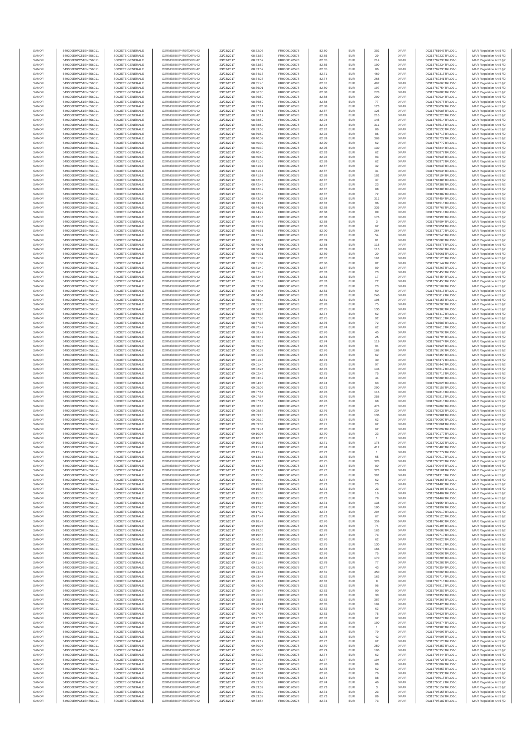| SANOFI | 549300E9PC51EN656011 | SOCIETE GENERALE | O2RNE8IBXP4R0TD8PU42 | 23/03/2017 | 08:32:06 | FR0000120578 | 82.60 | EUR | 302 | XPAR | 00313781946TRLO0-1 | MAR Regulation Art 5 §2 |
|---|---|---|---|---|---|---|---|---|---|---|---|---|
| SANOFI | 549300E9PC51EN656011 | SOCIETE GENERALE | O2RNE8IBXP4R0TD8PU42 | 23/03/2017 | 08:33:52 | FR0000120578 | 82.65 | EUR | 29 | XPAR | 00313782232TRLO0-1 | MAR Regulation Art 5 §2 |
| SANOFI | 549300E9PC51EN656011 | SOCIETE GENERALE | O2RNE8IBXP4R0TD8PU42 | 23/03/2017 | 08:33:52 | FR0000120578 | 82.65 | EUR | 214 | XPAR | 00313782233TRLO0-1 | MAR Regulation Art 5 §2 |
| SANOFI | 549300E9PC51EN656011 | SOCIETE GENERALE | O2RNE8IBXP4R0TD8PU42 | 23/03/2017 | 08:33:52 | FR0000120578 | 82.65 | EUR | 100 | XPAR | 00313782234TRLO0-1 | MAR Regulation Art 5 §2 |
| SANOFI | 549300E9PC51EN656011 | SOCIETE GENERALE | O2RNE8IBXP4R0TD8PU42 | 23/03/2017 | 08:33:52 | FR0000120578 | 82.65 | EUR | 86 | XPAR | 00313782235TRLO0-1 | MAR Regulation Art 5 §2 |
| SANOFI | 549300E9PC51EN656011 | SOCIETE GENERALE | O2RNE8IBXP4R0TD8PU42 | 23/03/2017 | 08:34:13 | FR0000120578 | 82.71 | EUR | 469 | XPAR | 00313782316TRLO0-1 | MAR Regulation Art 5 §2 |
| SANOFI | 549300E9PC51EN656011 | SOCIETE GENERALE | O2RNE8IBXP4R0TD8PU42 | 23/03/2017 | 08:34:27 | FR0000120578 | 82.74 | EUR | 268 | XPAR | 00313782341TRLO0-1 | MAR Regulation Art 5 §2 |
| SANOFI | 549300E9PC51EN656011 | SOCIETE GENERALE | O2RNE8IBXP4R0TD8PU42 | 23/03/2017 | 08:35:46 | FR0000120578 | 82.81 | EUR | 467 | XPAR | 00313782668TRLO0-1 | MAR Regulation Art 5 §2 |
| SANOFI | 549300E9PC51EN656011 | SOCIETE GENERALE | O2RNE8IBXP4R0TD8PU42 | 23/03/2017 | 08:36:01 | FR0000120578 | 82.80 | EUR | 197 | XPAR | 00313782754TRLO0-1 | MAR Regulation Art 5 §2 |
| SANOFI | 549300E9PC51EN656011 | SOCIETE GENERALE | O2RNE8IBXP4R0TD8PU42 | 23/03/2017 | 08:36:35 | FR0000120578 | 82.88 | EUR | 278 | XPAR | 00313782883TRLO0-1 | MAR Regulation Art 5 §2 |
| SANOFI | 549300E9PC51EN656011 | SOCIETE GENERALE | O2RNE8IBXP4R0TD8PU42 | 23/03/2017 | 08:36:50 | FR0000120578 | 82.88 | EUR | 200 | XPAR | 00313782934TRLO0-1 | MAR Regulation Art 5 §2 |
| SANOFI | 549300E9PC51EN656011 | SOCIETE GENERALE | O2RNE8IBXP4R0TD8PU42 | 23/03/2017 | 08:36:59 | FR0000120578 | 82.88 | EUR | 77 | XPAR | 00313782978TRLO0-1 | MAR Regulation Art 5 §2 |
| SANOFI | 549300E9PC51EN656011 | SOCIETE GENERALE | O2RNE8IBXP4R0TD8PU42 | 23/03/2017 | 08:37:14 | FR0000120578 | 82.88 | EUR | 123 | XPAR | 00313783039TRLO0-1 | MAR Regulation Art 5 §2 |
| SANOFI | 549300E9PC51EN656011 | SOCIETE GENERALE | O2RNE8IBXP4R0TD8PU42 | 23/03/2017 | 08:37:31 | FR0000120578 | 82.87 | EUR | 125 | XPAR | 00313783088TRLO0-1 | MAR Regulation Art 5 §2 |
| SANOFI | 549300E9PC51EN656011 | SOCIETE GENERALE | O2RNE8IBXP4R0TD8PU42 | 23/03/2017 | 08:38:12 | FR0000120578 | 82.89 | EUR | 216 | XPAR | 00313783223TRLO0-1 | MAR Regulation Art 5 §2 |
| SANOFI | 549300E9PC51EN656011 | SOCIETE GENERALE | O2RNE8IBXP4R0TD8PU42 | 23/03/2017 | 08:38:59 | FR0000120578 | 82.94 | EUR | 145 | XPAR | 00313783514TRLO0-1 | MAR Regulation Art 5 §2 |
| SANOFI | 549300E9PC51EN656011 | SOCIETE GENERALE | O2RNE8IBXP4R0TD8PU42 | 23/03/2017 | 08:38:59 | FR0000120578 | 82.94 | EUR | 311 | XPAR | 00313783516TRLO0-1 | MAR Regulation Art 5 §2 |
| SANOFI | 549300E9PC51EN656011 | SOCIETE GENERALE | O2RNE8IBXP4R0TD8PU42 | 23/03/2017 | 08:39:03 | FR0000120578 | 82.92 | EUR | 86 | XPAR | 00313783535TRLO0-1 | MAR Regulation Art 5 §2 |
| SANOFI | 549300E9PC51EN656011 | SOCIETE GENERALE | O2RNE8IBXP4R0TD8PU42 | 23/03/2017 | 08:39:59 | FR0000120578 | 82.92 | EUR | 86 | XPAR | 00313783713TRLO0-1 | MAR Regulation Art 5 §2 |
| SANOFI | 549300E9PC51EN656011 | SOCIETE GENERALE | O2RNE8IBXP4R0TD8PU42 | 23/03/2017 | 08:40:02 | FR0000120578 | 82.89 | EUR | 368 | XPAR | 00313783727TRLO0-1 | MAR Regulation Art 5 §2 |
| SANOFI | 549300E9PC51EN656011 | SOCIETE GENERALE | O2RNE8IBXP4R0TD8PU42 | 23/03/2017 | 08:40:09 | FR0000120578 | 82.90 | EUR | 62 | XPAR | 00313783772TRLO0-1 | MAR Regulation Art 5 §2 |
| SANOFI | 549300E9PC51EN656011 | SOCIETE GENERALE | O2RNE8IBXP4R0TD8PU42 | 23/03/2017 | 08:40:30 | FR0000120578 | 82.95 | EUR | 130 | XPAR | 00313783844TRLO0-1 | MAR Regulation Art 5 §2 |
| SANOFI | 549300E9PC51EN656011 | SOCIETE GENERALE | O2RNE8IBXP4R0TD8PU42 | 23/03/2017 | 08:40:40 | FR0000120578 | 82.93 | EUR | 62 | XPAR | 00313783872TRLO0-1 | MAR Regulation Art 5 §2 |
| SANOFI | 549300E9PC51EN656011 | SOCIETE GENERALE | O2RNE8IBXP4R0TD8PU42 | 23/03/2017 | 08:40:59 | FR0000120578 | 82.92 | EUR | 93 | XPAR | 00313783938TRLO0-1 | MAR Regulation Art 5 §2 |
| SANOFI | 549300E9PC51EN656011 | SOCIETE GENERALE | O2RNE8IBXP4R0TD8PU42 | 23/03/2017 | 08:41:05 | FR0000120578 | 82.89 | EUR | 62 | XPAR | 00313783973TRLO0-1 | MAR Regulation Art 5 §2 |
| SANOFI | 549300E9PC51EN656011 | SOCIETE GENERALE | O2RNE8IBXP4R0TD8PU42 | 23/03/2017 | 08:41:17 | FR0000120578 | 82.87 | EUR | 32 | XPAR | 00313784033TRLO0-1 | MAR Regulation Art 5 §2 |
| SANOFI | 549300E9PC51EN656011 | SOCIETE GENERALE | O2RNE8IBXP4R0TD8PU42 | 23/03/2017 | 08:41:17 | FR0000120578 | 82.87 | EUR | 31 | XPAR | 00313784034TRLO0-1 | MAR Regulation Art 5 §2 |
| SANOFI | 549300E9PC51EN656011 | SOCIETE GENERALE | O2RNE8IBXP4R0TD8PU42 | 23/03/2017 | 08:41:57 | FR0000120578 | 82.88 | EUR | 103 | XPAR | 00313784194TRLO0-1 | MAR Regulation Art 5 §2 |
| SANOFI | 549300E9PC51EN656011 | SOCIETE GENERALE | O2RNE8IBXP4R0TD8PU42 | 23/03/2017 | 08:42:49 | FR0000120578 | 82.87 | EUR | 37 | XPAR | 00313784386TRLO0-1 | MAR Regulation Art 5 §2 |
| SANOFI | 549300E9PC51EN656011 | SOCIETE GENERALE | O2RNE8IBXP4R0TD8PU42 | 23/03/2017 | 08:42:49 | FR0000120578 | 82.87 | EUR | 23 | XPAR | 00313784387TRLO0-1 | MAR Regulation Art 5 §2 |
| SANOFI | 549300E9PC51EN656011 | SOCIETE GENERALE | O2RNE8IBXP4R0TD8PU42 | 23/03/2017 | 08:42:49 | FR0000120578 | 82.87 | EUR | 88 | XPAR | 00313784388TRLO0-1 | MAR Regulation Art 5 §2 |
| SANOFI | 549300E9PC51EN656011 | SOCIETE GENERALE | O2RNE8IBXP4R0TD8PU42 | 23/03/2017 | 08:42:49 | FR0000120578 | 82.87 | EUR | 72 | XPAR | 00313784389TRLO0-1 | MAR Regulation Art 5 §2 |
| SANOFI | 549300E9PC51EN656011 | SOCIETE GENERALE | O2RNE8IBXP4R0TD8PU42 | 23/03/2017 | 08:43:04 | FR0000120578 | 82.84 | EUR | 311 | XPAR | 00313784454TRLO0-1 | MAR Regulation Art 5 §2 |
| SANOFI | 549300E9PC51EN656011 | SOCIETE GENERALE | O2RNE8IBXP4R0TD8PU42 | 23/03/2017 | 08:43:12 | FR0000120578 | 82.82 | EUR | 96 | XPAR | 00313784516TRLO0-1 | MAR Regulation Art 5 §2 |
| SANOFI | 549300E9PC51EN656011 | SOCIETE GENERALE | O2RNE8IBXP4R0TD8PU42 | 23/03/2017 | 08:44:01 | FR0000120578 | 82.88 | EUR | 336 | XPAR | 00313784768TRLO0-1 | MAR Regulation Art 5 §2 |
| SANOFI | 549300E9PC51EN656011 | SOCIETE GENERALE | O2RNE8IBXP4R0TD8PU42 | 23/03/2017 | 08:44:22 | FR0000120578 | 82.88 | EUR | 89 | XPAR | 00313784914TRLO0-1 | MAR Regulation Art 5 §2 |
| SANOFI | 549300E9PC51EN656011 | SOCIETE GENERALE | O2RNE8IBXP4R0TD8PU42 | 23/03/2017 | 08:44:45 | FR0000120578 | 82.88 | EUR | 176 | XPAR | 00313784993TRLO0-1 | MAR Regulation Art 5 §2 |
| SANOFI | 549300E9PC51EN656011 | SOCIETE GENERALE | O2RNE8IBXP4R0TD8PU42 | 23/03/2017 | 08:44:45 | FR0000120578 | 82.88 | EUR | 3 | XPAR | 00313784994TRLO0-1 | MAR Regulation Art 5 §2 |
| SANOFI | 549300E9PC51EN656011 | SOCIETE GENERALE | O2RNE8IBXP4R0TD8PU42 | 23/03/2017 | 08:45:07 | FR0000120578 | 82.86 | EUR | 62 | XPAR | 00313785051TRLO0-1 | MAR Regulation Art 5 §2 |
| SANOFI | 549300E9PC51EN656011 | SOCIETE GENERALE | O2RNE8IBXP4R0TD8PU42 | 23/03/2017 | 08:46:51 | FR0000120578 | 82.90 | EUR | 264 | XPAR | 00313785370TRLO0-1 | MAR Regulation Art 5 §2 |
| SANOFI | 549300E9PC51EN656011 | SOCIETE GENERALE | O2RNE8IBXP4R0TD8PU42 | 23/03/2017 | 08:47:49 | FR0000120578 | 82.91 | EUR | 54 | XPAR | 00313785545TRLO0-1 | MAR Regulation Art 5 §2 |
| SANOFI | 549300E9PC51EN656011 | SOCIETE GENERALE | O2RNE8IBXP4R0TD8PU42 | 23/03/2017 | 08:48:20 | FR0000120578 | 82.89 | EUR | 81 | XPAR | 00313785683TRLO0-1 | MAR Regulation Art 5 §2 |
| SANOFI | 549300E9PC51EN656011 | SOCIETE GENERALE | O2RNE8IBXP4R0TD8PU42 | 23/03/2017 | 08:49:01 | FR0000120578 | 82.88 | EUR | 118 | XPAR | 00313785875TRLO0-1 | MAR Regulation Art 5 §2 |
| SANOFI | 549300E9PC51EN656011 | SOCIETE GENERALE | O2RNE8IBXP4R0TD8PU42 | 23/03/2017 | 08:50:31 | FR0000120578 | 82.89 | EUR | 113 | XPAR | 00313786060TRLO0-1 | MAR Regulation Art 5 §2 |
| SANOFI | 549300E9PC51EN656011 | SOCIETE GENERALE | O2RNE8IBXP4R0TD8PU42 | 23/03/2017 | 08:50:31 | FR0000120578 | 82.89 | EUR | 20 | XPAR | 00313786061TRLO0-1 | MAR Regulation Art 5 §2 |
| SANOFI | 549300E9PC51EN656011 | SOCIETE GENERALE | O2RNE8IBXP4R0TD8PU42 | 23/03/2017 | 08:51:02 | FR0000120578 | 82.87 | EUR | 161 | XPAR | 00313786120TRLO0-1 | MAR Regulation Art 5 §2 |
| SANOFI | 549300E9PC51EN656011 | SOCIETE GENERALE | O2RNE8IBXP4R0TD8PU42 | 23/03/2017 | 08:51:08 | FR0000120578 | 82.86 | EUR | 82 | XPAR | 00313786142TRLO0-1 | MAR Regulation Art 5 §2 |
| SANOFI | 549300E9PC51EN656011 | SOCIETE GENERALE | O2RNE8IBXP4R0TD8PU42 | 23/03/2017 | 08:51:40 | FR0000120578 | 82.87 | EUR | 89 | XPAR | 00313786263TRLO0-1 | MAR Regulation Art 5 §2 |
| SANOFI | 549300E9PC51EN656011 | SOCIETE GENERALE | O2RNE8IBXP4R0TD8PU42 | 23/03/2017 | 08:52:43 | FR0000120578 | 82.83 | EUR | 23 | XPAR | 00313786453TRLO0-1 | MAR Regulation Art 5 §2 |
| SANOFI | 549300E9PC51EN656011 | SOCIETE GENERALE | O2RNE8IBXP4R0TD8PU42 | 23/03/2017 | 08:52:43 | FR0000120578 | 82.83 | EUR | 17 | XPAR | 00313786454TRLO0-1 | MAR Regulation Art 5 §2 |
| SANOFI | 549300E9PC51EN656011 | SOCIETE GENERALE | O2RNE8IBXP4R0TD8PU42 | 23/03/2017 | 08:52:43 | FR0000120578 | 82.83 | EUR | 22 | XPAR | 00313786455TRLO0-1 | MAR Regulation Art 5 §2 |
| SANOFI | 549300E9PC51EN656011 | SOCIETE GENERALE | O2RNE8IBXP4R0TD8PU42 | 23/03/2017 | 08:53:04 | FR0000120578 | 82.83 | EUR | 23 | XPAR | 00313786504TRLO0-1 | MAR Regulation Art 5 §2 |
| SANOFI | 549300E9PC51EN656011 | SOCIETE GENERALE | O2RNE8IBXP4R0TD8PU42 | 23/03/2017 | 08:54:04 | FR0000120578 | 82.83 | EUR | 60 | XPAR | 00313786816TRLO0-1 | MAR Regulation Art 5 §2 |
| SANOFI | 549300E9PC51EN656011 | SOCIETE GENERALE | O2RNE8IBXP4R0TD8PU42 | 23/03/2017 | 08:54:04 | FR0000120578 | 82.83 | EUR | 246 | XPAR | 00313786817TRLO0-1 | MAR Regulation Art 5 §2 |
| SANOFI | 549300E9PC51EN656011 | SOCIETE GENERALE | O2RNE8IBXP4R0TD8PU42 | 23/03/2017 | 08:55:19 | FR0000120578 | 82.81 | EUR | 198 | XPAR | 00313787156TRLO0-1 | MAR Regulation Art 5 §2 |
| SANOFI | 549300E9PC51EN656011 | SOCIETE GENERALE | O2RNE8IBXP4R0TD8PU42 | 23/03/2017 | 08:55:28 | FR0000120578 | 82.78 | EUR | 75 | XPAR | 00313787208TRLO0-1 | MAR Regulation Art 5 §2 |
| SANOFI | 549300E9PC51EN656011 | SOCIETE GENERALE | O2RNE8IBXP4R0TD8PU42 | 23/03/2017 | 08:56:26 | FR0000120578 | 82.75 | EUR | 130 | XPAR | 00313787388TRLO0-1 | MAR Regulation Art 5 §2 |
| SANOFI | 549300E9PC51EN656011 | SOCIETE GENERALE | O2RNE8IBXP4R0TD8PU42 | 23/03/2017 | 08:56:36 | FR0000120578 | 82.74 | EUR | 62 | XPAR | 00313787412TRLO0-1 | MAR Regulation Art 5 §2 |
| SANOFI | 549300E9PC51EN656011 | SOCIETE GENERALE | O2RNE8IBXP4R0TD8PU42 | 23/03/2017 | 08:57:08 | FR0000120578 | 82.75 | EUR | 92 | XPAR | 00313787515TRLO0-1 | MAR Regulation Art 5 §2 |
| SANOFI | 549300E9PC51EN656011 | SOCIETE GENERALE | O2RNE8IBXP4R0TD8PU42 | 23/03/2017 | 08:57:36 | FR0000120578 | 82.75 | EUR | 72 | XPAR | 00313787583TRLO0-1 | MAR Regulation Art 5 §2 |
| SANOFI | 549300E9PC51EN656011 | SOCIETE GENERALE | O2RNE8IBXP4R0TD8PU42 | 23/03/2017 | 08:57:47 | FR0000120578 | 82.74 | EUR | 62 | XPAR | 00313787613TRLO0-1 | MAR Regulation Art 5 §2 |
| SANOFI | 549300E9PC51EN656011 | SOCIETE GENERALE | O2RNE8IBXP4R0TD8PU42 | 23/03/2017 | 08:58:47 | FR0000120578 | 82.76 | EUR | 45 | XPAR | 00313787793TRLO0-1 | MAR Regulation Art 5 §2 |
| SANOFI | 549300E9PC51EN656011 | SOCIETE GENERALE | O2RNE8IBXP4R0TD8PU42 | 23/03/2017 | 08:58:47 | FR0000120578 | 82.76 | EUR | 25 | XPAR | 00313787794TRLO0-1 | MAR Regulation Art 5 §2 |
| SANOFI | 549300E9PC51EN656011 | SOCIETE GENERALE | O2RNE8IBXP4R0TD8PU42 | 23/03/2017 | 08:59:15 | FR0000120578 | 82.74 | EUR | 119 | XPAR | 00313787874TRLO0-1 | MAR Regulation Art 5 §2 |
| SANOFI | 549300E9PC51EN656011 | SOCIETE GENERALE | O2RNE8IBXP4R0TD8PU42 | 23/03/2017 | 08:59:24 | FR0000120578 | 82.75 | EUR | 94 | XPAR | 00313787928TRLO0-1 | MAR Regulation Art 5 §2 |
| SANOFI | 549300E9PC51EN656011 | SOCIETE GENERALE | O2RNE8IBXP4R0TD8PU42 | 23/03/2017 | 09:00:32 | FR0000120578 | 82.76 | EUR | 168 | XPAR | 00313788180TRLO0-1 | MAR Regulation Art 5 §2 |
| SANOFI | 549300E9PC51EN656011 | SOCIETE GENERALE | O2RNE8IBXP4R0TD8PU42 | 23/03/2017 | 09:01:07 | FR0000120578 | 82.75 | EUR | 62 | XPAR | 00313788354TRLO0-1 | MAR Regulation Art 5 §2 |
| SANOFI | 549300E9PC51EN656011 | SOCIETE GENERALE | O2RNE8IBXP4R0TD8PU42 | 23/03/2017 | 09:01:13 | FR0000120578 | 82.73 | EUR | 30 | XPAR | 00313788377TRLO0-1 | MAR Regulation Art 5 §2 |
| SANOFI | 549300E9PC51EN656011 | SOCIETE GENERALE | O2RNE8IBXP4R0TD8PU42 | 23/03/2017 | 09:01:40 | FR0000120578 | 82.75 | EUR | 97 | XPAR | 00313788449TRLO0-1 | MAR Regulation Art 5 §2 |
| SANOFI | 549300E9PC51EN656011 | SOCIETE GENERALE | O2RNE8IBXP4R0TD8PU42 | 23/03/2017 | 09:02:24 | FR0000120578 | 82.76 | EUR | 146 | XPAR | 00313788612TRLO0-1 | MAR Regulation Art 5 §2 |
| SANOFI | 549300E9PC51EN656011 | SOCIETE GENERALE | O2RNE8IBXP4R0TD8PU42 | 23/03/2017 | 09:02:49 | FR0000120578 | 82.75 | EUR | 75 | XPAR | 00313788712TRLO0-1 | MAR Regulation Art 5 §2 |
| SANOFI | 549300E9PC51EN656011 | SOCIETE GENERALE | O2RNE8IBXP4R0TD8PU42 | 23/03/2017 | 09:03:42 | FR0000120578 | 82.74 | EUR | 44 | XPAR | 00313788884TRLO0-1 | MAR Regulation Art 5 §2 |
| SANOFI | 549300E9PC51EN656011 | SOCIETE GENERALE | O2RNE8IBXP4R0TD8PU42 | 23/03/2017 | 09:04:16 | FR0000120578 | 82.74 | EUR | 63 | XPAR | 00313789028TRLO0-1 | MAR Regulation Art 5 §2 |
| SANOFI | 549300E9PC51EN656011 | SOCIETE GENERALE | O2RNE8IBXP4R0TD8PU42 | 23/03/2017 | 09:05:06 | FR0000120578 | 82.73 | EUR | 290 | XPAR | 00313789158TRLO0-1 | MAR Regulation Art 5 §2 |
| SANOFI | 549300E9PC51EN656011 | SOCIETE GENERALE | O2RNE8IBXP4R0TD8PU42 | 23/03/2017 | 09:07:54 | FR0000120578 | 82.76 | EUR | 116 | XPAR | 00313789814TRLO0-1 | MAR Regulation Art 5 §2 |
| SANOFI | 549300E9PC51EN656011 | SOCIETE GENERALE | O2RNE8IBXP4R0TD8PU42 | 23/03/2017 | 09:07:54 | FR0000120578 | 82.76 | EUR | 258 | XPAR | 00313789815TRLO0-1 | MAR Regulation Art 5 §2 |
| SANOFI | 549300E9PC51EN656011 | SOCIETE GENERALE | O2RNE8IBXP4R0TD8PU42 | 23/03/2017 | 09:07:54 | FR0000120578 | 82.76 | EUR | 68 | XPAR | 00313789816TRLO0-1 | MAR Regulation Art 5 §2 |
| SANOFI | 549300E9PC51EN656011 | SOCIETE GENERALE | O2RNE8IBXP4R0TD8PU42 | 23/03/2017 | 09:08:18 | FR0000120578 | 82.77 | EUR | 473 | XPAR | 00313789863TRLO0-1 | MAR Regulation Art 5 §2 |
| SANOFI | 549300E9PC51EN656011 | SOCIETE GENERALE | O2RNE8IBXP4R0TD8PU42 | 23/03/2017 | 09:08:56 | FR0000120578 | 82.76 | EUR | 234 | XPAR | 00313789935TRLO0-1 | MAR Regulation Art 5 §2 |
| SANOFI | 549300E9PC51EN656011 | SOCIETE GENERALE | O2RNE8IBXP4R0TD8PU42 | 23/03/2017 | 09:09:10 | FR0000120578 | 82.75 | EUR | 136 | XPAR | 00313789981TRLO0-1 | MAR Regulation Art 5 §2 |
| SANOFI | 549300E9PC51EN656011 | SOCIETE GENERALE | O2RNE8IBXP4R0TD8PU42 | 23/03/2017 | 09:09:19 | FR0000120578 | 82.74 | EUR | 62 | XPAR | 00313790009TRLO0-1 | MAR Regulation Art 5 §2 |
| SANOFI | 549300E9PC51EN656011 | SOCIETE GENERALE | O2RNE8IBXP4R0TD8PU42 | 23/03/2017 | 09:09:33 | FR0000120578 | 82.71 | EUR | 62 | XPAR | 00313790061TRLO0-1 | MAR Regulation Art 5 §2 |
| SANOFI | 549300E9PC51EN656011 | SOCIETE GENERALE | O2RNE8IBXP4R0TD8PU42 | 23/03/2017 | 09:09:44 | FR0000120578 | 82.70 | EUR | 62 | XPAR | 00313790099TRLO0-1 | MAR Regulation Art 5 §2 |
| SANOFI | 549300E9PC51EN656011 | SOCIETE GENERALE | O2RNE8IBXP4R0TD8PU42 | 23/03/2017 | 09:10:05 | FR0000120578 | 82.70 | EUR | 23 | XPAR | 00313790179TRLO0-1 | MAR Regulation Art 5 §2 |
| SANOFI | 549300E9PC51EN656011 | SOCIETE GENERALE | O2RNE8IBXP4R0TD8PU42 | 23/03/2017 | 09:10:18 | FR0000120578 | 82.71 | EUR | 1 | XPAR | 00313790226TRLO0-1 | MAR Regulation Art 5 §2 |
| SANOFI | 549300E9PC51EN656011 | SOCIETE GENERALE | O2RNE8IBXP4R0TD8PU42 | 23/03/2017 | 09:10:18 | FR0000120578 | 82.71 | EUR | 178 | XPAR | 00313790227TRLO0-1 | MAR Regulation Art 5 §2 |
| SANOFI | 549300E9PC51EN656011 | SOCIETE GENERALE | O2RNE8IBXP4R0TD8PU42 | 23/03/2017 | 09:11:41 | FR0000120578 | 82.74 | EUR | 412 | XPAR | 00313790468TRLO0-1 | MAR Regulation Art 5 §2 |
| SANOFI | 549300E9PC51EN656011 | SOCIETE GENERALE | O2RNE8IBXP4R0TD8PU42 | 23/03/2017 | 09:12:49 | FR0000120578 | 82.72 | EUR | 1 | XPAR | 00313790772TRLO0-1 | MAR Regulation Art 5 §2 |
| SANOFI | 549300E9PC51EN656011 | SOCIETE GENERALE | O2RNE8IBXP4R0TD8PU42 | 23/03/2017 | 09:13:15 | FR0000120578 | 82.75 | EUR | 65 | XPAR | 00313790919TRLO0-1 | MAR Regulation Art 5 §2 |
| SANOFI | 549300E9PC51EN656011 | SOCIETE GENERALE | O2RNE8IBXP4R0TD8PU42 | 23/03/2017 | 09:13:15 | FR0000120578 | 82.75 | EUR | 328 | XPAR | 00313790923TRLO0-1 | MAR Regulation Art 5 §2 |
| SANOFI | 549300E9PC51EN656011 | SOCIETE GENERALE | O2RNE8IBXP4R0TD8PU42 | 23/03/2017 | 09:13:23 | FR0000120578 | 82.74 | EUR | 80 | XPAR | 00313790948TRLO0-1 | MAR Regulation Art 5 §2 |
| SANOFI | 549300E9PC51EN656011 | SOCIETE GENERALE | O2RNE8IBXP4R0TD8PU42 | 23/03/2017 | 09:13:57 | FR0000120578 | 82.77 | EUR | 323 | XPAR | 00313791101TRLO0-1 | MAR Regulation Art 5 §2 |
| SANOFI | 549300E9PC51EN656011 | SOCIETE GENERALE | O2RNE8IBXP4R0TD8PU42 | 23/03/2017 | 09:15:00 | FR0000120578 | 82.76 | EUR | 391 | XPAR | 00313791315TRLO0-1 | MAR Regulation Art 5 §2 |
| SANOFI | 549300E9PC51EN656011 | SOCIETE GENERALE | O2RNE8IBXP4R0TD8PU42 | 23/03/2017 | 09:15:19 | FR0000120578 | 82.74 | EUR | 62 | XPAR | 00313791368TRLO0-1 | MAR Regulation Art 5 §2 |
| SANOFI | 549300E9PC51EN656011 | SOCIETE GENERALE | O2RNE8IBXP4R0TD8PU42 | 23/03/2017 | 09:15:38 | FR0000120578 | 82.73 | EUR | 23 | XPAR | 00313791405TRLO0-1 | MAR Regulation Art 5 §2 |
| SANOFI | 549300E9PC51EN656011 | SOCIETE GENERALE | O2RNE8IBXP4R0TD8PU42 | 23/03/2017 | 09:15:38 | FR0000120578 | 82.73 | EUR | 23 | XPAR | 00313791406TRLO0-1 | MAR Regulation Art 5 §2 |
| SANOFI | 549300E9PC51EN656011 | SOCIETE GENERALE | O2RNE8IBXP4R0TD8PU42 | 23/03/2017 | 09:15:38 | FR0000120578 | 82.73 | EUR | 16 | XPAR | 00313791407TRLO0-1 | MAR Regulation Art 5 §2 |
| SANOFI | 549300E9PC51EN656011 | SOCIETE GENERALE | O2RNE8IBXP4R0TD8PU42 | 23/03/2017 | 09:15:56 | FR0000120578 | 82.73 | EUR | 78 | XPAR | 00313791469TRLO0-1 | MAR Regulation Art 5 §2 |
| SANOFI | 549300E9PC51EN656011 | SOCIETE GENERALE | O2RNE8IBXP4R0TD8PU42 | 23/03/2017 | 09:16:14 | FR0000120578 | 82.73 | EUR | 138 | XPAR | 00313791554TRLO0-1 | MAR Regulation Art 5 §2 |
| SANOFI | 549300E9PC51EN656011 | SOCIETE GENERALE | O2RNE8IBXP4R0TD8PU42 | 23/03/2017 | 09:17:20 | FR0000120578 | 82.74 | EUR | 100 | XPAR | 00313791992TRLO0-1 | MAR Regulation Art 5 §2 |
| SANOFI | 549300E9PC51EN656011 | SOCIETE GENERALE | O2RNE8IBXP4R0TD8PU42 | 23/03/2017 | 09:17:22 | FR0000120578 | 82.74 | EUR | 204 | XPAR | 00313792010TRLO0-1 | MAR Regulation Art 5 §2 |
| SANOFI | 549300E9PC51EN656011 | SOCIETE GENERALE | O2RNE8IBXP4R0TD8PU42 | 23/03/2017 | 09:17:44 | FR0000120578 | 82.73 | EUR | 67 | XPAR | 00313792120TRLO0-1 | MAR Regulation Art 5 §2 |
| SANOFI | 549300E9PC51EN656011 | SOCIETE GENERALE | O2RNE8IBXP4R0TD8PU42 | 23/03/2017 | 09:18:42 | FR0000120578 | 82.76 | EUR | 359 | XPAR | 00313792400TRLO0-1 | MAR Regulation Art 5 §2 |
| SANOFI | 549300E9PC51EN656011 | SOCIETE GENERALE | O2RNE8IBXP4R0TD8PU42 | 23/03/2017 | 09:19:06 | FR0000120578 | 82.76 | EUR | 74 | XPAR | 00313792498TRLO0-1 | MAR Regulation Art 5 §2 |
| SANOFI | 549300E9PC51EN656011 | SOCIETE GENERALE | O2RNE8IBXP4R0TD8PU42 | 23/03/2017 | 09:19:36 | FR0000120578 | 82.78 | EUR | 163 | XPAR | 00313792688TRLO0-1 | MAR Regulation Art 5 §2 |
| SANOFI | 549300E9PC51EN656011 | SOCIETE GENERALE | O2RNE8IBXP4R0TD8PU42 | 23/03/2017 | 09:19:45 | FR0000120578 | 82.77 | EUR | 73 | XPAR | 00313792710TRLO0-1 | MAR Regulation Art 5 §2 |
| SANOFI | 549300E9PC51EN656011 | SOCIETE GENERALE | O2RNE8IBXP4R0TD8PU42 | 23/03/2017 | 09:20:15 | FR0000120578 | 82.76 | EUR | 62 | XPAR | 00313792826TRLO0-1 | MAR Regulation Art 5 §2 |
| SANOFI | 549300E9PC51EN656011 | SOCIETE GENERALE | O2RNE8IBXP4R0TD8PU42 | 23/03/2017 | 09:20:36 | FR0000120578 | 82.75 | EUR | 130 | XPAR | 00313792915TRLO0-1 | MAR Regulation Art 5 §2 |
| SANOFI | 549300E9PC51EN656011 | SOCIETE GENERALE | O2RNE8IBXP4R0TD8PU42 | 23/03/2017 | 09:20:47 | FR0000120578 | 82.78 | EUR | 166 | XPAR | 00313792973TRLO0-1 | MAR Regulation Art 5 §2 |
| SANOFI | 549300E9PC51EN656011 | SOCIETE GENERALE | O2RNE8IBXP4R0TD8PU42 | 23/03/2017 | 09:21:10 | FR0000120578 | 82.76 | EUR | 75 | XPAR | 00313793090TRLO0-1 | MAR Regulation Art 5 §2 |
| SANOFI | 549300E9PC51EN656011 | SOCIETE GENERALE | O2RNE8IBXP4R0TD8PU42 | 23/03/2017 | 09:21:30 | FR0000120578 | 82.78 | EUR | 170 | XPAR | 00313793206TRLO0-1 | MAR Regulation Art 5 §2 |
| SANOFI | 549300E9PC51EN656011 | SOCIETE GENERALE | O2RNE8IBXP4R0TD8PU42 | 23/03/2017 | 09:21:45 | FR0000120578 | 82.78 | EUR | 77 | XPAR | 00313793282TRLO0-1 | MAR Regulation Art 5 §2 |
| SANOFI | 549300E9PC51EN656011 | SOCIETE GENERALE | O2RNE8IBXP4R0TD8PU42 | 23/03/2017 | 09:22:05 | FR0000120578 | 82.77 | EUR | 43 | XPAR | 00313793354TRLO0-1 | MAR Regulation Art 5 §2 |
| SANOFI | 549300E9PC51EN656011 | SOCIETE GENERALE | O2RNE8IBXP4R0TD8PU42 | 23/03/2017 | 09:23:37 | FR0000120578 | 82.81 | EUR | 450 | XPAR | 00313793665TRLO0-1 | MAR Regulation Art 5 §2 |
| SANOFI | 549300E9PC51EN656011 | SOCIETE GENERALE | O2RNE8IBXP4R0TD8PU42 | 23/03/2017 | 09:23:44 | FR0000120578 | 82.82 | EUR | 163 | XPAR | 00313793714TRLO0-1 | MAR Regulation Art 5 §2 |
| SANOFI | 549300E9PC51EN656011 | SOCIETE GENERALE | O2RNE8IBXP4R0TD8PU42 | 23/03/2017 | 09:23:44 | FR0000120578 | 82.82 | EUR | 8 | XPAR | 00313793716TRLO0-1 | MAR Regulation Art 5 §2 |
| SANOFI | 549300E9PC51EN656011 | SOCIETE GENERALE | O2RNE8IBXP4R0TD8PU42 | 23/03/2017 | 09:24:06 | FR0000120578 | 82.82 | EUR | 96 | XPAR | 00313793812TRLO0-1 | MAR Regulation Art 5 §2 |
| SANOFI | 549300E9PC51EN656011 | SOCIETE GENERALE | O2RNE8IBXP4R0TD8PU42 | 23/03/2017 | 09:25:48 | FR0000120578 | 82.83 | EUR | 90 | XPAR | 00313794353TRLO0-1 | MAR Regulation Art 5 §2 |
| SANOFI | 549300E9PC51EN656011 | SOCIETE GENERALE | O2RNE8IBXP4R0TD8PU42 | 23/03/2017 | 09:25:48 | FR0000120578 | 82.83 | EUR | 30 | XPAR | 00313794354TRLO0-1 | MAR Regulation Art 5 §2 |
| SANOFI | 549300E9PC51EN656011 | SOCIETE GENERALE | O2RNE8IBXP4R0TD8PU42 | 23/03/2017 | 09:25:58 | FR0000120578 | 82.83 | EUR | 387 | XPAR | 00313794385TRLO0-1 | MAR Regulation Art 5 §2 |
| SANOFI | 549300E9PC51EN656011 | SOCIETE GENERALE | O2RNE8IBXP4R0TD8PU42 | 23/03/2017 | 09:26:21 | FR0000120578 | 82.85 | EUR | 104 | XPAR | 00313794426TRLO0-1 | MAR Regulation Art 5 §2 |
| SANOFI | 549300E9PC51EN656011 | SOCIETE GENERALE | O2RNE8IBXP4R0TD8PU42 | 23/03/2017 | 09:26:46 | FR0000120578 | 82.83 | EUR | 62 | XPAR | 00313794567TRLO0-1 | MAR Regulation Art 5 §2 |
| SANOFI | 549300E9PC51EN656011 | SOCIETE GENERALE | O2RNE8IBXP4R0TD8PU42 | 23/03/2017 | 09:27:05 | FR0000120578 | 82.83 | EUR | 75 | XPAR | 00313794628TRLO0-1 | MAR Regulation Art 5 §2 |
| SANOFI | 549300E9PC51EN656011 | SOCIETE GENERALE | O2RNE8IBXP4R0TD8PU42 | 23/03/2017 | 09:27:15 | FR0000120578 | 82.82 | EUR | 62 | XPAR | 00313794674TRLO0-1 | MAR Regulation Art 5 §2 |
| SANOFI | 549300E9PC51EN656011 | SOCIETE GENERALE | O2RNE8IBXP4R0TD8PU42 | 23/03/2017 | 09:27:37 | FR0000120578 | 82.82 | EUR | 100 | XPAR | 00313794874TRLO0-1 | MAR Regulation Art 5 §2 |
| SANOFI | 549300E9PC51EN656011 | SOCIETE GENERALE | O2RNE8IBXP4R0TD8PU42 | 23/03/2017 | 09:28:16 | FR0000120578 | 82.78 | EUR | 1 | XPAR | 00313794988TRLO0-1 | MAR Regulation Art 5 §2 |
| SANOFI | 549300E9PC51EN656011 | SOCIETE GENERALE | O2RNE8IBXP4R0TD8PU42 | 23/03/2017 | 09:28:17 | FR0000120578 | 82.78 | EUR | 79 | XPAR | 00313794993TRLO0-1 | MAR Regulation Art 5 §2 |
| SANOFI | 549300E9PC51EN656011 | SOCIETE GENERALE | O2RNE8IBXP4R0TD8PU42 | 23/03/2017 | 09:28:17 | FR0000120578 | 82.78 | EUR | 42 | XPAR | 00313794995TRLO0-1 | MAR Regulation Art 5 §2 |
| SANOFI | 549300E9PC51EN656011 | SOCIETE GENERALE | O2RNE8IBXP4R0TD8PU42 | 23/03/2017 | 09:29:12 | FR0000120578 | 82.77 | EUR | 62 | XPAR | 00313795123TRLO0-1 | MAR Regulation Art 5 §2 |
| SANOFI | 549300E9PC51EN656011 | SOCIETE GENERALE | O2RNE8IBXP4R0TD8PU42 | 23/03/2017 | 09:30:05 | FR0000120578 | 82.79 | EUR | 250 | XPAR | 00313795357TRLO0-1 | MAR Regulation Art 5 §2 |
| SANOFI | 549300E9PC51EN656011 | SOCIETE GENERALE | O2RNE8IBXP4R0TD8PU42 | 23/03/2017 | 09:30:05 | FR0000120578 | 82.79 | EUR | 106 | XPAR | 00313795358TRLO0-1 | MAR Regulation Art 5 §2 |
| SANOFI | 549300E9PC51EN656011 | SOCIETE GENERALE | O2RNE8IBXP4R0TD8PU42 | 23/03/2017 | 09:30:32 | FR0000120578 | 82.74 | EUR | 62 | XPAR | 00313795444TRLO0-1 | MAR Regulation Art 5 §2 |
| SANOFI | 549300E9PC51EN656011 | SOCIETE GENERALE | O2RNE8IBXP4R0TD8PU42 | 23/03/2017 | 09:31:26 | FR0000120578 | 82.77 | EUR | 194 | XPAR | 00313795726TRLO0-1 | MAR Regulation Art 5 §2 |
| SANOFI | 549300E9PC51EN656011 | SOCIETE GENERALE | O2RNE8IBXP4R0TD8PU42 | 23/03/2017 | 09:31:45 | FR0000120578 | 82.76 | EUR | 89 | XPAR | 00313795807TRLO0-1 | MAR Regulation Art 5 §2 |
| SANOFI | 549300E9PC51EN656011 | SOCIETE GENERALE | O2RNE8IBXP4R0TD8PU42 | 23/03/2017 | 09:32:04 | FR0000120578 | 82.75 | EUR | 62 | XPAR | 00313795853TRLO0-1 | MAR Regulation Art 5 §2 |
| SANOFI | 549300E9PC51EN656011 | SOCIETE GENERALE | O2RNE8IBXP4R0TD8PU42 | 23/03/2017 | 09:32:34 | FR0000120578 | 82.76 | EUR | 76 | XPAR | 00313795936TRLO0-1 | MAR Regulation Art 5 §2 |
| SANOFI | 549300E9PC51EN656011 | SOCIETE GENERALE | O2RNE8IBXP4R0TD8PU42 | 23/03/2017 | 09:33:03 | FR0000120578 | 82.74 | EUR | 88 | XPAR | 00313796018TRLO0-1 | MAR Regulation Art 5 §2 |
| SANOFI | 549300E9PC51EN656011 | SOCIETE GENERALE | O2RNE8IBXP4R0TD8PU42 | 23/03/2017 | 09:33:03 | FR0000120578 | 82.74 | EUR | 46 | XPAR | 00313796019TRLO0-1 | MAR Regulation Art 5 §2 |
| SANOFI | 549300E9PC51EN656011 | SOCIETE GENERALE | O2RNE8IBXP4R0TD8PU42 | 23/03/2017 | 09:33:39 | FR0000120578 | 82.73 | EUR | 3 | XPAR | 00313796157TRLO0-1 | MAR Regulation Art 5 §2 |
| SANOFI | 549300E9PC51EN656011 | SOCIETE GENERALE | O2RNE8IBXP4R0TD8PU42 | 23/03/2017 | 09:33:39 | FR0000120578 | 82.73 | EUR | 23 | XPAR | 00313796158TRLO0-1 | MAR Regulation Art 5 §2 |
| SANOFI | 549300E9PC51EN656011 | SOCIETE GENERALE | O2RNE8IBXP4R0TD8PU42 | 23/03/2017 | 09:33:39 | FR0000120578 | 82.73 | EUR | 89 | XPAR | 00313796159TRLO0-1 | MAR Regulation Art 5 §2 |
| SANOFI | 549300E9PC51EN656011 | SOCIETE GENERALE | O2RNE8IBXP4R0TD8PU42 | 23/03/2017 | 09:33:54 | FR0000120578 | 82.73 | EUR | 73 | XPAR | 00313796187TRLO0-1 | MAR Regulation Art 5 §2 |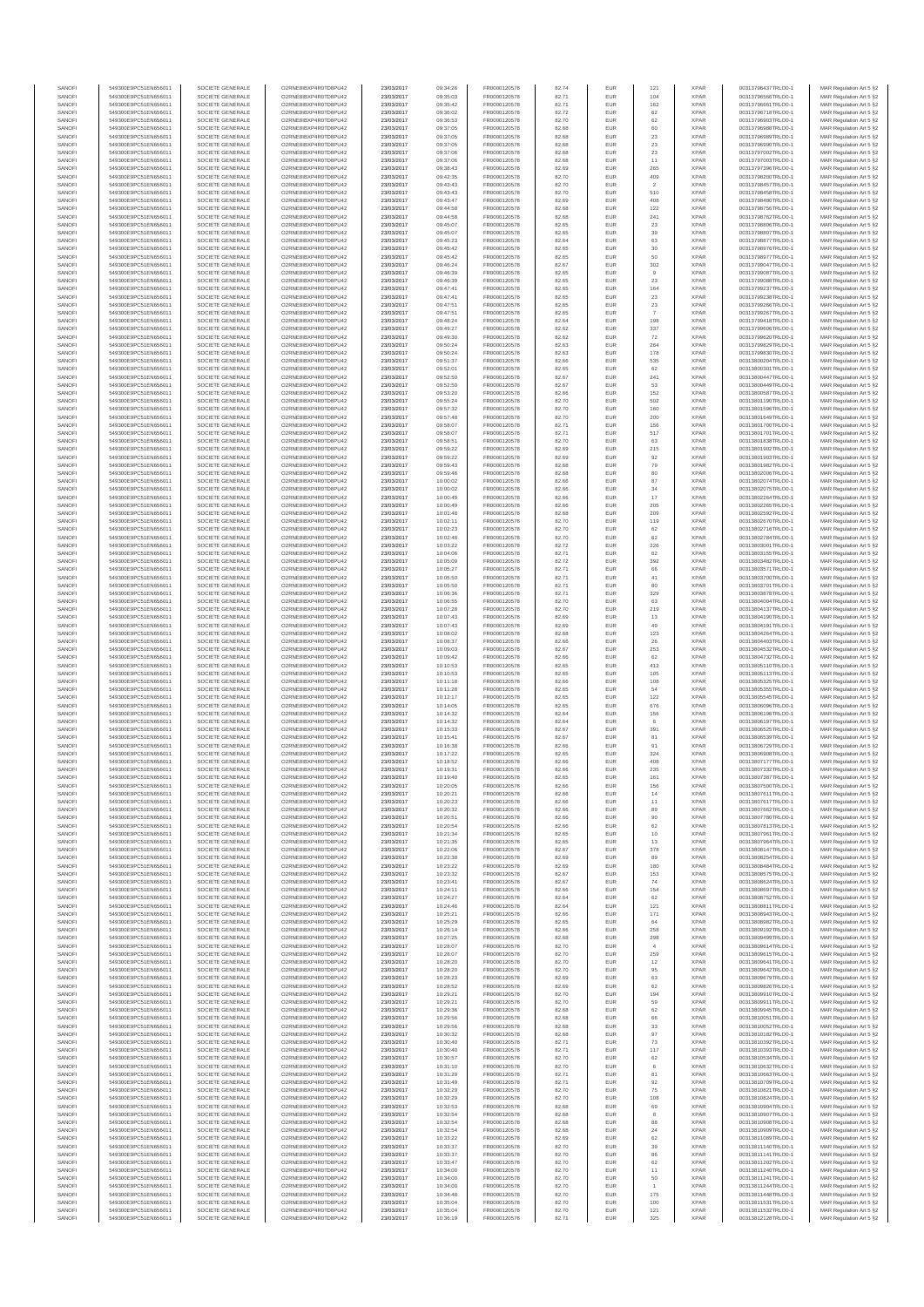| SANOFI | 549300E9PC51EN656011 | SOCIETE GENERALE | O2RNE8IBXP4R0TD8PU42 | 23/03/2017 | 09:34:26 | FR0000120578 | 82.74 | EUR | 121 | XPAR | 00313796437TRLO0-1 | MAR Regulation Art 5 §2 |
|---|---|---|---|---|---|---|---|---|---|---|---|---|
| SANOFI | 549300E9PC51EN656011 | SOCIETE GENERALE | O2RNE8IBXP4R0TD8PU42 | 23/03/2017 | 09:35:03 | FR0000120578 | 82.71 | EUR | 104 | XPAR | 00313796566TRLO0-1 | MAR Regulation Art 5 §2 |
| SANOFI | 549300E9PC51EN656011 | SOCIETE GENERALE | O2RNE8IBXP4R0TD8PU42 | 23/03/2017 | 09:35:42 | FR0000120578 | 82.71 | EUR | 162 | XPAR | 00313796661TRLO0-1 | MAR Regulation Art 5 §2 |
| SANOFI | 549300E9PC51EN656011 | SOCIETE GENERALE | O2RNE8IBXP4R0TD8PU42 | 23/03/2017 | 09:36:02 | FR0000120578 | 82.72 | EUR | 62 | XPAR | 00313796718TRLO0-1 | MAR Regulation Art 5 §2 |
| SANOFI | 549300E9PC51EN656011 | SOCIETE GENERALE | O2RNE8IBXP4R0TD8PU42 | 23/03/2017 | 09:36:53 | FR0000120578 | 82.70 | EUR | 62 | XPAR | 00313796903TRLO0-1 | MAR Regulation Art 5 §2 |
| SANOFI | 549300E9PC51EN656011 | SOCIETE GENERALE | O2RNE8IBXP4R0TD8PU42 | 23/03/2017 | 09:37:05 | FR0000120578 | 82.68 | EUR | 60 | XPAR | 00313796988TRLO0-1 | MAR Regulation Art 5 §2 |
| SANOFI | 549300E9PC51EN656011 | SOCIETE GENERALE | O2RNE8IBXP4R0TD8PU42 | 23/03/2017 | 09:37:05 | FR0000120578 | 82.68 | EUR | 23 | XPAR | 00313796989TRLO0-1 | MAR Regulation Art 5 §2 |
| SANOFI | 549300E9PC51EN656011 | SOCIETE GENERALE | O2RNE8IBXP4R0TD8PU42 | 23/03/2017 | 09:37:05 | FR0000120578 | 82.68 | EUR | 23 | XPAR | 00313796990TRLO0-1 | MAR Regulation Art 5 §2 |
| SANOFI | 549300E9PC51EN656011 | SOCIETE GENERALE | O2RNE8IBXP4R0TD8PU42 | 23/03/2017 | 09:37:06 | FR0000120578 | 82.68 | EUR | 23 | XPAR | 00313797002TRLO0-1 | MAR Regulation Art 5 §2 |
| SANOFI | 549300E9PC51EN656011 | SOCIETE GENERALE | O2RNE8IBXP4R0TD8PU42 | 23/03/2017 | 09:37:06 | FR0000120578 | 82.68 | EUR | 11 | XPAR | 00313797003TRLO0-1 | MAR Regulation Art 5 §2 |
| SANOFI | 549300E9PC51EN656011 | SOCIETE GENERALE | O2RNE8IBXP4R0TD8PU42 | 23/03/2017 | 09:38:43 | FR0000120578 | 82.69 | EUR | 265 | XPAR | 00313797396TRLO0-1 | MAR Regulation Art 5 §2 |
| SANOFI | 549300E9PC51EN656011 | SOCIETE GENERALE | O2RNE8IBXP4R0TD8PU42 | 23/03/2017 | 09:42:35 | FR0000120578 | 82.70 | EUR | 409 | XPAR | 00313798200TRLO0-1 | MAR Regulation Art 5 §2 |
| SANOFI | 549300E9PC51EN656011 | SOCIETE GENERALE | O2RNE8IBXP4R0TD8PU42 | 23/03/2017 | 09:43:43 | FR0000120578 | 82.70 | EUR | 2 | XPAR | 00313798457TRLO0-1 | MAR Regulation Art 5 §2 |
| SANOFI | 549300E9PC51EN656011 | SOCIETE GENERALE | O2RNE8IBXP4R0TD8PU42 | 23/03/2017 | 09:43:43 | FR0000120578 | 82.70 | EUR | 510 | XPAR | 00313798458TRLO0-1 | MAR Regulation Art 5 §2 |
| SANOFI | 549300E9PC51EN656011 | SOCIETE GENERALE | O2RNE8IBXP4R0TD8PU42 | 23/03/2017 | 09:43:47 | FR0000120578 | 82.69 | EUR | 408 | XPAR | 00313798480TRLO0-1 | MAR Regulation Art 5 §2 |
| SANOFI | 549300E9PC51EN656011 | SOCIETE GENERALE | O2RNE8IBXP4R0TD8PU42 | 23/03/2017 | 09:44:58 | FR0000120578 | 82.68 | EUR | 122 | XPAR | 00313798756TRLO0-1 | MAR Regulation Art 5 §2 |
| SANOFI | 549300E9PC51EN656011 | SOCIETE GENERALE | O2RNE8IBXP4R0TD8PU42 | 23/03/2017 | 09:44:58 | FR0000120578 | 82.68 | EUR | 241 | XPAR | 00313798762TRLO0-1 | MAR Regulation Art 5 §2 |
| SANOFI | 549300E9PC51EN656011 | SOCIETE GENERALE | O2RNE8IBXP4R0TD8PU42 | 23/03/2017 | 09:45:07 | FR0000120578 | 82.65 | EUR | 23 | XPAR | 00313798806TRLO0-1 | MAR Regulation Art 5 §2 |
| SANOFI | 549300E9PC51EN656011 | SOCIETE GENERALE | O2RNE8IBXP4R0TD8PU42 | 23/03/2017 | 09:45:07 | FR0000120578 | 82.65 | EUR | 39 | XPAR | 00313798807TRLO0-1 | MAR Regulation Art 5 §2 |
| SANOFI | 549300E9PC51EN656011 | SOCIETE GENERALE | O2RNE8IBXP4R0TD8PU42 | 23/03/2017 | 09:45:23 | FR0000120578 | 82.64 | EUR | 63 | XPAR | 00313798877TRLO0-1 | MAR Regulation Art 5 §2 |
| SANOFI | 549300E9PC51EN656011 | SOCIETE GENERALE | O2RNE8IBXP4R0TD8PU42 | 23/03/2017 | 09:45:42 | FR0000120578 | 82.65 | EUR | 30 | XPAR | 00313798976TRLO0-1 | MAR Regulation Art 5 §2 |
| SANOFI | 549300E9PC51EN656011 | SOCIETE GENERALE | O2RNE8IBXP4R0TD8PU42 | 23/03/2017 | 09:45:42 | FR0000120578 | 82.65 | EUR | 50 | XPAR | 00313798977TRLO0-1 | MAR Regulation Art 5 §2 |
| SANOFI | 549300E9PC51EN656011 | SOCIETE GENERALE | O2RNE8IBXP4R0TD8PU42 | 23/03/2017 | 09:46:24 | FR0000120578 | 82.67 | EUR | 302 | XPAR | 00313799047TRLO0-1 | MAR Regulation Art 5 §2 |
| SANOFI | 549300E9PC51EN656011 | SOCIETE GENERALE | O2RNE8IBXP4R0TD8PU42 | 23/03/2017 | 09:46:39 | FR0000120578 | 82.65 | EUR | 9 | XPAR | 00313799087TRLO0-1 | MAR Regulation Art 5 §2 |
| SANOFI | 549300E9PC51EN656011 | SOCIETE GENERALE | O2RNE8IBXP4R0TD8PU42 | 23/03/2017 | 09:46:39 | FR0000120578 | 82.65 | EUR | 23 | XPAR | 00313799088TRLO0-1 | MAR Regulation Art 5 §2 |
| SANOFI | 549300E9PC51EN656011 | SOCIETE GENERALE | O2RNE8IBXP4R0TD8PU42 | 23/03/2017 | 09:47:41 | FR0000120578 | 82.65 | EUR | 164 | XPAR | 00313799237TRLO0-1 | MAR Regulation Art 5 §2 |
| SANOFI | 549300E9PC51EN656011 | SOCIETE GENERALE | O2RNE8IBXP4R0TD8PU42 | 23/03/2017 | 09:47:41 | FR0000120578 | 82.65 | EUR | 23 | XPAR | 00313799238TRLO0-1 | MAR Regulation Art 5 §2 |
| SANOFI | 549300E9PC51EN656011 | SOCIETE GENERALE | O2RNE8IBXP4R0TD8PU42 | 23/03/2017 | 09:47:51 | FR0000120578 | 82.65 | EUR | 23 | XPAR | 00313799266TRLO0-1 | MAR Regulation Art 5 §2 |
| SANOFI | 549300E9PC51EN656011 | SOCIETE GENERALE | O2RNE8IBXP4R0TD8PU42 | 23/03/2017 | 09:47:51 | FR0000120578 | 82.65 | EUR | 7 | XPAR | 00313799267TRLO0-1 | MAR Regulation Art 5 §2 |
| SANOFI | 549300E9PC51EN656011 | SOCIETE GENERALE | O2RNE8IBXP4R0TD8PU42 | 23/03/2017 | 09:48:24 | FR0000120578 | 82.64 | EUR | 198 | XPAR | 00313799418TRLO0-1 | MAR Regulation Art 5 §2 |
| SANOFI | 549300E9PC51EN656011 | SOCIETE GENERALE | O2RNE8IBXP4R0TD8PU42 | 23/03/2017 | 09:49:27 | FR0000120578 | 82.62 | EUR | 337 | XPAR | 00313799606TRLO0-1 | MAR Regulation Art 5 §2 |
| SANOFI | 549300E9PC51EN656011 | SOCIETE GENERALE | O2RNE8IBXP4R0TD8PU42 | 23/03/2017 | 09:49:30 | FR0000120578 | 82.62 | EUR | 72 | XPAR | 00313799620TRLO0-1 | MAR Regulation Art 5 §2 |
| SANOFI | 549300E9PC51EN656011 | SOCIETE GENERALE | O2RNE8IBXP4R0TD8PU42 | 23/03/2017 | 09:50:24 | FR0000120578 | 82.63 | EUR | 264 | XPAR | 00313799829TRLO0-1 | MAR Regulation Art 5 §2 |
| SANOFI | 549300E9PC51EN656011 | SOCIETE GENERALE | O2RNE8IBXP4R0TD8PU42 | 23/03/2017 | 09:50:24 | FR0000120578 | 82.63 | EUR | 178 | XPAR | 00313799830TRLO0-1 | MAR Regulation Art 5 §2 |
| SANOFI | 549300E9PC51EN656011 | SOCIETE GENERALE | O2RNE8IBXP4R0TD8PU42 | 23/03/2017 | 09:51:37 | FR0000120578 | 82.66 | EUR | 535 | XPAR | 00313800204TRLO0-1 | MAR Regulation Art 5 §2 |
| SANOFI | 549300E9PC51EN656011 | SOCIETE GENERALE | O2RNE8IBXP4R0TD8PU42 | 23/03/2017 | 09:52:01 | FR0000120578 | 82.65 | EUR | 62 | XPAR | 00313800301TRLO0-1 | MAR Regulation Art 5 §2 |
| SANOFI | 549300E9PC51EN656011 | SOCIETE GENERALE | O2RNE8IBXP4R0TD8PU42 | 23/03/2017 | 09:52:50 | FR0000120578 | 82.67 | EUR | 241 | XPAR | 00313800447TRLO0-1 | MAR Regulation Art 5 §2 |
| SANOFI | 549300E9PC51EN656011 | SOCIETE GENERALE | O2RNE8IBXP4R0TD8PU42 | 23/03/2017 | 09:52:50 | FR0000120578 | 82.67 | EUR | 53 | XPAR | 00313800449TRLO0-1 | MAR Regulation Art 5 §2 |
| SANOFI | 549300E9PC51EN656011 | SOCIETE GENERALE | O2RNE8IBXP4R0TD8PU42 | 23/03/2017 | 09:53:20 | FR0000120578 | 82.66 | EUR | 152 | XPAR | 00313800587TRLO0-1 | MAR Regulation Art 5 §2 |
| SANOFI | 549300E9PC51EN656011 | SOCIETE GENERALE | O2RNE8IBXP4R0TD8PU42 | 23/03/2017 | 09:55:24 | FR0000120578 | 82.70 | EUR | 502 | XPAR | 00313801190TRLO0-1 | MAR Regulation Art 5 §2 |
| SANOFI | 549300E9PC51EN656011 | SOCIETE GENERALE | O2RNE8IBXP4R0TD8PU42 | 23/03/2017 | 09:57:32 | FR0000120578 | 82.70 | EUR | 160 | XPAR | 00313801598TRLO0-1 | MAR Regulation Art 5 §2 |
| SANOFI | 549300E9PC51EN656011 | SOCIETE GENERALE | O2RNE8IBXP4R0TD8PU42 | 23/03/2017 | 09:57:48 | FR0000120578 | 82.70 | EUR | 200 | XPAR | 00313801649TRLO0-1 | MAR Regulation Art 5 §2 |
| SANOFI | 549300E9PC51EN656011 | SOCIETE GENERALE | O2RNE8IBXP4R0TD8PU42 | 23/03/2017 | 09:58:07 | FR0000120578 | 82.71 | EUR | 156 | XPAR | 00313801700TRLO0-1 | MAR Regulation Art 5 §2 |
| SANOFI | 549300E9PC51EN656011 | SOCIETE GENERALE | O2RNE8IBXP4R0TD8PU42 | 23/03/2017 | 09:58:07 | FR0000120578 | 82.71 | EUR | 517 | XPAR | 00313801701TRLO0-1 | MAR Regulation Art 5 §2 |
| SANOFI | 549300E9PC51EN656011 | SOCIETE GENERALE | O2RNE8IBXP4R0TD8PU42 | 23/03/2017 | 09:58:51 | FR0000120578 | 82.70 | EUR | 63 | XPAR | 00313801838TRLO0-1 | MAR Regulation Art 5 §2 |
| SANOFI | 549300E9PC51EN656011 | SOCIETE GENERALE | O2RNE8IBXP4R0TD8PU42 | 23/03/2017 | 09:59:22 | FR0000120578 | 82.69 | EUR | 215 | XPAR | 00313801902TRLO0-1 | MAR Regulation Art 5 §2 |
| SANOFI | 549300E9PC51EN656011 | SOCIETE GENERALE | O2RNE8IBXP4R0TD8PU42 | 23/03/2017 | 09:59:22 | FR0000120578 | 82.69 | EUR | 92 | XPAR | 00313801903TRLO0-1 | MAR Regulation Art 5 §2 |
| SANOFI | 549300E9PC51EN656011 | SOCIETE GENERALE | O2RNE8IBXP4R0TD8PU42 | 23/03/2017 | 09:59:43 | FR0000120578 | 82.68 | EUR | 79 | XPAR | 00313801982TRLO0-1 | MAR Regulation Art 5 §2 |
| SANOFI | 549300E9PC51EN656011 | SOCIETE GENERALE | O2RNE8IBXP4R0TD8PU42 | 23/03/2017 | 09:59:46 | FR0000120578 | 82.68 | EUR | 80 | XPAR | 00313802008TRLO0-1 | MAR Regulation Art 5 §2 |
| SANOFI | 549300E9PC51EN656011 | SOCIETE GENERALE | O2RNE8IBXP4R0TD8PU42 | 23/03/2017 | 10:00:02 | FR0000120578 | 82.66 | EUR | 87 | XPAR | 00313802074TRLO0-1 | MAR Regulation Art 5 §2 |
| SANOFI | 549300E9PC51EN656011 | SOCIETE GENERALE | O2RNE8IBXP4R0TD8PU42 | 23/03/2017 | 10:00:02 | FR0000120578 | 82.66 | EUR | 34 | XPAR | 00313802075TRLO0-1 | MAR Regulation Art 5 §2 |
| SANOFI | 549300E9PC51EN656011 | SOCIETE GENERALE | O2RNE8IBXP4R0TD8PU42 | 23/03/2017 | 10:00:49 | FR0000120578 | 82.66 | EUR | 17 | XPAR | 00313802264TRLO0-1 | MAR Regulation Art 5 §2 |
| SANOFI | 549300E9PC51EN656011 | SOCIETE GENERALE | O2RNE8IBXP4R0TD8PU42 | 23/03/2017 | 10:00:49 | FR0000120578 | 82.66 | EUR | 205 | XPAR | 00313802265TRLO0-1 | MAR Regulation Art 5 §2 |
| SANOFI | 549300E9PC51EN656011 | SOCIETE GENERALE | O2RNE8IBXP4R0TD8PU42 | 23/03/2017 | 10:01:48 | FR0000120578 | 82.68 | EUR | 209 | XPAR | 00313802592TRLO0-1 | MAR Regulation Art 5 §2 |
| SANOFI | 549300E9PC51EN656011 | SOCIETE GENERALE | O2RNE8IBXP4R0TD8PU42 | 23/03/2017 | 10:02:11 | FR0000120578 | 82.70 | EUR | 119 | XPAR | 00313802670TRLO0-1 | MAR Regulation Art 5 §2 |
| SANOFI | 549300E9PC51EN656011 | SOCIETE GENERALE | O2RNE8IBXP4R0TD8PU42 | 23/03/2017 | 10:02:23 | FR0000120578 | 82.70 | EUR | 62 | XPAR | 00313802718TRLO0-1 | MAR Regulation Art 5 §2 |
| SANOFI | 549300E9PC51EN656011 | SOCIETE GENERALE | O2RNE8IBXP4R0TD8PU42 | 23/03/2017 | 10:02:48 | FR0000120578 | 82.70 | EUR | 62 | XPAR | 00313802784TRLO0-1 | MAR Regulation Art 5 §2 |
| SANOFI | 549300E9PC51EN656011 | SOCIETE GENERALE | O2RNE8IBXP4R0TD8PU42 | 23/03/2017 | 10:03:22 | FR0000120578 | 82.72 | EUR | 226 | XPAR | 00313803003TRLO0-1 | MAR Regulation Art 5 §2 |
| SANOFI | 549300E9PC51EN656011 | SOCIETE GENERALE | O2RNE8IBXP4R0TD8PU42 | 23/03/2017 | 10:04:06 | FR0000120578 | 82.71 | EUR | 62 | XPAR | 00313803155TRLO0-1 | MAR Regulation Art 5 §2 |
| SANOFI | 549300E9PC51EN656011 | SOCIETE GENERALE | O2RNE8IBXP4R0TD8PU42 | 23/03/2017 | 10:05:09 | FR0000120578 | 82.72 | EUR | 392 | XPAR | 00313803482TRLO0-1 | MAR Regulation Art 5 §2 |
| SANOFI | 549300E9PC51EN656011 | SOCIETE GENERALE | O2RNE8IBXP4R0TD8PU42 | 23/03/2017 | 10:05:27 | FR0000120578 | 82.71 | EUR | 66 | XPAR | 00313803571TRLO0-1 | MAR Regulation Art 5 §2 |
| SANOFI | 549300E9PC51EN656011 | SOCIETE GENERALE | O2RNE8IBXP4R0TD8PU42 | 23/03/2017 | 10:05:50 | FR0000120578 | 82.71 | EUR | 41 | XPAR | 00313803700TRLO0-1 | MAR Regulation Art 5 §2 |
| SANOFI | 549300E9PC51EN656011 | SOCIETE GENERALE | O2RNE8IBXP4R0TD8PU42 | 23/03/2017 | 10:05:50 | FR0000120578 | 82.71 | EUR | 80 | XPAR | 00313803701TRLO0-1 | MAR Regulation Art 5 §2 |
| SANOFI | 549300E9PC51EN656011 | SOCIETE GENERALE | O2RNE8IBXP4R0TD8PU42 | 23/03/2017 | 10:06:36 | FR0000120578 | 82.71 | EUR | 329 | XPAR | 00313803878TRLO0-1 | MAR Regulation Art 5 §2 |
| SANOFI | 549300E9PC51EN656011 | SOCIETE GENERALE | O2RNE8IBXP4R0TD8PU42 | 23/03/2017 | 10:06:55 | FR0000120578 | 82.70 | EUR | 63 | XPAR | 00313804004TRLO0-1 | MAR Regulation Art 5 §2 |
| SANOFI | 549300E9PC51EN656011 | SOCIETE GENERALE | O2RNE8IBXP4R0TD8PU42 | 23/03/2017 | 10:07:28 | FR0000120578 | 82.70 | EUR | 219 | XPAR | 00313804137TRLO0-1 | MAR Regulation Art 5 §2 |
| SANOFI | 549300E9PC51EN656011 | SOCIETE GENERALE | O2RNE8IBXP4R0TD8PU42 | 23/03/2017 | 10:07:43 | FR0000120578 | 82.69 | EUR | 13 | XPAR | 00313804190TRLO0-1 | MAR Regulation Art 5 §2 |
| SANOFI | 549300E9PC51EN656011 | SOCIETE GENERALE | O2RNE8IBXP4R0TD8PU42 | 23/03/2017 | 10:07:43 | FR0000120578 | 82.69 | EUR | 49 | XPAR | 00313804191TRLO0-1 | MAR Regulation Art 5 §2 |
| SANOFI | 549300E9PC51EN656011 | SOCIETE GENERALE | O2RNE8IBXP4R0TD8PU42 | 23/03/2017 | 10:08:02 | FR0000120578 | 82.68 | EUR | 123 | XPAR | 00313804264TRLO0-1 | MAR Regulation Art 5 §2 |
| SANOFI | 549300E9PC51EN656011 | SOCIETE GENERALE | O2RNE8IBXP4R0TD8PU42 | 23/03/2017 | 10:08:37 | FR0000120578 | 82.66 | EUR | 26 | XPAR | 00313804403TRLO0-1 | MAR Regulation Art 5 §2 |
| SANOFI | 549300E9PC51EN656011 | SOCIETE GENERALE | O2RNE8IBXP4R0TD8PU42 | 23/03/2017 | 10:09:03 | FR0000120578 | 82.67 | EUR | 253 | XPAR | 00313804532TRLO0-1 | MAR Regulation Art 5 §2 |
| SANOFI | 549300E9PC51EN656011 | SOCIETE GENERALE | O2RNE8IBXP4R0TD8PU42 | 23/03/2017 | 10:09:42 | FR0000120578 | 82.66 | EUR | 62 | XPAR | 00313804732TRLO0-1 | MAR Regulation Art 5 §2 |
| SANOFI | 549300E9PC51EN656011 | SOCIETE GENERALE | O2RNE8IBXP4R0TD8PU42 | 23/03/2017 | 10:10:53 | FR0000120578 | 82.65 | EUR | 412 | XPAR | 00313805110TRLO0-1 | MAR Regulation Art 5 §2 |
| SANOFI | 549300E9PC51EN656011 | SOCIETE GENERALE | O2RNE8IBXP4R0TD8PU42 | 23/03/2017 | 10:10:53 | FR0000120578 | 82.65 | EUR | 105 | XPAR | 00313805113TRLO0-1 | MAR Regulation Art 5 §2 |
| SANOFI | 549300E9PC51EN656011 | SOCIETE GENERALE | O2RNE8IBXP4R0TD8PU42 | 23/03/2017 | 10:11:18 | FR0000120578 | 82.66 | EUR | 108 | XPAR | 00313805325TRLO0-1 | MAR Regulation Art 5 §2 |
| SANOFI | 549300E9PC51EN656011 | SOCIETE GENERALE | O2RNE8IBXP4R0TD8PU42 | 23/03/2017 | 10:11:28 | FR0000120578 | 82.65 | EUR | 54 | XPAR | 00313805355TRLO0-1 | MAR Regulation Art 5 §2 |
| SANOFI | 549300E9PC51EN656011 | SOCIETE GENERALE | O2RNE8IBXP4R0TD8PU42 | 23/03/2017 | 10:12:17 | FR0000120578 | 82.65 | EUR | 122 | XPAR | 00313805545TRLO0-1 | MAR Regulation Art 5 §2 |
| SANOFI | 549300E9PC51EN656011 | SOCIETE GENERALE | O2RNE8IBXP4R0TD8PU42 | 23/03/2017 | 10:14:05 | FR0000120578 | 82.65 | EUR | 676 | XPAR | 00313806096TRLO0-1 | MAR Regulation Art 5 §2 |
| SANOFI | 549300E9PC51EN656011 | SOCIETE GENERALE | O2RNE8IBXP4R0TD8PU42 | 23/03/2017 | 10:14:32 | FR0000120578 | 82.64 | EUR | 156 | XPAR | 00313806196TRLO0-1 | MAR Regulation Art 5 §2 |
| SANOFI | 549300E9PC51EN656011 | SOCIETE GENERALE | O2RNE8IBXP4R0TD8PU42 | 23/03/2017 | 10:14:32 | FR0000120578 | 82.64 | EUR | 6 | XPAR | 00313806197TRLO0-1 | MAR Regulation Art 5 §2 |
| SANOFI | 549300E9PC51EN656011 | SOCIETE GENERALE | O2RNE8IBXP4R0TD8PU42 | 23/03/2017 | 10:15:33 | FR0000120578 | 82.67 | EUR | 391 | XPAR | 00313806525TRLO0-1 | MAR Regulation Art 5 §2 |
| SANOFI | 549300E9PC51EN656011 | SOCIETE GENERALE | O2RNE8IBXP4R0TD8PU42 | 23/03/2017 | 10:15:41 | FR0000120578 | 82.67 | EUR | 81 | XPAR | 00313806539TRLO0-1 | MAR Regulation Art 5 §2 |
| SANOFI | 549300E9PC51EN656011 | SOCIETE GENERALE | O2RNE8IBXP4R0TD8PU42 | 23/03/2017 | 10:16:38 | FR0000120578 | 82.66 | EUR | 91 | XPAR | 00313806729TRLO0-1 | MAR Regulation Art 5 §2 |
| SANOFI | 549300E9PC51EN656011 | SOCIETE GENERALE | O2RNE8IBXP4R0TD8PU42 | 23/03/2017 | 10:17:22 | FR0000120578 | 82.65 | EUR | 324 | XPAR | 00313806908TRLO0-1 | MAR Regulation Art 5 §2 |
| SANOFI | 549300E9PC51EN656011 | SOCIETE GENERALE | O2RNE8IBXP4R0TD8PU42 | 23/03/2017 | 10:18:52 | FR0000120578 | 82.66 | EUR | 408 | XPAR | 00313807177TRLO0-1 | MAR Regulation Art 5 §2 |
| SANOFI | 549300E9PC51EN656011 | SOCIETE GENERALE | O2RNE8IBXP4R0TD8PU42 | 23/03/2017 | 10:19:31 | FR0000120578 | 82.66 | EUR | 235 | XPAR | 00313807332TRLO0-1 | MAR Regulation Art 5 §2 |
| SANOFI | 549300E9PC51EN656011 | SOCIETE GENERALE | O2RNE8IBXP4R0TD8PU42 | 23/03/2017 | 10:19:40 | FR0000120578 | 82.65 | EUR | 161 | XPAR | 00313807387TRLO0-1 | MAR Regulation Art 5 §2 |
| SANOFI | 549300E9PC51EN656011 | SOCIETE GENERALE | O2RNE8IBXP4R0TD8PU42 | 23/03/2017 | 10:20:05 | FR0000120578 | 82.66 | EUR | 156 | XPAR | 00313807500TRLO0-1 | MAR Regulation Art 5 §2 |
| SANOFI | 549300E9PC51EN656011 | SOCIETE GENERALE | O2RNE8IBXP4R0TD8PU42 | 23/03/2017 | 10:20:21 | FR0000120578 | 82.66 | EUR | 14 | XPAR | 00313807611TRLO0-1 | MAR Regulation Art 5 §2 |
| SANOFI | 549300E9PC51EN656011 | SOCIETE GENERALE | O2RNE8IBXP4R0TD8PU42 | 23/03/2017 | 10:20:23 | FR0000120578 | 82.66 | EUR | 11 | XPAR | 00313807617TRLO0-1 | MAR Regulation Art 5 §2 |
| SANOFI | 549300E9PC51EN656011 | SOCIETE GENERALE | O2RNE8IBXP4R0TD8PU42 | 23/03/2017 | 10:20:32 | FR0000120578 | 82.66 | EUR | 89 | XPAR | 00313807662TRLO0-1 | MAR Regulation Art 5 §2 |
| SANOFI | 549300E9PC51EN656011 | SOCIETE GENERALE | O2RNE8IBXP4R0TD8PU42 | 23/03/2017 | 10:20:51 | FR0000120578 | 82.66 | EUR | 90 | XPAR | 00313807780TRLO0-1 | MAR Regulation Art 5 §2 |
| SANOFI | 549300E9PC51EN656011 | SOCIETE GENERALE | O2RNE8IBXP4R0TD8PU42 | 23/03/2017 | 10:20:54 | FR0000120578 | 82.66 | EUR | 62 | XPAR | 00313807813TRLO0-1 | MAR Regulation Art 5 §2 |
| SANOFI | 549300E9PC51EN656011 | SOCIETE GENERALE | O2RNE8IBXP4R0TD8PU42 | 23/03/2017 | 10:21:34 | FR0000120578 | 82.65 | EUR | 10 | XPAR | 00313807961TRLO0-1 | MAR Regulation Art 5 §2 |
| SANOFI | 549300E9PC51EN656011 | SOCIETE GENERALE | O2RNE8IBXP4R0TD8PU42 | 23/03/2017 | 10:21:35 | FR0000120578 | 82.65 | EUR | 13 | XPAR | 00313807964TRLO0-1 | MAR Regulation Art 5 §2 |
| SANOFI | 549300E9PC51EN656011 | SOCIETE GENERALE | O2RNE8IBXP4R0TD8PU42 | 23/03/2017 | 10:22:06 | FR0000120578 | 82.67 | EUR | 378 | XPAR | 00313808147TRLO0-1 | MAR Regulation Art 5 §2 |
| SANOFI | 549300E9PC51EN656011 | SOCIETE GENERALE | O2RNE8IBXP4R0TD8PU42 | 23/03/2017 | 10:22:38 | FR0000120578 | 82.69 | EUR | 89 | XPAR | 00313808254TRLO0-1 | MAR Regulation Art 5 §2 |
| SANOFI | 549300E9PC51EN656011 | SOCIETE GENERALE | O2RNE8IBXP4R0TD8PU42 | 23/03/2017 | 10:23:22 | FR0000120578 | 82.69 | EUR | 180 | XPAR | 00313808484TRLO0-1 | MAR Regulation Art 5 §2 |
| SANOFI | 549300E9PC51EN656011 | SOCIETE GENERALE | O2RNE8IBXP4R0TD8PU42 | 23/03/2017 | 10:23:32 | FR0000120578 | 82.67 | EUR | 153 | XPAR | 00313808575TRLO0-1 | MAR Regulation Art 5 §2 |
| SANOFI | 549300E9PC51EN656011 | SOCIETE GENERALE | O2RNE8IBXP4R0TD8PU42 | 23/03/2017 | 10:23:41 | FR0000120578 | 82.67 | EUR | 74 | XPAR | 00313808624TRLO0-1 | MAR Regulation Art 5 §2 |
| SANOFI | 549300E9PC51EN656011 | SOCIETE GENERALE | O2RNE8IBXP4R0TD8PU42 | 23/03/2017 | 10:24:11 | FR0000120578 | 82.66 | EUR | 154 | XPAR | 00313808697TRLO0-1 | MAR Regulation Art 5 §2 |
| SANOFI | 549300E9PC51EN656011 | SOCIETE GENERALE | O2RNE8IBXP4R0TD8PU42 | 23/03/2017 | 10:24:27 | FR0000120578 | 82.64 | EUR | 62 | XPAR | 00313808752TRLO0-1 | MAR Regulation Art 5 §2 |
| SANOFI | 549300E9PC51EN656011 | SOCIETE GENERALE | O2RNE8IBXP4R0TD8PU42 | 23/03/2017 | 10:24:46 | FR0000120578 | 82.64 | EUR | 121 | XPAR | 00313808811TRLO0-1 | MAR Regulation Art 5 §2 |
| SANOFI | 549300E9PC51EN656011 | SOCIETE GENERALE | O2RNE8IBXP4R0TD8PU42 | 23/03/2017 | 10:25:21 | FR0000120578 | 82.66 | EUR | 171 | XPAR | 00313808943TRLO0-1 | MAR Regulation Art 5 §2 |
| SANOFI | 549300E9PC51EN656011 | SOCIETE GENERALE | O2RNE8IBXP4R0TD8PU42 | 23/03/2017 | 10:25:29 | FR0000120578 | 82.65 | EUR | 64 | XPAR | 00313808982TRLO0-1 | MAR Regulation Art 5 §2 |
| SANOFI | 549300E9PC51EN656011 | SOCIETE GENERALE | O2RNE8IBXP4R0TD8PU42 | 23/03/2017 | 10:26:14 | FR0000120578 | 82.66 | EUR | 258 | XPAR | 00313809192TRLO0-1 | MAR Regulation Art 5 §2 |
| SANOFI | 549300E9PC51EN656011 | SOCIETE GENERALE | O2RNE8IBXP4R0TD8PU42 | 23/03/2017 | 10:27:25 | FR0000120578 | 82.68 | EUR | 298 | XPAR | 00313809499TRLO0-1 | MAR Regulation Art 5 §2 |
| SANOFI | 549300E9PC51EN656011 | SOCIETE GENERALE | O2RNE8IBXP4R0TD8PU42 | 23/03/2017 | 10:28:07 | FR0000120578 | 82.70 | EUR | 4 | XPAR | 00313809614TRLO0-1 | MAR Regulation Art 5 §2 |
| SANOFI | 549300E9PC51EN656011 | SOCIETE GENERALE | O2RNE8IBXP4R0TD8PU42 | 23/03/2017 | 10:28:07 | FR0000120578 | 82.70 | EUR | 259 | XPAR | 00313809615TRLO0-1 | MAR Regulation Art 5 §2 |
| SANOFI | 549300E9PC51EN656011 | SOCIETE GENERALE | O2RNE8IBXP4R0TD8PU42 | 23/03/2017 | 10:28:20 | FR0000120578 | 82.70 | EUR | 12 | XPAR | 00313809641TRLO0-1 | MAR Regulation Art 5 §2 |
| SANOFI | 549300E9PC51EN656011 | SOCIETE GENERALE | O2RNE8IBXP4R0TD8PU42 | 23/03/2017 | 10:28:20 | FR0000120578 | 82.70 | EUR | 95 | XPAR | 00313809642TRLO0-1 | MAR Regulation Art 5 §2 |
| SANOFI | 549300E9PC51EN656011 | SOCIETE GENERALE | O2RNE8IBXP4R0TD8PU42 | 23/03/2017 | 10:28:23 | FR0000120578 | 82.69 | EUR | 63 | XPAR | 00313809679TRLO0-1 | MAR Regulation Art 5 §2 |
| SANOFI | 549300E9PC51EN656011 | SOCIETE GENERALE | O2RNE8IBXP4R0TD8PU42 | 23/03/2017 | 10:28:52 | FR0000120578 | 82.69 | EUR | 62 | XPAR | 00313809826TRLO0-1 | MAR Regulation Art 5 §2 |
| SANOFI | 549300E9PC51EN656011 | SOCIETE GENERALE | O2RNE8IBXP4R0TD8PU42 | 23/03/2017 | 10:29:21 | FR0000120578 | 82.70 | EUR | 194 | XPAR | 00313809910TRLO0-1 | MAR Regulation Art 5 §2 |
| SANOFI | 549300E9PC51EN656011 | SOCIETE GENERALE | O2RNE8IBXP4R0TD8PU42 | 23/03/2017 | 10:29:21 | FR0000120578 | 82.70 | EUR | 59 | XPAR | 00313809911TRLO0-1 | MAR Regulation Art 5 §2 |
| SANOFI | 549300E9PC51EN656011 | SOCIETE GENERALE | O2RNE8IBXP4R0TD8PU42 | 23/03/2017 | 10:29:36 | FR0000120578 | 82.68 | EUR | 62 | XPAR | 00313809945TRLO0-1 | MAR Regulation Art 5 §2 |
| SANOFI | 549300E9PC51EN656011 | SOCIETE GENERALE | O2RNE8IBXP4R0TD8PU42 | 23/03/2017 | 10:29:56 | FR0000120578 | 82.68 | EUR | 66 | XPAR | 00313810051TRLO0-1 | MAR Regulation Art 5 §2 |
| SANOFI | 549300E9PC51EN656011 | SOCIETE GENERALE | O2RNE8IBXP4R0TD8PU42 | 23/03/2017 | 10:29:56 | FR0000120578 | 82.68 | EUR | 33 | XPAR | 00313810052TRLO0-1 | MAR Regulation Art 5 §2 |
| SANOFI | 549300E9PC51EN656011 | SOCIETE GENERALE | O2RNE8IBXP4R0TD8PU42 | 23/03/2017 | 10:30:32 | FR0000120578 | 82.68 | EUR | 97 | XPAR | 00313810181TRLO0-1 | MAR Regulation Art 5 §2 |
| SANOFI | 549300E9PC51EN656011 | SOCIETE GENERALE | O2RNE8IBXP4R0TD8PU42 | 23/03/2017 | 10:30:40 | FR0000120578 | 82.71 | EUR | 73 | XPAR | 00313810392TRLO0-1 | MAR Regulation Art 5 §2 |
| SANOFI | 549300E9PC51EN656011 | SOCIETE GENERALE | O2RNE8IBXP4R0TD8PU42 | 23/03/2017 | 10:30:40 | FR0000120578 | 82.71 | EUR | 117 | XPAR | 00313810393TRLO0-1 | MAR Regulation Art 5 §2 |
| SANOFI | 549300E9PC51EN656011 | SOCIETE GENERALE | O2RNE8IBXP4R0TD8PU42 | 23/03/2017 | 10:30:57 | FR0000120578 | 82.70 | EUR | 62 | XPAR | 00313810534TRLO0-1 | MAR Regulation Art 5 §2 |
| SANOFI | 549300E9PC51EN656011 | SOCIETE GENERALE | O2RNE8IBXP4R0TD8PU42 | 23/03/2017 | 10:31:10 | FR0000120578 | 82.70 | EUR | 6 | XPAR | 00313810632TRLO0-1 | MAR Regulation Art 5 §2 |
| SANOFI | 549300E9PC51EN656011 | SOCIETE GENERALE | O2RNE8IBXP4R0TD8PU42 | 23/03/2017 | 10:31:29 | FR0000120578 | 82.71 | EUR | 81 | XPAR | 00313810663TRLO0-1 | MAR Regulation Art 5 §2 |
| SANOFI | 549300E9PC51EN656011 | SOCIETE GENERALE | O2RNE8IBXP4R0TD8PU42 | 23/03/2017 | 10:31:49 | FR0000120578 | 82.71 | EUR | 92 | XPAR | 00313810709TRLO0-1 | MAR Regulation Art 5 §2 |
| SANOFI | 549300E9PC51EN656011 | SOCIETE GENERALE | O2RNE8IBXP4R0TD8PU42 | 23/03/2017 | 10:32:29 | FR0000120578 | 82.70 | EUR | 75 | XPAR | 00313810821TRLO0-1 | MAR Regulation Art 5 §2 |
| SANOFI | 549300E9PC51EN656011 | SOCIETE GENERALE | O2RNE8IBXP4R0TD8PU42 | 23/03/2017 | 10:32:29 | FR0000120578 | 82.70 | EUR | 108 | XPAR | 00313810824TRLO0-1 | MAR Regulation Art 5 §2 |
| SANOFI | 549300E9PC51EN656011 | SOCIETE GENERALE | O2RNE8IBXP4R0TD8PU42 | 23/03/2017 | 10:32:53 | FR0000120578 | 82.68 | EUR | 69 | XPAR | 00313810904TRLO0-1 | MAR Regulation Art 5 §2 |
| SANOFI | 549300E9PC51EN656011 | SOCIETE GENERALE | O2RNE8IBXP4R0TD8PU42 | 23/03/2017 | 10:32:54 | FR0000120578 | 82.68 | EUR | 8 | XPAR | 00313810907TRLO0-1 | MAR Regulation Art 5 §2 |
| SANOFI | 549300E9PC51EN656011 | SOCIETE GENERALE | O2RNE8IBXP4R0TD8PU42 | 23/03/2017 | 10:32:54 | FR0000120578 | 82.68 | EUR | 88 | XPAR | 00313810908TRLO0-1 | MAR Regulation Art 5 §2 |
| SANOFI | 549300E9PC51EN656011 | SOCIETE GENERALE | O2RNE8IBXP4R0TD8PU42 | 23/03/2017 | 10:32:54 | FR0000120578 | 82.68 | EUR | 24 | XPAR | 00313810909TRLO0-1 | MAR Regulation Art 5 §2 |
| SANOFI | 549300E9PC51EN656011 | SOCIETE GENERALE | O2RNE8IBXP4R0TD8PU42 | 23/03/2017 | 10:33:22 | FR0000120578 | 82.69 | EUR | 62 | XPAR | 00313811089TRLO0-1 | MAR Regulation Art 5 §2 |
| SANOFI | 549300E9PC51EN656011 | SOCIETE GENERALE | O2RNE8IBXP4R0TD8PU42 | 23/03/2017 | 10:33:37 | FR0000120578 | 82.70 | EUR | 39 | XPAR | 00313811140TRLO0-1 | MAR Regulation Art 5 §2 |
| SANOFI | 549300E9PC51EN656011 | SOCIETE GENERALE | O2RNE8IBXP4R0TD8PU42 | 23/03/2017 | 10:33:37 | FR0000120578 | 82.70 | EUR | 86 | XPAR | 00313811141TRLO0-1 | MAR Regulation Art 5 §2 |
| SANOFI | 549300E9PC51EN656011 | SOCIETE GENERALE | O2RNE8IBXP4R0TD8PU42 | 23/03/2017 | 10:33:47 | FR0000120578 | 82.70 | EUR | 62 | XPAR | 00313811202TRLO0-1 | MAR Regulation Art 5 §2 |
| SANOFI | 549300E9PC51EN656011 | SOCIETE GENERALE | O2RNE8IBXP4R0TD8PU42 | 23/03/2017 | 10:34:00 | FR0000120578 | 82.70 | EUR | 11 | XPAR | 00313811240TRLO0-1 | MAR Regulation Art 5 §2 |
| SANOFI | 549300E9PC51EN656011 | SOCIETE GENERALE | O2RNE8IBXP4R0TD8PU42 | 23/03/2017 | 10:34:00 | FR0000120578 | 82.70 | EUR | 50 | XPAR | 00313811241TRLO0-1 | MAR Regulation Art 5 §2 |
| SANOFI | 549300E9PC51EN656011 | SOCIETE GENERALE | O2RNE8IBXP4R0TD8PU42 | 23/03/2017 | 10:34:00 | FR0000120578 | 82.70 | EUR | 1 | XPAR | 00313811244TRLO0-1 | MAR Regulation Art 5 §2 |
| SANOFI | 549300E9PC51EN656011 | SOCIETE GENERALE | O2RNE8IBXP4R0TD8PU42 | 23/03/2017 | 10:34:48 | FR0000120578 | 82.70 | EUR | 175 | XPAR | 00313811448TRLO0-1 | MAR Regulation Art 5 §2 |
| SANOFI | 549300E9PC51EN656011 | SOCIETE GENERALE | O2RNE8IBXP4R0TD8PU42 | 23/03/2017 | 10:35:04 | FR0000120578 | 82.70 | EUR | 100 | XPAR | 00313811531TRLO0-1 | MAR Regulation Art 5 §2 |
| SANOFI | 549300E9PC51EN656011 | SOCIETE GENERALE | O2RNE8IBXP4R0TD8PU42 | 23/03/2017 | 10:35:04 | FR0000120578 | 82.70 | EUR | 121 | XPAR | 00313811532TRLO0-1 | MAR Regulation Art 5 §2 |
| SANOFI | 549300E9PC51EN656011 | SOCIETE GENERALE | O2RNE8IBXP4R0TD8PU42 | 23/03/2017 | 10:36:19 | FR0000120578 | 82.71 | EUR | 325 | XPAR | 00313812128TRLO0-1 | MAR Regulation Art 5 §2 |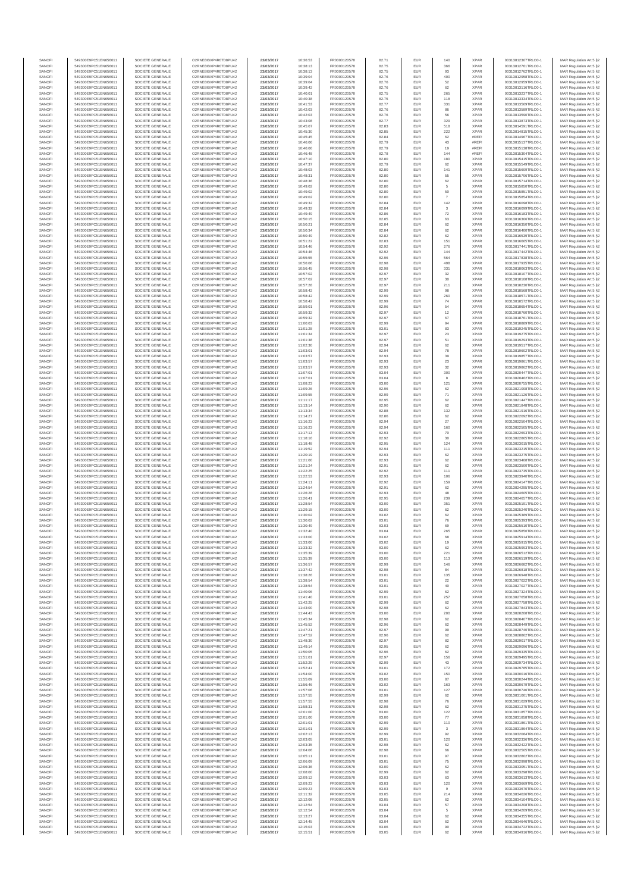| SANOFI | 549300E9PC51EN656011 | SOCIETE GENERALE | O2RNE8IBXP4R0TD8PU42 | 23/03/2017 | 10:36:53 | FR0000120578 | 82.71 | EUR | 140 | XPAR | 00313812307TRLO0-1 | MAR Regulation Art 5 §2 |
|---|---|---|---|---|---|---|---|---|---|---|---|---|
| SANOFI | 549300E9PC51EN656011 | SOCIETE GENERALE | O2RNE8IBXP4R0TD8PU42 | 23/03/2017 | 10:38:13 | FR0000120578 | 82.75 | EUR | 366 | XPAR | 00313812761TRLO0-1 | MAR Regulation Art 5 §2 |
| SANOFI | 549300E9PC51EN656011 | SOCIETE GENERALE | O2RNE8IBXP4R0TD8PU42 | 23/03/2017 | 10:38:13 | FR0000120578 | 82.75 | EUR | 93 | XPAR | 00313812762TRLO0-1 | MAR Regulation Art 5 §2 |
| SANOFI | 549300E9PC51EN656011 | SOCIETE GENERALE | O2RNE8IBXP4R0TD8PU42 | 23/03/2017 | 10:39:04 | FR0000120578 | 82.76 | EUR | 400 | XPAR | 00313812958TRLO0-1 | MAR Regulation Art 5 §2 |
| SANOFI | 549300E9PC51EN656011 | SOCIETE GENERALE | O2RNE8IBXP4R0TD8PU42 | 23/03/2017 | 10:39:04 | FR0000120578 | 82.76 | EUR | 52 | XPAR | 00313812959TRLO0-1 | MAR Regulation Art 5 §2 |
| SANOFI | 549300E9PC51EN656011 | SOCIETE GENERALE | O2RNE8IBXP4R0TD8PU42 | 23/03/2017 | 10:39:42 | FR0000120578 | 82.76 | EUR | 62 | XPAR | 00313813116TRLO0-1 | MAR Regulation Art 5 §2 |
| SANOFI | 549300E9PC51EN656011 | SOCIETE GENERALE | O2RNE8IBXP4R0TD8PU42 | 23/03/2017 | 10:40:01 | FR0000120578 | 82.75 | EUR | 265 | XPAR | 00313813237TRLO0-1 | MAR Regulation Art 5 §2 |
| SANOFI | 549300E9PC51EN656011 | SOCIETE GENERALE | O2RNE8IBXP4R0TD8PU42 | 23/03/2017 | 10:40:38 | FR0000120578 | 82.75 | EUR | 118 | XPAR | 00313813334TRLO0-1 | MAR Regulation Art 5 §2 |
| SANOFI | 549300E9PC51EN656011 | SOCIETE GENERALE | O2RNE8IBXP4R0TD8PU42 | 23/03/2017 | 10:41:53 | FR0000120578 | 82.77 | EUR | 331 | XPAR | 00313813569TRLO0-1 | MAR Regulation Art 5 §2 |
| SANOFI | 549300E9PC51EN656011 | SOCIETE GENERALE | O2RNE8IBXP4R0TD8PU42 | 23/03/2017 | 10:42:03 | FR0000120578 | 82.76 | EUR | 86 | XPAR | 00313813589TRLO0-1 | MAR Regulation Art 5 §2 |
| SANOFI | 549300E9PC51EN656011 | SOCIETE GENERALE | O2RNE8IBXP4R0TD8PU42 | 23/03/2017 | 10:42:03 | FR0000120578 | 82.76 | EUR | 56 | XPAR | 00313813590TRLO0-1 | MAR Regulation Art 5 §2 |
| SANOFI | 549300E9PC51EN656011 | SOCIETE GENERALE | O2RNE8IBXP4R0TD8PU42 | 23/03/2017 | 10:43:08 | FR0000120578 | 82.77 | EUR | 329 | XPAR | 00313813873TRLO0-1 | MAR Regulation Art 5 §2 |
| SANOFI | 549300E9PC51EN656011 | SOCIETE GENERALE | O2RNE8IBXP4R0TD8PU42 | 23/03/2017 | 10:45:07 | FR0000120578 | 82.83 | EUR | 518 | XPAR | 00313814591TRLO0-1 | MAR Regulation Art 5 §2 |
| SANOFI | 549300E9PC51EN656011 | SOCIETE GENERALE | O2RNE8IBXP4R0TD8PU42 | 23/03/2017 | 10:45:30 | FR0000120578 | 82.85 | EUR | 222 | XPAR | 00313814815TRLO0-1 | MAR Regulation Art 5 §2 |
| SANOFI | 549300E9PC51EN656011 | SOCIETE GENERALE | O2RNE8IBXP4R0TD8PU42 | 23/03/2017 | 10:45:45 | FR0000120578 | 82.84 | EUR | 62 | #REF! | 00313814967TRLO0-1 | MAR Regulation Art 5 §2 |
| SANOFI | 549300E9PC51EN656011 | SOCIETE GENERALE | O2RNE8IBXP4R0TD8PU42 | 23/03/2017 | 10:46:06 | FR0000120578 | 82.79 | EUR | 43 | #REF! | 00313815137TRLO0-1 | MAR Regulation Art 5 §2 |
| SANOFI | 549300E9PC51EN656011 | SOCIETE GENERALE | O2RNE8IBXP4R0TD8PU42 | 23/03/2017 | 10:46:06 | FR0000120578 | 82.79 | EUR | 19 | #REF! | 00313815138TRLO0-1 | MAR Regulation Art 5 §2 |
| SANOFI | 549300E9PC51EN656011 | SOCIETE GENERALE | O2RNE8IBXP4R0TD8PU42 | 23/03/2017 | 10:46:48 | FR0000120578 | 82.78 | EUR | 144 | #REF! | 00313815304TRLO0-1 | MAR Regulation Art 5 §2 |
| SANOFI | 549300E9PC51EN656011 | SOCIETE GENERALE | O2RNE8IBXP4R0TD8PU42 | 23/03/2017 | 10:47:10 | FR0000120578 | 82.80 | EUR | 180 | XPAR | 00313815415TRLO0-1 | MAR Regulation Art 5 §2 |
| SANOFI | 549300E9PC51EN656011 | SOCIETE GENERALE | O2RNE8IBXP4R0TD8PU42 | 23/03/2017 | 10:47:37 | FR0000120578 | 82.79 | EUR | 62 | XPAR | 00313815549TRLO0-1 | MAR Regulation Art 5 §2 |
| SANOFI | 549300E9PC51EN656011 | SOCIETE GENERALE | O2RNE8IBXP4R0TD8PU42 | 23/03/2017 | 10:48:03 | FR0000120578 | 82.80 | EUR | 141 | XPAR | 00313815609TRLO0-1 | MAR Regulation Art 5 §2 |
| SANOFI | 549300E9PC51EN656011 | SOCIETE GENERALE | O2RNE8IBXP4R0TD8PU42 | 23/03/2017 | 10:48:31 | FR0000120578 | 82.80 | EUR | 55 | XPAR | 00313815706TRLO0-1 | MAR Regulation Art 5 §2 |
| SANOFI | 549300E9PC51EN656011 | SOCIETE GENERALE | O2RNE8IBXP4R0TD8PU42 | 23/03/2017 | 10:48:36 | FR0000120578 | 82.80 | EUR | 62 | XPAR | 00313815714TRLO0-1 | MAR Regulation Art 5 §2 |
| SANOFI | 549300E9PC51EN656011 | SOCIETE GENERALE | O2RNE8IBXP4R0TD8PU42 | 23/03/2017 | 10:49:02 | FR0000120578 | 82.80 | EUR | 5 | XPAR | 00313815850TRLO0-1 | MAR Regulation Art 5 §2 |
| SANOFI | 549300E9PC51EN656011 | SOCIETE GENERALE | O2RNE8IBXP4R0TD8PU42 | 23/03/2017 | 10:49:02 | FR0000120578 | 82.80 | EUR | 50 | XPAR | 00313815851TRLO0-1 | MAR Regulation Art 5 §2 |
| SANOFI | 549300E9PC51EN656011 | SOCIETE GENERALE | O2RNE8IBXP4R0TD8PU42 | 23/03/2017 | 10:49:02 | FR0000120578 | 82.80 | EUR | 7 | XPAR | 00313815854TRLO0-1 | MAR Regulation Art 5 §2 |
| SANOFI | 549300E9PC51EN656011 | SOCIETE GENERALE | O2RNE8IBXP4R0TD8PU42 | 23/03/2017 | 10:49:32 | FR0000120578 | 82.84 | EUR | 142 | XPAR | 00313816098TRLO0-1 | MAR Regulation Art 5 §2 |
| SANOFI | 549300E9PC51EN656011 | SOCIETE GENERALE | O2RNE8IBXP4R0TD8PU42 | 23/03/2017 | 10:49:32 | FR0000120578 | 82.84 | EUR | 3 | XPAR | 00313816099TRLO0-1 | MAR Regulation Art 5 §2 |
| SANOFI | 549300E9PC51EN656011 | SOCIETE GENERALE | O2RNE8IBXP4R0TD8PU42 | 23/03/2017 | 10:49:49 | FR0000120578 | 82.86 | EUR | 72 | XPAR | 00313816183TRLO0-1 | MAR Regulation Art 5 §2 |
| SANOFI | 549300E9PC51EN656011 | SOCIETE GENERALE | O2RNE8IBXP4R0TD8PU42 | 23/03/2017 | 10:50:15 | FR0000120578 | 82.85 | EUR | 63 | XPAR | 00313816306TRLO0-1 | MAR Regulation Art 5 §2 |
| SANOFI | 549300E9PC51EN656011 | SOCIETE GENERALE | O2RNE8IBXP4R0TD8PU42 | 23/03/2017 | 10:50:21 | FR0000120578 | 82.84 | EUR | 62 | XPAR | 00313816350TRLO0-1 | MAR Regulation Art 5 §2 |
| SANOFI | 549300E9PC51EN656011 | SOCIETE GENERALE | O2RNE8IBXP4R0TD8PU42 | 23/03/2017 | 10:50:34 | FR0000120578 | 82.84 | EUR | 62 | XPAR | 00313816400TRLO0-1 | MAR Regulation Art 5 §2 |
| SANOFI | 549300E9PC51EN656011 | SOCIETE GENERALE | O2RNE8IBXP4R0TD8PU42 | 23/03/2017 | 10:50:49 | FR0000120578 | 82.82 | EUR | 62 | XPAR | 00313816539TRLO0-1 | MAR Regulation Art 5 §2 |
| SANOFI | 549300E9PC51EN656011 | SOCIETE GENERALE | O2RNE8IBXP4R0TD8PU42 | 23/03/2017 | 10:51:22 | FR0000120578 | 82.83 | EUR | 151 | XPAR | 00313816665TRLO0-1 | MAR Regulation Art 5 §2 |
| SANOFI | 549300E9PC51EN656011 | SOCIETE GENERALE | O2RNE8IBXP4R0TD8PU42 | 23/03/2017 | 10:54:46 | FR0000120578 | 82.92 | EUR | 276 | XPAR | 00313817441TRLO0-1 | MAR Regulation Art 5 §2 |
| SANOFI | 549300E9PC51EN656011 | SOCIETE GENERALE | O2RNE8IBXP4R0TD8PU42 | 23/03/2017 | 10:54:46 | FR0000120578 | 82.92 | EUR | 144 | XPAR | 00313817442TRLO0-1 | MAR Regulation Art 5 §2 |
| SANOFI | 549300E9PC51EN656011 | SOCIETE GENERALE | O2RNE8IBXP4R0TD8PU42 | 23/03/2017 | 10:55:55 | FR0000120578 | 82.96 | EUR | 564 | XPAR | 00313817838TRLO0-1 | MAR Regulation Art 5 §2 |
| SANOFI | 549300E9PC51EN656011 | SOCIETE GENERALE | O2RNE8IBXP4R0TD8PU42 | 23/03/2017 | 10:56:06 | FR0000120578 | 82.98 | EUR | 498 | XPAR | 00313817935TRLO0-1 | MAR Regulation Art 5 §2 |
| SANOFI | 549300E9PC51EN656011 | SOCIETE GENERALE | O2RNE8IBXP4R0TD8PU42 | 23/03/2017 | 10:56:45 | FR0000120578 | 82.98 | EUR | 331 | XPAR | 00313818063TRLO0-1 | MAR Regulation Art 5 §2 |
| SANOFI | 549300E9PC51EN656011 | SOCIETE GENERALE | O2RNE8IBXP4R0TD8PU42 | 23/03/2017 | 10:57:02 | FR0000120578 | 82.97 | EUR | 32 | XPAR | 00313818107TRLO0-1 | MAR Regulation Art 5 §2 |
| SANOFI | 549300E9PC51EN656011 | SOCIETE GENERALE | O2RNE8IBXP4R0TD8PU42 | 23/03/2017 | 10:57:02 | FR0000120578 | 82.97 | EUR | 30 | XPAR | 00313818108TRLO0-1 | MAR Regulation Art 5 §2 |
| SANOFI | 549300E9PC51EN656011 | SOCIETE GENERALE | O2RNE8IBXP4R0TD8PU42 | 23/03/2017 | 10:57:28 | FR0000120578 | 82.97 | EUR | 211 | XPAR | 00313818230TRLO0-1 | MAR Regulation Art 5 §2 |
| SANOFI | 549300E9PC51EN656011 | SOCIETE GENERALE | O2RNE8IBXP4R0TD8PU42 | 23/03/2017 | 10:58:42 | FR0000120578 | 82.99 | EUR | 98 | XPAR | 00313818568TRLO0-1 | MAR Regulation Art 5 §2 |
| SANOFI | 549300E9PC51EN656011 | SOCIETE GENERALE | O2RNE8IBXP4R0TD8PU42 | 23/03/2017 | 10:58:42 | FR0000120578 | 82.99 | EUR | 260 | XPAR | 00313818571TRLO0-1 | MAR Regulation Art 5 §2 |
| SANOFI | 549300E9PC51EN656011 | SOCIETE GENERALE | O2RNE8IBXP4R0TD8PU42 | 23/03/2017 | 10:58:42 | FR0000120578 | 82.99 | EUR | 74 | XPAR | 00313818572TRLO0-1 | MAR Regulation Art 5 §2 |
| SANOFI | 549300E9PC51EN656011 | SOCIETE GENERALE | O2RNE8IBXP4R0TD8PU42 | 23/03/2017 | 10:59:01 | FR0000120578 | 82.96 | EUR | 54 | XPAR | 00313818654TRLO0-1 | MAR Regulation Art 5 §2 |
| SANOFI | 549300E9PC51EN656011 | SOCIETE GENERALE | O2RNE8IBXP4R0TD8PU42 | 23/03/2017 | 10:59:32 | FR0000120578 | 82.97 | EUR | 12 | XPAR | 00313818760TRLO0-1 | MAR Regulation Art 5 §2 |
| SANOFI | 549300E9PC51EN656011 | SOCIETE GENERALE | O2RNE8IBXP4R0TD8PU42 | 23/03/2017 | 10:59:32 | FR0000120578 | 82.97 | EUR | 67 | XPAR | 00313818761TRLO0-1 | MAR Regulation Art 5 §2 |
| SANOFI | 549300E9PC51EN656011 | SOCIETE GENERALE | O2RNE8IBXP4R0TD8PU42 | 23/03/2017 | 11:00:03 | FR0000120578 | 82.99 | EUR | 94 | XPAR | 00313818889TRLO0-1 | MAR Regulation Art 5 §2 |
| SANOFI | 549300E9PC51EN656011 | SOCIETE GENERALE | O2RNE8IBXP4R0TD8PU42 | 23/03/2017 | 11:01:28 | FR0000120578 | 83.01 | EUR | 83 | XPAR | 00313819245TRLO0-1 | MAR Regulation Art 5 §2 |
| SANOFI | 549300E9PC51EN656011 | SOCIETE GENERALE | O2RNE8IBXP4R0TD8PU42 | 23/03/2017 | 11:01:34 | FR0000120578 | 82.97 | EUR | 23 | XPAR | 00313819275TRLO0-1 | MAR Regulation Art 5 §2 |
| SANOFI | 549300E9PC51EN656011 | SOCIETE GENERALE | O2RNE8IBXP4R0TD8PU42 | 23/03/2017 | 11:01:38 | FR0000120578 | 82.97 | EUR | 51 | XPAR | 00313819293TRLO0-1 | MAR Regulation Art 5 §2 |
| SANOFI | 549300E9PC51EN656011 | SOCIETE GENERALE | O2RNE8IBXP4R0TD8PU42 | 23/03/2017 | 11:02:30 | FR0000120578 | 82.94 | EUR | 62 | XPAR | 00313819517TRLO0-1 | MAR Regulation Art 5 §2 |
| SANOFI | 549300E9PC51EN656011 | SOCIETE GENERALE | O2RNE8IBXP4R0TD8PU42 | 23/03/2017 | 11:03:01 | FR0000120578 | 82.94 | EUR | 78 | XPAR | 00313819602TRLO0-1 | MAR Regulation Art 5 §2 |
| SANOFI | 549300E9PC51EN656011 | SOCIETE GENERALE | O2RNE8IBXP4R0TD8PU42 | 23/03/2017 | 11:03:57 | FR0000120578 | 82.93 | EUR | 39 | XPAR | 00313819857TRLO0-1 | MAR Regulation Art 5 §2 |
| SANOFI | 549300E9PC51EN656011 | SOCIETE GENERALE | O2RNE8IBXP4R0TD8PU42 | 23/03/2017 | 11:03:57 | FR0000120578 | 82.93 | EUR | 23 | XPAR | 00313819861TRLO0-1 | MAR Regulation Art 5 §2 |
| SANOFI | 549300E9PC51EN656011 | SOCIETE GENERALE | O2RNE8IBXP4R0TD8PU42 | 23/03/2017 | 11:03:57 | FR0000120578 | 82.93 | EUR | 32 | XPAR | 00313819862TRLO0-1 | MAR Regulation Art 5 §2 |
| SANOFI | 549300E9PC51EN656011 | SOCIETE GENERALE | O2RNE8IBXP4R0TD8PU42 | 23/03/2017 | 11:07:01 | FR0000120578 | 83.04 | EUR | 300 | XPAR | 00313820447TRLO0-1 | MAR Regulation Art 5 §2 |
| SANOFI | 549300E9PC51EN656011 | SOCIETE GENERALE | O2RNE8IBXP4R0TD8PU42 | 23/03/2017 | 11:07:01 | FR0000120578 | 83.04 | EUR | 8 | XPAR | 00313820462TRLO0-1 | MAR Regulation Art 5 §2 |
| SANOFI | 549300E9PC51EN656011 | SOCIETE GENERALE | O2RNE8IBXP4R0TD8PU42 | 23/03/2017 | 11:08:23 | FR0000120578 | 83.00 | EUR | 121 | XPAR | 00313820759TRLO0-1 | MAR Regulation Art 5 §2 |
| SANOFI | 549300E9PC51EN656011 | SOCIETE GENERALE | O2RNE8IBXP4R0TD8PU42 | 23/03/2017 | 11:09:26 | FR0000120578 | 82.96 | EUR | 62 | XPAR | 00313821008TRLO0-1 | MAR Regulation Art 5 §2 |
| SANOFI | 549300E9PC51EN656011 | SOCIETE GENERALE | O2RNE8IBXP4R0TD8PU42 | 23/03/2017 | 11:09:55 | FR0000120578 | 82.99 | EUR | 71 | XPAR | 00313821126TRLO0-1 | MAR Regulation Art 5 §2 |
| SANOFI | 549300E9PC51EN656011 | SOCIETE GENERALE | O2RNE8IBXP4R0TD8PU42 | 23/03/2017 | 11:11:17 | FR0000120578 | 82.95 | EUR | 62 | XPAR | 00313821447TRLO0-1 | MAR Regulation Art 5 §2 |
| SANOFI | 549300E9PC51EN656011 | SOCIETE GENERALE | O2RNE8IBXP4R0TD8PU42 | 23/03/2017 | 11:13:14 | FR0000120578 | 82.90 | EUR | 62 | XPAR | 00313821848TRLO0-1 | MAR Regulation Art 5 §2 |
| SANOFI | 549300E9PC51EN656011 | SOCIETE GENERALE | O2RNE8IBXP4R0TD8PU42 | 23/03/2017 | 11:13:34 | FR0000120578 | 82.88 | EUR | 132 | XPAR | 00313821916TRLO0-1 | MAR Regulation Art 5 §2 |
| SANOFI | 549300E9PC51EN656011 | SOCIETE GENERALE | O2RNE8IBXP4R0TD8PU42 | 23/03/2017 | 11:14:27 | FR0000120578 | 82.86 | EUR | 62 | XPAR | 00313822092TRLO0-1 | MAR Regulation Art 5 §2 |
| SANOFI | 549300E9PC51EN656011 | SOCIETE GENERALE | O2RNE8IBXP4R0TD8PU42 | 23/03/2017 | 11:16:23 | FR0000120578 | 82.94 | EUR | 27 | XPAR | 00313822504TRLO0-1 | MAR Regulation Art 5 §2 |
| SANOFI | 549300E9PC51EN656011 | SOCIETE GENERALE | O2RNE8IBXP4R0TD8PU42 | 23/03/2017 | 11:16:23 | FR0000120578 | 82.94 | EUR | 160 | XPAR | 00313822505TRLO0-1 | MAR Regulation Art 5 §2 |
| SANOFI | 549300E9PC51EN656011 | SOCIETE GENERALE | O2RNE8IBXP4R0TD8PU42 | 23/03/2017 | 11:17:13 | FR0000120578 | 82.93 | EUR | 70 | XPAR | 00313822693TRLO0-1 | MAR Regulation Art 5 §2 |
| SANOFI | 549300E9PC51EN656011 | SOCIETE GENERALE | O2RNE8IBXP4R0TD8PU42 | 23/03/2017 | 11:18:16 | FR0000120578 | 82.92 | EUR | 30 | XPAR | 00313822865TRLO0-1 | MAR Regulation Art 5 §2 |
| SANOFI | 549300E9PC51EN656011 | SOCIETE GENERALE | O2RNE8IBXP4R0TD8PU42 | 23/03/2017 | 11:18:48 | FR0000120578 | 82.95 | EUR | 124 | XPAR | 00313823015TRLO0-1 | MAR Regulation Art 5 §2 |
| SANOFI | 549300E9PC51EN656011 | SOCIETE GENERALE | O2RNE8IBXP4R0TD8PU42 | 23/03/2017 | 11:19:52 | FR0000120578 | 82.94 | EUR | 111 | XPAR | 00313823215TRLO0-1 | MAR Regulation Art 5 §2 |
| SANOFI | 549300E9PC51EN656011 | SOCIETE GENERALE | O2RNE8IBXP4R0TD8PU42 | 23/03/2017 | 11:20:19 | FR0000120578 | 82.93 | EUR | 62 | XPAR | 00313823275TRLO0-1 | MAR Regulation Art 5 §2 |
| SANOFI | 549300E9PC51EN656011 | SOCIETE GENERALE | O2RNE8IBXP4R0TD8PU42 | 23/03/2017 | 11:21:00 | FR0000120578 | 82.93 | EUR | 62 | XPAR | 00313823408TRLO0-1 | MAR Regulation Art 5 §2 |
| SANOFI | 549300E9PC51EN656011 | SOCIETE GENERALE | O2RNE8IBXP4R0TD8PU42 | 23/03/2017 | 11:21:24 | FR0000120578 | 82.91 | EUR | 62 | XPAR | 00313823500TRLO0-1 | MAR Regulation Art 5 §2 |
| SANOFI | 549300E9PC51EN656011 | SOCIETE GENERALE | O2RNE8IBXP4R0TD8PU42 | 23/03/2017 | 11:22:25 | FR0000120578 | 82.92 | EUR | 111 | XPAR | 00313823735TRLO0-1 | MAR Regulation Art 5 §2 |
| SANOFI | 549300E9PC51EN656011 | SOCIETE GENERALE | O2RNE8IBXP4R0TD8PU42 | 23/03/2017 | 11:22:53 | FR0000120578 | 82.93 | EUR | 106 | XPAR | 00313823940TRLO0-1 | MAR Regulation Art 5 §2 |
| SANOFI | 549300E9PC51EN656011 | SOCIETE GENERALE | O2RNE8IBXP4R0TD8PU42 | 23/03/2017 | 11:24:11 | FR0000120578 | 82.92 | EUR | 159 | XPAR | 00313824147TRLO0-1 | MAR Regulation Art 5 §2 |
| SANOFI | 549300E9PC51EN656011 | SOCIETE GENERALE | O2RNE8IBXP4R0TD8PU42 | 23/03/2017 | 11:24:54 | FR0000120578 | 82.91 | EUR | 62 | XPAR | 00313824295TRLO0-1 | MAR Regulation Art 5 §2 |
| SANOFI | 549300E9PC51EN656011 | SOCIETE GENERALE | O2RNE8IBXP4R0TD8PU42 | 23/03/2017 | 11:26:28 | FR0000120578 | 82.93 | EUR | 48 | XPAR | 00313824605TRLO0-1 | MAR Regulation Art 5 §2 |
| SANOFI | 549300E9PC51EN656011 | SOCIETE GENERALE | O2RNE8IBXP4R0TD8PU42 | 23/03/2017 | 11:26:41 | FR0000120578 | 82.95 | EUR | 239 | XPAR | 00313824657TRLO0-1 | MAR Regulation Art 5 §2 |
| SANOFI | 549300E9PC51EN656011 | SOCIETE GENERALE | O2RNE8IBXP4R0TD8PU42 | 23/03/2017 | 11:28:54 | FR0000120578 | 83.00 | EUR | 351 | XPAR | 00313825191TRLO0-1 | MAR Regulation Art 5 §2 |
| SANOFI | 549300E9PC51EN656011 | SOCIETE GENERALE | O2RNE8IBXP4R0TD8PU42 | 23/03/2017 | 11:29:15 | FR0000120578 | 83.00 | EUR | 62 | XPAR | 00313825240TRLO0-1 | MAR Regulation Art 5 §2 |
| SANOFI | 549300E9PC51EN656011 | SOCIETE GENERALE | O2RNE8IBXP4R0TD8PU42 | 23/03/2017 | 11:30:02 | FR0000120578 | 83.02 | EUR | 62 | XPAR | 00313825389TRLO0-1 | MAR Regulation Art 5 §2 |
| SANOFI | 549300E9PC51EN656011 | SOCIETE GENERALE | O2RNE8IBXP4R0TD8PU42 | 23/03/2017 | 11:30:02 | FR0000120578 | 83.01 | EUR | 76 | XPAR | 00313825393TRLO0-1 | MAR Regulation Art 5 §2 |
| SANOFI | 549300E9PC51EN656011 | SOCIETE GENERALE | O2RNE8IBXP4R0TD8PU42 | 23/03/2017 | 11:30:49 | FR0000120578 | 83.03 | EUR | 69 | XPAR | 00313825510TRLO0-1 | MAR Regulation Art 5 §2 |
| SANOFI | 549300E9PC51EN656011 | SOCIETE GENERALE | O2RNE8IBXP4R0TD8PU42 | 23/03/2017 | 11:32:40 | FR0000120578 | 83.04 | EUR | 265 | XPAR | 00313825850TRLO0-1 | MAR Regulation Art 5 §2 |
| SANOFI | 549300E9PC51EN656011 | SOCIETE GENERALE | O2RNE8IBXP4R0TD8PU42 | 23/03/2017 | 11:33:00 | FR0000120578 | 83.02 | EUR | 68 | XPAR | 00313825914TRLO0-1 | MAR Regulation Art 5 §2 |
| SANOFI | 549300E9PC51EN656011 | SOCIETE GENERALE | O2RNE8IBXP4R0TD8PU42 | 23/03/2017 | 11:33:00 | FR0000120578 | 83.02 | EUR | 19 | XPAR | 00313825915TRLO0-1 | MAR Regulation Art 5 §2 |
| SANOFI | 549300E9PC51EN656011 | SOCIETE GENERALE | O2RNE8IBXP4R0TD8PU42 | 23/03/2017 | 11:33:32 | FR0000120578 | 83.00 | EUR | 62 | XPAR | 00313825993TRLO0-1 | MAR Regulation Art 5 §2 |
| SANOFI | 549300E9PC51EN656011 | SOCIETE GENERALE | O2RNE8IBXP4R0TD8PU42 | 23/03/2017 | 11:35:39 | FR0000120578 | 83.00 | EUR | 221 | XPAR | 00313826512TRLO0-1 | MAR Regulation Art 5 §2 |
| SANOFI | 549300E9PC51EN656011 | SOCIETE GENERALE | O2RNE8IBXP4R0TD8PU42 | 23/03/2017 | 11:35:39 | FR0000120578 | 83.00 | EUR | 113 | XPAR | 00313826519TRLO0-1 | MAR Regulation Art 5 §2 |
| SANOFI | 549300E9PC51EN656011 | SOCIETE GENERALE | O2RNE8IBXP4R0TD8PU42 | 23/03/2017 | 11:36:57 | FR0000120578 | 82.99 | EUR | 146 | XPAR | 00313826682TRLO0-1 | MAR Regulation Art 5 §2 |
| SANOFI | 549300E9PC51EN656011 | SOCIETE GENERALE | O2RNE8IBXP4R0TD8PU42 | 23/03/2017 | 11:37:42 | FR0000120578 | 82.98 | EUR | 84 | XPAR | 00313826818TRLO0-1 | MAR Regulation Art 5 §2 |
| SANOFI | 549300E9PC51EN656011 | SOCIETE GENERALE | O2RNE8IBXP4R0TD8PU42 | 23/03/2017 | 11:38:26 | FR0000120578 | 83.01 | EUR | 135 | XPAR | 00313826948TRLO0-1 | MAR Regulation Art 5 §2 |
| SANOFI | 549300E9PC51EN656011 | SOCIETE GENERALE | O2RNE8IBXP4R0TD8PU42 | 23/03/2017 | 11:38:54 | FR0000120578 | 83.01 | EUR | 22 | XPAR | 00313827022TRLO0-1 | MAR Regulation Art 5 §2 |
| SANOFI | 549300E9PC51EN656011 | SOCIETE GENERALE | O2RNE8IBXP4R0TD8PU42 | 23/03/2017 | 11:38:54 | FR0000120578 | 83.01 | EUR | 40 | XPAR | 00313827027TRLO0-1 | MAR Regulation Art 5 §2 |
| SANOFI | 549300E9PC51EN656011 | SOCIETE GENERALE | O2RNE8IBXP4R0TD8PU42 | 23/03/2017 | 11:40:06 | FR0000120578 | 82.99 | EUR | 62 | XPAR | 00313827324TRLO0-1 | MAR Regulation Art 5 §2 |
| SANOFI | 549300E9PC51EN656011 | SOCIETE GENERALE | O2RNE8IBXP4R0TD8PU42 | 23/03/2017 | 11:41:40 | FR0000120578 | 83.01 | EUR | 257 | XPAR | 00313827658TRLO0-1 | MAR Regulation Art 5 §2 |
| SANOFI | 549300E9PC51EN656011 | SOCIETE GENERALE | O2RNE8IBXP4R0TD8PU42 | 23/03/2017 | 11:42:25 | FR0000120578 | 82.99 | EUR | 62 | XPAR | 00313827758TRLO0-1 | MAR Regulation Art 5 §2 |
| SANOFI | 549300E9PC51EN656011 | SOCIETE GENERALE | O2RNE8IBXP4R0TD8PU42 | 23/03/2017 | 11:43:00 | FR0000120578 | 82.98 | EUR | 62 | XPAR | 00313827843TRLO0-1 | MAR Regulation Art 5 §2 |
| SANOFI | 549300E9PC51EN656011 | SOCIETE GENERALE | O2RNE8IBXP4R0TD8PU42 | 23/03/2017 | 11:44:43 | FR0000120578 | 83.00 | EUR | 200 | XPAR | 00313828208TRLO0-1 | MAR Regulation Art 5 §2 |
| SANOFI | 549300E9PC51EN656011 | SOCIETE GENERALE | O2RNE8IBXP4R0TD8PU42 | 23/03/2017 | 11:45:34 | FR0000120578 | 82.98 | EUR | 62 | XPAR | 00313828407TRLO0-1 | MAR Regulation Art 5 §2 |
| SANOFI | 549300E9PC51EN656011 | SOCIETE GENERALE | O2RNE8IBXP4R0TD8PU42 | 23/03/2017 | 11:45:52 | FR0000120578 | 82.96 | EUR | 62 | XPAR | 00313828490TRLO0-1 | MAR Regulation Art 5 §2 |
| SANOFI | 549300E9PC51EN656011 | SOCIETE GENERALE | O2RNE8IBXP4R0TD8PU42 | 23/03/2017 | 11:47:21 | FR0000120578 | 82.97 | EUR | 99 | XPAR | 00313828740TRLO0-1 | MAR Regulation Art 5 §2 |
| SANOFI | 549300E9PC51EN656011 | SOCIETE GENERALE | O2RNE8IBXP4R0TD8PU42 | 23/03/2017 | 11:47:52 | FR0000120578 | 82.96 | EUR | 62 | XPAR | 00313828862TRLO0-1 | MAR Regulation Art 5 §2 |
| SANOFI | 549300E9PC51EN656011 | SOCIETE GENERALE | O2RNE8IBXP4R0TD8PU42 | 23/03/2017 | 11:48:30 | FR0000120578 | 82.97 | EUR | 82 | XPAR | 00313829017TRLO0-1 | MAR Regulation Art 5 §2 |
| SANOFI | 549300E9PC51EN656011 | SOCIETE GENERALE | O2RNE8IBXP4R0TD8PU42 | 23/03/2017 | 11:49:14 | FR0000120578 | 82.95 | EUR | 62 | XPAR | 00313829096TRLO0-1 | MAR Regulation Art 5 §2 |
| SANOFI | 549300E9PC51EN656011 | SOCIETE GENERALE | O2RNE8IBXP4R0TD8PU42 | 23/03/2017 | 11:50:05 | FR0000120578 | 82.96 | EUR | 62 | XPAR | 00313829335TRLO0-1 | MAR Regulation Art 5 §2 |
| SANOFI | 549300E9PC51EN656011 | SOCIETE GENERALE | O2RNE8IBXP4R0TD8PU42 | 23/03/2017 | 11:51:01 | FR0000120578 | 82.97 | EUR | 156 | XPAR | 00313829495TRLO0-1 | MAR Regulation Art 5 §2 |
| SANOFI | 549300E9PC51EN656011 | SOCIETE GENERALE | O2RNE8IBXP4R0TD8PU42 | 23/03/2017 | 11:52:29 | FR0000120578 | 82.99 | EUR | 43 | XPAR | 00313829734TRLO0-1 | MAR Regulation Art 5 §2 |
| SANOFI | 549300E9PC51EN656011 | SOCIETE GENERALE | O2RNE8IBXP4R0TD8PU42 | 23/03/2017 | 11:52:41 | FR0000120578 | 83.01 | EUR | 172 | XPAR | 00313829785TRLO0-1 | MAR Regulation Art 5 §2 |
| SANOFI | 549300E9PC51EN656011 | SOCIETE GENERALE | O2RNE8IBXP4R0TD8PU42 | 23/03/2017 | 11:54:00 | FR0000120578 | 83.02 | EUR | 150 | XPAR | 00313830016TRLO0-1 | MAR Regulation Art 5 §2 |
| SANOFI | 549300E9PC51EN656011 | SOCIETE GENERALE | O2RNE8IBXP4R0TD8PU42 | 23/03/2017 | 11:55:09 | FR0000120578 | 83.00 | EUR | 87 | XPAR | 00313830244TRLO0-1 | MAR Regulation Art 5 §2 |
| SANOFI | 549300E9PC51EN656011 | SOCIETE GENERALE | O2RNE8IBXP4R0TD8PU42 | 23/03/2017 | 11:56:46 | FR0000120578 | 83.02 | EUR | 163 | XPAR | 00313830679TRLO0-1 | MAR Regulation Art 5 §2 |
| SANOFI | 549300E9PC51EN656011 | SOCIETE GENERALE | O2RNE8IBXP4R0TD8PU42 | 23/03/2017 | 11:57:06 | FR0000120578 | 83.01 | EUR | 127 | XPAR | 00313830746TRLO0-1 | MAR Regulation Art 5 §2 |
| SANOFI | 549300E9PC51EN656011 | SOCIETE GENERALE | O2RNE8IBXP4R0TD8PU42 | 23/03/2017 | 11:57:55 | FR0000120578 | 82.99 | EUR | 62 | XPAR | 00313831001TRLO0-1 | MAR Regulation Art 5 §2 |
| SANOFI | 549300E9PC51EN656011 | SOCIETE GENERALE | O2RNE8IBXP4R0TD8PU42 | 23/03/2017 | 11:57:55 | FR0000120578 | 82.98 | EUR | 76 | XPAR | 00313831029TRLO0-1 | MAR Regulation Art 5 §2 |
| SANOFI | 549300E9PC51EN656011 | SOCIETE GENERALE | O2RNE8IBXP4R0TD8PU42 | 23/03/2017 | 11:58:31 | FR0000120578 | 82.98 | EUR | 62 | XPAR | 00313831275TRLO0-1 | MAR Regulation Art 5 §2 |
| SANOFI | 549300E9PC51EN656011 | SOCIETE GENERALE | O2RNE8IBXP4R0TD8PU42 | 23/03/2017 | 12:01:00 | FR0000120578 | 83.00 | EUR | 122 | XPAR | 00313831857TRLO0-1 | MAR Regulation Art 5 §2 |
| SANOFI | 549300E9PC51EN656011 | SOCIETE GENERALE | O2RNE8IBXP4R0TD8PU42 | 23/03/2017 | 12:01:00 | FR0000120578 | 83.00 | EUR | 77 | XPAR | 00313831858TRLO0-1 | MAR Regulation Art 5 §2 |
| SANOFI | 549300E9PC51EN656011 | SOCIETE GENERALE | O2RNE8IBXP4R0TD8PU42 | 23/03/2017 | 12:01:01 | FR0000120578 | 82.99 | EUR | 110 | XPAR | 00313831861TRLO0-1 | MAR Regulation Art 5 §2 |
| SANOFI | 549300E9PC51EN656011 | SOCIETE GENERALE | O2RNE8IBXP4R0TD8PU42 | 23/03/2017 | 12:01:01 | FR0000120578 | 82.99 | EUR | 3 | XPAR | 00313831864TRLO0-1 | MAR Regulation Art 5 §2 |
| SANOFI | 549300E9PC51EN656011 | SOCIETE GENERALE | O2RNE8IBXP4R0TD8PU42 | 23/03/2017 | 12:02:13 | FR0000120578 | 82.99 | EUR | 92 | XPAR | 00313832084TRLO0-1 | MAR Regulation Art 5 §2 |
| SANOFI | 549300E9PC51EN656011 | SOCIETE GENERALE | O2RNE8IBXP4R0TD8PU42 | 23/03/2017 | 12:03:05 | FR0000120578 | 83.01 | EUR | 120 | XPAR | 00313832238TRLO0-1 | MAR Regulation Art 5 §2 |
| SANOFI | 549300E9PC51EN656011 | SOCIETE GENERALE | O2RNE8IBXP4R0TD8PU42 | 23/03/2017 | 12:03:35 | FR0000120578 | 82.98 | EUR | 62 | XPAR | 00313832422TRLO0-1 | MAR Regulation Art 5 §2 |
| SANOFI | 549300E9PC51EN656011 | SOCIETE GENERALE | O2RNE8IBXP4R0TD8PU42 | 23/03/2017 | 12:04:06 | FR0000120578 | 82.98 | EUR | 66 | XPAR | 00313832505TRLO0-1 | MAR Regulation Art 5 §2 |
| SANOFI | 549300E9PC51EN656011 | SOCIETE GENERALE | O2RNE8IBXP4R0TD8PU42 | 23/03/2017 | 12:05:11 | FR0000120578 | 83.01 | EUR | 97 | XPAR | 00313832802TRLO0-1 | MAR Regulation Art 5 §2 |
| SANOFI | 549300E9PC51EN656011 | SOCIETE GENERALE | O2RNE8IBXP4R0TD8PU42 | 23/03/2017 | 12:06:09 | FR0000120578 | 83.01 | EUR | 75 | XPAR | 00313832998TRLO0-1 | MAR Regulation Art 5 §2 |
| SANOFI | 549300E9PC51EN656011 | SOCIETE GENERALE | O2RNE8IBXP4R0TD8PU42 | 23/03/2017 | 12:06:36 | FR0000120578 | 83.00 | EUR | 62 | XPAR | 00313833051TRLO0-1 | MAR Regulation Art 5 §2 |
| SANOFI | 549300E9PC51EN656011 | SOCIETE GENERALE | O2RNE8IBXP4R0TD8PU42 | 23/03/2017 | 12:08:00 | FR0000120578 | 82.99 | EUR | 62 | XPAR | 00313833298TRLO0-1 | MAR Regulation Art 5 §2 |
| SANOFI | 549300E9PC51EN656011 | SOCIETE GENERALE | O2RNE8IBXP4R0TD8PU42 | 23/03/2017 | 12:09:12 | FR0000120578 | 83.03 | EUR | 63 | XPAR | 00313833613TRLO0-1 | MAR Regulation Art 5 §2 |
| SANOFI | 549300E9PC51EN656011 | SOCIETE GENERALE | O2RNE8IBXP4R0TD8PU42 | 23/03/2017 | 12:09:23 | FR0000120578 | 83.03 | EUR | 120 | XPAR | 00313833669TRLO0-1 | MAR Regulation Art 5 §2 |
| SANOFI | 549300E9PC51EN656011 | SOCIETE GENERALE | O2RNE8IBXP4R0TD8PU42 | 23/03/2017 | 12:09:23 | FR0000120578 | 83.03 | EUR | 9 | XPAR | 00313833670TRLO0-1 | MAR Regulation Art 5 §2 |
| SANOFI | 549300E9PC51EN656011 | SOCIETE GENERALE | O2RNE8IBXP4R0TD8PU42 | 23/03/2017 | 12:11:32 | FR0000120578 | 83.05 | EUR | 214 | XPAR | 00313834026TRLO0-1 | MAR Regulation Art 5 §2 |
| SANOFI | 549300E9PC51EN656011 | SOCIETE GENERALE | O2RNE8IBXP4R0TD8PU42 | 23/03/2017 | 12:12:08 | FR0000120578 | 83.05 | EUR | 62 | XPAR | 00313834106TRLO0-1 | MAR Regulation Art 5 §2 |
| SANOFI | 549300E9PC51EN656011 | SOCIETE GENERALE | O2RNE8IBXP4R0TD8PU42 | 23/03/2017 | 12:12:54 | FR0000120578 | 83.04 | EUR | 57 | XPAR | 00313834208TRLO0-1 | MAR Regulation Art 5 §2 |
| SANOFI | 549300E9PC51EN656011 | SOCIETE GENERALE | O2RNE8IBXP4R0TD8PU42 | 23/03/2017 | 12:12:54 | FR0000120578 | 83.04 | EUR | 5 | XPAR | 00313834209TRLO0-1 | MAR Regulation Art 5 §2 |
| SANOFI | 549300E9PC51EN656011 | SOCIETE GENERALE | O2RNE8IBXP4R0TD8PU42 | 23/03/2017 | 12:13:27 | FR0000120578 | 83.04 | EUR | 62 | XPAR | 00313834355TRLO0-1 | MAR Regulation Art 5 §2 |
| SANOFI | 549300E9PC51EN656011 | SOCIETE GENERALE | O2RNE8IBXP4R0TD8PU42 | 23/03/2017 | 12:14:45 | FR0000120578 | 83.04 | EUR | 62 | XPAR | 00313834646TRLO0-1 | MAR Regulation Art 5 §2 |
| SANOFI | 549300E9PC51EN656011 | SOCIETE GENERALE | O2RNE8IBXP4R0TD8PU42 | 23/03/2017 | 12:15:03 | FR0000120578 | 83.06 | EUR | 90 | XPAR | 00313834722TRLO0-1 | MAR Regulation Art 5 §2 |
| SANOFI | 549300E9PC51EN656011 | SOCIETE GENERALE | O2RNE8IBXP4R0TD8PU42 | 23/03/2017 | 12:15:51 | FR0000120578 | 83.05 | EUR | 62 | XPAR | 00313834916TRLO0-1 | MAR Regulation Art 5 §2 |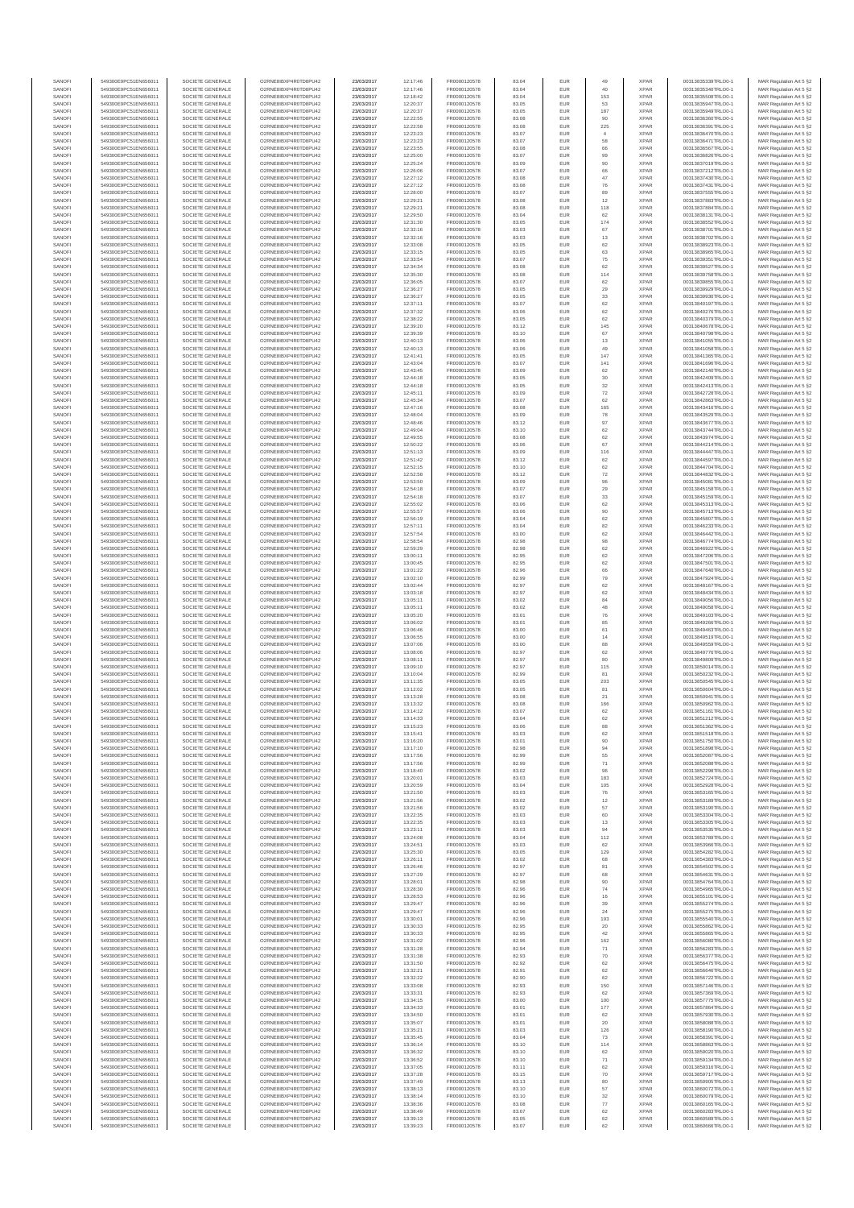| | | | | | | | | | | | | |
|---|---|---|---|---|---|---|---|---|---|---|---|---|
| SANOFI | 549300E9PC51EN656011 | SOCIETE GENERALE | O2RNE8IBXP4R0TD8PU42 | 23/03/2017 | 12:17:46 | FR0000120578 | 83.04 | EUR | 49 | XPAR | 00313835339TRLO0-1 | MAR Regulation Art 5 §2 |
| SANOFI | 549300E9PC51EN656011 | SOCIETE GENERALE | O2RNE8IBXP4R0TD8PU42 | 23/03/2017 | 12:17:46 | FR0000120578 | 83.04 | EUR | 40 | XPAR | 00313835340TRLO0-1 | MAR Regulation Art 5 §2 |
| SANOFI | 549300E9PC51EN656011 | SOCIETE GENERALE | O2RNE8IBXP4R0TD8PU42 | 23/03/2017 | 12:18:42 | FR0000120578 | 83.04 | EUR | 153 | XPAR | 00313835508TRLO0-1 | MAR Regulation Art 5 §2 |
| SANOFI | 549300E9PC51EN656011 | SOCIETE GENERALE | O2RNE8IBXP4R0TD8PU42 | 23/03/2017 | 12:20:37 | FR0000120578 | 83.05 | EUR | 53 | XPAR | 00313835947TRLO0-1 | MAR Regulation Art 5 §2 |
| SANOFI | 549300E9PC51EN656011 | SOCIETE GENERALE | O2RNE8IBXP4R0TD8PU42 | 23/03/2017 | 12:20:37 | FR0000120578 | 83.05 | EUR | 187 | XPAR | 00313835949TRLO0-1 | MAR Regulation Art 5 §2 |
| SANOFI | 549300E9PC51EN656011 | SOCIETE GENERALE | O2RNE8IBXP4R0TD8PU42 | 23/03/2017 | 12:22:55 | FR0000120578 | 83.08 | EUR | 90 | XPAR | 00313836360TRLO0-1 | MAR Regulation Art 5 §2 |
| SANOFI | 549300E9PC51EN656011 | SOCIETE GENERALE | O2RNE8IBXP4R0TD8PU42 | 23/03/2017 | 12:22:58 | FR0000120578 | 83.08 | EUR | 225 | XPAR | 00313836391TRLO0-1 | MAR Regulation Art 5 §2 |
| SANOFI | 549300E9PC51EN656011 | SOCIETE GENERALE | O2RNE8IBXP4R0TD8PU42 | 23/03/2017 | 12:23:23 | FR0000120578 | 83.07 | EUR | 4 | XPAR | 00313836470TRLO0-1 | MAR Regulation Art 5 §2 |
| SANOFI | 549300E9PC51EN656011 | SOCIETE GENERALE | O2RNE8IBXP4R0TD8PU42 | 23/03/2017 | 12:23:23 | FR0000120578 | 83.07 | EUR | 58 | XPAR | 00313836471TRLO0-1 | MAR Regulation Art 5 §2 |
| SANOFI | 549300E9PC51EN656011 | SOCIETE GENERALE | O2RNE8IBXP4R0TD8PU42 | 23/03/2017 | 12:23:55 | FR0000120578 | 83.08 | EUR | 66 | XPAR | 00313836567TRLO0-1 | MAR Regulation Art 5 §2 |
| SANOFI | 549300E9PC51EN656011 | SOCIETE GENERALE | O2RNE8IBXP4R0TD8PU42 | 23/03/2017 | 12:25:00 | FR0000120578 | 83.07 | EUR | 99 | XPAR | 00313836826TRLO0-1 | MAR Regulation Art 5 §2 |
| SANOFI | 549300E9PC51EN656011 | SOCIETE GENERALE | O2RNE8IBXP4R0TD8PU42 | 23/03/2017 | 12:25:24 | FR0000120578 | 83.09 | EUR | 90 | XPAR | 00313837019TRLO0-1 | MAR Regulation Art 5 §2 |
| SANOFI | 549300E9PC51EN656011 | SOCIETE GENERALE | O2RNE8IBXP4R0TD8PU42 | 23/03/2017 | 12:26:06 | FR0000120578 | 83.07 | EUR | 66 | XPAR | 00313837212TRLO0-1 | MAR Regulation Art 5 §2 |
| SANOFI | 549300E9PC51EN656011 | SOCIETE GENERALE | O2RNE8IBXP4R0TD8PU42 | 23/03/2017 | 12:27:12 | FR0000120578 | 83.08 | EUR | 47 | XPAR | 00313837430TRLO0-1 | MAR Regulation Art 5 §2 |
| SANOFI | 549300E9PC51EN656011 | SOCIETE GENERALE | O2RNE8IBXP4R0TD8PU42 | 23/03/2017 | 12:27:12 | FR0000120578 | 83.08 | EUR | 76 | XPAR | 00313837431TRLO0-1 | MAR Regulation Art 5 §2 |
| SANOFI | 549300E9PC51EN656011 | SOCIETE GENERALE | O2RNE8IBXP4R0TD8PU42 | 23/03/2017 | 12:28:00 | FR0000120578 | 83.07 | EUR | 89 | XPAR | 00313837555TRLO0-1 | MAR Regulation Art 5 §2 |
| SANOFI | 549300E9PC51EN656011 | SOCIETE GENERALE | O2RNE8IBXP4R0TD8PU42 | 23/03/2017 | 12:29:21 | FR0000120578 | 83.08 | EUR | 12 | XPAR | 00313837883TRLO0-1 | MAR Regulation Art 5 §2 |
| SANOFI | 549300E9PC51EN656011 | SOCIETE GENERALE | O2RNE8IBXP4R0TD8PU42 | 23/03/2017 | 12:29:21 | FR0000120578 | 83.08 | EUR | 118 | XPAR | 00313837884TRLO0-1 | MAR Regulation Art 5 §2 |
| SANOFI | 549300E9PC51EN656011 | SOCIETE GENERALE | O2RNE8IBXP4R0TD8PU42 | 23/03/2017 | 12:29:50 | FR0000120578 | 83.04 | EUR | 62 | XPAR | 00313838131TRLO0-1 | MAR Regulation Art 5 §2 |
| SANOFI | 549300E9PC51EN656011 | SOCIETE GENERALE | O2RNE8IBXP4R0TD8PU42 | 23/03/2017 | 12:31:30 | FR0000120578 | 83.05 | EUR | 174 | XPAR | 00313838552TRLO0-1 | MAR Regulation Art 5 §2 |
| SANOFI | 549300E9PC51EN656011 | SOCIETE GENERALE | O2RNE8IBXP4R0TD8PU42 | 23/03/2017 | 12:32:16 | FR0000120578 | 83.03 | EUR | 67 | XPAR | 00313838701TRLO0-1 | MAR Regulation Art 5 §2 |
| SANOFI | 549300E9PC51EN656011 | SOCIETE GENERALE | O2RNE8IBXP4R0TD8PU42 | 23/03/2017 | 12:32:16 | FR0000120578 | 83.03 | EUR | 13 | XPAR | 00313838702TRLO0-1 | MAR Regulation Art 5 §2 |
| SANOFI | 549300E9PC51EN656011 | SOCIETE GENERALE | O2RNE8IBXP4R0TD8PU42 | 23/03/2017 | 12:33:09 | FR0000120578 | 83.05 | EUR | 62 | XPAR | 00313838923TRLO0-1 | MAR Regulation Art 5 §2 |
| SANOFI | 549300E9PC51EN656011 | SOCIETE GENERALE | O2RNE8IBXP4R0TD8PU42 | 23/03/2017 | 12:33:15 | FR0000120578 | 83.05 | EUR | 63 | XPAR | 00313838965TRLO0-1 | MAR Regulation Art 5 §2 |
| SANOFI | 549300E9PC51EN656011 | SOCIETE GENERALE | O2RNE8IBXP4R0TD8PU42 | 23/03/2017 | 12:33:54 | FR0000120578 | 83.07 | EUR | 75 | XPAR | 00313839351TRLO0-1 | MAR Regulation Art 5 §2 |
| SANOFI | 549300E9PC51EN656011 | SOCIETE GENERALE | O2RNE8IBXP4R0TD8PU42 | 23/03/2017 | 12:34:34 | FR0000120578 | 83.08 | EUR | 62 | XPAR | 00313839527TRLO0-1 | MAR Regulation Art 5 §2 |
| SANOFI | 549300E9PC51EN656011 | SOCIETE GENERALE | O2RNE8IBXP4R0TD8PU42 | 23/03/2017 | 12:35:30 | FR0000120578 | 83.08 | EUR | 114 | XPAR | 00313839758TRLO0-1 | MAR Regulation Art 5 §2 |
| SANOFI | 549300E9PC51EN656011 | SOCIETE GENERALE | O2RNE8IBXP4R0TD8PU42 | 23/03/2017 | 12:36:05 | FR0000120578 | 83.07 | EUR | 62 | XPAR | 00313839859TRLO0-1 | MAR Regulation Art 5 §2 |
| SANOFI | 549300E9PC51EN656011 | SOCIETE GENERALE | O2RNE8IBXP4R0TD8PU42 | 23/03/2017 | 12:36:27 | FR0000120578 | 83.05 | EUR | 29 | XPAR | 00313839929TRLO0-1 | MAR Regulation Art 5 §2 |
| SANOFI | 549300E9PC51EN656011 | SOCIETE GENERALE | O2RNE8IBXP4R0TD8PU42 | 23/03/2017 | 12:36:27 | FR0000120578 | 83.05 | EUR | 33 | XPAR | 00313839930TRLO0-1 | MAR Regulation Art 5 §2 |
| SANOFI | 549300E9PC51EN656011 | SOCIETE GENERALE | O2RNE8IBXP4R0TD8PU42 | 23/03/2017 | 12:37:11 | FR0000120578 | 83.07 | EUR | 62 | XPAR | 00313840197TRLO0-1 | MAR Regulation Art 5 §2 |
| SANOFI | 549300E9PC51EN656011 | SOCIETE GENERALE | O2RNE8IBXP4R0TD8PU42 | 23/03/2017 | 12:37:32 | FR0000120578 | 83.06 | EUR | 62 | XPAR | 00313840276TRLO0-1 | MAR Regulation Art 5 §2 |
| SANOFI | 549300E9PC51EN656011 | SOCIETE GENERALE | O2RNE8IBXP4R0TD8PU42 | 23/03/2017 | 12:38:22 | FR0000120578 | 83.05 | EUR | 62 | XPAR | 00313840379TRLO0-1 | MAR Regulation Art 5 §2 |
| SANOFI | 549300E9PC51EN656011 | SOCIETE GENERALE | O2RNE8IBXP4R0TD8PU42 | 23/03/2017 | 12:39:20 | FR0000120578 | 83.12 | EUR | 145 | XPAR | 00313840678TRLO0-1 | MAR Regulation Art 5 §2 |
| SANOFI | 549300E9PC51EN656011 | SOCIETE GENERALE | O2RNE8IBXP4R0TD8PU42 | 23/03/2017 | 12:39:39 | FR0000120578 | 83.10 | EUR | 67 | XPAR | 00313840798TRLO0-1 | MAR Regulation Art 5 §2 |
| SANOFI | 549300E9PC51EN656011 | SOCIETE GENERALE | O2RNE8IBXP4R0TD8PU42 | 23/03/2017 | 12:40:13 | FR0000120578 | 83.06 | EUR | 13 | XPAR | 00313841055TRLO0-1 | MAR Regulation Art 5 §2 |
| SANOFI | 549300E9PC51EN656011 | SOCIETE GENERALE | O2RNE8IBXP4R0TD8PU42 | 23/03/2017 | 12:40:13 | FR0000120578 | 83.06 | EUR | 49 | XPAR | 00313841056TRLO0-1 | MAR Regulation Art 5 §2 |
| SANOFI | 549300E9PC51EN656011 | SOCIETE GENERALE | O2RNE8IBXP4R0TD8PU42 | 23/03/2017 | 12:41:41 | FR0000120578 | 83.05 | EUR | 147 | XPAR | 00313841385TRLO0-1 | MAR Regulation Art 5 §2 |
| SANOFI | 549300E9PC51EN656011 | SOCIETE GENERALE | O2RNE8IBXP4R0TD8PU42 | 23/03/2017 | 12:43:04 | FR0000120578 | 83.07 | EUR | 141 | XPAR | 00313841696TRLO0-1 | MAR Regulation Art 5 §2 |
| SANOFI | 549300E9PC51EN656011 | SOCIETE GENERALE | O2RNE8IBXP4R0TD8PU42 | 23/03/2017 | 12:43:45 | FR0000120578 | 83.09 | EUR | 62 | XPAR | 00313842140TRLO0-1 | MAR Regulation Art 5 §2 |
| SANOFI | 549300E9PC51EN656011 | SOCIETE GENERALE | O2RNE8IBXP4R0TD8PU42 | 23/03/2017 | 12:44:18 | FR0000120578 | 83.05 | EUR | 30 | XPAR | 00313842409TRLO0-1 | MAR Regulation Art 5 §2 |
| SANOFI | 549300E9PC51EN656011 | SOCIETE GENERALE | O2RNE8IBXP4R0TD8PU42 | 23/03/2017 | 12:44:18 | FR0000120578 | 83.05 | EUR | 32 | XPAR | 00313842413TRLO0-1 | MAR Regulation Art 5 §2 |
| SANOFI | 549300E9PC51EN656011 | SOCIETE GENERALE | O2RNE8IBXP4R0TD8PU42 | 23/03/2017 | 12:45:11 | FR0000120578 | 83.09 | EUR | 72 | XPAR | 00313842728TRLO0-1 | MAR Regulation Art 5 §2 |
| SANOFI | 549300E9PC51EN656011 | SOCIETE GENERALE | O2RNE8IBXP4R0TD8PU42 | 23/03/2017 | 12:45:34 | FR0000120578 | 83.07 | EUR | 62 | XPAR | 00313842863TRLO0-1 | MAR Regulation Art 5 §2 |
| SANOFI | 549300E9PC51EN656011 | SOCIETE GENERALE | O2RNE8IBXP4R0TD8PU42 | 23/03/2017 | 12:47:16 | FR0000120578 | 83.08 | EUR | 165 | XPAR | 00313843416TRLO0-1 | MAR Regulation Art 5 §2 |
| SANOFI | 549300E9PC51EN656011 | SOCIETE GENERALE | O2RNE8IBXP4R0TD8PU42 | 23/03/2017 | 12:48:04 | FR0000120578 | 83.09 | EUR | 78 | XPAR | 00313843529TRLO0-1 | MAR Regulation Art 5 §2 |
| SANOFI | 549300E9PC51EN656011 | SOCIETE GENERALE | O2RNE8IBXP4R0TD8PU42 | 23/03/2017 | 12:48:46 | FR0000120578 | 83.12 | EUR | 97 | XPAR | 00313843677TRLO0-1 | MAR Regulation Art 5 §2 |
| SANOFI | 549300E9PC51EN656011 | SOCIETE GENERALE | O2RNE8IBXP4R0TD8PU42 | 23/03/2017 | 12:49:04 | FR0000120578 | 83.10 | EUR | 62 | XPAR | 00313843744TRLO0-1 | MAR Regulation Art 5 §2 |
| SANOFI | 549300E9PC51EN656011 | SOCIETE GENERALE | O2RNE8IBXP4R0TD8PU42 | 23/03/2017 | 12:49:55 | FR0000120578 | 83.08 | EUR | 62 | XPAR | 00313843974TRLO0-1 | MAR Regulation Art 5 §2 |
| SANOFI | 549300E9PC51EN656011 | SOCIETE GENERALE | O2RNE8IBXP4R0TD8PU42 | 23/03/2017 | 12:50:22 | FR0000120578 | 83.06 | EUR | 67 | XPAR | 00313844214TRLO0-1 | MAR Regulation Art 5 §2 |
| SANOFI | 549300E9PC51EN656011 | SOCIETE GENERALE | O2RNE8IBXP4R0TD8PU42 | 23/03/2017 | 12:51:13 | FR0000120578 | 83.09 | EUR | 116 | XPAR | 00313844447TRLO0-1 | MAR Regulation Art 5 §2 |
| SANOFI | 549300E9PC51EN656011 | SOCIETE GENERALE | O2RNE8IBXP4R0TD8PU42 | 23/03/2017 | 12:51:42 | FR0000120578 | 83.12 | EUR | 62 | XPAR | 00313844597TRLO0-1 | MAR Regulation Art 5 §2 |
| SANOFI | 549300E9PC51EN656011 | SOCIETE GENERALE | O2RNE8IBXP4R0TD8PU42 | 23/03/2017 | 12:52:15 | FR0000120578 | 83.10 | EUR | 62 | XPAR | 00313844704TRLO0-1 | MAR Regulation Art 5 §2 |
| SANOFI | 549300E9PC51EN656011 | SOCIETE GENERALE | O2RNE8IBXP4R0TD8PU42 | 23/03/2017 | 12:52:58 | FR0000120578 | 83.12 | EUR | 72 | XPAR | 00313844832TRLO0-1 | MAR Regulation Art 5 §2 |
| SANOFI | 549300E9PC51EN656011 | SOCIETE GENERALE | O2RNE8IBXP4R0TD8PU42 | 23/03/2017 | 12:53:50 | FR0000120578 | 83.09 | EUR | 96 | XPAR | 00313845081TRLO0-1 | MAR Regulation Art 5 §2 |
| SANOFI | 549300E9PC51EN656011 | SOCIETE GENERALE | O2RNE8IBXP4R0TD8PU42 | 23/03/2017 | 12:54:18 | FR0000120578 | 83.07 | EUR | 29 | XPAR | 00313845158TRLO0-1 | MAR Regulation Art 5 §2 |
| SANOFI | 549300E9PC51EN656011 | SOCIETE GENERALE | O2RNE8IBXP4R0TD8PU42 | 23/03/2017 | 12:54:18 | FR0000120578 | 83.07 | EUR | 33 | XPAR | 00313845159TRLO0-1 | MAR Regulation Art 5 §2 |
| SANOFI | 549300E9PC51EN656011 | SOCIETE GENERALE | O2RNE8IBXP4R0TD8PU42 | 23/03/2017 | 12:55:02 | FR0000120578 | 83.06 | EUR | 62 | XPAR | 00313845313TRLO0-1 | MAR Regulation Art 5 §2 |
| SANOFI | 549300E9PC51EN656011 | SOCIETE GENERALE | O2RNE8IBXP4R0TD8PU42 | 23/03/2017 | 12:55:57 | FR0000120578 | 83.06 | EUR | 90 | XPAR | 00313845713TRLO0-1 | MAR Regulation Art 5 §2 |
| SANOFI | 549300E9PC51EN656011 | SOCIETE GENERALE | O2RNE8IBXP4R0TD8PU42 | 23/03/2017 | 12:56:19 | FR0000120578 | 83.04 | EUR | 62 | XPAR | 00313845807TRLO0-1 | MAR Regulation Art 5 §2 |
| SANOFI | 549300E9PC51EN656011 | SOCIETE GENERALE | O2RNE8IBXP4R0TD8PU42 | 23/03/2017 | 12:57:11 | FR0000120578 | 83.04 | EUR | 82 | XPAR | 00313846233TRLO0-1 | MAR Regulation Art 5 §2 |
| SANOFI | 549300E9PC51EN656011 | SOCIETE GENERALE | O2RNE8IBXP4R0TD8PU42 | 23/03/2017 | 12:57:54 | FR0000120578 | 83.00 | EUR | 62 | XPAR | 00313846442TRLO0-1 | MAR Regulation Art 5 §2 |
| SANOFI | 549300E9PC51EN656011 | SOCIETE GENERALE | O2RNE8IBXP4R0TD8PU42 | 23/03/2017 | 12:58:54 | FR0000120578 | 82.98 | EUR | 98 | XPAR | 00313846774TRLO0-1 | MAR Regulation Art 5 §2 |
| SANOFI | 549300E9PC51EN656011 | SOCIETE GENERALE | O2RNE8IBXP4R0TD8PU42 | 23/03/2017 | 12:59:29 | FR0000120578 | 82.98 | EUR | 62 | XPAR | 00313846922TRLO0-1 | MAR Regulation Art 5 §2 |
| SANOFI | 549300E9PC51EN656011 | SOCIETE GENERALE | O2RNE8IBXP4R0TD8PU42 | 23/03/2017 | 13:00:11 | FR0000120578 | 82.95 | EUR | 62 | XPAR | 00313847206TRLO0-1 | MAR Regulation Art 5 §2 |
| SANOFI | 549300E9PC51EN656011 | SOCIETE GENERALE | O2RNE8IBXP4R0TD8PU42 | 23/03/2017 | 13:00:45 | FR0000120578 | 82.95 | EUR | 62 | XPAR | 00313847501TRLO0-1 | MAR Regulation Art 5 §2 |
| SANOFI | 549300E9PC51EN656011 | SOCIETE GENERALE | O2RNE8IBXP4R0TD8PU42 | 23/03/2017 | 13:01:22 | FR0000120578 | 82.96 | EUR | 66 | XPAR | 00313847640TRLO0-1 | MAR Regulation Art 5 §2 |
| SANOFI | 549300E9PC51EN656011 | SOCIETE GENERALE | O2RNE8IBXP4R0TD8PU42 | 23/03/2017 | 13:02:10 | FR0000120578 | 82.99 | EUR | 79 | XPAR | 00313847924TRLO0-1 | MAR Regulation Art 5 §2 |
| SANOFI | 549300E9PC51EN656011 | SOCIETE GENERALE | O2RNE8IBXP4R0TD8PU42 | 23/03/2017 | 13:02:44 | FR0000120578 | 82.97 | EUR | 62 | XPAR | 00313848167TRLO0-1 | MAR Regulation Art 5 §2 |
| SANOFI | 549300E9PC51EN656011 | SOCIETE GENERALE | O2RNE8IBXP4R0TD8PU42 | 23/03/2017 | 13:03:18 | FR0000120578 | 82.97 | EUR | 62 | XPAR | 00313848434TRLO0-1 | MAR Regulation Art 5 §2 |
| SANOFI | 549300E9PC51EN656011 | SOCIETE GENERALE | O2RNE8IBXP4R0TD8PU42 | 23/03/2017 | 13:05:11 | FR0000120578 | 83.02 | EUR | 84 | XPAR | 00313849056TRLO0-1 | MAR Regulation Art 5 §2 |
| SANOFI | 549300E9PC51EN656011 | SOCIETE GENERALE | O2RNE8IBXP4R0TD8PU42 | 23/03/2017 | 13:05:11 | FR0000120578 | 83.02 | EUR | 48 | XPAR | 00313849058TRLO0-1 | MAR Regulation Art 5 §2 |
| SANOFI | 549300E9PC51EN656011 | SOCIETE GENERALE | O2RNE8IBXP4R0TD8PU42 | 23/03/2017 | 13:05:20 | FR0000120578 | 83.01 | EUR | 76 | XPAR | 00313849103TRLO0-1 | MAR Regulation Art 5 §2 |
| SANOFI | 549300E9PC51EN656011 | SOCIETE GENERALE | O2RNE8IBXP4R0TD8PU42 | 23/03/2017 | 13:06:02 | FR0000120578 | 83.01 | EUR | 85 | XPAR | 00313849266TRLO0-1 | MAR Regulation Art 5 §2 |
| SANOFI | 549300E9PC51EN656011 | SOCIETE GENERALE | O2RNE8IBXP4R0TD8PU42 | 23/03/2017 | 13:06:46 | FR0000120578 | 83.00 | EUR | 61 | XPAR | 00313849463TRLO0-1 | MAR Regulation Art 5 §2 |
| SANOFI | 549300E9PC51EN656011 | SOCIETE GENERALE | O2RNE8IBXP4R0TD8PU42 | 23/03/2017 | 13:06:55 | FR0000120578 | 83.00 | EUR | 14 | XPAR | 00313849519TRLO0-1 | MAR Regulation Art 5 §2 |
| SANOFI | 549300E9PC51EN656011 | SOCIETE GENERALE | O2RNE8IBXP4R0TD8PU42 | 23/03/2017 | 13:07:06 | FR0000120578 | 83.00 | EUR | 88 | XPAR | 00313849559TRLO0-1 | MAR Regulation Art 5 §2 |
| SANOFI | 549300E9PC51EN656011 | SOCIETE GENERALE | O2RNE8IBXP4R0TD8PU42 | 23/03/2017 | 13:08:06 | FR0000120578 | 82.97 | EUR | 62 | XPAR | 00313849776TRLO0-1 | MAR Regulation Art 5 §2 |
| SANOFI | 549300E9PC51EN656011 | SOCIETE GENERALE | O2RNE8IBXP4R0TD8PU42 | 23/03/2017 | 13:08:11 | FR0000120578 | 82.97 | EUR | 80 | XPAR | 00313849809TRLO0-1 | MAR Regulation Art 5 §2 |
| SANOFI | 549300E9PC51EN656011 | SOCIETE GENERALE | O2RNE8IBXP4R0TD8PU42 | 23/03/2017 | 13:09:10 | FR0000120578 | 82.97 | EUR | 115 | XPAR | 00313850014TRLO0-1 | MAR Regulation Art 5 §2 |
| SANOFI | 549300E9PC51EN656011 | SOCIETE GENERALE | O2RNE8IBXP4R0TD8PU42 | 23/03/2017 | 13:10:04 | FR0000120578 | 82.99 | EUR | 81 | XPAR | 00313850233TRLO0-1 | MAR Regulation Art 5 §2 |
| SANOFI | 549300E9PC51EN656011 | SOCIETE GENERALE | O2RNE8IBXP4R0TD8PU42 | 23/03/2017 | 13:11:35 | FR0000120578 | 83.05 | EUR | 203 | XPAR | 00313850545TRLO0-1 | MAR Regulation Art 5 §2 |
| SANOFI | 549300E9PC51EN656011 | SOCIETE GENERALE | O2RNE8IBXP4R0TD8PU42 | 23/03/2017 | 13:12:02 | FR0000120578 | 83.05 | EUR | 81 | XPAR | 00313850604TRLO0-1 | MAR Regulation Art 5 §2 |
| SANOFI | 549300E9PC51EN656011 | SOCIETE GENERALE | O2RNE8IBXP4R0TD8PU42 | 23/03/2017 | 13:13:28 | FR0000120578 | 83.08 | EUR | 21 | XPAR | 00313850945TRLO0-1 | MAR Regulation Art 5 §2 |
| SANOFI | 549300E9PC51EN656011 | SOCIETE GENERALE | O2RNE8IBXP4R0TD8PU42 | 23/03/2017 | 13:13:32 | FR0000120578 | 83.08 | EUR | 166 | XPAR | 00313850962TRLO0-1 | MAR Regulation Art 5 §2 |
| SANOFI | 549300E9PC51EN656011 | SOCIETE GENERALE | O2RNE8IBXP4R0TD8PU42 | 23/03/2017 | 13:14:12 | FR0000120578 | 83.07 | EUR | 62 | XPAR | 00313851161TRLO0-1 | MAR Regulation Art 5 §2 |
| SANOFI | 549300E9PC51EN656011 | SOCIETE GENERALE | O2RNE8IBXP4R0TD8PU42 | 23/03/2017 | 13:14:33 | FR0000120578 | 83.04 | EUR | 62 | XPAR | 00313851223TRLO0-1 | MAR Regulation Art 5 §2 |
| SANOFI | 549300E9PC51EN656011 | SOCIETE GENERALE | O2RNE8IBXP4R0TD8PU42 | 23/03/2017 | 13:15:23 | FR0000120578 | 83.06 | EUR | 88 | XPAR | 00313851362TRLO0-1 | MAR Regulation Art 5 §2 |
| SANOFI | 549300E9PC51EN656011 | SOCIETE GENERALE | O2RNE8IBXP4R0TD8PU42 | 23/03/2017 | 13:15:41 | FR0000120578 | 83.03 | EUR | 62 | XPAR | 00313851518TRLO0-1 | MAR Regulation Art 5 §2 |
| SANOFI | 549300E9PC51EN656011 | SOCIETE GENERALE | O2RNE8IBXP4R0TD8PU42 | 23/03/2017 | 13:16:20 | FR0000120578 | 83.01 | EUR | 90 | XPAR | 00313851750TRLO0-1 | MAR Regulation Art 5 §2 |
| SANOFI | 549300E9PC51EN656011 | SOCIETE GENERALE | O2RNE8IBXP4R0TD8PU42 | 23/03/2017 | 13:17:10 | FR0000120578 | 82.98 | EUR | 94 | XPAR | 00313851898TRLO0-1 | MAR Regulation Art 5 §2 |
| SANOFI | 549300E9PC51EN656011 | SOCIETE GENERALE | O2RNE8IBXP4R0TD8PU42 | 23/03/2017 | 13:17:56 | FR0000120578 | 82.99 | EUR | 55 | XPAR | 00313852087TRLO0-1 | MAR Regulation Art 5 §2 |
| SANOFI | 549300E9PC51EN656011 | SOCIETE GENERALE | O2RNE8IBXP4R0TD8PU42 | 23/03/2017 | 13:17:56 | FR0000120578 | 82.99 | EUR | 71 | XPAR | 00313852088TRLO0-1 | MAR Regulation Art 5 §2 |
| SANOFI | 549300E9PC51EN656011 | SOCIETE GENERALE | O2RNE8IBXP4R0TD8PU42 | 23/03/2017 | 13:18:40 | FR0000120578 | 83.02 | EUR | 96 | XPAR | 00313852298TRLO0-1 | MAR Regulation Art 5 §2 |
| SANOFI | 549300E9PC51EN656011 | SOCIETE GENERALE | O2RNE8IBXP4R0TD8PU42 | 23/03/2017 | 13:20:01 | FR0000120578 | 83.03 | EUR | 183 | XPAR | 00313852724TRLO0-1 | MAR Regulation Art 5 §2 |
| SANOFI | 549300E9PC51EN656011 | SOCIETE GENERALE | O2RNE8IBXP4R0TD8PU42 | 23/03/2017 | 13:20:59 | FR0000120578 | 83.04 | EUR | 105 | XPAR | 00313852928TRLO0-1 | MAR Regulation Art 5 §2 |
| SANOFI | 549300E9PC51EN656011 | SOCIETE GENERALE | O2RNE8IBXP4R0TD8PU42 | 23/03/2017 | 13:21:50 | FR0000120578 | 83.03 | EUR | 76 | XPAR | 00313853165TRLO0-1 | MAR Regulation Art 5 §2 |
| SANOFI | 549300E9PC51EN656011 | SOCIETE GENERALE | O2RNE8IBXP4R0TD8PU42 | 23/03/2017 | 13:21:56 | FR0000120578 | 83.02 | EUR | 12 | XPAR | 00313853199TRLO0-1 | MAR Regulation Art 5 §2 |
| SANOFI | 549300E9PC51EN656011 | SOCIETE GENERALE | O2RNE8IBXP4R0TD8PU42 | 23/03/2017 | 13:21:56 | FR0000120578 | 83.02 | EUR | 57 | XPAR | 00313853190TRLO0-1 | MAR Regulation Art 5 §2 |
| SANOFI | 549300E9PC51EN656011 | SOCIETE GENERALE | O2RNE8IBXP4R0TD8PU42 | 23/03/2017 | 13:22:35 | FR0000120578 | 83.03 | EUR | 60 | XPAR | 00313853304TRLO0-1 | MAR Regulation Art 5 §2 |
| SANOFI | 549300E9PC51EN656011 | SOCIETE GENERALE | O2RNE8IBXP4R0TD8PU42 | 23/03/2017 | 13:22:35 | FR0000120578 | 83.03 | EUR | 13 | XPAR | 00313853305TRLO0-1 | MAR Regulation Art 5 §2 |
| SANOFI | 549300E9PC51EN656011 | SOCIETE GENERALE | O2RNE8IBXP4R0TD8PU42 | 23/03/2017 | 13:23:11 | FR0000120578 | 83.03 | EUR | 94 | XPAR | 00313853535TRLO0-1 | MAR Regulation Art 5 §2 |
| SANOFI | 549300E9PC51EN656011 | SOCIETE GENERALE | O2RNE8IBXP4R0TD8PU42 | 23/03/2017 | 13:24:08 | FR0000120578 | 83.04 | EUR | 112 | XPAR | 00313853789TRLO0-1 | MAR Regulation Art 5 §2 |
| SANOFI | 549300E9PC51EN656011 | SOCIETE GENERALE | O2RNE8IBXP4R0TD8PU42 | 23/03/2017 | 13:24:51 | FR0000120578 | 83.03 | EUR | 62 | XPAR | 00313853966TRLO0-1 | MAR Regulation Art 5 §2 |
| SANOFI | 549300E9PC51EN656011 | SOCIETE GENERALE | O2RNE8IBXP4R0TD8PU42 | 23/03/2017 | 13:25:30 | FR0000120578 | 83.05 | EUR | 129 | XPAR | 00313854282TRLO0-1 | MAR Regulation Art 5 §2 |
| SANOFI | 549300E9PC51EN656011 | SOCIETE GENERALE | O2RNE8IBXP4R0TD8PU42 | 23/03/2017 | 13:26:11 | FR0000120578 | 83.02 | EUR | 68 | XPAR | 00313854383TRLO0-1 | MAR Regulation Art 5 §2 |
| SANOFI | 549300E9PC51EN656011 | SOCIETE GENERALE | O2RNE8IBXP4R0TD8PU42 | 23/03/2017 | 13:26:46 | FR0000120578 | 82.97 | EUR | 81 | XPAR | 00313854502TRLO0-1 | MAR Regulation Art 5 §2 |
| SANOFI | 549300E9PC51EN656011 | SOCIETE GENERALE | O2RNE8IBXP4R0TD8PU42 | 23/03/2017 | 13:27:29 | FR0000120578 | 82.97 | EUR | 68 | XPAR | 00313854631TRLO0-1 | MAR Regulation Art 5 §2 |
| SANOFI | 549300E9PC51EN656011 | SOCIETE GENERALE | O2RNE8IBXP4R0TD8PU42 | 23/03/2017 | 13:28:01 | FR0000120578 | 82.98 | EUR | 90 | XPAR | 00313854764TRLO0-1 | MAR Regulation Art 5 §2 |
| SANOFI | 549300E9PC51EN656011 | SOCIETE GENERALE | O2RNE8IBXP4R0TD8PU42 | 23/03/2017 | 13:28:30 | FR0000120578 | 82.96 | EUR | 74 | XPAR | 00313854965TRLO0-1 | MAR Regulation Art 5 §2 |
| SANOFI | 549300E9PC51EN656011 | SOCIETE GENERALE | O2RNE8IBXP4R0TD8PU42 | 23/03/2017 | 13:28:53 | FR0000120578 | 82.96 | EUR | 16 | XPAR | 00313855101TRLO0-1 | MAR Regulation Art 5 §2 |
| SANOFI | 549300E9PC51EN656011 | SOCIETE GENERALE | O2RNE8IBXP4R0TD8PU42 | 23/03/2017 | 13:29:47 | FR0000120578 | 82.96 | EUR | 39 | XPAR | 00313855274TRLO0-1 | MAR Regulation Art 5 §2 |
| SANOFI | 549300E9PC51EN656011 | SOCIETE GENERALE | O2RNE8IBXP4R0TD8PU42 | 23/03/2017 | 13:29:47 | FR0000120578 | 82.96 | EUR | 24 | XPAR | 00313855275TRLO0-1 | MAR Regulation Art 5 §2 |
| SANOFI | 549300E9PC51EN656011 | SOCIETE GENERALE | O2RNE8IBXP4R0TD8PU42 | 23/03/2017 | 13:30:01 | FR0000120578 | 82.96 | EUR | 193 | XPAR | 00313855540TRLO0-1 | MAR Regulation Art 5 §2 |
| SANOFI | 549300E9PC51EN656011 | SOCIETE GENERALE | O2RNE8IBXP4R0TD8PU42 | 23/03/2017 | 13:30:33 | FR0000120578 | 82.95 | EUR | 20 | XPAR | 00313855862TRLO0-1 | MAR Regulation Art 5 §2 |
| SANOFI | 549300E9PC51EN656011 | SOCIETE GENERALE | O2RNE8IBXP4R0TD8PU42 | 23/03/2017 | 13:30:33 | FR0000120578 | 82.95 | EUR | 42 | XPAR | 00313855863TRLO0-1 | MAR Regulation Art 5 §2 |
| SANOFI | 549300E9PC51EN656011 | SOCIETE GENERALE | O2RNE8IBXP4R0TD8PU42 | 23/03/2017 | 13:31:02 | FR0000120578 | 82.96 | EUR | 162 | XPAR | 00313856080TRLO0-1 | MAR Regulation Art 5 §2 |
| SANOFI | 549300E9PC51EN656011 | SOCIETE GENERALE | O2RNE8IBXP4R0TD8PU42 | 23/03/2017 | 13:31:28 | FR0000120578 | 82.94 | EUR | 71 | XPAR | 00313856283TRLO0-1 | MAR Regulation Art 5 §2 |
| SANOFI | 549300E9PC51EN656011 | SOCIETE GENERALE | O2RNE8IBXP4R0TD8PU42 | 23/03/2017 | 13:31:38 | FR0000120578 | 82.93 | EUR | 70 | XPAR | 00313856377TRLO0-1 | MAR Regulation Art 5 §2 |
| SANOFI | 549300E9PC51EN656011 | SOCIETE GENERALE | O2RNE8IBXP4R0TD8PU42 | 23/03/2017 | 13:31:50 | FR0000120578 | 82.92 | EUR | 62 | XPAR | 00313856475TRLO0-1 | MAR Regulation Art 5 §2 |
| SANOFI | 549300E9PC51EN656011 | SOCIETE GENERALE | O2RNE8IBXP4R0TD8PU42 | 23/03/2017 | 13:32:21 | FR0000120578 | 82.91 | EUR | 62 | XPAR | 00313856646TRLO0-1 | MAR Regulation Art 5 §2 |
| SANOFI | 549300E9PC51EN656011 | SOCIETE GENERALE | O2RNE8IBXP4R0TD8PU42 | 23/03/2017 | 13:32:22 | FR0000120578 | 82.90 | EUR | 62 | XPAR | 00313856722TRLO0-1 | MAR Regulation Art 5 §2 |
| SANOFI | 549300E9PC51EN656011 | SOCIETE GENERALE | O2RNE8IBXP4R0TD8PU42 | 23/03/2017 | 13:33:08 | FR0000120578 | 82.93 | EUR | 150 | XPAR | 00313857146TRLO0-1 | MAR Regulation Art 5 §2 |
| SANOFI | 549300E9PC51EN656011 | SOCIETE GENERALE | O2RNE8IBXP4R0TD8PU42 | 23/03/2017 | 13:33:31 | FR0000120578 | 82.93 | EUR | 62 | XPAR | 00313857369TRLO0-1 | MAR Regulation Art 5 §2 |
| SANOFI | 549300E9PC51EN656011 | SOCIETE GENERALE | O2RNE8IBXP4R0TD8PU42 | 23/03/2017 | 13:34:15 | FR0000120578 | 83.00 | EUR | 100 | XPAR | 00313857775TRLO0-1 | MAR Regulation Art 5 §2 |
| SANOFI | 549300E9PC51EN656011 | SOCIETE GENERALE | O2RNE8IBXP4R0TD8PU42 | 23/03/2017 | 13:34:33 | FR0000120578 | 83.01 | EUR | 177 | XPAR | 00313857864TRLO0-1 | MAR Regulation Art 5 §2 |
| SANOFI | 549300E9PC51EN656011 | SOCIETE GENERALE | O2RNE8IBXP4R0TD8PU42 | 23/03/2017 | 13:34:50 | FR0000120578 | 83.01 | EUR | 62 | XPAR | 00313857930TRLO0-1 | MAR Regulation Art 5 §2 |
| SANOFI | 549300E9PC51EN656011 | SOCIETE GENERALE | O2RNE8IBXP4R0TD8PU42 | 23/03/2017 | 13:35:07 | FR0000120578 | 83.01 | EUR | 20 | XPAR | 00313858008TRLO0-1 | MAR Regulation Art 5 §2 |
| SANOFI | 549300E9PC51EN656011 | SOCIETE GENERALE | O2RNE8IBXP4R0TD8PU42 | 23/03/2017 | 13:35:21 | FR0000120578 | 83.03 | EUR | 126 | XPAR | 00313858190TRLO0-1 | MAR Regulation Art 5 §2 |
| SANOFI | 549300E9PC51EN656011 | SOCIETE GENERALE | O2RNE8IBXP4R0TD8PU42 | 23/03/2017 | 13:35:45 | FR0000120578 | 83.04 | EUR | 73 | XPAR | 00313858391TRLO0-1 | MAR Regulation Art 5 §2 |
| SANOFI | 549300E9PC51EN656011 | SOCIETE GENERALE | O2RNE8IBXP4R0TD8PU42 | 23/03/2017 | 13:36:14 | FR0000120578 | 83.10 | EUR | 114 | XPAR | 00313858863TRLO0-1 | MAR Regulation Art 5 §2 |
| SANOFI | 549300E9PC51EN656011 | SOCIETE GENERALE | O2RNE8IBXP4R0TD8PU42 | 23/03/2017 | 13:36:32 | FR0000120578 | 83.10 | EUR | 62 | XPAR | 00313859020TRLO0-1 | MAR Regulation Art 5 §2 |
| SANOFI | 549300E9PC51EN656011 | SOCIETE GENERALE | O2RNE8IBXP4R0TD8PU42 | 23/03/2017 | 13:36:52 | FR0000120578 | 83.10 | EUR | 71 | XPAR | 00313859134TRLO0-1 | MAR Regulation Art 5 §2 |
| SANOFI | 549300E9PC51EN656011 | SOCIETE GENERALE | O2RNE8IBXP4R0TD8PU42 | 23/03/2017 | 13:37:05 | FR0000120578 | 83.11 | EUR | 62 | XPAR | 00313859316TRLO0-1 | MAR Regulation Art 5 §2 |
| SANOFI | 549300E9PC51EN656011 | SOCIETE GENERALE | O2RNE8IBXP4R0TD8PU42 | 23/03/2017 | 13:37:28 | FR0000120578 | 83.15 | EUR | 70 | XPAR | 00313859717TRLO0-1 | MAR Regulation Art 5 §2 |
| SANOFI | 549300E9PC51EN656011 | SOCIETE GENERALE | O2RNE8IBXP4R0TD8PU42 | 23/03/2017 | 13:37:49 | FR0000120578 | 83.13 | EUR | 80 | XPAR | 00313859905TRLO0-1 | MAR Regulation Art 5 §2 |
| SANOFI | 549300E9PC51EN656011 | SOCIETE GENERALE | O2RNE8IBXP4R0TD8PU42 | 23/03/2017 | 13:38:13 | FR0000120578 | 83.10 | EUR | 57 | XPAR | 00313860072TRLO0-1 | MAR Regulation Art 5 §2 |
| SANOFI | 549300E9PC51EN656011 | SOCIETE GENERALE | O2RNE8IBXP4R0TD8PU42 | 23/03/2017 | 13:38:14 | FR0000120578 | 83.10 | EUR | 32 | XPAR | 00313860079TRLO0-1 | MAR Regulation Art 5 §2 |
| SANOFI | 549300E9PC51EN656011 | SOCIETE GENERALE | O2RNE8IBXP4R0TD8PU42 | 23/03/2017 | 13:38:36 | FR0000120578 | 83.08 | EUR | 77 | XPAR | 00313860165TRLO0-1 | MAR Regulation Art 5 §2 |
| SANOFI | 549300E9PC51EN656011 | SOCIETE GENERALE | O2RNE8IBXP4R0TD8PU42 | 23/03/2017 | 13:38:49 | FR0000120578 | 83.07 | EUR | 62 | XPAR | 00313860283TRLO0-1 | MAR Regulation Art 5 §2 |
| SANOFI | 549300E9PC51EN656011 | SOCIETE GENERALE | O2RNE8IBXP4R0TD8PU42 | 23/03/2017 | 13:39:13 | FR0000120578 | 83.05 | EUR | 62 | XPAR | 00313860589TRLO0-1 | MAR Regulation Art 5 §2 |
| SANOFI | 549300E9PC51EN656011 | SOCIETE GENERALE | O2RNE8IBXP4R0TD8PU42 | 23/03/2017 | 13:39:23 | FR0000120578 | 83.07 | EUR | 62 | XPAR | 00313860666TRLO0-1 | MAR Regulation Art 5 §2 |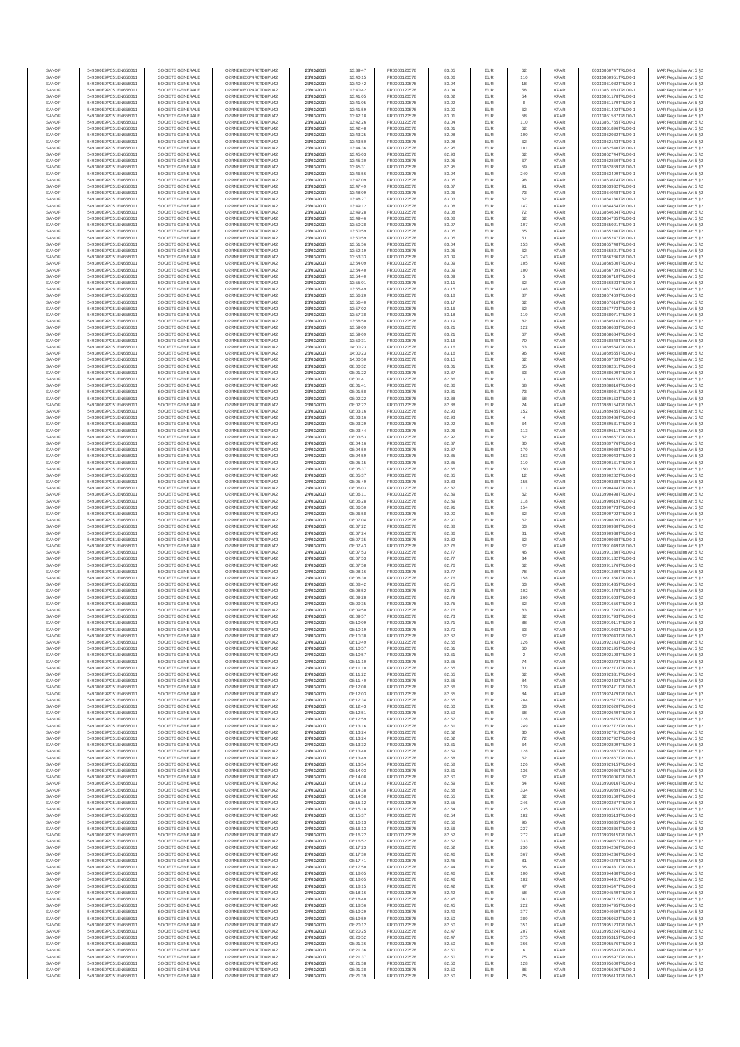| | | | | | | | | | | | | |
|---|---|---|---|---|---|---|---|---|---|---|---|---|
| SANOFI | 549300E9PC51EN656011 | SOCIETE GENERALE | O2RNE8IBXP4R0TD8PU42 | 23/03/2017 | 13:39:47 | FR0000120578 | 83.05 | EUR | 62 | XPAR | 00313860747TRLO0-1 | MAR Regulation Art 5 §2 |
| SANOFI | 549300E9PC51EN656011 | SOCIETE GENERALE | O2RNE8IBXP4R0TD8PU42 | 23/03/2017 | 13:40:15 | FR0000120578 | 83.06 | EUR | 110 | XPAR | 00313860951TRLO0-1 | MAR Regulation Art 5 §2 |
| SANOFI | 549300E9PC51EN656011 | SOCIETE GENERALE | O2RNE8IBXP4R0TD8PU42 | 23/03/2017 | 13:40:42 | FR0000120578 | 83.04 | EUR | 18 | XPAR | 00313861082TRLO0-1 | MAR Regulation Art 5 §2 |
| SANOFI | 549300E9PC51EN656011 | SOCIETE GENERALE | O2RNE8IBXP4R0TD8PU42 | 23/03/2017 | 13:40:42 | FR0000120578 | 83.04 | EUR | 58 | XPAR | 00313861083TRLO0-1 | MAR Regulation Art 5 §2 |
| SANOFI | 549300E9PC51EN656011 | SOCIETE GENERALE | O2RNE8IBXP4R0TD8PU42 | 23/03/2017 | 13:41:05 | FR0000120578 | 83.02 | EUR | 54 | XPAR | 00313861178TRLO0-1 | MAR Regulation Art 5 §2 |
| SANOFI | 549300E9PC51EN656011 | SOCIETE GENERALE | O2RNE8IBXP4R0TD8PU42 | 23/03/2017 | 13:41:05 | FR0000120578 | 83.02 | EUR | 8 | XPAR | 00313861179TRLO0-1 | MAR Regulation Art 5 §2 |
| SANOFI | 549300E9PC51EN656011 | SOCIETE GENERALE | O2RNE8IBXP4R0TD8PU42 | 23/03/2017 | 13:41:59 | FR0000120578 | 83.00 | EUR | 62 | XPAR | 00313861492TRLO0-1 | MAR Regulation Art 5 §2 |
| SANOFI | 549300E9PC51EN656011 | SOCIETE GENERALE | O2RNE8IBXP4R0TD8PU42 | 23/03/2017 | 13:42:18 | FR0000120578 | 83.01 | EUR | 58 | XPAR | 00313861587TRLO0-1 | MAR Regulation Art 5 §2 |
| SANOFI | 549300E9PC51EN656011 | SOCIETE GENERALE | O2RNE8IBXP4R0TD8PU42 | 23/03/2017 | 13:42:26 | FR0000120578 | 83.04 | EUR | 110 | XPAR | 00313861765TRLO0-1 | MAR Regulation Art 5 §2 |
| SANOFI | 549300E9PC51EN656011 | SOCIETE GENERALE | O2RNE8IBXP4R0TD8PU42 | 23/03/2017 | 13:42:48 | FR0000120578 | 83.01 | EUR | 62 | XPAR | 00313861896TRLO0-1 | MAR Regulation Art 5 §2 |
| SANOFI | 549300E9PC51EN656011 | SOCIETE GENERALE | O2RNE8IBXP4R0TD8PU42 | 23/03/2017 | 13:43:25 | FR0000120578 | 82.98 | EUR | 100 | XPAR | 00313862032TRLO0-1 | MAR Regulation Art 5 §2 |
| SANOFI | 549300E9PC51EN656011 | SOCIETE GENERALE | O2RNE8IBXP4R0TD8PU42 | 23/03/2017 | 13:43:50 | FR0000120578 | 82.98 | EUR | 62 | XPAR | 00313862143TRLO0-1 | MAR Regulation Art 5 §2 |
| SANOFI | 549300E9PC51EN656011 | SOCIETE GENERALE | O2RNE8IBXP4R0TD8PU42 | 23/03/2017 | 13:44:36 | FR0000120578 | 82.95 | EUR | 101 | XPAR | 00313862540TRLO0-1 | MAR Regulation Art 5 §2 |
| SANOFI | 549300E9PC51EN656011 | SOCIETE GENERALE | O2RNE8IBXP4R0TD8PU42 | 23/03/2017 | 13:45:03 | FR0000120578 | 82.93 | EUR | 62 | XPAR | 00313862744TRLO0-1 | MAR Regulation Art 5 §2 |
| SANOFI | 549300E9PC51EN656011 | SOCIETE GENERALE | O2RNE8IBXP4R0TD8PU42 | 23/03/2017 | 13:45:30 | FR0000120578 | 82.95 | EUR | 67 | XPAR | 00313862860TRLO0-1 | MAR Regulation Art 5 §2 |
| SANOFI | 549300E9PC51EN656011 | SOCIETE GENERALE | O2RNE8IBXP4R0TD8PU42 | 23/03/2017 | 13:45:31 | FR0000120578 | 82.95 | EUR | 59 | XPAR | 00313862869TRLO0-1 | MAR Regulation Art 5 §2 |
| SANOFI | 549300E9PC51EN656011 | SOCIETE GENERALE | O2RNE8IBXP4R0TD8PU42 | 23/03/2017 | 13:46:56 | FR0000120578 | 83.04 | EUR | 240 | XPAR | 00313863498TRLO0-1 | MAR Regulation Art 5 §2 |
| SANOFI | 549300E9PC51EN656011 | SOCIETE GENERALE | O2RNE8IBXP4R0TD8PU42 | 23/03/2017 | 13:47:09 | FR0000120578 | 83.05 | EUR | 98 | XPAR | 00313863674TRLO0-1 | MAR Regulation Art 5 §2 |
| SANOFI | 549300E9PC51EN656011 | SOCIETE GENERALE | O2RNE8IBXP4R0TD8PU42 | 23/03/2017 | 13:47:49 | FR0000120578 | 83.07 | EUR | 91 | XPAR | 00313863932TRLO0-1 | MAR Regulation Art 5 §2 |
| SANOFI | 549300E9PC51EN656011 | SOCIETE GENERALE | O2RNE8IBXP4R0TD8PU42 | 23/03/2017 | 13:48:09 | FR0000120578 | 83.06 | EUR | 73 | XPAR | 00313864048TRLO0-1 | MAR Regulation Art 5 §2 |
| SANOFI | 549300E9PC51EN656011 | SOCIETE GENERALE | O2RNE8IBXP4R0TD8PU42 | 23/03/2017 | 13:48:27 | FR0000120578 | 83.03 | EUR | 62 | XPAR | 00313864136TRLO0-1 | MAR Regulation Art 5 §2 |
| SANOFI | 549300E9PC51EN656011 | SOCIETE GENERALE | O2RNE8IBXP4R0TD8PU42 | 23/03/2017 | 13:49:12 | FR0000120578 | 83.08 | EUR | 147 | XPAR | 00313864454TRLO0-1 | MAR Regulation Art 5 §2 |
| SANOFI | 549300E9PC51EN656011 | SOCIETE GENERALE | O2RNE8IBXP4R0TD8PU42 | 23/03/2017 | 13:49:28 | FR0000120578 | 83.08 | EUR | 72 | XPAR | 00313864604TRLO0-1 | MAR Regulation Art 5 §2 |
| SANOFI | 549300E9PC51EN656011 | SOCIETE GENERALE | O2RNE8IBXP4R0TD8PU42 | 23/03/2017 | 13:49:46 | FR0000120578 | 83.08 | EUR | 62 | XPAR | 00313864735TRLO0-1 | MAR Regulation Art 5 §2 |
| SANOFI | 549300E9PC51EN656011 | SOCIETE GENERALE | O2RNE8IBXP4R0TD8PU42 | 23/03/2017 | 13:50:28 | FR0000120578 | 83.07 | EUR | 107 | XPAR | 00313865021TRLO0-1 | MAR Regulation Art 5 §2 |
| SANOFI | 549300E9PC51EN656011 | SOCIETE GENERALE | O2RNE8IBXP4R0TD8PU42 | 23/03/2017 | 13:50:59 | FR0000120578 | 83.05 | EUR | 65 | XPAR | 00313865246TRLO0-1 | MAR Regulation Art 5 §2 |
| SANOFI | 549300E9PC51EN656011 | SOCIETE GENERALE | O2RNE8IBXP4R0TD8PU42 | 23/03/2017 | 13:50:59 | FR0000120578 | 83.05 | EUR | 51 | XPAR | 00313865247TRLO0-1 | MAR Regulation Art 5 §2 |
| SANOFI | 549300E9PC51EN656011 | SOCIETE GENERALE | O2RNE8IBXP4R0TD8PU42 | 23/03/2017 | 13:51:56 | FR0000120578 | 83.04 | EUR | 153 | XPAR | 00313865749TRLO0-1 | MAR Regulation Art 5 §2 |
| SANOFI | 549300E9PC51EN656011 | SOCIETE GENERALE | O2RNE8IBXP4R0TD8PU42 | 23/03/2017 | 13:52:19 | FR0000120578 | 83.05 | EUR | 62 | XPAR | 00313865821TRLO0-1 | MAR Regulation Art 5 §2 |
| SANOFI | 549300E9PC51EN656011 | SOCIETE GENERALE | O2RNE8IBXP4R0TD8PU42 | 23/03/2017 | 13:53:33 | FR0000120578 | 83.09 | EUR | 243 | XPAR | 00313866286TRLO0-1 | MAR Regulation Art 5 §2 |
| SANOFI | 549300E9PC51EN656011 | SOCIETE GENERALE | O2RNE8IBXP4R0TD8PU42 | 23/03/2017 | 13:54:09 | FR0000120578 | 83.09 | EUR | 105 | XPAR | 00313866500TRLO0-1 | MAR Regulation Art 5 §2 |
| SANOFI | 549300E9PC51EN656011 | SOCIETE GENERALE | O2RNE8IBXP4R0TD8PU42 | 23/03/2017 | 13:54:40 | FR0000120578 | 83.09 | EUR | 100 | XPAR | 00313866709TRLO0-1 | MAR Regulation Art 5 §2 |
| SANOFI | 549300E9PC51EN656011 | SOCIETE GENERALE | O2RNE8IBXP4R0TD8PU42 | 23/03/2017 | 13:54:40 | FR0000120578 | 83.09 | EUR | 5 | XPAR | 00313866710TRLO0-1 | MAR Regulation Art 5 §2 |
| SANOFI | 549300E9PC51EN656011 | SOCIETE GENERALE | O2RNE8IBXP4R0TD8PU42 | 23/03/2017 | 13:55:01 | FR0000120578 | 83.11 | EUR | 62 | XPAR | 00313866823TRLO0-1 | MAR Regulation Art 5 §2 |
| SANOFI | 549300E9PC51EN656011 | SOCIETE GENERALE | O2RNE8IBXP4R0TD8PU42 | 23/03/2017 | 13:55:49 | FR0000120578 | 83.15 | EUR | 148 | XPAR | 00313867264TRLO0-1 | MAR Regulation Art 5 §2 |
| SANOFI | 549300E9PC51EN656011 | SOCIETE GENERALE | O2RNE8IBXP4R0TD8PU42 | 23/03/2017 | 13:56:20 | FR0000120578 | 83.18 | EUR | 87 | XPAR | 00313867469TRLO0-1 | MAR Regulation Art 5 §2 |
| SANOFI | 549300E9PC51EN656011 | SOCIETE GENERALE | O2RNE8IBXP4R0TD8PU42 | 23/03/2017 | 13:56:46 | FR0000120578 | 83.17 | EUR | 62 | XPAR | 00313867616TRLO0-1 | MAR Regulation Art 5 §2 |
| SANOFI | 549300E9PC51EN656011 | SOCIETE GENERALE | O2RNE8IBXP4R0TD8PU42 | 23/03/2017 | 13:57:02 | FR0000120578 | 83.16 | EUR | 62 | XPAR | 00313867773TRLO0-1 | MAR Regulation Art 5 §2 |
| SANOFI | 549300E9PC51EN656011 | SOCIETE GENERALE | O2RNE8IBXP4R0TD8PU42 | 23/03/2017 | 13:57:38 | FR0000120578 | 83.18 | EUR | 119 | XPAR | 00313868071TRLO0-1 | MAR Regulation Art 5 §2 |
| SANOFI | 549300E9PC51EN656011 | SOCIETE GENERALE | O2RNE8IBXP4R0TD8PU42 | 23/03/2017 | 13:58:50 | FR0000120578 | 83.19 | EUR | 82 | XPAR | 00313868516TRLO0-1 | MAR Regulation Art 5 §2 |
| SANOFI | 549300E9PC51EN656011 | SOCIETE GENERALE | O2RNE8IBXP4R0TD8PU42 | 23/03/2017 | 13:59:09 | FR0000120578 | 83.21 | EUR | 122 | XPAR | 00313868683TRLO0-1 | MAR Regulation Art 5 §2 |
| SANOFI | 549300E9PC51EN656011 | SOCIETE GENERALE | O2RNE8IBXP4R0TD8PU42 | 23/03/2017 | 13:59:09 | FR0000120578 | 83.21 | EUR | 67 | XPAR | 00313868684TRLO0-1 | MAR Regulation Art 5 §2 |
| SANOFI | 549300E9PC51EN656011 | SOCIETE GENERALE | O2RNE8IBXP4R0TD8PU42 | 23/03/2017 | 13:59:31 | FR0000120578 | 83.16 | EUR | 70 | XPAR | 00313868848TRLO0-1 | MAR Regulation Art 5 §2 |
| SANOFI | 549300E9PC51EN656011 | SOCIETE GENERALE | O2RNE8IBXP4R0TD8PU42 | 23/03/2017 | 14:00:23 | FR0000120578 | 83.16 | EUR | 63 | XPAR | 00313869554TRLO0-1 | MAR Regulation Art 5 §2 |
| SANOFI | 549300E9PC51EN656011 | SOCIETE GENERALE | O2RNE8IBXP4R0TD8PU42 | 23/03/2017 | 14:00:23 | FR0000120578 | 83.16 | EUR | 96 | XPAR | 00313869555TRLO0-1 | MAR Regulation Art 5 §2 |
| SANOFI | 549300E9PC51EN656011 | SOCIETE GENERALE | O2RNE8IBXP4R0TD8PU42 | 23/03/2017 | 14:00:50 | FR0000120578 | 83.15 | EUR | 62 | XPAR | 00313869783TRLO0-1 | MAR Regulation Art 5 §2 |
| SANOFI | 549300E9PC51EN656011 | SOCIETE GENERALE | O2RNE8IBXP4R0TD8PU42 | 23/03/2017 | 08:00:32 | FR0000120578 | 83.01 | EUR | 65 | XPAR | 00313988261TRLO0-1 | MAR Regulation Art 5 §2 |
| SANOFI | 549300E9PC51EN656011 | SOCIETE GENERALE | O2RNE8IBXP4R0TD8PU42 | 23/03/2017 | 08:01:22 | FR0000120578 | 82.87 | EUR | 63 | XPAR | 00313988699TRLO0-1 | MAR Regulation Art 5 §2 |
| SANOFI | 549300E9PC51EN656011 | SOCIETE GENERALE | O2RNE8IBXP4R0TD8PU42 | 23/03/2017 | 08:01:41 | FR0000120578 | 82.86 | EUR | 3 | XPAR | 00313988815TRLO0-1 | MAR Regulation Art 5 §2 |
| SANOFI | 549300E9PC51EN656011 | SOCIETE GENERALE | O2RNE8IBXP4R0TD8PU42 | 23/03/2017 | 08:01:41 | FR0000120578 | 82.86 | EUR | 68 | XPAR | 00313988816TRLO0-1 | MAR Regulation Art 5 §2 |
| SANOFI | 549300E9PC51EN656011 | SOCIETE GENERALE | O2RNE8IBXP4R0TD8PU42 | 23/03/2017 | 08:01:58 | FR0000120578 | 82.81 | EUR | 73 | XPAR | 00313988981TRLO0-1 | MAR Regulation Art 5 §2 |
| SANOFI | 549300E9PC51EN656011 | SOCIETE GENERALE | O2RNE8IBXP4R0TD8PU42 | 23/03/2017 | 08:02:22 | FR0000120578 | 82.88 | EUR | 58 | XPAR | 00313989153TRLO0-1 | MAR Regulation Art 5 §2 |
| SANOFI | 549300E9PC51EN656011 | SOCIETE GENERALE | O2RNE8IBXP4R0TD8PU42 | 23/03/2017 | 08:02:22 | FR0000120578 | 82.88 | EUR | 24 | XPAR | 00313989154TRLO0-1 | MAR Regulation Art 5 §2 |
| SANOFI | 549300E9PC51EN656011 | SOCIETE GENERALE | O2RNE8IBXP4R0TD8PU42 | 23/03/2017 | 08:03:16 | FR0000120578 | 82.93 | EUR | 152 | XPAR | 00313989485TRLO0-1 | MAR Regulation Art 5 §2 |
| SANOFI | 549300E9PC51EN656011 | SOCIETE GENERALE | O2RNE8IBXP4R0TD8PU42 | 23/03/2017 | 08:03:16 | FR0000120578 | 82.93 | EUR | 4 | XPAR | 00313989486TRLO0-1 | MAR Regulation Art 5 §2 |
| SANOFI | 549300E9PC51EN656011 | SOCIETE GENERALE | O2RNE8IBXP4R0TD8PU42 | 23/03/2017 | 08:03:29 | FR0000120578 | 82.92 | EUR | 64 | XPAR | 00313989531TRLO0-1 | MAR Regulation Art 5 §2 |
| SANOFI | 549300E9PC51EN656011 | SOCIETE GENERALE | O2RNE8IBXP4R0TD8PU42 | 23/03/2017 | 08:03:44 | FR0000120578 | 82.96 | EUR | 113 | XPAR | 00313989611TRLO0-1 | MAR Regulation Art 5 §2 |
| SANOFI | 549300E9PC51EN656011 | SOCIETE GENERALE | O2RNE8IBXP4R0TD8PU42 | 23/03/2017 | 08:03:53 | FR0000120578 | 82.92 | EUR | 62 | XPAR | 00313989657TRLO0-1 | MAR Regulation Art 5 §2 |
| SANOFI | 549300E9PC51EN656011 | SOCIETE GENERALE | O2RNE8IBXP4R0TD8PU42 | 24/03/2017 | 08:04:16 | FR0000120578 | 82.87 | EUR | 80 | XPAR | 00313989776TRLO0-1 | MAR Regulation Art 5 §2 |
| SANOFI | 549300E9PC51EN656011 | SOCIETE GENERALE | O2RNE8IBXP4R0TD8PU42 | 24/03/2017 | 08:04:50 | FR0000120578 | 82.87 | EUR | 179 | XPAR | 00313989998TRLO0-1 | MAR Regulation Art 5 §2 |
| SANOFI | 549300E9PC51EN656011 | SOCIETE GENERALE | O2RNE8IBXP4R0TD8PU42 | 24/03/2017 | 08:04:59 | FR0000120578 | 82.85 | EUR | 163 | XPAR | 00313990043TRLO0-1 | MAR Regulation Art 5 §2 |
| SANOFI | 549300E9PC51EN656011 | SOCIETE GENERALE | O2RNE8IBXP4R0TD8PU42 | 24/03/2017 | 08:05:15 | FR0000120578 | 82.85 | EUR | 110 | XPAR | 00313990161TRLO0-1 | MAR Regulation Art 5 §2 |
| SANOFI | 549300E9PC51EN656011 | SOCIETE GENERALE | O2RNE8IBXP4R0TD8PU42 | 24/03/2017 | 08:05:37 | FR0000120578 | 82.85 | EUR | 150 | XPAR | 00313990281TRLO0-1 | MAR Regulation Art 5 §2 |
| SANOFI | 549300E9PC51EN656011 | SOCIETE GENERALE | O2RNE8IBXP4R0TD8PU42 | 24/03/2017 | 08:05:37 | FR0000120578 | 82.85 | EUR | 12 | XPAR | 00313990282TRLO0-1 | MAR Regulation Art 5 §2 |
| SANOFI | 549300E9PC51EN656011 | SOCIETE GENERALE | O2RNE8IBXP4R0TD8PU42 | 24/03/2017 | 08:05:49 | FR0000120578 | 82.83 | EUR | 155 | XPAR | 00313990338TRLO0-1 | MAR Regulation Art 5 §2 |
| SANOFI | 549300E9PC51EN656011 | SOCIETE GENERALE | O2RNE8IBXP4R0TD8PU42 | 24/03/2017 | 08:06:03 | FR0000120578 | 82.87 | EUR | 111 | XPAR | 00313990444TRLO0-1 | MAR Regulation Art 5 §2 |
| SANOFI | 549300E9PC51EN656011 | SOCIETE GENERALE | O2RNE8IBXP4R0TD8PU42 | 24/03/2017 | 08:06:11 | FR0000120578 | 82.89 | EUR | 62 | XPAR | 00313990498TRLO0-1 | MAR Regulation Art 5 §2 |
| SANOFI | 549300E9PC51EN656011 | SOCIETE GENERALE | O2RNE8IBXP4R0TD8PU42 | 24/03/2017 | 08:06:28 | FR0000120578 | 82.89 | EUR | 118 | XPAR | 00313990619TRLO0-1 | MAR Regulation Art 5 §2 |
| SANOFI | 549300E9PC51EN656011 | SOCIETE GENERALE | O2RNE8IBXP4R0TD8PU42 | 24/03/2017 | 08:06:50 | FR0000120578 | 82.91 | EUR | 154 | XPAR | 00313990773TRLO0-1 | MAR Regulation Art 5 §2 |
| SANOFI | 549300E9PC51EN656011 | SOCIETE GENERALE | O2RNE8IBXP4R0TD8PU42 | 24/03/2017 | 08:06:58 | FR0000120578 | 82.90 | EUR | 62 | XPAR | 00313990792TRLO0-1 | MAR Regulation Art 5 §2 |
| SANOFI | 549300E9PC51EN656011 | SOCIETE GENERALE | O2RNE8IBXP4R0TD8PU42 | 24/03/2017 | 08:07:04 | FR0000120578 | 82.90 | EUR | 62 | XPAR | 00313990809TRLO0-1 | MAR Regulation Art 5 §2 |
| SANOFI | 549300E9PC51EN656011 | SOCIETE GENERALE | O2RNE8IBXP4R0TD8PU42 | 24/03/2017 | 08:07:22 | FR0000120578 | 82.88 | EUR | 63 | XPAR | 00313990928TRLO0-1 | MAR Regulation Art 5 §2 |
| SANOFI | 549300E9PC51EN656011 | SOCIETE GENERALE | O2RNE8IBXP4R0TD8PU42 | 24/03/2017 | 08:07:24 | FR0000120578 | 82.86 | EUR | 81 | XPAR | 00313990938TRLO0-1 | MAR Regulation Art 5 §2 |
| SANOFI | 549300E9PC51EN656011 | SOCIETE GENERALE | O2RNE8IBXP4R0TD8PU42 | 24/03/2017 | 08:07:35 | FR0000120578 | 82.82 | EUR | 62 | XPAR | 00313990988TRLO0-1 | MAR Regulation Art 5 §2 |
| SANOFI | 549300E9PC51EN656011 | SOCIETE GENERALE | O2RNE8IBXP4R0TD8PU42 | 24/03/2017 | 08:07:43 | FR0000120578 | 82.76 | EUR | 62 | XPAR | 00313991049TRLO0-1 | MAR Regulation Art 5 §2 |
| SANOFI | 549300E9PC51EN656011 | SOCIETE GENERALE | O2RNE8IBXP4R0TD8PU42 | 24/03/2017 | 08:07:53 | FR0000120578 | 82.77 | EUR | 46 | XPAR | 00313991130TRLO0-1 | MAR Regulation Art 5 §2 |
| SANOFI | 549300E9PC51EN656011 | SOCIETE GENERALE | O2RNE8IBXP4R0TD8PU42 | 24/03/2017 | 08:07:53 | FR0000120578 | 82.77 | EUR | 34 | XPAR | 00313991132TRLO0-1 | MAR Regulation Art 5 §2 |
| SANOFI | 549300E9PC51EN656011 | SOCIETE GENERALE | O2RNE8IBXP4R0TD8PU42 | 24/03/2017 | 08:07:58 | FR0000120578 | 82.76 | EUR | 62 | XPAR | 00313991176TRLO0-1 | MAR Regulation Art 5 §2 |
| SANOFI | 549300E9PC51EN656011 | SOCIETE GENERALE | O2RNE8IBXP4R0TD8PU42 | 24/03/2017 | 08:08:16 | FR0000120578 | 82.77 | EUR | 78 | XPAR | 00313991280TRLO0-1 | MAR Regulation Art 5 §2 |
| SANOFI | 549300E9PC51EN656011 | SOCIETE GENERALE | O2RNE8IBXP4R0TD8PU42 | 24/03/2017 | 08:08:30 | FR0000120578 | 82.76 | EUR | 158 | XPAR | 00313991356TRLO0-1 | MAR Regulation Art 5 §2 |
| SANOFI | 549300E9PC51EN656011 | SOCIETE GENERALE | O2RNE8IBXP4R0TD8PU42 | 24/03/2017 | 08:08:42 | FR0000120578 | 82.75 | EUR | 63 | XPAR | 00313991425TRLO0-1 | MAR Regulation Art 5 §2 |
| SANOFI | 549300E9PC51EN656011 | SOCIETE GENERALE | O2RNE8IBXP4R0TD8PU42 | 24/03/2017 | 08:08:52 | FR0000120578 | 82.76 | EUR | 102 | XPAR | 00313991478TRLO0-1 | MAR Regulation Art 5 §2 |
| SANOFI | 549300E9PC51EN656011 | SOCIETE GENERALE | O2RNE8IBXP4R0TD8PU42 | 24/03/2017 | 08:09:28 | FR0000120578 | 82.79 | EUR | 260 | XPAR | 00313991603TRLO0-1 | MAR Regulation Art 5 §2 |
| SANOFI | 549300E9PC51EN656011 | SOCIETE GENERALE | O2RNE8IBXP4R0TD8PU42 | 24/03/2017 | 08:09:35 | FR0000120578 | 82.75 | EUR | 62 | XPAR | 00313991656TRLO0-1 | MAR Regulation Art 5 §2 |
| SANOFI | 549300E9PC51EN656011 | SOCIETE GENERALE | O2RNE8IBXP4R0TD8PU42 | 24/03/2017 | 08:09:50 | FR0000120578 | 82.76 | EUR | 83 | XPAR | 00313991728TRLO0-1 | MAR Regulation Art 5 §2 |
| SANOFI | 549300E9PC51EN656011 | SOCIETE GENERALE | O2RNE8IBXP4R0TD8PU42 | 24/03/2017 | 08:09:57 | FR0000120578 | 82.73 | EUR | 82 | XPAR | 00313991793TRLO0-1 | MAR Regulation Art 5 §2 |
| SANOFI | 549300E9PC51EN656011 | SOCIETE GENERALE | O2RNE8IBXP4R0TD8PU42 | 24/03/2017 | 08:10:09 | FR0000120578 | 82.71 | EUR | 88 | XPAR | 00313991911TRLO0-1 | MAR Regulation Art 5 §2 |
| SANOFI | 549300E9PC51EN656011 | SOCIETE GENERALE | O2RNE8IBXP4R0TD8PU42 | 24/03/2017 | 08:10:19 | FR0000120578 | 82.70 | EUR | 63 | XPAR | 00313991983TRLO0-1 | MAR Regulation Art 5 §2 |
| SANOFI | 549300E9PC51EN656011 | SOCIETE GENERALE | O2RNE8IBXP4R0TD8PU42 | 24/03/2017 | 08:10:30 | FR0000120578 | 82.67 | EUR | 62 | XPAR | 00313992043TRLO0-1 | MAR Regulation Art 5 §2 |
| SANOFI | 549300E9PC51EN656011 | SOCIETE GENERALE | O2RNE8IBXP4R0TD8PU42 | 24/03/2017 | 08:10:49 | FR0000120578 | 82.65 | EUR | 126 | XPAR | 00313992143TRLO0-1 | MAR Regulation Art 5 §2 |
| SANOFI | 549300E9PC51EN656011 | SOCIETE GENERALE | O2RNE8IBXP4R0TD8PU42 | 24/03/2017 | 08:10:57 | FR0000120578 | 82.61 | EUR | 60 | XPAR | 00313992195TRLO0-1 | MAR Regulation Art 5 §2 |
| SANOFI | 549300E9PC51EN656011 | SOCIETE GENERALE | O2RNE8IBXP4R0TD8PU42 | 24/03/2017 | 08:10:57 | FR0000120578 | 82.61 | EUR | 2 | XPAR | 00313992198TRLO0-1 | MAR Regulation Art 5 §2 |
| SANOFI | 549300E9PC51EN656011 | SOCIETE GENERALE | O2RNE8IBXP4R0TD8PU42 | 24/03/2017 | 08:11:10 | FR0000120578 | 82.65 | EUR | 74 | XPAR | 00313992272TRLO0-1 | MAR Regulation Art 5 §2 |
| SANOFI | 549300E9PC51EN656011 | SOCIETE GENERALE | O2RNE8IBXP4R0TD8PU42 | 24/03/2017 | 08:11:10 | FR0000120578 | 82.65 | EUR | 31 | XPAR | 00313992273TRLO0-1 | MAR Regulation Art 5 §2 |
| SANOFI | 549300E9PC51EN656011 | SOCIETE GENERALE | O2RNE8IBXP4R0TD8PU42 | 24/03/2017 | 08:11:22 | FR0000120578 | 82.65 | EUR | 62 | XPAR | 00313992331TRLO0-1 | MAR Regulation Art 5 §2 |
| SANOFI | 549300E9PC51EN656011 | SOCIETE GENERALE | O2RNE8IBXP4R0TD8PU42 | 24/03/2017 | 08:11:40 | FR0000120578 | 82.65 | EUR | 84 | XPAR | 00313992432TRLO0-1 | MAR Regulation Art 5 §2 |
| SANOFI | 549300E9PC51EN656011 | SOCIETE GENERALE | O2RNE8IBXP4R0TD8PU42 | 24/03/2017 | 08:12:00 | FR0000120578 | 82.66 | EUR | 139 | XPAR | 00313992471TRLO0-1 | MAR Regulation Art 5 §2 |
| SANOFI | 549300E9PC51EN656011 | SOCIETE GENERALE | O2RNE8IBXP4R0TD8PU42 | 24/03/2017 | 08:12:03 | FR0000120578 | 82.65 | EUR | 84 | XPAR | 00313992479TRLO0-1 | MAR Regulation Art 5 §2 |
| SANOFI | 549300E9PC51EN656011 | SOCIETE GENERALE | O2RNE8IBXP4R0TD8PU42 | 24/03/2017 | 08:12:34 | FR0000120578 | 82.65 | EUR | 284 | XPAR | 00313992577TRLO0-1 | MAR Regulation Art 5 §2 |
| SANOFI | 549300E9PC51EN656011 | SOCIETE GENERALE | O2RNE8IBXP4R0TD8PU42 | 24/03/2017 | 08:12:43 | FR0000120578 | 82.60 | EUR | 63 | XPAR | 00313992620TRLO0-1 | MAR Regulation Art 5 §2 |
| SANOFI | 549300E9PC51EN656011 | SOCIETE GENERALE | O2RNE8IBXP4R0TD8PU42 | 24/03/2017 | 08:12:51 | FR0000120578 | 82.59 | EUR | 68 | XPAR | 00313992649TRLO0-1 | MAR Regulation Art 5 §2 |
| SANOFI | 549300E9PC51EN656011 | SOCIETE GENERALE | O2RNE8IBXP4R0TD8PU42 | 24/03/2017 | 08:12:59 | FR0000120578 | 82.57 | EUR | 128 | XPAR | 00313992675TRLO0-1 | MAR Regulation Art 5 §2 |
| SANOFI | 549300E9PC51EN656011 | SOCIETE GENERALE | O2RNE8IBXP4R0TD8PU42 | 24/03/2017 | 08:13:16 | FR0000120578 | 82.61 | EUR | 249 | XPAR | 00313992772TRLO0-1 | MAR Regulation Art 5 §2 |
| SANOFI | 549300E9PC51EN656011 | SOCIETE GENERALE | O2RNE8IBXP4R0TD8PU42 | 24/03/2017 | 08:13:24 | FR0000120578 | 82.62 | EUR | 30 | XPAR | 00313992791TRLO0-1 | MAR Regulation Art 5 §2 |
| SANOFI | 549300E9PC51EN656011 | SOCIETE GENERALE | O2RNE8IBXP4R0TD8PU42 | 24/03/2017 | 08:13:24 | FR0000120578 | 82.62 | EUR | 72 | XPAR | 00313992792TRLO0-1 | MAR Regulation Art 5 §2 |
| SANOFI | 549300E9PC51EN656011 | SOCIETE GENERALE | O2RNE8IBXP4R0TD8PU42 | 24/03/2017 | 08:13:32 | FR0000120578 | 82.61 | EUR | 64 | XPAR | 00313992809TRLO0-1 | MAR Regulation Art 5 §2 |
| SANOFI | 549300E9PC51EN656011 | SOCIETE GENERALE | O2RNE8IBXP4R0TD8PU42 | 24/03/2017 | 08:13:40 | FR0000120578 | 82.59 | EUR | 128 | XPAR | 00313992837TRLO0-1 | MAR Regulation Art 5 §2 |
| SANOFI | 549300E9PC51EN656011 | SOCIETE GENERALE | O2RNE8IBXP4R0TD8PU42 | 24/03/2017 | 08:13:49 | FR0000120578 | 82.58 | EUR | 62 | XPAR | 00313992867TRLO0-1 | MAR Regulation Art 5 §2 |
| SANOFI | 549300E9PC51EN656011 | SOCIETE GENERALE | O2RNE8IBXP4R0TD8PU42 | 24/03/2017 | 08:13:54 | FR0000120578 | 82.58 | EUR | 126 | XPAR | 00313992915TRLO0-1 | MAR Regulation Art 5 §2 |
| SANOFI | 549300E9PC51EN656011 | SOCIETE GENERALE | O2RNE8IBXP4R0TD8PU42 | 24/03/2017 | 08:14:03 | FR0000120578 | 82.61 | EUR | 136 | XPAR | 00313992986TRLO0-1 | MAR Regulation Art 5 §2 |
| SANOFI | 549300E9PC51EN656011 | SOCIETE GENERALE | O2RNE8IBXP4R0TD8PU42 | 24/03/2017 | 08:14:08 | FR0000120578 | 82.60 | EUR | 62 | XPAR | 00313993006TRLO0-1 | MAR Regulation Art 5 §2 |
| SANOFI | 549300E9PC51EN656011 | SOCIETE GENERALE | O2RNE8IBXP4R0TD8PU42 | 24/03/2017 | 08:14:13 | FR0000120578 | 82.59 | EUR | 64 | XPAR | 00313993016TRLO0-1 | MAR Regulation Art 5 §2 |
| SANOFI | 549300E9PC51EN656011 | SOCIETE GENERALE | O2RNE8IBXP4R0TD8PU42 | 24/03/2017 | 08:14:38 | FR0000120578 | 82.58 | EUR | 334 | XPAR | 00313993089TRLO0-1 | MAR Regulation Art 5 §2 |
| SANOFI | 549300E9PC51EN656011 | SOCIETE GENERALE | O2RNE8IBXP4R0TD8PU42 | 24/03/2017 | 08:14:58 | FR0000120578 | 82.55 | EUR | 62 | XPAR | 00313993160TRLO0-1 | MAR Regulation Art 5 §2 |
| SANOFI | 549300E9PC51EN656011 | SOCIETE GENERALE | O2RNE8IBXP4R0TD8PU42 | 24/03/2017 | 08:15:12 | FR0000120578 | 82.55 | EUR | 246 | XPAR | 00313993287TRLO0-1 | MAR Regulation Art 5 §2 |
| SANOFI | 549300E9PC51EN656011 | SOCIETE GENERALE | O2RNE8IBXP4R0TD8PU42 | 24/03/2017 | 08:15:18 | FR0000120578 | 82.54 | EUR | 235 | XPAR | 00313993375TRLO0-1 | MAR Regulation Art 5 §2 |
| SANOFI | 549300E9PC51EN656011 | SOCIETE GENERALE | O2RNE8IBXP4R0TD8PU42 | 24/03/2017 | 08:15:37 | FR0000120578 | 82.54 | EUR | 182 | XPAR | 00313993513TRLO0-1 | MAR Regulation Art 5 §2 |
| SANOFI | 549300E9PC51EN656011 | SOCIETE GENERALE | O2RNE8IBXP4R0TD8PU42 | 24/03/2017 | 08:16:13 | FR0000120578 | 82.56 | EUR | 96 | XPAR | 00313993835TRLO0-1 | MAR Regulation Art 5 §2 |
| SANOFI | 549300E9PC51EN656011 | SOCIETE GENERALE | O2RNE8IBXP4R0TD8PU42 | 24/03/2017 | 08:16:13 | FR0000120578 | 82.56 | EUR | 237 | XPAR | 00313993836TRLO0-1 | MAR Regulation Art 5 §2 |
| SANOFI | 549300E9PC51EN656011 | SOCIETE GENERALE | O2RNE8IBXP4R0TD8PU42 | 24/03/2017 | 08:16:22 | FR0000120578 | 82.52 | EUR | 272 | XPAR | 00313993915TRLO0-1 | MAR Regulation Art 5 §2 |
| SANOFI | 549300E9PC51EN656011 | SOCIETE GENERALE | O2RNE8IBXP4R0TD8PU42 | 24/03/2017 | 08:16:52 | FR0000120578 | 82.52 | EUR | 333 | XPAR | 00313994067TRLO0-1 | MAR Regulation Art 5 §2 |
| SANOFI | 549300E9PC51EN656011 | SOCIETE GENERALE | O2RNE8IBXP4R0TD8PU42 | 24/03/2017 | 08:17:23 | FR0000120578 | 82.52 | EUR | 230 | XPAR | 00313994209TRLO0-1 | MAR Regulation Art 5 §2 |
| SANOFI | 549300E9PC51EN656011 | SOCIETE GENERALE | O2RNE8IBXP4R0TD8PU42 | 24/03/2017 | 08:17:30 | FR0000120578 | 82.46 | EUR | 367 | XPAR | 00313994236TRLO0-1 | MAR Regulation Art 5 §2 |
| SANOFI | 549300E9PC51EN656011 | SOCIETE GENERALE | O2RNE8IBXP4R0TD8PU42 | 24/03/2017 | 08:17:41 | FR0000120578 | 82.45 | EUR | 81 | XPAR | 00313994278TRLO0-1 | MAR Regulation Art 5 §2 |
| SANOFI | 549300E9PC51EN656011 | SOCIETE GENERALE | O2RNE8IBXP4R0TD8PU42 | 24/03/2017 | 08:17:50 | FR0000120578 | 82.44 | EUR | 66 | XPAR | 00313994331TRLO0-1 | MAR Regulation Art 5 §2 |
| SANOFI | 549300E9PC51EN656011 | SOCIETE GENERALE | O2RNE8IBXP4R0TD8PU42 | 24/03/2017 | 08:18:05 | FR0000120578 | 82.46 | EUR | 100 | XPAR | 00313994430TRLO0-1 | MAR Regulation Art 5 §2 |
| SANOFI | 549300E9PC51EN656011 | SOCIETE GENERALE | O2RNE8IBXP4R0TD8PU42 | 24/03/2017 | 08:18:05 | FR0000120578 | 82.46 | EUR | 182 | XPAR | 00313994431TRLO0-1 | MAR Regulation Art 5 §2 |
| SANOFI | 549300E9PC51EN656011 | SOCIETE GENERALE | O2RNE8IBXP4R0TD8PU42 | 24/03/2017 | 08:18:15 | FR0000120578 | 82.42 | EUR | 47 | XPAR | 00313994547TRLO0-1 | MAR Regulation Art 5 §2 |
| SANOFI | 549300E9PC51EN656011 | SOCIETE GENERALE | O2RNE8IBXP4R0TD8PU42 | 24/03/2017 | 08:18:16 | FR0000120578 | 82.42 | EUR | 58 | XPAR | 00313994549TRLO0-1 | MAR Regulation Art 5 §2 |
| SANOFI | 549300E9PC51EN656011 | SOCIETE GENERALE | O2RNE8IBXP4R0TD8PU42 | 24/03/2017 | 08:18:40 | FR0000120578 | 82.45 | EUR | 361 | XPAR | 00313994712TRLO0-1 | MAR Regulation Art 5 §2 |
| SANOFI | 549300E9PC51EN656011 | SOCIETE GENERALE | O2RNE8IBXP4R0TD8PU42 | 24/03/2017 | 08:18:56 | FR0000120578 | 82.45 | EUR | 222 | XPAR | 00313994785TRLO0-1 | MAR Regulation Art 5 §2 |
| SANOFI | 549300E9PC51EN656011 | SOCIETE GENERALE | O2RNE8IBXP4R0TD8PU42 | 24/03/2017 | 08:19:29 | FR0000120578 | 82.49 | EUR | 377 | XPAR | 00313994969TRLO0-1 | MAR Regulation Art 5 §2 |
| SANOFI | 549300E9PC51EN656011 | SOCIETE GENERALE | O2RNE8IBXP4R0TD8PU42 | 24/03/2017 | 08:19:59 | FR0000120578 | 82.50 | EUR | 389 | XPAR | 00313995052TRLO0-1 | MAR Regulation Art 5 §2 |
| SANOFI | 549300E9PC51EN656011 | SOCIETE GENERALE | O2RNE8IBXP4R0TD8PU42 | 24/03/2017 | 08:20:12 | FR0000120578 | 82.50 | EUR | 351 | XPAR | 00313995123TRLO0-1 | MAR Regulation Art 5 §2 |
| SANOFI | 549300E9PC51EN656011 | SOCIETE GENERALE | O2RNE8IBXP4R0TD8PU42 | 24/03/2017 | 08:20:25 | FR0000120578 | 82.47 | EUR | 207 | XPAR | 00313995224TRLO0-1 | MAR Regulation Art 5 §2 |
| SANOFI | 549300E9PC51EN656011 | SOCIETE GENERALE | O2RNE8IBXP4R0TD8PU42 | 24/03/2017 | 08:20:52 | FR0000120578 | 82.47 | EUR | 375 | XPAR | 00313995315TRLO0-1 | MAR Regulation Art 5 §2 |
| SANOFI | 549300E9PC51EN656011 | SOCIETE GENERALE | O2RNE8IBXP4R0TD8PU42 | 24/03/2017 | 08:21:36 | FR0000120578 | 82.50 | EUR | 368 | XPAR | 00313995576TRLO0-1 | MAR Regulation Art 5 §2 |
| SANOFI | 549300E9PC51EN656011 | SOCIETE GENERALE | O2RNE8IBXP4R0TD8PU42 | 24/03/2017 | 08:21:36 | FR0000120578 | 82.50 | EUR | 6 | XPAR | 00313995593TRLO0-1 | MAR Regulation Art 5 §2 |
| SANOFI | 549300E9PC51EN656011 | SOCIETE GENERALE | O2RNE8IBXP4R0TD8PU42 | 24/03/2017 | 08:21:37 | FR0000120578 | 82.50 | EUR | 75 | XPAR | 00313995597TRLO0-1 | MAR Regulation Art 5 §2 |
| SANOFI | 549300E9PC51EN656011 | SOCIETE GENERALE | O2RNE8IBXP4R0TD8PU42 | 24/03/2017 | 08:21:38 | FR0000120578 | 82.50 | EUR | 128 | XPAR | 00313995600TRLO0-1 | MAR Regulation Art 5 §2 |
| SANOFI | 549300E9PC51EN656011 | SOCIETE GENERALE | O2RNE8IBXP4R0TD8PU42 | 24/03/2017 | 08:21:38 | FR0000120578 | 82.50 | EUR | 86 | XPAR | 00313995608TRLO0-1 | MAR Regulation Art 5 §2 |
| SANOFI | 549300E9PC51EN656011 | SOCIETE GENERALE | O2RNE8IBXP4R0TD8PU42 | 24/03/2017 | 08:21:39 | FR0000120578 | 82.50 | EUR | 75 | XPAR | 00313995613TRLO0-1 | MAR Regulation Art 5 §2 |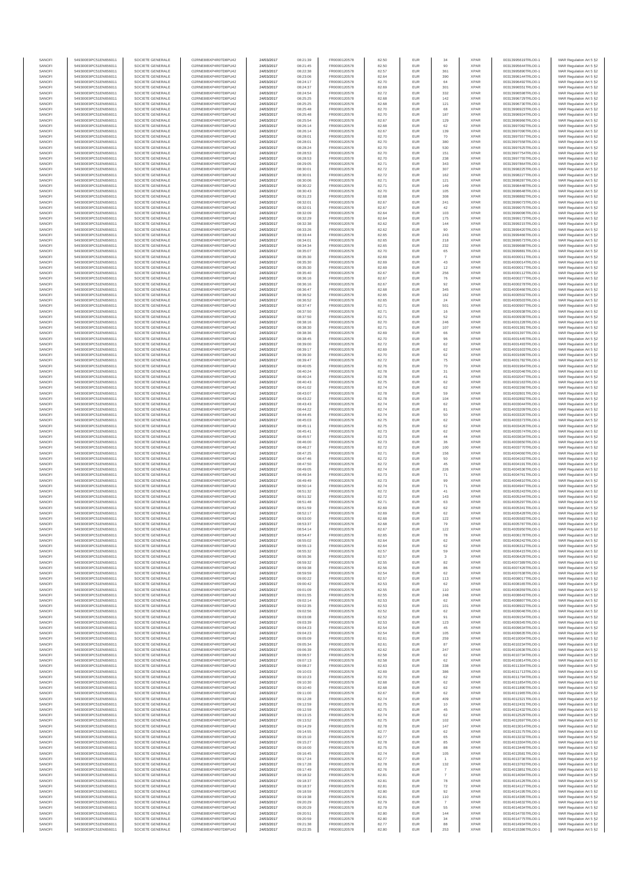| SANOFI | 549300E9PC51EN656011 | SOCIETE GENERALE | O2RNE8IBXP4R0TD8PU42 | 24/03/2017 | 08:21:39 | FR0000120578 | 82.50 | EUR | 34 | XPAR | 00313995619TRLO0-1 | MAR Regulation Art 5 §2 |
|---|---|---|---|---|---|---|---|---|---|---|---|---|
| SANOFI | 549300E9PC51EN656011 | SOCIETE GENERALE | O2RNE8IBXP4R0TD8PU42 | 24/03/2017 | 08:21:45 | FR0000120578 | 82.50 | EUR | 90 | XPAR | 00313995644TRLO0-1 | MAR Regulation Art 5 §2 |
| SANOFI | 549300E9PC51EN656011 | SOCIETE GENERALE | O2RNE8IBXP4R0TD8PU42 | 24/03/2017 | 08:22:38 | FR0000120578 | 82.57 | EUR | 361 | XPAR | 00313995890TRLO0-1 | MAR Regulation Art 5 §2 |
| SANOFI | 549300E9PC51EN656011 | SOCIETE GENERALE | O2RNE8IBXP4R0TD8PU42 | 24/03/2017 | 08:23:06 | FR0000120578 | 82.64 | EUR | 390 | XPAR | 00313996144TRLO0-1 | MAR Regulation Art 5 §2 |
| SANOFI | 549300E9PC51EN656011 | SOCIETE GENERALE | O2RNE8IBXP4R0TD8PU42 | 24/03/2017 | 08:24:17 | FR0000120578 | 82.70 | EUR | 64 | XPAR | 00313996492TRLO0-1 | MAR Regulation Art 5 §2 |
| SANOFI | 549300E9PC51EN656011 | SOCIETE GENERALE | O2RNE8IBXP4R0TD8PU42 | 24/03/2017 | 08:24:37 | FR0000120578 | 82.69 | EUR | 301 | XPAR | 00313996551TRLO0-1 | MAR Regulation Art 5 §2 |
| SANOFI | 549300E9PC51EN656011 | SOCIETE GENERALE | O2RNE8IBXP4R0TD8PU42 | 24/03/2017 | 08:24:54 | FR0000120578 | 82.72 | EUR | 332 | XPAR | 00313996598TRLO0-1 | MAR Regulation Art 5 §2 |
| SANOFI | 549300E9PC51EN656011 | SOCIETE GENERALE | O2RNE8IBXP4R0TD8PU42 | 24/03/2017 | 08:25:25 | FR0000120578 | 82.68 | EUR | 142 | XPAR | 00313996729TRLO0-1 | MAR Regulation Art 5 §2 |
| SANOFI | 549300E9PC51EN656011 | SOCIETE GENERALE | O2RNE8IBXP4R0TD8PU42 | 24/03/2017 | 08:25:25 | FR0000120578 | 82.68 | EUR | 121 | XPAR | 00313996730TRLO0-1 | MAR Regulation Art 5 §2 |
| SANOFI | 549300E9PC51EN656011 | SOCIETE GENERALE | O2RNE8IBXP4R0TD8PU42 | 24/03/2017 | 08:25:48 | FR0000120578 | 82.70 | EUR | 68 | XPAR | 00313996923TRLO0-1 | MAR Regulation Art 5 §2 |
| SANOFI | 549300E9PC51EN656011 | SOCIETE GENERALE | O2RNE8IBXP4R0TD8PU42 | 24/03/2017 | 08:25:48 | FR0000120578 | 82.70 | EUR | 187 | XPAR | 00313996924TRLO0-1 | MAR Regulation Art 5 §2 |
| SANOFI | 549300E9PC51EN656011 | SOCIETE GENERALE | O2RNE8IBXP4R0TD8PU42 | 24/03/2017 | 08:25:54 | FR0000120578 | 82.67 | EUR | 129 | XPAR | 00313996966TRLO0-1 | MAR Regulation Art 5 §2 |
| SANOFI | 549300E9PC51EN656011 | SOCIETE GENERALE | O2RNE8IBXP4R0TD8PU42 | 24/03/2017 | 08:26:14 | FR0000120578 | 82.68 | EUR | 62 | XPAR | 00313997082TRLO0-1 | MAR Regulation Art 5 §2 |
| SANOFI | 549300E9PC51EN656011 | SOCIETE GENERALE | O2RNE8IBXP4R0TD8PU42 | 24/03/2017 | 08:26:14 | FR0000120578 | 82.67 | EUR | 139 | XPAR | 00313997090TRLO0-1 | MAR Regulation Art 5 §2 |
| SANOFI | 549300E9PC51EN656011 | SOCIETE GENERALE | O2RNE8IBXP4R0TD8PU42 | 24/03/2017 | 08:28:01 | FR0000120578 | 82.70 | EUR | 70 | XPAR | 00313997557TRLO0-1 | MAR Regulation Art 5 §2 |
| SANOFI | 549300E9PC51EN656011 | SOCIETE GENERALE | O2RNE8IBXP4R0TD8PU42 | 24/03/2017 | 08:28:01 | FR0000120578 | 82.70 | EUR | 380 | XPAR | 00313997558TRLO0-1 | MAR Regulation Art 5 §2 |
| SANOFI | 549300E9PC51EN656011 | SOCIETE GENERALE | O2RNE8IBXP4R0TD8PU42 | 24/03/2017 | 08:28:24 | FR0000120578 | 82.70 | EUR | 530 | XPAR | 00313997625TRLO0-1 | MAR Regulation Art 5 §2 |
| SANOFI | 549300E9PC51EN656011 | SOCIETE GENERALE | O2RNE8IBXP4R0TD8PU42 | 24/03/2017 | 08:28:53 | FR0000120578 | 82.70 | EUR | 151 | XPAR | 00313997754TRLO0-1 | MAR Regulation Art 5 §2 |
| SANOFI | 549300E9PC51EN656011 | SOCIETE GENERALE | O2RNE8IBXP4R0TD8PU42 | 24/03/2017 | 08:28:53 | FR0000120578 | 82.70 | EUR | 238 | XPAR | 00313997755TRLO0-1 | MAR Regulation Art 5 §2 |
| SANOFI | 549300E9PC51EN656011 | SOCIETE GENERALE | O2RNE8IBXP4R0TD8PU42 | 24/03/2017 | 08:29:05 | FR0000120578 | 82.71 | EUR | 343 | XPAR | 00313997864TRLO0-1 | MAR Regulation Art 5 §2 |
| SANOFI | 549300E9PC51EN656011 | SOCIETE GENERALE | O2RNE8IBXP4R0TD8PU42 | 24/03/2017 | 08:30:01 | FR0000120578 | 82.72 | EUR | 307 | XPAR | 00313998225TRLO0-1 | MAR Regulation Art 5 §2 |
| SANOFI | 549300E9PC51EN656011 | SOCIETE GENERALE | O2RNE8IBXP4R0TD8PU42 | 24/03/2017 | 08:30:01 | FR0000120578 | 82.72 | EUR | 162 | XPAR | 00313998227TRLO0-1 | MAR Regulation Art 5 §2 |
| SANOFI | 549300E9PC51EN656011 | SOCIETE GENERALE | O2RNE8IBXP4R0TD8PU42 | 24/03/2017 | 08:30:06 | FR0000120578 | 82.71 | EUR | 121 | XPAR | 00313998287TRLO0-1 | MAR Regulation Art 5 §2 |
| SANOFI | 549300E9PC51EN656011 | SOCIETE GENERALE | O2RNE8IBXP4R0TD8PU42 | 24/03/2017 | 08:30:22 | FR0000120578 | 82.71 | EUR | 149 | XPAR | 00313998448TRLO0-1 | MAR Regulation Art 5 §2 |
| SANOFI | 549300E9PC51EN656011 | SOCIETE GENERALE | O2RNE8IBXP4R0TD8PU42 | 24/03/2017 | 08:30:43 | FR0000120578 | 82.70 | EUR | 105 | XPAR | 00313998548TRLO0-1 | MAR Regulation Art 5 §2 |
| SANOFI | 549300E9PC51EN656011 | SOCIETE GENERALE | O2RNE8IBXP4R0TD8PU42 | 24/03/2017 | 08:31:23 | FR0000120578 | 82.68 | EUR | 308 | XPAR | 00313998862TRLO0-1 | MAR Regulation Art 5 §2 |
| SANOFI | 549300E9PC51EN656011 | SOCIETE GENERALE | O2RNE8IBXP4R0TD8PU42 | 24/03/2017 | 08:32:01 | FR0000120578 | 82.67 | EUR | 241 | XPAR | 00313999073TRLO0-1 | MAR Regulation Art 5 §2 |
| SANOFI | 549300E9PC51EN656011 | SOCIETE GENERALE | O2RNE8IBXP4R0TD8PU42 | 24/03/2017 | 08:32:01 | FR0000120578 | 82.67 | EUR | 42 | XPAR | 00313999075TRLO0-1 | MAR Regulation Art 5 §2 |
| SANOFI | 549300E9PC51EN656011 | SOCIETE GENERALE | O2RNE8IBXP4R0TD8PU42 | 24/03/2017 | 08:32:09 | FR0000120578 | 82.64 | EUR | 103 | XPAR | 00313999096TRLO0-1 | MAR Regulation Art 5 §2 |
| SANOFI | 549300E9PC51EN656011 | SOCIETE GENERALE | O2RNE8IBXP4R0TD8PU42 | 24/03/2017 | 08:32:29 | FR0000120578 | 82.64 | EUR | 175 | XPAR | 00313999173TRLO0-1 | MAR Regulation Art 5 §2 |
| SANOFI | 549300E9PC51EN656011 | SOCIETE GENERALE | O2RNE8IBXP4R0TD8PU42 | 24/03/2017 | 08:32:38 | FR0000120578 | 82.62 | EUR | 144 | XPAR | 00313999215TRLO0-1 | MAR Regulation Art 5 §2 |
| SANOFI | 549300E9PC51EN656011 | SOCIETE GENERALE | O2RNE8IBXP4R0TD8PU42 | 24/03/2017 | 08:33:26 | FR0000120578 | 82.62 | EUR | 90 | XPAR | 00313999420TRLO0-1 | MAR Regulation Art 5 §2 |
| SANOFI | 549300E9PC51EN656011 | SOCIETE GENERALE | O2RNE8IBXP4R0TD8PU42 | 24/03/2017 | 08:33:44 | FR0000120578 | 82.65 | EUR | 243 | XPAR | 00313999486TRLO0-1 | MAR Regulation Art 5 §2 |
| SANOFI | 549300E9PC51EN656011 | SOCIETE GENERALE | O2RNE8IBXP4R0TD8PU42 | 24/03/2017 | 08:34:01 | FR0000120578 | 82.65 | EUR | 218 | XPAR | 00313999573TRLO0-1 | MAR Regulation Art 5 §2 |
| SANOFI | 549300E9PC51EN656011 | SOCIETE GENERALE | O2RNE8IBXP4R0TD8PU42 | 24/03/2017 | 08:34:34 | FR0000120578 | 82.65 | EUR | 232 | XPAR | 00313999688TRLO0-1 | MAR Regulation Art 5 §2 |
| SANOFI | 549300E9PC51EN656011 | SOCIETE GENERALE | O2RNE8IBXP4R0TD8PU42 | 24/03/2017 | 08:35:07 | FR0000120578 | 82.70 | EUR | 65 | XPAR | 00313999881TRLO0-1 | MAR Regulation Art 5 §2 |
| SANOFI | 549300E9PC51EN656011 | SOCIETE GENERALE | O2RNE8IBXP4R0TD8PU42 | 24/03/2017 | 08:35:30 | FR0000120578 | 82.69 | EUR | 7 | XPAR | 00314000013TRLO0-1 | MAR Regulation Art 5 §2 |
| SANOFI | 549300E9PC51EN656011 | SOCIETE GENERALE | O2RNE8IBXP4R0TD8PU42 | 24/03/2017 | 08:35:30 | FR0000120578 | 82.69 | EUR | 43 | XPAR | 00314000014TRLO0-1 | MAR Regulation Art 5 §2 |
| SANOFI | 549300E9PC51EN656011 | SOCIETE GENERALE | O2RNE8IBXP4R0TD8PU42 | 24/03/2017 | 08:35:30 | FR0000120578 | 82.69 | EUR | 12 | XPAR | 00314000017TRLO0-1 | MAR Regulation Art 5 §2 |
| SANOFI | 549300E9PC51EN656011 | SOCIETE GENERALE | O2RNE8IBXP4R0TD8PU42 | 24/03/2017 | 08:35:40 | FR0000120578 | 82.67 | EUR | 256 | XPAR | 00314000122TRLO0-1 | MAR Regulation Art 5 §2 |
| SANOFI | 549300E9PC51EN656011 | SOCIETE GENERALE | O2RNE8IBXP4R0TD8PU42 | 24/03/2017 | 08:36:16 | FR0000120578 | 82.67 | EUR | 76 | XPAR | 00314000277TRLO0-1 | MAR Regulation Art 5 §2 |
| SANOFI | 549300E9PC51EN656011 | SOCIETE GENERALE | O2RNE8IBXP4R0TD8PU42 | 24/03/2017 | 08:36:16 | FR0000120578 | 82.67 | EUR | 92 | XPAR | 00314000278TRLO0-1 | MAR Regulation Art 5 §2 |
| SANOFI | 549300E9PC51EN656011 | SOCIETE GENERALE | O2RNE8IBXP4R0TD8PU42 | 24/03/2017 | 08:36:47 | FR0000120578 | 82.68 | EUR | 345 | XPAR | 00314000466TRLO0-1 | MAR Regulation Art 5 §2 |
| SANOFI | 549300E9PC51EN656011 | SOCIETE GENERALE | O2RNE8IBXP4R0TD8PU42 | 24/03/2017 | 08:36:52 | FR0000120578 | 82.65 | EUR | 162 | XPAR | 00314000502TRLO0-1 | MAR Regulation Art 5 §2 |
| SANOFI | 549300E9PC51EN656011 | SOCIETE GENERALE | O2RNE8IBXP4R0TD8PU42 | 24/03/2017 | 08:36:52 | FR0000120578 | 82.65 | EUR | 24 | XPAR | 00314000503TRLO0-1 | MAR Regulation Art 5 §2 |
| SANOFI | 549300E9PC51EN656011 | SOCIETE GENERALE | O2RNE8IBXP4R0TD8PU42 | 24/03/2017 | 08:37:47 | FR0000120578 | 82.71 | EUR | 501 | XPAR | 00314000807TRLO0-1 | MAR Regulation Art 5 §2 |
| SANOFI | 549300E9PC51EN656011 | SOCIETE GENERALE | O2RNE8IBXP4R0TD8PU42 | 24/03/2017 | 08:37:50 | FR0000120578 | 82.71 | EUR | 16 | XPAR | 00314000938TRLO0-1 | MAR Regulation Art 5 §2 |
| SANOFI | 549300E9PC51EN656011 | SOCIETE GENERALE | O2RNE8IBXP4R0TD8PU42 | 24/03/2017 | 08:37:50 | FR0000120578 | 82.71 | EUR | 52 | XPAR | 00314000939TRLO0-1 | MAR Regulation Art 5 §2 |
| SANOFI | 549300E9PC51EN656011 | SOCIETE GENERALE | O2RNE8IBXP4R0TD8PU42 | 24/03/2017 | 08:38:16 | FR0000120578 | 82.70 | EUR | 246 | XPAR | 00314001128TRLO0-1 | MAR Regulation Art 5 §2 |
| SANOFI | 549300E9PC51EN656011 | SOCIETE GENERALE | O2RNE8IBXP4R0TD8PU42 | 24/03/2017 | 08:38:30 | FR0000120578 | 82.71 | EUR | 107 | XPAR | 00314001381TRLO0-1 | MAR Regulation Art 5 §2 |
| SANOFI | 549300E9PC51EN656011 | SOCIETE GENERALE | O2RNE8IBXP4R0TD8PU42 | 24/03/2017 | 08:38:36 | FR0000120578 | 82.69 | EUR | 66 | XPAR | 00314001397TRLO0-1 | MAR Regulation Art 5 §2 |
| SANOFI | 549300E9PC51EN656011 | SOCIETE GENERALE | O2RNE8IBXP4R0TD8PU42 | 24/03/2017 | 08:38:45 | FR0000120578 | 82.70 | EUR | 96 | XPAR | 00314001445TRLO0-1 | MAR Regulation Art 5 §2 |
| SANOFI | 549300E9PC51EN656011 | SOCIETE GENERALE | O2RNE8IBXP4R0TD8PU42 | 24/03/2017 | 08:39:00 | FR0000120578 | 82.72 | EUR | 62 | XPAR | 00314001493TRLO0-1 | MAR Regulation Art 5 §2 |
| SANOFI | 549300E9PC51EN656011 | SOCIETE GENERALE | O2RNE8IBXP4R0TD8PU42 | 24/03/2017 | 08:39:17 | FR0000120578 | 82.69 | EUR | 62 | XPAR | 00314001603TRLO0-1 | MAR Regulation Art 5 §2 |
| SANOFI | 549300E9PC51EN656011 | SOCIETE GENERALE | O2RNE8IBXP4R0TD8PU42 | 24/03/2017 | 08:39:30 | FR0000120578 | 82.70 | EUR | 62 | XPAR | 00314001690TRLO0-1 | MAR Regulation Art 5 §2 |
| SANOFI | 549300E9PC51EN656011 | SOCIETE GENERALE | O2RNE8IBXP4R0TD8PU42 | 24/03/2017 | 08:39:47 | FR0000120578 | 82.72 | EUR | 75 | XPAR | 00314001782TRLO0-1 | MAR Regulation Art 5 §2 |
| SANOFI | 549300E9PC51EN656011 | SOCIETE GENERALE | O2RNE8IBXP4R0TD8PU42 | 24/03/2017 | 08:40:05 | FR0000120578 | 82.76 | EUR | 70 | XPAR | 00314001964TRLO0-1 | MAR Regulation Art 5 §2 |
| SANOFI | 549300E9PC51EN656011 | SOCIETE GENERALE | O2RNE8IBXP4R0TD8PU42 | 24/03/2017 | 08:40:24 | FR0000120578 | 82.78 | EUR | 31 | XPAR | 00314002046TRLO0-1 | MAR Regulation Art 5 §2 |
| SANOFI | 549300E9PC51EN656011 | SOCIETE GENERALE | O2RNE8IBXP4R0TD8PU42 | 24/03/2017 | 08:40:24 | FR0000120578 | 82.78 | EUR | 41 | XPAR | 00314002047TRLO0-1 | MAR Regulation Art 5 §2 |
| SANOFI | 549300E9PC51EN656011 | SOCIETE GENERALE | O2RNE8IBXP4R0TD8PU42 | 24/03/2017 | 08:40:43 | FR0000120578 | 82.75 | EUR | 62 | XPAR | 00314002163TRLO0-1 | MAR Regulation Art 5 §2 |
| SANOFI | 549300E9PC51EN656011 | SOCIETE GENERALE | O2RNE8IBXP4R0TD8PU42 | 24/03/2017 | 08:41:02 | FR0000120578 | 82.74 | EUR | 62 | XPAR | 00314002286TRLO0-1 | MAR Regulation Art 5 §2 |
| SANOFI | 549300E9PC51EN656011 | SOCIETE GENERALE | O2RNE8IBXP4R0TD8PU42 | 24/03/2017 | 08:43:07 | FR0000120578 | 82.78 | EUR | 59 | XPAR | 00314002801TRLO0-1 | MAR Regulation Art 5 §2 |
| SANOFI | 549300E9PC51EN656011 | SOCIETE GENERALE | O2RNE8IBXP4R0TD8PU42 | 24/03/2017 | 08:43:22 | FR0000120578 | 82.78 | EUR | 104 | XPAR | 00314002852TRLO0-1 | MAR Regulation Art 5 §2 |
| SANOFI | 549300E9PC51EN656011 | SOCIETE GENERALE | O2RNE8IBXP4R0TD8PU42 | 24/03/2017 | 08:43:43 | FR0000120578 | 82.74 | EUR | 62 | XPAR | 00314003044TRLO0-1 | MAR Regulation Art 5 §2 |
| SANOFI | 549300E9PC51EN656011 | SOCIETE GENERALE | O2RNE8IBXP4R0TD8PU42 | 24/03/2017 | 08:44:22 | FR0000120578 | 82.74 | EUR | 81 | XPAR | 00314003209TRLO0-1 | MAR Regulation Art 5 §2 |
| SANOFI | 549300E9PC51EN656011 | SOCIETE GENERALE | O2RNE8IBXP4R0TD8PU42 | 24/03/2017 | 08:44:45 | FR0000120578 | 82.74 | EUR | 50 | XPAR | 00314003320TRLO0-1 | MAR Regulation Art 5 §2 |
| SANOFI | 549300E9PC51EN656011 | SOCIETE GENERALE | O2RNE8IBXP4R0TD8PU42 | 24/03/2017 | 08:45:03 | FR0000120578 | 82.75 | EUR | 62 | XPAR | 00314003373TRLO0-1 | MAR Regulation Art 5 §2 |
| SANOFI | 549300E9PC51EN656011 | SOCIETE GENERALE | O2RNE8IBXP4R0TD8PU42 | 24/03/2017 | 08:45:11 | FR0000120578 | 82.75 | EUR | 62 | XPAR | 00314003426TRLO0-1 | MAR Regulation Art 5 §2 |
| SANOFI | 549300E9PC51EN656011 | SOCIETE GENERALE | O2RNE8IBXP4R0TD8PU42 | 24/03/2017 | 08:45:41 | FR0000120578 | 82.73 | EUR | 62 | XPAR | 00314003574TRLO0-1 | MAR Regulation Art 5 §2 |
| SANOFI | 549300E9PC51EN656011 | SOCIETE GENERALE | O2RNE8IBXP4R0TD8PU42 | 24/03/2017 | 08:45:57 | FR0000120578 | 82.73 | EUR | 44 | XPAR | 00314003634TRLO0-1 | MAR Regulation Art 5 §2 |
| SANOFI | 549300E9PC51EN656011 | SOCIETE GENERALE | O2RNE8IBXP4R0TD8PU42 | 24/03/2017 | 08:46:00 | FR0000120578 | 82.73 | EUR | 36 | XPAR | 00314003650TRLO0-1 | MAR Regulation Art 5 §2 |
| SANOFI | 549300E9PC51EN656011 | SOCIETE GENERALE | O2RNE8IBXP4R0TD8PU42 | 24/03/2017 | 08:46:27 | FR0000120578 | 82.72 | EUR | 100 | XPAR | 00314003770TRLO0-1 | MAR Regulation Art 5 §2 |
| SANOFI | 549300E9PC51EN656011 | SOCIETE GENERALE | O2RNE8IBXP4R0TD8PU42 | 24/03/2017 | 08:47:25 | FR0000120578 | 82.71 | EUR | 156 | XPAR | 00314004060TRLO0-1 | MAR Regulation Art 5 §2 |
| SANOFI | 549300E9PC51EN656011 | SOCIETE GENERALE | O2RNE8IBXP4R0TD8PU42 | 24/03/2017 | 08:47:46 | FR0000120578 | 82.72 | EUR | 50 | XPAR | 00314004163TRLO0-1 | MAR Regulation Art 5 §2 |
| SANOFI | 549300E9PC51EN656011 | SOCIETE GENERALE | O2RNE8IBXP4R0TD8PU42 | 24/03/2017 | 08:47:50 | FR0000120578 | 82.72 | EUR | 45 | XPAR | 00314004191TRLO0-1 | MAR Regulation Art 5 §2 |
| SANOFI | 549300E9PC51EN656011 | SOCIETE GENERALE | O2RNE8IBXP4R0TD8PU42 | 24/03/2017 | 08:49:05 | FR0000120578 | 82.74 | EUR | 226 | XPAR | 00314004536TRLO0-1 | MAR Regulation Art 5 §2 |
| SANOFI | 549300E9PC51EN656011 | SOCIETE GENERALE | O2RNE8IBXP4R0TD8PU42 | 24/03/2017 | 08:49:34 | FR0000120578 | 82.73 | EUR | 71 | XPAR | 00314004761TRLO0-1 | MAR Regulation Art 5 §2 |
| SANOFI | 549300E9PC51EN656011 | SOCIETE GENERALE | O2RNE8IBXP4R0TD8PU42 | 24/03/2017 | 08:49:49 | FR0000120578 | 82.73 | EUR | 99 | XPAR | 00314004810TRLO0-1 | MAR Regulation Art 5 §2 |
| SANOFI | 549300E9PC51EN656011 | SOCIETE GENERALE | O2RNE8IBXP4R0TD8PU42 | 24/03/2017 | 08:50:14 | FR0000120578 | 82.74 | EUR | 71 | XPAR | 00314004947TRLO0-1 | MAR Regulation Art 5 §2 |
| SANOFI | 549300E9PC51EN656011 | SOCIETE GENERALE | O2RNE8IBXP4R0TD8PU42 | 24/03/2017 | 08:51:32 | FR0000120578 | 82.72 | EUR | 41 | XPAR | 00314005243TRLO0-1 | MAR Regulation Art 5 §2 |
| SANOFI | 549300E9PC51EN656011 | SOCIETE GENERALE | O2RNE8IBXP4R0TD8PU42 | 24/03/2017 | 08:51:32 | FR0000120578 | 82.72 | EUR | 143 | XPAR | 00314005244TRLO0-1 | MAR Regulation Art 5 §2 |
| SANOFI | 549300E9PC51EN656011 | SOCIETE GENERALE | O2RNE8IBXP4R0TD8PU42 | 24/03/2017 | 08:51:48 | FR0000120578 | 82.71 | EUR | 63 | XPAR | 00314005297TRLO0-1 | MAR Regulation Art 5 §2 |
| SANOFI | 549300E9PC51EN656011 | SOCIETE GENERALE | O2RNE8IBXP4R0TD8PU42 | 24/03/2017 | 08:51:59 | FR0000120578 | 82.69 | EUR | 62 | XPAR | 00314005341TRLO0-1 | MAR Regulation Art 5 §2 |
| SANOFI | 549300E9PC51EN656011 | SOCIETE GENERALE | O2RNE8IBXP4R0TD8PU42 | 24/03/2017 | 08:52:17 | FR0000120578 | 82.69 | EUR | 62 | XPAR | 00314005428TRLO0-1 | MAR Regulation Art 5 §2 |
| SANOFI | 549300E9PC51EN656011 | SOCIETE GENERALE | O2RNE8IBXP4R0TD8PU42 | 24/03/2017 | 08:53:00 | FR0000120578 | 82.68 | EUR | 122 | XPAR | 00314005583TRLO0-1 | MAR Regulation Art 5 §2 |
| SANOFI | 549300E9PC51EN656011 | SOCIETE GENERALE | O2RNE8IBXP4R0TD8PU42 | 24/03/2017 | 08:53:37 | FR0000120578 | 82.68 | EUR | 79 | XPAR | 00314005787TRLO0-1 | MAR Regulation Art 5 §2 |
| SANOFI | 549300E9PC51EN656011 | SOCIETE GENERALE | O2RNE8IBXP4R0TD8PU42 | 24/03/2017 | 08:54:14 | FR0000120578 | 82.67 | EUR | 122 | XPAR | 00314005959TRLO0-1 | MAR Regulation Art 5 §2 |
| SANOFI | 549300E9PC51EN656011 | SOCIETE GENERALE | O2RNE8IBXP4R0TD8PU42 | 24/03/2017 | 08:54:47 | FR0000120578 | 82.65 | EUR | 78 | XPAR | 00314006178TRLO0-1 | MAR Regulation Art 5 §2 |
| SANOFI | 549300E9PC51EN656011 | SOCIETE GENERALE | O2RNE8IBXP4R0TD8PU42 | 24/03/2017 | 08:55:02 | FR0000120578 | 82.64 | EUR | 62 | XPAR | 00314006242TRLO0-1 | MAR Regulation Art 5 §2 |
| SANOFI | 549300E9PC51EN656011 | SOCIETE GENERALE | O2RNE8IBXP4R0TD8PU42 | 24/03/2017 | 08:55:13 | FR0000120578 | 82.64 | EUR | 62 | XPAR | 00314006313TRLO0-1 | MAR Regulation Art 5 §2 |
| SANOFI | 549300E9PC51EN656011 | SOCIETE GENERALE | O2RNE8IBXP4R0TD8PU42 | 24/03/2017 | 08:55:32 | FR0000120578 | 82.57 | EUR | 59 | XPAR | 00314006415TRLO0-1 | MAR Regulation Art 5 §2 |
| SANOFI | 549300E9PC51EN656011 | SOCIETE GENERALE | O2RNE8IBXP4R0TD8PU42 | 24/03/2017 | 08:55:36 | FR0000120578 | 82.57 | EUR | 3 | XPAR | 00314006429TRLO0-1 | MAR Regulation Art 5 §2 |
| SANOFI | 549300E9PC51EN656011 | SOCIETE GENERALE | O2RNE8IBXP4R0TD8PU42 | 24/03/2017 | 08:59:32 | FR0000120578 | 82.55 | EUR | 82 | XPAR | 00314007389TRLO0-1 | MAR Regulation Art 5 §2 |
| SANOFI | 549300E9PC51EN656011 | SOCIETE GENERALE | O2RNE8IBXP4R0TD8PU42 | 24/03/2017 | 08:59:38 | FR0000120578 | 82.56 | EUR | 86 | XPAR | 00314007428TRLO0-1 | MAR Regulation Art 5 §2 |
| SANOFI | 549300E9PC51EN656011 | SOCIETE GENERALE | O2RNE8IBXP4R0TD8PU42 | 24/03/2017 | 08:59:59 | FR0000120578 | 82.54 | EUR | 62 | XPAR | 00314007538TRLO0-1 | MAR Regulation Art 5 §2 |
| SANOFI | 549300E9PC51EN656011 | SOCIETE GENERALE | O2RNE8IBXP4R0TD8PU42 | 24/03/2017 | 09:00:22 | FR0000120578 | 82.57 | EUR | 113 | XPAR | 00314008017TRLO0-1 | MAR Regulation Art 5 §2 |
| SANOFI | 549300E9PC51EN656011 | SOCIETE GENERALE | O2RNE8IBXP4R0TD8PU42 | 24/03/2017 | 09:00:42 | FR0000120578 | 82.53 | EUR | 62 | XPAR | 00314008165TRLO0-1 | MAR Regulation Art 5 §2 |
| SANOFI | 549300E9PC51EN656011 | SOCIETE GENERALE | O2RNE8IBXP4R0TD8PU42 | 24/03/2017 | 09:01:09 | FR0000120578 | 82.55 | EUR | 110 | XPAR | 00314008359TRLO0-1 | MAR Regulation Art 5 §2 |
| SANOFI | 549300E9PC51EN656011 | SOCIETE GENERALE | O2RNE8IBXP4R0TD8PU42 | 24/03/2017 | 09:01:55 | FR0000120578 | 82.55 | EUR | 248 | XPAR | 00314008643TRLO0-1 | MAR Regulation Art 5 §2 |
| SANOFI | 549300E9PC51EN656011 | SOCIETE GENERALE | O2RNE8IBXP4R0TD8PU42 | 24/03/2017 | 09:02:14 | FR0000120578 | 82.53 | EUR | 62 | XPAR | 00314008807TRLO0-1 | MAR Regulation Art 5 §2 |
| SANOFI | 549300E9PC51EN656011 | SOCIETE GENERALE | O2RNE8IBXP4R0TD8PU42 | 24/03/2017 | 09:02:35 | FR0000120578 | 82.53 | EUR | 101 | XPAR | 00314008920TRLO0-1 | MAR Regulation Art 5 §2 |
| SANOFI | 549300E9PC51EN656011 | SOCIETE GENERALE | O2RNE8IBXP4R0TD8PU42 | 24/03/2017 | 09:02:56 | FR0000120578 | 82.52 | EUR | 62 | XPAR | 00314009046TRLO0-1 | MAR Regulation Art 5 §2 |
| SANOFI | 549300E9PC51EN656011 | SOCIETE GENERALE | O2RNE8IBXP4R0TD8PU42 | 24/03/2017 | 09:03:08 | FR0000120578 | 82.52 | EUR | 91 | XPAR | 00314009154TRLO0-1 | MAR Regulation Art 5 §2 |
| SANOFI | 549300E9PC51EN656011 | SOCIETE GENERALE | O2RNE8IBXP4R0TD8PU42 | 24/03/2017 | 09:03:39 | FR0000120578 | 82.53 | EUR | 123 | XPAR | 00314009456TRLO0-1 | MAR Regulation Art 5 §2 |
| SANOFI | 549300E9PC51EN656011 | SOCIETE GENERALE | O2RNE8IBXP4R0TD8PU42 | 24/03/2017 | 09:04:23 | FR0000120578 | 82.54 | EUR | 45 | XPAR | 00314009634TRLO0-1 | MAR Regulation Art 5 §2 |
| SANOFI | 549300E9PC51EN656011 | SOCIETE GENERALE | O2RNE8IBXP4R0TD8PU42 | 24/03/2017 | 09:04:23 | FR0000120578 | 82.54 | EUR | 105 | XPAR | 00314009635TRLO0-1 | MAR Regulation Art 5 §2 |
| SANOFI | 549300E9PC51EN656011 | SOCIETE GENERALE | O2RNE8IBXP4R0TD8PU42 | 24/03/2017 | 09:05:09 | FR0000120578 | 82.61 | EUR | 259 | XPAR | 00314010099TRLO0-1 | MAR Regulation Art 5 §2 |
| SANOFI | 549300E9PC51EN656011 | SOCIETE GENERALE | O2RNE8IBXP4R0TD8PU42 | 24/03/2017 | 09:05:34 | FR0000120578 | 82.61 | EUR | 87 | XPAR | 00314010234TRLO0-1 | MAR Regulation Art 5 §2 |
| SANOFI | 549300E9PC51EN656011 | SOCIETE GENERALE | O2RNE8IBXP4R0TD8PU42 | 24/03/2017 | 09:06:39 | FR0000120578 | 82.62 | EUR | 247 | XPAR | 00314010636TRLO0-1 | MAR Regulation Art 5 §2 |
| SANOFI | 549300E9PC51EN656011 | SOCIETE GENERALE | O2RNE8IBXP4R0TD8PU42 | 24/03/2017 | 09:06:57 | FR0000120578 | 82.58 | EUR | 62 | XPAR | 00314010734TRLO0-1 | MAR Regulation Art 5 §2 |
| SANOFI | 549300E9PC51EN656011 | SOCIETE GENERALE | O2RNE8IBXP4R0TD8PU42 | 24/03/2017 | 09:07:13 | FR0000120578 | 82.58 | EUR | 62 | XPAR | 00314010814TRLO0-1 | MAR Regulation Art 5 §2 |
| SANOFI | 549300E9PC51EN656011 | SOCIETE GENERALE | O2RNE8IBXP4R0TD8PU42 | 24/03/2017 | 09:08:27 | FR0000120578 | 82.63 | EUR | 338 | XPAR | 00314011304TRLO0-1 | MAR Regulation Art 5 §2 |
| SANOFI | 549300E9PC51EN656011 | SOCIETE GENERALE | O2RNE8IBXP4R0TD8PU42 | 24/03/2017 | 09:10:03 | FR0000120578 | 82.69 | EUR | 386 | XPAR | 00314011713TRLO0-1 | MAR Regulation Art 5 §2 |
| SANOFI | 549300E9PC51EN656011 | SOCIETE GENERALE | O2RNE8IBXP4R0TD8PU42 | 24/03/2017 | 09:10:23 | FR0000120578 | 82.70 | EUR | 62 | XPAR | 00314011794TRLO0-1 | MAR Regulation Art 5 §2 |
| SANOFI | 549300E9PC51EN656011 | SOCIETE GENERALE | O2RNE8IBXP4R0TD8PU42 | 24/03/2017 | 09:10:30 | FR0000120578 | 82.68 | EUR | 62 | XPAR | 00314011854TRLO0-1 | MAR Regulation Art 5 §2 |
| SANOFI | 549300E9PC51EN656011 | SOCIETE GENERALE | O2RNE8IBXP4R0TD8PU42 | 24/03/2017 | 09:10:40 | FR0000120578 | 82.68 | EUR | 62 | XPAR | 00314011898TRLO0-1 | MAR Regulation Art 5 §2 |
| SANOFI | 549300E9PC51EN656011 | SOCIETE GENERALE | O2RNE8IBXP4R0TD8PU42 | 24/03/2017 | 09:11:00 | FR0000120578 | 82.67 | EUR | 62 | XPAR | 00314011965TRLO0-1 | MAR Regulation Art 5 §2 |
| SANOFI | 549300E9PC51EN656011 | SOCIETE GENERALE | O2RNE8IBXP4R0TD8PU42 | 24/03/2017 | 09:12:28 | FR0000120578 | 82.74 | EUR | 409 | XPAR | 00314012321TRLO0-1 | MAR Regulation Art 5 §2 |
| SANOFI | 549300E9PC51EN656011 | SOCIETE GENERALE | O2RNE8IBXP4R0TD8PU42 | 24/03/2017 | 09:12:59 | FR0000120578 | 82.75 | EUR | 10 | XPAR | 00314012431TRLO0-1 | MAR Regulation Art 5 §2 |
| SANOFI | 549300E9PC51EN656011 | SOCIETE GENERALE | O2RNE8IBXP4R0TD8PU42 | 24/03/2017 | 09:12:59 | FR0000120578 | 82.75 | EUR | 45 | XPAR | 00314012432TRLO0-1 | MAR Regulation Art 5 §2 |
| SANOFI | 549300E9PC51EN656011 | SOCIETE GENERALE | O2RNE8IBXP4R0TD8PU42 | 24/03/2017 | 09:13:15 | FR0000120578 | 82.74 | EUR | 62 | XPAR | 00314012529TRLO0-1 | MAR Regulation Art 5 §2 |
| SANOFI | 549300E9PC51EN656011 | SOCIETE GENERALE | O2RNE8IBXP4R0TD8PU42 | 24/03/2017 | 09:13:52 | FR0000120578 | 82.75 | EUR | 102 | XPAR | 00314012697TRLO0-1 | MAR Regulation Art 5 §2 |
| SANOFI | 549300E9PC51EN656011 | SOCIETE GENERALE | O2RNE8IBXP4R0TD8PU42 | 24/03/2017 | 09:14:29 | FR0000120578 | 82.78 | EUR | 147 | XPAR | 00314013014TRLO0-1 | MAR Regulation Art 5 §2 |
| SANOFI | 549300E9PC51EN656011 | SOCIETE GENERALE | O2RNE8IBXP4R0TD8PU42 | 24/03/2017 | 09:14:55 | FR0000120578 | 82.77 | EUR | 62 | XPAR | 00314013175TRLO0-1 | MAR Regulation Art 5 §2 |
| SANOFI | 549300E9PC51EN656011 | SOCIETE GENERALE | O2RNE8IBXP4R0TD8PU42 | 24/03/2017 | 09:15:10 | FR0000120578 | 82.77 | EUR | 65 | XPAR | 00314013232TRLO0-1 | MAR Regulation Art 5 §2 |
| SANOFI | 549300E9PC51EN656011 | SOCIETE GENERALE | O2RNE8IBXP4R0TD8PU42 | 24/03/2017 | 09:15:27 | FR0000120578 | 82.78 | EUR | 85 | XPAR | 00314013304TRLO0-1 | MAR Regulation Art 5 §2 |
| SANOFI | 549300E9PC51EN656011 | SOCIETE GENERALE | O2RNE8IBXP4R0TD8PU42 | 24/03/2017 | 09:16:00 | FR0000120578 | 82.75 | EUR | 88 | XPAR | 00314013449TRLO0-1 | MAR Regulation Art 5 §2 |
| SANOFI | 549300E9PC51EN656011 | SOCIETE GENERALE | O2RNE8IBXP4R0TD8PU42 | 24/03/2017 | 09:16:45 | FR0000120578 | 82.74 | EUR | 105 | XPAR | 00314013585TRLO0-1 | MAR Regulation Art 5 §2 |
| SANOFI | 549300E9PC51EN656011 | SOCIETE GENERALE | O2RNE8IBXP4R0TD8PU42 | 24/03/2017 | 09:17:24 | FR0000120578 | 82.77 | EUR | 1 | XPAR | 00314013736TRLO0-1 | MAR Regulation Art 5 §2 |
| SANOFI | 549300E9PC51EN656011 | SOCIETE GENERALE | O2RNE8IBXP4R0TD8PU42 | 24/03/2017 | 09:17:28 | FR0000120578 | 82.78 | EUR | 132 | XPAR | 00314013763TRLO0-1 | MAR Regulation Art 5 §2 |
| SANOFI | 549300E9PC51EN656011 | SOCIETE GENERALE | O2RNE8IBXP4R0TD8PU42 | 24/03/2017 | 09:17:49 | FR0000120578 | 82.76 | EUR | 7 | XPAR | 00314013851TRLO0-1 | MAR Regulation Art 5 §2 |
| SANOFI | 549300E9PC51EN656011 | SOCIETE GENERALE | O2RNE8IBXP4R0TD8PU42 | 24/03/2017 | 09:18:32 | FR0000120578 | 82.81 | EUR | 7 | XPAR | 00314014094TRLO0-1 | MAR Regulation Art 5 §2 |
| SANOFI | 549300E9PC51EN656011 | SOCIETE GENERALE | O2RNE8IBXP4R0TD8PU42 | 24/03/2017 | 09:18:37 | FR0000120578 | 82.81 | EUR | 78 | XPAR | 00314014126TRLO0-1 | MAR Regulation Art 5 §2 |
| SANOFI | 549300E9PC51EN656011 | SOCIETE GENERALE | O2RNE8IBXP4R0TD8PU42 | 24/03/2017 | 09:18:37 | FR0000120578 | 82.81 | EUR | 72 | XPAR | 00314014127TRLO0-1 | MAR Regulation Art 5 §2 |
| SANOFI | 549300E9PC51EN656011 | SOCIETE GENERALE | O2RNE8IBXP4R0TD8PU42 | 24/03/2017 | 09:18:59 | FR0000120578 | 82.80 | EUR | 92 | XPAR | 00314014195TRLO0-1 | MAR Regulation Art 5 §2 |
| SANOFI | 549300E9PC51EN656011 | SOCIETE GENERALE | O2RNE8IBXP4R0TD8PU42 | 24/03/2017 | 09:19:38 | FR0000120578 | 82.81 | EUR | 110 | XPAR | 00314014395TRLO0-1 | MAR Regulation Art 5 §2 |
| SANOFI | 549300E9PC51EN656011 | SOCIETE GENERALE | O2RNE8IBXP4R0TD8PU42 | 24/03/2017 | 09:20:29 | FR0000120578 | 82.79 | EUR | 7 | XPAR | 00314014632TRLO0-1 | MAR Regulation Art 5 §2 |
| SANOFI | 549300E9PC51EN656011 | SOCIETE GENERALE | O2RNE8IBXP4R0TD8PU42 | 24/03/2017 | 09:20:29 | FR0000120578 | 82.79 | EUR | 55 | XPAR | 00314014634TRLO0-1 | MAR Regulation Art 5 §2 |
| SANOFI | 549300E9PC51EN656011 | SOCIETE GENERALE | O2RNE8IBXP4R0TD8PU42 | 24/03/2017 | 09:20:51 | FR0000120578 | 82.80 | EUR | 144 | XPAR | 00314014755TRLO0-1 | MAR Regulation Art 5 §2 |
| SANOFI | 549300E9PC51EN656011 | SOCIETE GENERALE | O2RNE8IBXP4R0TD8PU42 | 24/03/2017 | 09:20:59 | FR0000120578 | 82.80 | EUR | 34 | XPAR | 00314014775TRLO0-1 | MAR Regulation Art 5 §2 |
| SANOFI | 549300E9PC51EN656011 | SOCIETE GENERALE | O2RNE8IBXP4R0TD8PU42 | 24/03/2017 | 09:21:38 | FR0000120578 | 82.77 | EUR | 88 | XPAR | 00314014934TRLO0-1 | MAR Regulation Art 5 §2 |
| SANOFI | 549300E9PC51EN656011 | SOCIETE GENERALE | O2RNE8IBXP4R0TD8PU42 | 24/03/2017 | 09:22:35 | FR0000120578 | 82.80 | EUR | 253 | XPAR | 00314015386TRLO0-1 | MAR Regulation Art 5 §2 |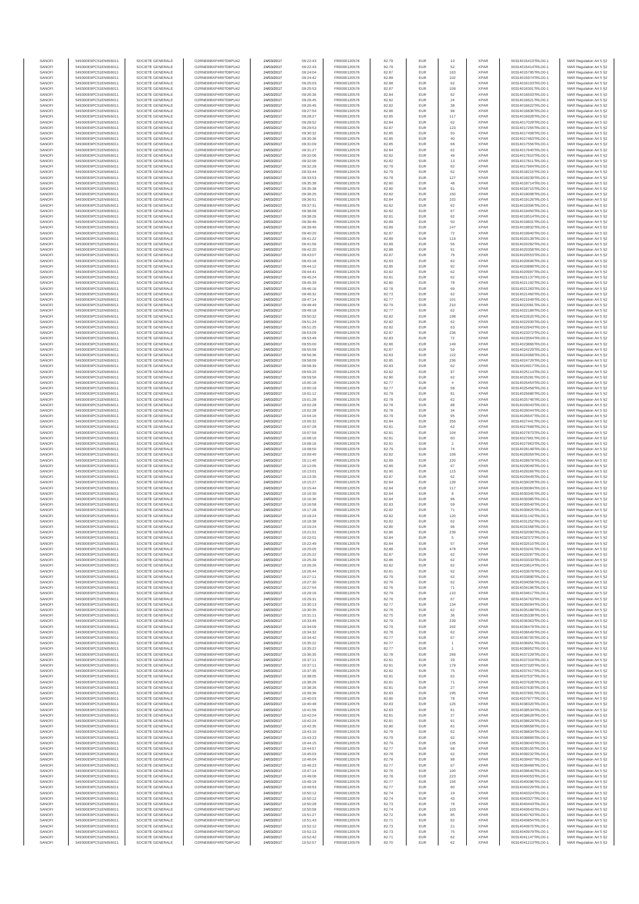| SANOFI | 549300E9PC51EN656011 | SOCIETE GENERALE | O2RNE8IBXP4R0TD8PU42 | 24/03/2017 | 09:22:43 | FR0000120578 | 82.79 | EUR | 10 | XPAR | 00314015413TRLO0-1 | MAR Regulation Art 5 §2 |
|---|---|---|---|---|---|---|---|---|---|---|---|---|
| SANOFI | 549300E9PC51EN656011 | SOCIETE GENERALE | O2RNE8IBXP4R0TD8PU42 | 24/03/2017 | 09:22:43 | FR0000120578 | 82.79 | EUR | 52 | XPAR | 00314015414TRLO0-1 | MAR Regulation Art 5 §2 |
| SANOFI | 549300E9PC51EN656011 | SOCIETE GENERALE | O2RNE8IBXP4R0TD8PU42 | 24/03/2017 | 09:24:04 | FR0000120578 | 82.87 | EUR | 163 | XPAR | 00314015795TRLO0-1 | MAR Regulation Art 5 §2 |
| SANOFI | 549300E9PC51EN656011 | SOCIETE GENERALE | O2RNE8IBXP4R0TD8PU42 | 24/03/2017 | 09:24:42 | FR0000120578 | 82.89 | EUR | 102 | XPAR | 00314015974TRLO0-1 | MAR Regulation Art 5 §2 |
| SANOFI | 549300E9PC51EN656011 | SOCIETE GENERALE | O2RNE8IBXP4R0TD8PU42 | 24/03/2017 | 09:25:03 | FR0000120578 | 82.88 | EUR | 62 | XPAR | 00314016103TRLO0-1 | MAR Regulation Art 5 §2 |
| SANOFI | 549300E9PC51EN656011 | SOCIETE GENERALE | O2RNE8IBXP4R0TD8PU42 | 24/03/2017 | 09:25:53 | FR0000120578 | 82.87 | EUR | 109 | XPAR | 00314016301TRLO0-1 | MAR Regulation Art 5 §2 |
| SANOFI | 549300E9PC51EN656011 | SOCIETE GENERALE | O2RNE8IBXP4R0TD8PU42 | 24/03/2017 | 09:26:36 | FR0000120578 | 82.84 | EUR | 62 | XPAR | 00314016503TRLO0-1 | MAR Regulation Art 5 §2 |
| SANOFI | 549300E9PC51EN656011 | SOCIETE GENERALE | O2RNE8IBXP4R0TD8PU42 | 24/03/2017 | 09:26:45 | FR0000120578 | 82.82 | EUR | 24 | XPAR | 00314016621TRLO0-1 | MAR Regulation Art 5 §2 |
| SANOFI | 549300E9PC51EN656011 | SOCIETE GENERALE | O2RNE8IBXP4R0TD8PU42 | 24/03/2017 | 09:26:45 | FR0000120578 | 82.82 | EUR | 38 | XPAR | 00314016622TRLO0-1 | MAR Regulation Art 5 §2 |
| SANOFI | 549300E9PC51EN656011 | SOCIETE GENERALE | O2RNE8IBXP4R0TD8PU42 | 24/03/2017 | 09:27:54 | FR0000120578 | 82.86 | EUR | 98 | XPAR | 00314016836TRLO0-1 | MAR Regulation Art 5 §2 |
| SANOFI | 549300E9PC51EN656011 | SOCIETE GENERALE | O2RNE8IBXP4R0TD8PU42 | 24/03/2017 | 09:28:27 | FR0000120578 | 82.85 | EUR | 117 | XPAR | 00314016928TRLO0-1 | MAR Regulation Art 5 §2 |
| SANOFI | 549300E9PC51EN656011 | SOCIETE GENERALE | O2RNE8IBXP4R0TD8PU42 | 24/03/2017 | 09:28:52 | FR0000120578 | 82.84 | EUR | 62 | XPAR | 00314017029TRLO0-1 | MAR Regulation Art 5 §2 |
| SANOFI | 549300E9PC51EN656011 | SOCIETE GENERALE | O2RNE8IBXP4R0TD8PU42 | 24/03/2017 | 09:29:53 | FR0000120578 | 82.87 | EUR | 123 | XPAR | 00314017255TRLO0-1 | MAR Regulation Art 5 §2 |
| SANOFI | 549300E9PC51EN656011 | SOCIETE GENERALE | O2RNE8IBXP4R0TD8PU42 | 24/03/2017 | 09:30:32 | FR0000120578 | 82.85 | EUR | 50 | XPAR | 00314017408TRLO0-1 | MAR Regulation Art 5 §2 |
| SANOFI | 549300E9PC51EN656011 | SOCIETE GENERALE | O2RNE8IBXP4R0TD8PU42 | 24/03/2017 | 09:30:36 | FR0000120578 | 82.85 | EUR | 40 | XPAR | 00314017463TRLO0-1 | MAR Regulation Art 5 §2 |
| SANOFI | 549300E9PC51EN656011 | SOCIETE GENERALE | O2RNE8IBXP4R0TD8PU42 | 24/03/2017 | 09:31:09 | FR0000120578 | 82.85 | EUR | 68 | XPAR | 00314017556TRLO0-1 | MAR Regulation Art 5 §2 |
| SANOFI | 549300E9PC51EN656011 | SOCIETE GENERALE | O2RNE8IBXP4R0TD8PU42 | 24/03/2017 | 09:31:27 | FR0000120578 | 82.84 | EUR | 62 | XPAR | 00314017640TRLO0-1 | MAR Regulation Art 5 §2 |
| SANOFI | 549300E9PC51EN656011 | SOCIETE GENERALE | O2RNE8IBXP4R0TD8PU42 | 24/03/2017 | 09:32:06 | FR0000120578 | 82.82 | EUR | 49 | XPAR | 00314017810TRLO0-1 | MAR Regulation Art 5 §2 |
| SANOFI | 549300E9PC51EN656011 | SOCIETE GENERALE | O2RNE8IBXP4R0TD8PU42 | 24/03/2017 | 09:32:06 | FR0000120578 | 82.82 | EUR | 13 | XPAR | 00314017811TRLO0-1 | MAR Regulation Art 5 §2 |
| SANOFI | 549300E9PC51EN656011 | SOCIETE GENERALE | O2RNE8IBXP4R0TD8PU42 | 24/03/2017 | 09:32:28 | FR0000120578 | 82.79 | EUR | 62 | XPAR | 00314017904TRLO0-1 | MAR Regulation Art 5 §2 |
| SANOFI | 549300E9PC51EN656011 | SOCIETE GENERALE | O2RNE8IBXP4R0TD8PU42 | 24/03/2017 | 09:33:44 | FR0000120578 | 82.79 | EUR | 62 | XPAR | 00314018215TRLO0-1 | MAR Regulation Art 5 §2 |
| SANOFI | 549300E9PC51EN656011 | SOCIETE GENERALE | O2RNE8IBXP4R0TD8PU42 | 24/03/2017 | 09:33:53 | FR0000120578 | 82.78 | EUR | 127 | XPAR | 00314018239TRLO0-1 | MAR Regulation Art 5 §2 |
| SANOFI | 549300E9PC51EN656011 | SOCIETE GENERALE | O2RNE8IBXP4R0TD8PU42 | 24/03/2017 | 09:35:38 | FR0000120578 | 82.80 | EUR | 48 | XPAR | 00314018714TRLO0-1 | MAR Regulation Art 5 §2 |
| SANOFI | 549300E9PC51EN656011 | SOCIETE GENERALE | O2RNE8IBXP4R0TD8PU42 | 24/03/2017 | 09:35:38 | FR0000120578 | 82.80 | EUR | 91 | XPAR | 00314018715TRLO0-1 | MAR Regulation Art 5 §2 |
| SANOFI | 549300E9PC51EN656011 | SOCIETE GENERALE | O2RNE8IBXP4R0TD8PU42 | 24/03/2017 | 09:36:25 | FR0000120578 | 82.82 | EUR | 150 | XPAR | 00314019008TRLO0-1 | MAR Regulation Art 5 §2 |
| SANOFI | 549300E9PC51EN656011 | SOCIETE GENERALE | O2RNE8IBXP4R0TD8PU42 | 24/03/2017 | 09:36:51 | FR0000120578 | 82.84 | EUR | 102 | XPAR | 00314019126TRLO0-1 | MAR Regulation Art 5 §2 |
| SANOFI | 549300E9PC51EN656011 | SOCIETE GENERALE | O2RNE8IBXP4R0TD8PU42 | 24/03/2017 | 09:37:31 | FR0000120578 | 82.82 | EUR | 62 | XPAR | 00314019306TRLO0-1 | MAR Regulation Art 5 §2 |
| SANOFI | 549300E9PC51EN656011 | SOCIETE GENERALE | O2RNE8IBXP4R0TD8PU42 | 24/03/2017 | 09:38:08 | FR0000120578 | 82.82 | EUR | 67 | XPAR | 00314019450TRLO0-1 | MAR Regulation Art 5 §2 |
| SANOFI | 549300E9PC51EN656011 | SOCIETE GENERALE | O2RNE8IBXP4R0TD8PU42 | 24/03/2017 | 09:38:26 | FR0000120578 | 82.81 | EUR | 62 | XPAR | 00314019514TRLO0-1 | MAR Regulation Art 5 §2 |
| SANOFI | 549300E9PC51EN656011 | SOCIETE GENERALE | O2RNE8IBXP4R0TD8PU42 | 24/03/2017 | 09:39:46 | FR0000120578 | 82.89 | EUR | 50 | XPAR | 00314019831TRLO0-1 | MAR Regulation Art 5 §2 |
| SANOFI | 549300E9PC51EN656011 | SOCIETE GENERALE | O2RNE8IBXP4R0TD8PU42 | 24/03/2017 | 09:39:46 | FR0000120578 | 82.89 | EUR | 147 | XPAR | 00314019832TRLO0-1 | MAR Regulation Art 5 §2 |
| SANOFI | 549300E9PC51EN656011 | SOCIETE GENERALE | O2RNE8IBXP4R0TD8PU42 | 24/03/2017 | 09:40:20 | FR0000120578 | 82.87 | EUR | 72 | XPAR | 00314019940TRLO0-1 | MAR Regulation Art 5 §2 |
| SANOFI | 549300E9PC51EN656011 | SOCIETE GENERALE | O2RNE8IBXP4R0TD8PU42 | 24/03/2017 | 09:41:22 | FR0000120578 | 82.89 | EUR | 119 | XPAR | 00314020139TRLO0-1 | MAR Regulation Art 5 §2 |
| SANOFI | 549300E9PC51EN656011 | SOCIETE GENERALE | O2RNE8IBXP4R0TD8PU42 | 24/03/2017 | 09:41:56 | FR0000120578 | 82.89 | EUR | 56 | XPAR | 00314020282TRLO0-1 | MAR Regulation Art 5 §2 |
| SANOFI | 549300E9PC51EN656011 | SOCIETE GENERALE | O2RNE8IBXP4R0TD8PU42 | 24/03/2017 | 09:42:20 | FR0000120578 | 82.88 | EUR | 91 | XPAR | 00314020358TRLO0-1 | MAR Regulation Art 5 §2 |
| SANOFI | 549300E9PC51EN656011 | SOCIETE GENERALE | O2RNE8IBXP4R0TD8PU42 | 24/03/2017 | 09:43:07 | FR0000120578 | 82.87 | EUR | 76 | XPAR | 00314020553TRLO0-1 | MAR Regulation Art 5 §2 |
| SANOFI | 549300E9PC51EN656011 | SOCIETE GENERALE | O2RNE8IBXP4R0TD8PU42 | 24/03/2017 | 09:43:18 | FR0000120578 | 82.83 | EUR | 62 | XPAR | 00314020606TRLO0-1 | MAR Regulation Art 5 §2 |
| SANOFI | 549300E9PC51EN656011 | SOCIETE GENERALE | O2RNE8IBXP4R0TD8PU42 | 24/03/2017 | 09:44:12 | FR0000120578 | 82.85 | EUR | 92 | XPAR | 00314020889TRLO0-1 | MAR Regulation Art 5 §2 |
| SANOFI | 549300E9PC51EN656011 | SOCIETE GENERALE | O2RNE8IBXP4R0TD8PU42 | 24/03/2017 | 09:44:41 | FR0000120578 | 82.82 | EUR | 62 | XPAR | 00314020997TRLO0-1 | MAR Regulation Art 5 §2 |
| SANOFI | 549300E9PC51EN656011 | SOCIETE GENERALE | O2RNE8IBXP4R0TD8PU42 | 24/03/2017 | 09:45:24 | FR0000120578 | 82.81 | EUR | 62 | XPAR | 00314021137TRLO0-1 | MAR Regulation Art 5 §2 |
| SANOFI | 549300E9PC51EN656011 | SOCIETE GENERALE | O2RNE8IBXP4R0TD8PU42 | 24/03/2017 | 09:45:39 | FR0000120578 | 82.80 | EUR | 78 | XPAR | 00314021192TRLO0-1 | MAR Regulation Art 5 §2 |
| SANOFI | 549300E9PC51EN656011 | SOCIETE GENERALE | O2RNE8IBXP4R0TD8PU42 | 24/03/2017 | 09:46:16 | FR0000120578 | 82.78 | EUR | 69 | XPAR | 00314021283TRLO0-1 | MAR Regulation Art 5 §2 |
| SANOFI | 549300E9PC51EN656011 | SOCIETE GENERALE | O2RNE8IBXP4R0TD8PU42 | 24/03/2017 | 09:46:32 | FR0000120578 | 82.73 | EUR | 62 | XPAR | 00314021406TRLO0-1 | MAR Regulation Art 5 §2 |
| SANOFI | 549300E9PC51EN656011 | SOCIETE GENERALE | O2RNE8IBXP4R0TD8PU42 | 24/03/2017 | 09:47:14 | FR0000120578 | 82.77 | EUR | 101 | XPAR | 00314021649TRLO0-1 | MAR Regulation Art 5 §2 |
| SANOFI | 549300E9PC51EN656011 | SOCIETE GENERALE | O2RNE8IBXP4R0TD8PU42 | 24/03/2017 | 09:48:49 | FR0000120578 | 82.79 | EUR | 210 | XPAR | 00314022081TRLO0-1 | MAR Regulation Art 5 §2 |
| SANOFI | 549300E9PC51EN656011 | SOCIETE GENERALE | O2RNE8IBXP4R0TD8PU42 | 24/03/2017 | 09:49:18 | FR0000120578 | 82.77 | EUR | 62 | XPAR | 00314022189TRLO0-1 | MAR Regulation Art 5 §2 |
| SANOFI | 549300E9PC51EN656011 | SOCIETE GENERALE | O2RNE8IBXP4R0TD8PU42 | 24/03/2017 | 09:50:32 | FR0000120578 | 82.82 | EUR | 198 | XPAR | 00314022625TRLO0-1 | MAR Regulation Art 5 §2 |
| SANOFI | 549300E9PC51EN656011 | SOCIETE GENERALE | O2RNE8IBXP4R0TD8PU42 | 24/03/2017 | 09:51:24 | FR0000120578 | 82.82 | EUR | 62 | XPAR | 00314022930TRLO0-1 | MAR Regulation Art 5 §2 |
| SANOFI | 549300E9PC51EN656011 | SOCIETE GENERALE | O2RNE8IBXP4R0TD8PU42 | 24/03/2017 | 09:51:25 | FR0000120578 | 82.82 | EUR | 63 | XPAR | 00314022943TRLO0-1 | MAR Regulation Art 5 §2 |
| SANOFI | 549300E9PC51EN656011 | SOCIETE GENERALE | O2RNE8IBXP4R0TD8PU42 | 24/03/2017 | 09:53:09 | FR0000120578 | 82.87 | EUR | 236 | XPAR | 00314023372TRLO0-1 | MAR Regulation Art 5 §2 |
| SANOFI | 549300E9PC51EN656011 | SOCIETE GENERALE | O2RNE8IBXP4R0TD8PU42 | 24/03/2017 | 09:53:49 | FR0000120578 | 82.83 | EUR | 72 | XPAR | 00314023564TRLO0-1 | MAR Regulation Art 5 §2 |
| SANOFI | 549300E9PC51EN656011 | SOCIETE GENERALE | O2RNE8IBXP4R0TD8PU42 | 24/03/2017 | 09:55:00 | FR0000120578 | 82.86 | EUR | 149 | XPAR | 00314023896TRLO0-1 | MAR Regulation Art 5 §2 |
| SANOFI | 549300E9PC51EN656011 | SOCIETE GENERALE | O2RNE8IBXP4R0TD8PU42 | 24/03/2017 | 09:55:59 | FR0000120578 | 82.87 | EUR | 59 | XPAR | 00314024229TRLO0-1 | MAR Regulation Art 5 §2 |
| SANOFI | 549300E9PC51EN656011 | SOCIETE GENERALE | O2RNE8IBXP4R0TD8PU42 | 24/03/2017 | 09:56:36 | FR0000120578 | 82.83 | EUR | 122 | XPAR | 00314024368TRLO0-1 | MAR Regulation Art 5 §2 |
| SANOFI | 549300E9PC51EN656011 | SOCIETE GENERALE | O2RNE8IBXP4R0TD8PU42 | 24/03/2017 | 09:58:09 | FR0000120578 | 82.85 | EUR | 236 | XPAR | 00314024726TRLO0-1 | MAR Regulation Art 5 §2 |
| SANOFI | 549300E9PC51EN656011 | SOCIETE GENERALE | O2RNE8IBXP4R0TD8PU42 | 24/03/2017 | 09:58:39 | FR0000120578 | 82.83 | EUR | 62 | XPAR | 00314024917TRLO0-1 | MAR Regulation Art 5 §2 |
| SANOFI | 549300E9PC51EN656011 | SOCIETE GENERALE | O2RNE8IBXP4R0TD8PU42 | 24/03/2017 | 09:59:20 | FR0000120578 | 82.82 | EUR | 97 | XPAR | 00314025114TRLO0-1 | MAR Regulation Art 5 §2 |
| SANOFI | 549300E9PC51EN656011 | SOCIETE GENERALE | O2RNE8IBXP4R0TD8PU42 | 24/03/2017 | 09:59:58 | FR0000120578 | 82.80 | EUR | 62 | XPAR | 00314025265TRLO0-1 | MAR Regulation Art 5 §2 |
| SANOFI | 549300E9PC51EN656011 | SOCIETE GENERALE | O2RNE8IBXP4R0TD8PU42 | 24/03/2017 | 10:00:18 | FR0000120578 | 82.77 | EUR | 4 | XPAR | 00314025454TRLO0-1 | MAR Regulation Art 5 §2 |
| SANOFI | 549300E9PC51EN656011 | SOCIETE GENERALE | O2RNE8IBXP4R0TD8PU42 | 24/03/2017 | 10:00:18 | FR0000120578 | 82.77 | EUR | 58 | XPAR | 00314025458TRLO0-1 | MAR Regulation Art 5 §2 |
| SANOFI | 549300E9PC51EN656011 | SOCIETE GENERALE | O2RNE8IBXP4R0TD8PU42 | 24/03/2017 | 10:01:12 | FR0000120578 | 82.79 | EUR | 81 | XPAR | 00314025686TRLO0-1 | MAR Regulation Art 5 §2 |
| SANOFI | 549300E9PC51EN656011 | SOCIETE GENERALE | O2RNE8IBXP4R0TD8PU42 | 24/03/2017 | 10:01:28 | FR0000120578 | 82.78 | EUR | 62 | XPAR | 00314025746TRLO0-1 | MAR Regulation Art 5 §2 |
| SANOFI | 549300E9PC51EN656011 | SOCIETE GENERALE | O2RNE8IBXP4R0TD8PU42 | 24/03/2017 | 10:02:28 | FR0000120578 | 82.78 | EUR | 86 | XPAR | 00314026043TRLO0-1 | MAR Regulation Art 5 §2 |
| SANOFI | 549300E9PC51EN656011 | SOCIETE GENERALE | O2RNE8IBXP4R0TD8PU42 | 24/03/2017 | 10:02:28 | FR0000120578 | 82.78 | EUR | 34 | XPAR | 00314026044TRLO0-1 | MAR Regulation Art 5 §2 |
| SANOFI | 549300E9PC51EN656011 | SOCIETE GENERALE | O2RNE8IBXP4R0TD8PU42 | 24/03/2017 | 10:04:16 | FR0000120578 | 82.79 | EUR | 95 | XPAR | 00314026647TRLO0-1 | MAR Regulation Art 5 §2 |
| SANOFI | 549300E9PC51EN656011 | SOCIETE GENERALE | O2RNE8IBXP4R0TD8PU42 | 24/03/2017 | 10:06:32 | FR0000120578 | 82.84 | EUR | 356 | XPAR | 00314027441TRLO0-1 | MAR Regulation Art 5 §2 |
| SANOFI | 549300E9PC51EN656011 | SOCIETE GENERALE | O2RNE8IBXP4R0TD8PU42 | 24/03/2017 | 10:07:28 | FR0000120578 | 82.81 | EUR | 62 | XPAR | 00314027668TRLO0-1 | MAR Regulation Art 5 §2 |
| SANOFI | 549300E9PC51EN656011 | SOCIETE GENERALE | O2RNE8IBXP4R0TD8PU42 | 24/03/2017 | 10:07:59 | FR0000120578 | 82.81 | EUR | 104 | XPAR | 00314027873TRLO0-1 | MAR Regulation Art 5 §2 |
| SANOFI | 549300E9PC51EN656011 | SOCIETE GENERALE | O2RNE8IBXP4R0TD8PU42 | 24/03/2017 | 10:08:16 | FR0000120578 | 82.81 | EUR | 60 | XPAR | 00314027961TRLO0-1 | MAR Regulation Art 5 §2 |
| SANOFI | 549300E9PC51EN656011 | SOCIETE GENERALE | O2RNE8IBXP4R0TD8PU42 | 24/03/2017 | 10:08:16 | FR0000120578 | 82.81 | EUR | 2 | XPAR | 00314027963TRLO0-1 | MAR Regulation Art 5 §2 |
| SANOFI | 549300E9PC51EN656011 | SOCIETE GENERALE | O2RNE8IBXP4R0TD8PU42 | 24/03/2017 | 10:08:50 | FR0000120578 | 82.79 | EUR | 74 | XPAR | 00314028148TRLO0-1 | MAR Regulation Art 5 §2 |
| SANOFI | 549300E9PC51EN656011 | SOCIETE GENERALE | O2RNE8IBXP4R0TD8PU42 | 24/03/2017 | 10:09:49 | FR0000120578 | 82.82 | EUR | 109 | XPAR | 00314028393TRLO0-1 | MAR Regulation Art 5 §2 |
| SANOFI | 549300E9PC51EN656011 | SOCIETE GENERALE | O2RNE8IBXP4R0TD8PU42 | 24/03/2017 | 10:11:40 | FR0000120578 | 82.89 | EUR | 220 | XPAR | 00314028978TRLO0-1 | MAR Regulation Art 5 §2 |
| SANOFI | 549300E9PC51EN656011 | SOCIETE GENERALE | O2RNE8IBXP4R0TD8PU42 | 24/03/2017 | 10:12:05 | FR0000120578 | 82.89 | EUR | 67 | XPAR | 00314029049TRLO0-1 | MAR Regulation Art 5 §2 |
| SANOFI | 549300E9PC51EN656011 | SOCIETE GENERALE | O2RNE8IBXP4R0TD8PU42 | 24/03/2017 | 10:13:01 | FR0000120578 | 82.90 | EUR | 115 | XPAR | 00314029286TRLO0-1 | MAR Regulation Art 5 §2 |
| SANOFI | 549300E9PC51EN656011 | SOCIETE GENERALE | O2RNE8IBXP4R0TD8PU42 | 24/03/2017 | 10:13:30 | FR0000120578 | 82.87 | EUR | 62 | XPAR | 00314029449TRLO0-1 | MAR Regulation Art 5 §2 |
| SANOFI | 549300E9PC51EN656011 | SOCIETE GENERALE | O2RNE8IBXP4R0TD8PU42 | 24/03/2017 | 10:15:27 | FR0000120578 | 82.84 | EUR | 139 | XPAR | 00314030028TRLO0-1 | MAR Regulation Art 5 §2 |
| SANOFI | 549300E9PC51EN656011 | SOCIETE GENERALE | O2RNE8IBXP4R0TD8PU42 | 24/03/2017 | 10:15:44 | FR0000120578 | 82.84 | EUR | 117 | XPAR | 00314030084TRLO0-1 | MAR Regulation Art 5 §2 |
| SANOFI | 549300E9PC51EN656011 | SOCIETE GENERALE | O2RNE8IBXP4R0TD8PU42 | 24/03/2017 | 10:16:30 | FR0000120578 | 82.84 | EUR | 8 | XPAR | 00314030345TRLO0-1 | MAR Regulation Art 5 §2 |
| SANOFI | 549300E9PC51EN656011 | SOCIETE GENERALE | O2RNE8IBXP4R0TD8PU42 | 24/03/2017 | 10:16:36 | FR0000120578 | 82.84 | EUR | 96 | XPAR | 00314030385TRLO0-1 | MAR Regulation Art 5 §2 |
| SANOFI | 549300E9PC51EN656011 | SOCIETE GENERALE | O2RNE8IBXP4R0TD8PU42 | 24/03/2017 | 10:16:58 | FR0000120578 | 82.83 | EUR | 59 | XPAR | 00314030540TRLO0-1 | MAR Regulation Art 5 §2 |
| SANOFI | 549300E9PC51EN656011 | SOCIETE GENERALE | O2RNE8IBXP4R0TD8PU42 | 24/03/2017 | 10:17:28 | FR0000120578 | 82.82 | EUR | 71 | XPAR | 00314030825TRLO0-1 | MAR Regulation Art 5 §2 |
| SANOFI | 549300E9PC51EN656011 | SOCIETE GENERALE | O2RNE8IBXP4R0TD8PU42 | 24/03/2017 | 10:18:24 | FR0000120578 | 82.82 | EUR | 120 | XPAR | 00314031142TRLO0-1 | MAR Regulation Art 5 §2 |
| SANOFI | 549300E9PC51EN656011 | SOCIETE GENERALE | O2RNE8IBXP4R0TD8PU42 | 24/03/2017 | 10:18:38 | FR0000120578 | 82.82 | EUR | 62 | XPAR | 00314031252TRLO0-1 | MAR Regulation Art 5 §2 |
| SANOFI | 549300E9PC51EN656011 | SOCIETE GENERALE | O2RNE8IBXP4R0TD8PU42 | 24/03/2017 | 10:19:24 | FR0000120578 | 82.80 | EUR | 96 | XPAR | 00314031568TRLO0-1 | MAR Regulation Art 5 §2 |
| SANOFI | 549300E9PC51EN656011 | SOCIETE GENERALE | O2RNE8IBXP4R0TD8PU42 | 24/03/2017 | 10:21:01 | FR0000120578 | 82.86 | EUR | 239 | XPAR | 00314032090TRLO0-1 | MAR Regulation Art 5 §2 |
| SANOFI | 549300E9PC51EN656011 | SOCIETE GENERALE | O2RNE8IBXP4R0TD8PU42 | 24/03/2017 | 10:22:01 | FR0000120578 | 82.84 | EUR | 5 | XPAR | 00314032372TRLO0-1 | MAR Regulation Art 5 §2 |
| SANOFI | 549300E9PC51EN656011 | SOCIETE GENERALE | O2RNE8IBXP4R0TD8PU42 | 24/03/2017 | 10:22:49 | FR0000120578 | 82.84 | EUR | 57 | XPAR | 00314032510TRLO0-1 | MAR Regulation Art 5 §2 |
| SANOFI | 549300E9PC51EN656011 | SOCIETE GENERALE | O2RNE8IBXP4R0TD8PU42 | 24/03/2017 | 10:25:05 | FR0000120578 | 82.88 | EUR | 478 | XPAR | 00314033241TRLO0-1 | MAR Regulation Art 5 §2 |
| SANOFI | 549300E9PC51EN656011 | SOCIETE GENERALE | O2RNE8IBXP4R0TD8PU42 | 24/03/2017 | 10:25:22 | FR0000120578 | 82.87 | EUR | 62 | XPAR | 00314033283TRLO0-1 | MAR Regulation Art 5 §2 |
| SANOFI | 549300E9PC51EN656011 | SOCIETE GENERALE | O2RNE8IBXP4R0TD8PU42 | 24/03/2017 | 10:25:39 | FR0000120578 | 82.86 | EUR | 62 | XPAR | 00314033333TRLO0-1 | MAR Regulation Art 5 §2 |
| SANOFI | 549300E9PC51EN656011 | SOCIETE GENERALE | O2RNE8IBXP4R0TD8PU42 | 24/03/2017 | 10:26:26 | FR0000120578 | 82.82 | EUR | 62 | XPAR | 00314033614TRLO0-1 | MAR Regulation Art 5 §2 |
| SANOFI | 549300E9PC51EN656011 | SOCIETE GENERALE | O2RNE8IBXP4R0TD8PU42 | 24/03/2017 | 10:26:44 | FR0000120578 | 82.81 | EUR | 62 | XPAR | 00314033678TRLO0-1 | MAR Regulation Art 5 §2 |
| SANOFI | 549300E9PC51EN656011 | SOCIETE GENERALE | O2RNE8IBXP4R0TD8PU42 | 24/03/2017 | 10:27:11 | FR0000120578 | 82.79 | EUR | 62 | XPAR | 00314033890TRLO0-1 | MAR Regulation Art 5 §2 |
| SANOFI | 549300E9PC51EN656011 | SOCIETE GENERALE | O2RNE8IBXP4R0TD8PU42 | 24/03/2017 | 10:27:30 | FR0000120578 | 82.76 | EUR | 62 | XPAR | 00314034058TRLO0-1 | MAR Regulation Art 5 §2 |
| SANOFI | 549300E9PC51EN656011 | SOCIETE GENERALE | O2RNE8IBXP4R0TD8PU42 | 24/03/2017 | 10:27:54 | FR0000120578 | 82.76 | EUR | 71 | XPAR | 00314034196TRLO0-1 | MAR Regulation Art 5 §2 |
| SANOFI | 549300E9PC51EN656011 | SOCIETE GENERALE | O2RNE8IBXP4R0TD8PU42 | 24/03/2017 | 10:29:16 | FR0000120578 | 82.79 | EUR | 110 | XPAR | 00314034617TRLO0-1 | MAR Regulation Art 5 §2 |
| SANOFI | 549300E9PC51EN656011 | SOCIETE GENERALE | O2RNE8IBXP4R0TD8PU42 | 24/03/2017 | 10:29:31 | FR0000120578 | 82.76 | EUR | 67 | XPAR | 00314034793TRLO0-1 | MAR Regulation Art 5 §2 |
| SANOFI | 549300E9PC51EN656011 | SOCIETE GENERALE | O2RNE8IBXP4R0TD8PU42 | 24/03/2017 | 10:30:13 | FR0000120578 | 82.77 | EUR | 134 | XPAR | 00314035094TRLO0-1 | MAR Regulation Art 5 §2 |
| SANOFI | 549300E9PC51EN656011 | SOCIETE GENERALE | O2RNE8IBXP4R0TD8PU42 | 24/03/2017 | 10:30:35 | FR0000120578 | 82.76 | EUR | 62 | XPAR | 00314035188TRLO0-1 | MAR Regulation Art 5 §2 |
| SANOFI | 549300E9PC51EN656011 | SOCIETE GENERALE | O2RNE8IBXP4R0TD8PU42 | 24/03/2017 | 10:31:11 | FR0000120578 | 82.75 | EUR | 36 | XPAR | 00314035338TRLO0-1 | MAR Regulation Art 5 §2 |
| SANOFI | 549300E9PC51EN656011 | SOCIETE GENERALE | O2RNE8IBXP4R0TD8PU42 | 24/03/2017 | 10:33:45 | FR0000120578 | 82.79 | EUR | 239 | XPAR | 00314036363TRLO0-1 | MAR Regulation Art 5 §2 |
| SANOFI | 549300E9PC51EN656011 | SOCIETE GENERALE | O2RNE8IBXP4R0TD8PU42 | 24/03/2017 | 10:34:09 | FR0000120578 | 82.79 | EUR | 292 | XPAR | 00314036479TRLO0-1 | MAR Regulation Art 5 §2 |
| SANOFI | 549300E9PC51EN656011 | SOCIETE GENERALE | O2RNE8IBXP4R0TD8PU42 | 24/03/2017 | 10:34:32 | FR0000120578 | 82.78 | EUR | 62 | XPAR | 00314036649TRLO0-1 | MAR Regulation Art 5 §2 |
| SANOFI | 549300E9PC51EN656011 | SOCIETE GENERALE | O2RNE8IBXP4R0TD8PU42 | 24/03/2017 | 10:34:42 | FR0000120578 | 82.77 | EUR | 67 | XPAR | 00314036705TRLO0-1 | MAR Regulation Art 5 §2 |
| SANOFI | 549300E9PC51EN656011 | SOCIETE GENERALE | O2RNE8IBXP4R0TD8PU42 | 24/03/2017 | 10:35:22 | FR0000120578 | 82.77 | EUR | 1 | XPAR | 00314036951TRLO0-1 | MAR Regulation Art 5 §2 |
| SANOFI | 549300E9PC51EN656011 | SOCIETE GENERALE | O2RNE8IBXP4R0TD8PU42 | 24/03/2017 | 10:35:22 | FR0000120578 | 82.77 | EUR | 1 | XPAR | 00314036952TRLO0-1 | MAR Regulation Art 5 §2 |
| SANOFI | 549300E9PC51EN656011 | SOCIETE GENERALE | O2RNE8IBXP4R0TD8PU42 | 24/03/2017 | 10:36:35 | FR0000120578 | 82.78 | EUR | 269 | XPAR | 00314037229TRLO0-1 | MAR Regulation Art 5 §2 |
| SANOFI | 549300E9PC51EN656011 | SOCIETE GENERALE | O2RNE8IBXP4R0TD8PU42 | 24/03/2017 | 10:37:11 | FR0000120578 | 82.81 | EUR | 29 | XPAR | 00314037319TRLO0-1 | MAR Regulation Art 5 §2 |
| SANOFI | 549300E9PC51EN656011 | SOCIETE GENERALE | O2RNE8IBXP4R0TD8PU42 | 24/03/2017 | 10:37:11 | FR0000120578 | 82.81 | EUR | 179 | XPAR | 00314037320TRLO0-1 | MAR Regulation Art 5 §2 |
| SANOFI | 549300E9PC51EN656011 | SOCIETE GENERALE | O2RNE8IBXP4R0TD8PU42 | 24/03/2017 | 10:37:35 | FR0000120578 | 82.82 | EUR | 75 | XPAR | 00314037417TRLO0-1 | MAR Regulation Art 5 §2 |
| SANOFI | 549300E9PC51EN656011 | SOCIETE GENERALE | O2RNE8IBXP4R0TD8PU42 | 24/03/2017 | 10:38:05 | FR0000120578 | 82.81 | EUR | 62 | XPAR | 00314037537TRLO0-1 | MAR Regulation Art 5 §2 |
| SANOFI | 549300E9PC51EN656011 | SOCIETE GENERALE | O2RNE8IBXP4R0TD8PU42 | 24/03/2017 | 10:38:26 | FR0000120578 | 82.81 | EUR | 71 | XPAR | 00314037629TRLO0-1 | MAR Regulation Art 5 §2 |
| SANOFI | 549300E9PC51EN656011 | SOCIETE GENERALE | O2RNE8IBXP4R0TD8PU42 | 24/03/2017 | 10:38:26 | FR0000120578 | 82.81 | EUR | 27 | XPAR | 00314037630TRLO0-1 | MAR Regulation Art 5 §2 |
| SANOFI | 549300E9PC51EN656011 | SOCIETE GENERALE | O2RNE8IBXP4R0TD8PU42 | 24/03/2017 | 10:39:36 | FR0000120578 | 82.83 | EUR | 195 | XPAR | 00314037891TRLO0-1 | MAR Regulation Art 5 §2 |
| SANOFI | 549300E9PC51EN656011 | SOCIETE GENERALE | O2RNE8IBXP4R0TD8PU42 | 24/03/2017 | 10:40:03 | FR0000120578 | 82.80 | EUR | 78 | XPAR | 00314037977TRLO0-1 | MAR Regulation Art 5 §2 |
| SANOFI | 549300E9PC51EN656011 | SOCIETE GENERALE | O2RNE8IBXP4R0TD8PU42 | 24/03/2017 | 10:40:48 | FR0000120578 | 82.83 | EUR | 125 | XPAR | 00314038320TRLO0-1 | MAR Regulation Art 5 §2 |
| SANOFI | 549300E9PC51EN656011 | SOCIETE GENERALE | O2RNE8IBXP4R0TD8PU42 | 24/03/2017 | 10:41:56 | FR0000120578 | 82.83 | EUR | 81 | XPAR | 00314038534TRLO0-1 | MAR Regulation Art 5 §2 |
| SANOFI | 549300E9PC51EN656011 | SOCIETE GENERALE | O2RNE8IBXP4R0TD8PU42 | 24/03/2017 | 10:42:24 | FR0000120578 | 82.81 | EUR | 27 | XPAR | 00314038628TRLO0-1 | MAR Regulation Art 5 §2 |
| SANOFI | 549300E9PC51EN656011 | SOCIETE GENERALE | O2RNE8IBXP4R0TD8PU42 | 24/03/2017 | 10:42:24 | FR0000120578 | 82.81 | EUR | 91 | XPAR | 00314038629TRLO0-1 | MAR Regulation Art 5 §2 |
| SANOFI | 549300E9PC51EN656011 | SOCIETE GENERALE | O2RNE8IBXP4R0TD8PU42 | 24/03/2017 | 10:42:35 | FR0000120578 | 82.80 | EUR | 81 | XPAR | 00314038658TRLO0-1 | MAR Regulation Art 5 §2 |
| SANOFI | 549300E9PC51EN656011 | SOCIETE GENERALE | O2RNE8IBXP4R0TD8PU42 | 24/03/2017 | 10:43:10 | FR0000120578 | 82.79 | EUR | 62 | XPAR | 00314038834TRLO0-1 | MAR Regulation Art 5 §2 |
| SANOFI | 549300E9PC51EN656011 | SOCIETE GENERALE | O2RNE8IBXP4R0TD8PU42 | 24/03/2017 | 10:43:23 | FR0000120578 | 82.79 | EUR | 62 | XPAR | 00314038869TRLO0-1 | MAR Regulation Art 5 §2 |
| SANOFI | 549300E9PC51EN656011 | SOCIETE GENERALE | O2RNE8IBXP4R0TD8PU42 | 24/03/2017 | 10:44:15 | FR0000120578 | 82.79 | EUR | 135 | XPAR | 00314039043TRLO0-1 | MAR Regulation Art 5 §2 |
| SANOFI | 549300E9PC51EN656011 | SOCIETE GENERALE | O2RNE8IBXP4R0TD8PU42 | 24/03/2017 | 10:44:57 | FR0000120578 | 82.77 | EUR | 68 | XPAR | 00314039155TRLO0-1 | MAR Regulation Art 5 §2 |
| SANOFI | 549300E9PC51EN656011 | SOCIETE GENERALE | O2RNE8IBXP4R0TD8PU42 | 24/03/2017 | 10:45:03 | FR0000120578 | 82.78 | EUR | 62 | XPAR | 00314039232TRLO0-1 | MAR Regulation Art 5 §2 |
| SANOFI | 549300E9PC51EN656011 | SOCIETE GENERALE | O2RNE8IBXP4R0TD8PU42 | 24/03/2017 | 10:46:04 | FR0000120578 | 82.78 | EUR | 98 | XPAR | 00314039407TRLO0-1 | MAR Regulation Art 5 §2 |
| SANOFI | 549300E9PC51EN656011 | SOCIETE GENERALE | O2RNE8IBXP4R0TD8PU42 | 24/03/2017 | 10:46:23 | FR0000120578 | 82.77 | EUR | 67 | XPAR | 00314039468TRLO0-1 | MAR Regulation Art 5 §2 |
| SANOFI | 549300E9PC51EN656011 | SOCIETE GENERALE | O2RNE8IBXP4R0TD8PU42 | 24/03/2017 | 10:47:14 | FR0000120578 | 82.76 | EUR | 100 | XPAR | 00314039640TRLO0-1 | MAR Regulation Art 5 §2 |
| SANOFI | 549300E9PC51EN656011 | SOCIETE GENERALE | O2RNE8IBXP4R0TD8PU42 | 24/03/2017 | 10:49:08 | FR0000120578 | 82.78 | EUR | 223 | XPAR | 00314040053TRLO0-1 | MAR Regulation Art 5 §2 |
| SANOFI | 549300E9PC51EN656011 | SOCIETE GENERALE | O2RNE8IBXP4R0TD8PU42 | 24/03/2017 | 10:49:19 | FR0000120578 | 82.77 | EUR | 156 | XPAR | 00314040096TRLO0-1 | MAR Regulation Art 5 §2 |
| SANOFI | 549300E9PC51EN656011 | SOCIETE GENERALE | O2RNE8IBXP4R0TD8PU42 | 24/03/2017 | 10:49:53 | FR0000120578 | 82.77 | EUR | 80 | XPAR | 00314040229TRLO0-1 | MAR Regulation Art 5 §2 |
| SANOFI | 549300E9PC51EN656011 | SOCIETE GENERALE | O2RNE8IBXP4R0TD8PU42 | 24/03/2017 | 10:50:12 | FR0000120578 | 82.74 | EUR | 19 | XPAR | 00314040324TRLO0-1 | MAR Regulation Art 5 §2 |
| SANOFI | 549300E9PC51EN656011 | SOCIETE GENERALE | O2RNE8IBXP4R0TD8PU42 | 24/03/2017 | 10:50:12 | FR0000120578 | 82.74 | EUR | 43 | XPAR | 00314040327TRLO0-1 | MAR Regulation Art 5 §2 |
| SANOFI | 549300E9PC51EN656011 | SOCIETE GENERALE | O2RNE8IBXP4R0TD8PU42 | 24/03/2017 | 10:50:28 | FR0000120578 | 82.73 | EUR | 78 | XPAR | 00314040443TRLO0-1 | MAR Regulation Art 5 §2 |
| SANOFI | 549300E9PC51EN656011 | SOCIETE GENERALE | O2RNE8IBXP4R0TD8PU42 | 24/03/2017 | 10:50:58 | FR0000120578 | 82.74 | EUR | 103 | XPAR | 00314040540TRLO0-1 | MAR Regulation Art 5 §2 |
| SANOFI | 549300E9PC51EN656011 | SOCIETE GENERALE | O2RNE8IBXP4R0TD8PU42 | 24/03/2017 | 10:51:27 | FR0000120578 | 82.72 | EUR | 85 | XPAR | 00314040763TRLO0-1 | MAR Regulation Art 5 §2 |
| SANOFI | 549300E9PC51EN656011 | SOCIETE GENERALE | O2RNE8IBXP4R0TD8PU42 | 24/03/2017 | 10:51:43 | FR0000120578 | 82.71 | EUR | 62 | XPAR | 00314040854TRLO0-1 | MAR Regulation Art 5 §2 |
| SANOFI | 549300E9PC51EN656011 | SOCIETE GENERALE | O2RNE8IBXP4R0TD8PU42 | 24/03/2017 | 10:52:12 | FR0000120578 | 82.73 | EUR | 21 | XPAR | 00314040975TRLO0-1 | MAR Regulation Art 5 §2 |
| SANOFI | 549300E9PC51EN656011 | SOCIETE GENERALE | O2RNE8IBXP4R0TD8PU42 | 24/03/2017 | 10:52:13 | FR0000120578 | 82.73 | EUR | 75 | XPAR | 00314040979TRLO0-1 | MAR Regulation Art 5 §2 |
| SANOFI | 549300E9PC51EN656011 | SOCIETE GENERALE | O2RNE8IBXP4R0TD8PU42 | 24/03/2017 | 10:52:42 | FR0000120578 | 82.71 | EUR | 62 | XPAR | 00314041147TRLO0-1 | MAR Regulation Art 5 §2 |
| SANOFI | 549300E9PC51EN656011 | SOCIETE GENERALE | O2RNE8IBXP4R0TD8PU42 | 24/03/2017 | 10:52:57 | FR0000120578 | 82.70 | EUR | 62 | XPAR | 00314041213TRLO0-1 | MAR Regulation Art 5 §2 |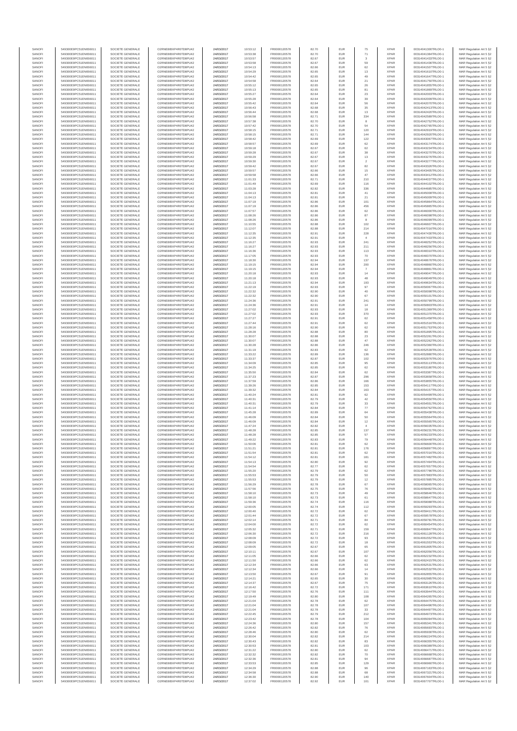| SANOFI | 549300E9PC51EN656011 | SOCIETE GENERALE | O2RNE8IBXP4R0TD8PU42 | 24/03/2017 | 10:53:12 | FR0000120578 | 82.70 | EUR | 75 | XPAR | 00310441300TRLO0-1 | MAR Regulation Art 5 §2 |
|---|---|---|---|---|---|---|---|---|---|---|---|---|
| SANOFI | 549300E9PC51EN656011 | SOCIETE GENERALE | O2RNE8IBXP4R0TD8PU42 | 24/03/2017 | 10:53:38 | FR0000120578 | 82.70 | EUR | 71 | XPAR | 00310441384TRLO0-1 | MAR Regulation Art 5 §2 |
| SANOFI | 549300E9PC51EN656011 | SOCIETE GENERALE | O2RNE8IBXP4R0TD8PU42 | 24/03/2017 | 10:53:57 | FR0000120578 | 82.67 | EUR | 3 | XPAR | 00310441433TRLO0-1 | MAR Regulation Art 5 §2 |
| SANOFI | 549300E9PC51EN656011 | SOCIETE GENERALE | O2RNE8IBXP4R0TD8PU42 | 24/03/2017 | 10:53:58 | FR0000120578 | 82.67 | EUR | 59 | XPAR | 00310441436TRLO0-1 | MAR Regulation Art 5 §2 |
| SANOFI | 549300E9PC51EN656011 | SOCIETE GENERALE | O2RNE8IBXP4R0TD8PU42 | 24/03/2017 | 10:54:13 | FR0000120578 | 82.66 | EUR | 62 | XPAR | 00310441507TRLO0-1 | MAR Regulation Art 5 §2 |
| SANOFI | 549300E9PC51EN656011 | SOCIETE GENERALE | O2RNE8IBXP4R0TD8PU42 | 24/03/2017 | 10:54:29 | FR0000120578 | 82.65 | EUR | 13 | XPAR | 00310441610TRLO0-1 | MAR Regulation Art 5 §2 |
| SANOFI | 549300E9PC51EN656011 | SOCIETE GENERALE | O2RNE8IBXP4R0TD8PU42 | 24/03/2017 | 10:54:42 | FR0000120578 | 82.65 | EUR | 49 | XPAR | 00310441647TRLO0-1 | MAR Regulation Art 5 §2 |
| SANOFI | 549300E9PC51EN656011 | SOCIETE GENERALE | O2RNE8IBXP4R0TD8PU42 | 24/03/2017 | 10:54:58 | FR0000120578 | 82.64 | EUR | 21 | XPAR | 00310441750TRLO0-1 | MAR Regulation Art 5 §2 |
| SANOFI | 549300E9PC51EN656011 | SOCIETE GENERALE | O2RNE8IBXP4R0TD8PU42 | 24/03/2017 | 10:55:12 | FR0000120578 | 82.65 | EUR | 26 | XPAR | 00310441855TRLO0-1 | MAR Regulation Art 5 §2 |
| SANOFI | 549300E9PC51EN656011 | SOCIETE GENERALE | O2RNE8IBXP4R0TD8PU42 | 24/03/2017 | 10:55:13 | FR0000120578 | 82.65 | EUR | 81 | XPAR | 00310441869TRLO0-1 | MAR Regulation Art 5 §2 |
| SANOFI | 549300E9PC51EN656011 | SOCIETE GENERALE | O2RNE8IBXP4R0TD8PU42 | 24/03/2017 | 10:55:27 | FR0000120578 | 82.64 | EUR | 23 | XPAR | 00310442003TRLO0-1 | MAR Regulation Art 5 §2 |
| SANOFI | 549300E9PC51EN656011 | SOCIETE GENERALE | O2RNE8IBXP4R0TD8PU42 | 24/03/2017 | 10:55:28 | FR0000120578 | 82.64 | EUR | 39 | XPAR | 00310442009TRLO0-1 | MAR Regulation Art 5 §2 |
| SANOFI | 549300E9PC51EN656011 | SOCIETE GENERALE | O2RNE8IBXP4R0TD8PU42 | 24/03/2017 | 10:55:42 | FR0000120578 | 82.64 | EUR | 56 | XPAR | 00310442070TRLO0-1 | MAR Regulation Art 5 §2 |
| SANOFI | 549300E9PC51EN656011 | SOCIETE GENERALE | O2RNE8IBXP4R0TD8PU42 | 24/03/2017 | 10:56:43 | FR0000120578 | 82.68 | EUR | 35 | XPAR | 00310442413TRLO0-1 | MAR Regulation Art 5 §2 |
| SANOFI | 549300E9PC51EN656011 | SOCIETE GENERALE | O2RNE8IBXP4R0TD8PU42 | 24/03/2017 | 10:56:44 | FR0000120578 | 82.68 | EUR | 13 | XPAR | 00310442420TRLO0-1 | MAR Regulation Art 5 §2 |
| SANOFI | 549300E9PC51EN656011 | SOCIETE GENERALE | O2RNE8IBXP4R0TD8PU42 | 24/03/2017 | 10:56:58 | FR0000120578 | 82.71 | EUR | 334 | XPAR | 00310442589TRLO0-1 | MAR Regulation Art 5 §2 |
| SANOFI | 549300E9PC51EN656011 | SOCIETE GENERALE | O2RNE8IBXP4R0TD8PU42 | 24/03/2017 | 10:57:38 | FR0000120578 | 82.70 | EUR | 8 | XPAR | 00310442752TRLO0-1 | MAR Regulation Art 5 §2 |
| SANOFI | 549300E9PC51EN656011 | SOCIETE GENERALE | O2RNE8IBXP4R0TD8PU42 | 24/03/2017 | 10:57:42 | FR0000120578 | 82.70 | EUR | 54 | XPAR | 00310442785TRLO0-1 | MAR Regulation Art 5 §2 |
| SANOFI | 549300E9PC51EN656011 | SOCIETE GENERALE | O2RNE8IBXP4R0TD8PU42 | 24/03/2017 | 10:58:15 | FR0000120578 | 82.71 | EUR | 120 | XPAR | 00310442919TRLO0-1 | MAR Regulation Art 5 §2 |
| SANOFI | 549300E9PC51EN656011 | SOCIETE GENERALE | O2RNE8IBXP4R0TD8PU42 | 24/03/2017 | 10:58:15 | FR0000120578 | 82.71 | EUR | 144 | XPAR | 00310442920TRLO0-1 | MAR Regulation Art 5 §2 |
| SANOFI | 549300E9PC51EN656011 | SOCIETE GENERALE | O2RNE8IBXP4R0TD8PU42 | 24/03/2017 | 10:58:42 | FR0000120578 | 82.69 | EUR | 122 | XPAR | 00310443067TRLO0-1 | MAR Regulation Art 5 §2 |
| SANOFI | 549300E9PC51EN656011 | SOCIETE GENERALE | O2RNE8IBXP4R0TD8PU42 | 24/03/2017 | 10:58:57 | FR0000120578 | 82.69 | EUR | 62 | XPAR | 00310443174TRLO0-1 | MAR Regulation Art 5 §2 |
| SANOFI | 549300E9PC51EN656011 | SOCIETE GENERALE | O2RNE8IBXP4R0TD8PU42 | 24/03/2017 | 10:59:18 | FR0000120578 | 82.67 | EUR | 62 | XPAR | 00310443234TRLO0-1 | MAR Regulation Art 5 §2 |
| SANOFI | 549300E9PC51EN656011 | SOCIETE GENERALE | O2RNE8IBXP4R0TD8PU42 | 24/03/2017 | 10:59:28 | FR0000120578 | 82.67 | EUR | 38 | XPAR | 00310443270TRLO0-1 | MAR Regulation Art 5 §2 |
| SANOFI | 549300E9PC51EN656011 | SOCIETE GENERALE | O2RNE8IBXP4R0TD8PU42 | 24/03/2017 | 10:59:29 | FR0000120578 | 82.67 | EUR | 13 | XPAR | 00310443276TRLO0-1 | MAR Regulation Art 5 §2 |
| SANOFI | 549300E9PC51EN656011 | SOCIETE GENERALE | O2RNE8IBXP4R0TD8PU42 | 24/03/2017 | 10:59:30 | FR0000120578 | 82.67 | EUR | 2 | XPAR | 00310443277TRLO0-1 | MAR Regulation Art 5 §2 |
| SANOFI | 549300E9PC51EN656011 | SOCIETE GENERALE | O2RNE8IBXP4R0TD8PU42 | 24/03/2017 | 10:59:42 | FR0000120578 | 82.67 | EUR | 82 | XPAR | 00310443328TRLO0-1 | MAR Regulation Art 5 §2 |
| SANOFI | 549300E9PC51EN656011 | SOCIETE GENERALE | O2RNE8IBXP4R0TD8PU42 | 24/03/2017 | 10:59:57 | FR0000120578 | 82.66 | EUR | 15 | XPAR | 00310443405TRLO0-1 | MAR Regulation Art 5 §2 |
| SANOFI | 549300E9PC51EN656011 | SOCIETE GENERALE | O2RNE8IBXP4R0TD8PU42 | 24/03/2017 | 10:59:58 | FR0000120578 | 82.66 | EUR | 47 | XPAR | 00310443412TRLO0-1 | MAR Regulation Art 5 §2 |
| SANOFI | 549300E9PC51EN656011 | SOCIETE GENERALE | O2RNE8IBXP4R0TD8PU42 | 24/03/2017 | 11:01:33 | FR0000120578 | 82.71 | EUR | 210 | XPAR | 00310444037TRLO0-1 | MAR Regulation Art 5 §2 |
| SANOFI | 549300E9PC51EN656011 | SOCIETE GENERALE | O2RNE8IBXP4R0TD8PU42 | 24/03/2017 | 11:01:49 | FR0000120578 | 82.69 | EUR | 116 | XPAR | 00310444102TRLO0-1 | MAR Regulation Art 5 §2 |
| SANOFI | 549300E9PC51EN656011 | SOCIETE GENERALE | O2RNE8IBXP4R0TD8PU42 | 24/03/2017 | 11:03:28 | FR0000120578 | 82.82 | EUR | 336 | XPAR | 00310444685TRLO0-1 | MAR Regulation Art 5 §2 |
| SANOFI | 549300E9PC51EN656011 | SOCIETE GENERALE | O2RNE8IBXP4R0TD8PU42 | 24/03/2017 | 11:04:13 | FR0000120578 | 82.81 | EUR | 41 | XPAR | 00310445008TRLO0-1 | MAR Regulation Art 5 §2 |
| SANOFI | 549300E9PC51EN656011 | SOCIETE GENERALE | O2RNE8IBXP4R0TD8PU42 | 24/03/2017 | 11:04:13 | FR0000120578 | 82.81 | EUR | 21 | XPAR | 00310445009TRLO0-1 | MAR Regulation Art 5 §2 |
| SANOFI | 549300E9PC51EN656011 | SOCIETE GENERALE | O2RNE8IBXP4R0TD8PU42 | 24/03/2017 | 11:07:19 | FR0000120578 | 82.86 | EUR | 101 | XPAR | 00310445864TRLO0-1 | MAR Regulation Art 5 §2 |
| SANOFI | 549300E9PC51EN656011 | SOCIETE GENERALE | O2RNE8IBXP4R0TD8PU42 | 24/03/2017 | 11:07:19 | FR0000120578 | 82.86 | EUR | 456 | XPAR | 00310445865TRLO0-1 | MAR Regulation Art 5 §2 |
| SANOFI | 549300E9PC51EN656011 | SOCIETE GENERALE | O2RNE8IBXP4R0TD8PU42 | 24/03/2017 | 11:07:57 | FR0000120578 | 82.86 | EUR | 62 | XPAR | 00310446009TRLO0-1 | MAR Regulation Art 5 §2 |
| SANOFI | 549300E9PC51EN656011 | SOCIETE GENERALE | O2RNE8IBXP4R0TD8PU42 | 24/03/2017 | 11:08:26 | FR0000120578 | 82.86 | EUR | 87 | XPAR | 00310446098TRLO0-1 | MAR Regulation Art 5 §2 |
| SANOFI | 549300E9PC51EN656011 | SOCIETE GENERALE | O2RNE8IBXP4R0TD8PU42 | 24/03/2017 | 11:08:26 | FR0000120578 | 82.86 | EUR | 8 | XPAR | 00310446099TRLO0-1 | MAR Regulation Art 5 §2 |
| SANOFI | 549300E9PC51EN656011 | SOCIETE GENERALE | O2RNE8IBXP4R0TD8PU42 | 24/03/2017 | 11:10:55 | FR0000120578 | 82.88 | EUR | 102 | XPAR | 00310446607TRLO0-1 | MAR Regulation Art 5 §2 |
| SANOFI | 549300E9PC51EN656011 | SOCIETE GENERALE | O2RNE8IBXP4R0TD8PU42 | 24/03/2017 | 11:12:07 | FR0000120578 | 82.88 | EUR | 214 | XPAR | 00310447016TRLO0-1 | MAR Regulation Art 5 §2 |
| SANOFI | 549300E9PC51EN656011 | SOCIETE GENERALE | O2RNE8IBXP4R0TD8PU42 | 24/03/2017 | 11:12:35 | FR0000120578 | 82.91 | EUR | 228 | XPAR | 00310447430TRLO0-1 | MAR Regulation Art 5 §2 |
| SANOFI | 549300E9PC51EN656011 | SOCIETE GENERALE | O2RNE8IBXP4R0TD8PU42 | 24/03/2017 | 11:12:35 | FR0000120578 | 82.91 | EUR | 4 | XPAR | 00310447432TRLO0-1 | MAR Regulation Art 5 §2 |
| SANOFI | 549300E9PC51EN656011 | SOCIETE GENERALE | O2RNE8IBXP4R0TD8PU42 | 24/03/2017 | 11:16:27 | FR0000120578 | 82.93 | EUR | 241 | XPAR | 00310448252TRLO0-1 | MAR Regulation Art 5 §2 |
| SANOFI | 549300E9PC51EN656011 | SOCIETE GENERALE | O2RNE8IBXP4R0TD8PU42 | 24/03/2017 | 11:16:27 | FR0000120578 | 82.93 | EUR | 211 | XPAR | 00310448256TRLO0-1 | MAR Regulation Art 5 §2 |
| SANOFI | 549300E9PC51EN656011 | SOCIETE GENERALE | O2RNE8IBXP4R0TD8PU42 | 24/03/2017 | 11:16:36 | FR0000120578 | 82.93 | EUR | 113 | XPAR | 00310448320TRLO0-1 | MAR Regulation Art 5 §2 |
| SANOFI | 549300E9PC51EN656011 | SOCIETE GENERALE | O2RNE8IBXP4R0TD8PU42 | 24/03/2017 | 11:17:05 | FR0000120578 | 82.93 | EUR | 70 | XPAR | 00310448370TRLO0-1 | MAR Regulation Art 5 §2 |
| SANOFI | 549300E9PC51EN656011 | SOCIETE GENERALE | O2RNE8IBXP4R0TD8PU42 | 24/03/2017 | 11:18:30 | FR0000120578 | 82.94 | EUR | 137 | XPAR | 00310448676TRLO0-1 | MAR Regulation Art 5 §2 |
| SANOFI | 549300E9PC51EN656011 | SOCIETE GENERALE | O2RNE8IBXP4R0TD8PU42 | 24/03/2017 | 11:19:15 | FR0000120578 | 82.94 | EUR | 200 | XPAR | 00310448860TRLO0-1 | MAR Regulation Art 5 §2 |
| SANOFI | 549300E9PC51EN656011 | SOCIETE GENERALE | O2RNE8IBXP4R0TD8PU42 | 24/03/2017 | 11:19:15 | FR0000120578 | 82.94 | EUR | 7 | XPAR | 00310448861TRLO0-1 | MAR Regulation Art 5 §2 |
| SANOFI | 549300E9PC51EN656011 | SOCIETE GENERALE | O2RNE8IBXP4R0TD8PU42 | 24/03/2017 | 11:20:18 | FR0000120578 | 82.93 | EUR | 14 | XPAR | 00310449047TRLO0-1 | MAR Regulation Art 5 §2 |
| SANOFI | 549300E9PC51EN656011 | SOCIETE GENERALE | O2RNE8IBXP4R0TD8PU42 | 24/03/2017 | 11:20:18 | FR0000120578 | 82.93 | EUR | 48 | XPAR | 00310449049TRLO0-1 | MAR Regulation Art 5 §2 |
| SANOFI | 549300E9PC51EN656011 | SOCIETE GENERALE | O2RNE8IBXP4R0TD8PU42 | 24/03/2017 | 11:21:13 | FR0000120578 | 82.94 | EUR | 193 | XPAR | 00310449634TRLO0-1 | MAR Regulation Art 5 §2 |
| SANOFI | 549300E9PC51EN656011 | SOCIETE GENERALE | O2RNE8IBXP4R0TD8PU42 | 24/03/2017 | 11:22:19 | FR0000120578 | 82.93 | EUR | 97 | XPAR | 00310450067TRLO0-1 | MAR Regulation Art 5 §2 |
| SANOFI | 549300E9PC51EN656011 | SOCIETE GENERALE | O2RNE8IBXP4R0TD8PU42 | 24/03/2017 | 11:22:32 | FR0000120578 | 82.90 | EUR | 40 | XPAR | 00310450098TRLO0-1 | MAR Regulation Art 5 §2 |
| SANOFI | 549300E9PC51EN656011 | SOCIETE GENERALE | O2RNE8IBXP4R0TD8PU42 | 24/03/2017 | 11:22:32 | FR0000120578 | 82.90 | EUR | 67 | XPAR | 00310450101TRLO0-1 | MAR Regulation Art 5 §2 |
| SANOFI | 549300E9PC51EN656011 | SOCIETE GENERALE | O2RNE8IBXP4R0TD8PU42 | 24/03/2017 | 11:24:36 | FR0000120578 | 82.91 | EUR | 241 | XPAR | 00310450799TRLO0-1 | MAR Regulation Art 5 §2 |
| SANOFI | 549300E9PC51EN656011 | SOCIETE GENERALE | O2RNE8IBXP4R0TD8PU42 | 24/03/2017 | 11:24:36 | FR0000120578 | 82.91 | EUR | 14 | XPAR | 00310450803TRLO0-1 | MAR Regulation Art 5 §2 |
| SANOFI | 549300E9PC51EN656011 | SOCIETE GENERALE | O2RNE8IBXP4R0TD8PU42 | 24/03/2017 | 11:27:02 | FR0000120578 | 82.93 | EUR | 18 | XPAR | 00310451369TRLO0-1 | MAR Regulation Art 5 §2 |
| SANOFI | 549300E9PC51EN656011 | SOCIETE GENERALE | O2RNE8IBXP4R0TD8PU42 | 24/03/2017 | 11:27:02 | FR0000120578 | 82.93 | EUR | 370 | XPAR | 00310451370TRLO0-1 | MAR Regulation Art 5 §2 |
| SANOFI | 549300E9PC51EN656011 | SOCIETE GENERALE | O2RNE8IBXP4R0TD8PU42 | 24/03/2017 | 11:27:27 | FR0000120578 | 82.91 | EUR | 62 | XPAR | 00310451458TRLO0-1 | MAR Regulation Art 5 §2 |
| SANOFI | 549300E9PC51EN656011 | SOCIETE GENERALE | O2RNE8IBXP4R0TD8PU42 | 24/03/2017 | 11:27:44 | FR0000120578 | 82.91 | EUR | 62 | XPAR | 00310451516TRLO0-1 | MAR Regulation Art 5 §2 |
| SANOFI | 549300E9PC51EN656011 | SOCIETE GENERALE | O2RNE8IBXP4R0TD8PU42 | 24/03/2017 | 11:28:16 | FR0000120578 | 82.90 | EUR | 62 | XPAR | 00310451753TRLO0-1 | MAR Regulation Art 5 §2 |
| SANOFI | 549300E9PC51EN656011 | SOCIETE GENERALE | O2RNE8IBXP4R0TD8PU42 | 24/03/2017 | 11:28:28 | FR0000120578 | 82.88 | EUR | 80 | XPAR | 00310451895TRLO0-1 | MAR Regulation Art 5 §2 |
| SANOFI | 549300E9PC51EN656011 | SOCIETE GENERALE | O2RNE8IBXP4R0TD8PU42 | 24/03/2017 | 11:30:07 | FR0000120578 | 82.88 | EUR | 23 | XPAR | 00310452261TRLO0-1 | MAR Regulation Art 5 §2 |
| SANOFI | 549300E9PC51EN656011 | SOCIETE GENERALE | O2RNE8IBXP4R0TD8PU42 | 24/03/2017 | 11:30:07 | FR0000120578 | 82.88 | EUR | 47 | XPAR | 00310452262TRLO0-1 | MAR Regulation Art 5 §2 |
| SANOFI | 549300E9PC51EN656011 | SOCIETE GENERALE | O2RNE8IBXP4R0TD8PU42 | 24/03/2017 | 11:30:28 | FR0000120578 | 82.86 | EUR | 246 | XPAR | 00310452360TRLO0-1 | MAR Regulation Art 5 §2 |
| SANOFI | 549300E9PC51EN656011 | SOCIETE GENERALE | O2RNE8IBXP4R0TD8PU42 | 24/03/2017 | 11:31:19 | FR0000120578 | 82.83 | EUR | 62 | XPAR | 00310452539TRLO0-1 | MAR Regulation Art 5 §2 |
| SANOFI | 549300E9PC51EN656011 | SOCIETE GENERALE | O2RNE8IBXP4R0TD8PU42 | 24/03/2017 | 11:33:22 | FR0000120578 | 82.89 | EUR | 136 | XPAR | 00310452869TRLO0-1 | MAR Regulation Art 5 §2 |
| SANOFI | 549300E9PC51EN656011 | SOCIETE GENERALE | O2RNE8IBXP4R0TD8PU42 | 24/03/2017 | 11:33:37 | FR0000120578 | 82.87 | EUR | 102 | XPAR | 00310452976TRLO0-1 | MAR Regulation Art 5 §2 |
| SANOFI | 549300E9PC51EN656011 | SOCIETE GENERALE | O2RNE8IBXP4R0TD8PU42 | 24/03/2017 | 11:34:09 | FR0000120578 | 82.85 | EUR | 95 | XPAR | 00310453113TRLO0-1 | MAR Regulation Art 5 §2 |
| SANOFI | 549300E9PC51EN656011 | SOCIETE GENERALE | O2RNE8IBXP4R0TD8PU42 | 24/03/2017 | 11:34:25 | FR0000120578 | 82.85 | EUR | 62 | XPAR | 00310453180TRLO0-1 | MAR Regulation Art 5 §2 |
| SANOFI | 549300E9PC51EN656011 | SOCIETE GENERALE | O2RNE8IBXP4R0TD8PU42 | 24/03/2017 | 11:35:50 | FR0000120578 | 82.84 | EUR | 62 | XPAR | 00310453387TRLO0-1 | MAR Regulation Art 5 §2 |
| SANOFI | 549300E9PC51EN656011 | SOCIETE GENERALE | O2RNE8IBXP4R0TD8PU42 | 24/03/2017 | 11:37:23 | FR0000120578 | 82.87 | EUR | 296 | XPAR | 00310453658TRLO0-1 | MAR Regulation Art 5 §2 |
| SANOFI | 549300E9PC51EN656011 | SOCIETE GENERALE | O2RNE8IBXP4R0TD8PU42 | 24/03/2017 | 11:37:59 | FR0000120578 | 82.86 | EUR | 166 | XPAR | 00310453855TRLO0-1 | MAR Regulation Art 5 §2 |
| SANOFI | 549300E9PC51EN656011 | SOCIETE GENERALE | O2RNE8IBXP4R0TD8PU42 | 24/03/2017 | 11:39:26 | FR0000120578 | 82.85 | EUR | 153 | XPAR | 00310454117TRLO0-1 | MAR Regulation Art 5 §2 |
| SANOFI | 549300E9PC51EN656011 | SOCIETE GENERALE | O2RNE8IBXP4R0TD8PU42 | 24/03/2017 | 11:39:32 | FR0000120578 | 82.84 | EUR | 163 | XPAR | 00310454157TRLO0-1 | MAR Regulation Art 5 §2 |
| SANOFI | 549300E9PC51EN656011 | SOCIETE GENERALE | O2RNE8IBXP4R0TD8PU42 | 24/03/2017 | 11:40:24 | FR0000120578 | 82.81 | EUR | 62 | XPAR | 00310454499TRLO0-1 | MAR Regulation Art 5 §2 |
| SANOFI | 549300E9PC51EN656011 | SOCIETE GENERALE | O2RNE8IBXP4R0TD8PU42 | 24/03/2017 | 11:40:31 | FR0000120578 | 82.79 | EUR | 42 | XPAR | 00310454550TRLO0-1 | MAR Regulation Art 5 §2 |
| SANOFI | 549300E9PC51EN656011 | SOCIETE GENERALE | O2RNE8IBXP4R0TD8PU42 | 24/03/2017 | 11:40:31 | FR0000120578 | 82.79 | EUR | 33 | XPAR | 00310454551TRLO0-1 | MAR Regulation Art 5 §2 |
| SANOFI | 549300E9PC51EN656011 | SOCIETE GENERALE | O2RNE8IBXP4R0TD8PU42 | 24/03/2017 | 11:41:14 | FR0000120578 | 82.84 | EUR | 77 | XPAR | 00310454762TRLO0-1 | MAR Regulation Art 5 §2 |
| SANOFI | 549300E9PC51EN656011 | SOCIETE GENERALE | O2RNE8IBXP4R0TD8PU42 | 24/03/2017 | 11:45:28 | FR0000120578 | 82.89 | EUR | 64 | XPAR | 00310455438TRLO0-1 | MAR Regulation Art 5 §2 |
| SANOFI | 549300E9PC51EN656011 | SOCIETE GENERALE | O2RNE8IBXP4R0TD8PU42 | 24/03/2017 | 11:46:09 | FR0000120578 | 82.84 | EUR | 50 | XPAR | 00310455564TRLO0-1 | MAR Regulation Art 5 §2 |
| SANOFI | 549300E9PC51EN656011 | SOCIETE GENERALE | O2RNE8IBXP4R0TD8PU42 | 24/03/2017 | 11:46:09 | FR0000120578 | 82.84 | EUR | 12 | XPAR | 00310455565TRLO0-1 | MAR Regulation Art 5 §2 |
| SANOFI | 549300E9PC51EN656011 | SOCIETE GENERALE | O2RNE8IBXP4R0TD8PU42 | 24/03/2017 | 11:47:24 | FR0000120578 | 82.82 | EUR | 4 | XPAR | 00310456035TRLO0-1 | MAR Regulation Art 5 §2 |
| SANOFI | 549300E9PC51EN656011 | SOCIETE GENERALE | O2RNE8IBXP4R0TD8PU42 | 24/03/2017 | 11:48:28 | FR0000120578 | 82.85 | EUR | 137 | XPAR | 00310456231TRLO0-1 | MAR Regulation Art 5 §2 |
| SANOFI | 549300E9PC51EN656011 | SOCIETE GENERALE | O2RNE8IBXP4R0TD8PU42 | 24/03/2017 | 11:48:28 | FR0000120578 | 82.85 | EUR | 57 | XPAR | 00310456233TRLO0-1 | MAR Regulation Art 5 §2 |
| SANOFI | 549300E9PC51EN656011 | SOCIETE GENERALE | O2RNE8IBXP4R0TD8PU42 | 24/03/2017 | 11:49:22 | FR0000120578 | 82.83 | EUR | 79 | XPAR | 00310456448TRLO0-1 | MAR Regulation Art 5 §2 |
| SANOFI | 549300E9PC51EN656011 | SOCIETE GENERALE | O2RNE8IBXP4R0TD8PU42 | 24/03/2017 | 11:50:06 | FR0000120578 | 82.81 | EUR | 62 | XPAR | 00310456600TRLO0-1 | MAR Regulation Art 5 §2 |
| SANOFI | 549300E9PC51EN656011 | SOCIETE GENERALE | O2RNE8IBXP4R0TD8PU42 | 24/03/2017 | 11:51:21 | FR0000120578 | 82.81 | EUR | 176 | XPAR | 00310456892TRLO0-1 | MAR Regulation Art 5 §2 |
| SANOFI | 549300E9PC51EN656011 | SOCIETE GENERALE | O2RNE8IBXP4R0TD8PU42 | 24/03/2017 | 11:51:54 | FR0000120578 | 82.81 | EUR | 62 | XPAR | 00310457016TRLO0-1 | MAR Regulation Art 5 §2 |
| SANOFI | 549300E9PC51EN656011 | SOCIETE GENERALE | O2RNE8IBXP4R0TD8PU42 | 24/03/2017 | 11:54:12 | FR0000120578 | 82.81 | EUR | 181 | XPAR | 00310457482TRLO0-1 | MAR Regulation Art 5 §2 |
| SANOFI | 549300E9PC51EN656011 | SOCIETE GENERALE | O2RNE8IBXP4R0TD8PU42 | 24/03/2017 | 11:54:13 | FR0000120578 | 82.80 | EUR | 92 | XPAR | 00310457494TRLO0-1 | MAR Regulation Art 5 §2 |
| SANOFI | 549300E9PC51EN656011 | SOCIETE GENERALE | O2RNE8IBXP4R0TD8PU42 | 24/03/2017 | 11:54:54 | FR0000120578 | 82.77 | EUR | 62 | XPAR | 00310457657TRLO0-1 | MAR Regulation Art 5 §2 |
| SANOFI | 549300E9PC51EN656011 | SOCIETE GENERALE | O2RNE8IBXP4R0TD8PU42 | 24/03/2017 | 11:55:20 | FR0000120578 | 82.79 | EUR | 62 | XPAR | 00310457786TRLO0-1 | MAR Regulation Art 5 §2 |
| SANOFI | 549300E9PC51EN656011 | SOCIETE GENERALE | O2RNE8IBXP4R0TD8PU42 | 24/03/2017 | 11:55:53 | FR0000120578 | 82.79 | EUR | 50 | XPAR | 00310457883TRLO0-1 | MAR Regulation Art 5 §2 |
| SANOFI | 549300E9PC51EN656011 | SOCIETE GENERALE | O2RNE8IBXP4R0TD8PU42 | 24/03/2017 | 11:55:53 | FR0000120578 | 82.79 | EUR | 12 | XPAR | 00310457885TRLO0-1 | MAR Regulation Art 5 §2 |
| SANOFI | 549300E9PC51EN656011 | SOCIETE GENERALE | O2RNE8IBXP4R0TD8PU42 | 24/03/2017 | 11:56:29 | FR0000120578 | 82.78 | EUR | 67 | XPAR | 00310458065TRLO0-1 | MAR Regulation Art 5 §2 |
| SANOFI | 549300E9PC51EN656011 | SOCIETE GENERALE | O2RNE8IBXP4R0TD8PU42 | 24/03/2017 | 11:57:56 | FR0000120578 | 82.75 | EUR | 76 | XPAR | 00310458462TRLO0-1 | MAR Regulation Art 5 §2 |
| SANOFI | 549300E9PC51EN656011 | SOCIETE GENERALE | O2RNE8IBXP4R0TD8PU42 | 24/03/2017 | 11:58:10 | FR0000120578 | 82.73 | EUR | 49 | XPAR | 00310458646TRLO0-1 | MAR Regulation Art 5 §2 |
| SANOFI | 549300E9PC51EN656011 | SOCIETE GENERALE | O2RNE8IBXP4R0TD8PU42 | 24/03/2017 | 11:58:10 | FR0000120578 | 82.73 | EUR | 61 | XPAR | 00310458647TRLO0-1 | MAR Regulation Art 5 §2 |
| SANOFI | 549300E9PC51EN656011 | SOCIETE GENERALE | O2RNE8IBXP4R0TD8PU42 | 24/03/2017 | 11:59:36 | FR0000120578 | 82.74 | EUR | 116 | XPAR | 00310459088TRLO0-1 | MAR Regulation Art 5 §2 |
| SANOFI | 549300E9PC51EN656011 | SOCIETE GENERALE | O2RNE8IBXP4R0TD8PU42 | 24/03/2017 | 12:00:05 | FR0000120578 | 82.74 | EUR | 112 | XPAR | 00310459293TRLO0-1 | MAR Regulation Art 5 §2 |
| SANOFI | 549300E9PC51EN656011 | SOCIETE GENERALE | O2RNE8IBXP4R0TD8PU42 | 24/03/2017 | 12:00:40 | FR0000120578 | 82.72 | EUR | 62 | XPAR | 00310459413TRLO0-1 | MAR Regulation Art 5 §2 |
| SANOFI | 549300E9PC51EN656011 | SOCIETE GENERALE | O2RNE8IBXP4R0TD8PU42 | 24/03/2017 | 12:01:44 | FR0000120578 | 82.72 | EUR | 67 | XPAR | 00310459578TRLO0-1 | MAR Regulation Art 5 §2 |
| SANOFI | 549300E9PC51EN656011 | SOCIETE GENERALE | O2RNE8IBXP4R0TD8PU42 | 24/03/2017 | 12:02:14 | FR0000120578 | 82.71 | EUR | 84 | XPAR | 00310459781TRLO0-1 | MAR Regulation Art 5 §2 |
| SANOFI | 549300E9PC51EN656011 | SOCIETE GENERALE | O2RNE8IBXP4R0TD8PU42 | 24/03/2017 | 12:04:00 | FR0000120578 | 82.72 | EUR | 62 | XPAR | 00310460458TRLO0-1 | MAR Regulation Art 5 §2 |
| SANOFI | 549300E9PC51EN656011 | SOCIETE GENERALE | O2RNE8IBXP4R0TD8PU42 | 24/03/2017 | 12:05:32 | FR0000120578 | 82.71 | EUR | 159 | XPAR | 00310460847TRLO0-1 | MAR Regulation Art 5 §2 |
| SANOFI | 549300E9PC51EN656011 | SOCIETE GENERALE | O2RNE8IBXP4R0TD8PU42 | 24/03/2017 | 12:06:30 | FR0000120578 | 82.72 | EUR | 216 | XPAR | 00310461128TRLO0-1 | MAR Regulation Art 5 §2 |
| SANOFI | 549300E9PC51EN656011 | SOCIETE GENERALE | O2RNE8IBXP4R0TD8PU42 | 24/03/2017 | 12:08:09 | FR0000120578 | 82.72 | EUR | 93 | XPAR | 00310461552TRLO0-1 | MAR Regulation Art 5 §2 |
| SANOFI | 549300E9PC51EN656011 | SOCIETE GENERALE | O2RNE8IBXP4R0TD8PU42 | 24/03/2017 | 12:08:09 | FR0000120578 | 82.72 | EUR | 18 | XPAR | 00310461553TRLO0-1 | MAR Regulation Art 5 §2 |
| SANOFI | 549300E9PC51EN656011 | SOCIETE GENERALE | O2RNE8IBXP4R0TD8PU42 | 24/03/2017 | 12:09:05 | FR0000120578 | 82.67 | EUR | 65 | XPAR | 00310461805TRLO0-1 | MAR Regulation Art 5 §2 |
| SANOFI | 549300E9PC51EN656011 | SOCIETE GENERALE | O2RNE8IBXP4R0TD8PU42 | 24/03/2017 | 12:10:11 | FR0000120578 | 82.67 | EUR | 107 | XPAR | 00310462050TRLO0-1 | MAR Regulation Art 5 §2 |
| SANOFI | 549300E9PC51EN656011 | SOCIETE GENERALE | O2RNE8IBXP4R0TD8PU42 | 24/03/2017 | 12:11:05 | FR0000120578 | 82.66 | EUR | 62 | XPAR | 00310462232TRLO0-1 | MAR Regulation Art 5 §2 |
| SANOFI | 549300E9PC51EN656011 | SOCIETE GENERALE | O2RNE8IBXP4R0TD8PU42 | 24/03/2017 | 12:11:50 | FR0000120578 | 82.66 | EUR | 62 | XPAR | 00310462415TRLO0-1 | MAR Regulation Art 5 §2 |
| SANOFI | 549300E9PC51EN656011 | SOCIETE GENERALE | O2RNE8IBXP4R0TD8PU42 | 24/03/2017 | 12:12:34 | FR0000120578 | 82.66 | EUR | 63 | XPAR | 00310462531TRLO0-1 | MAR Regulation Art 5 §2 |
| SANOFI | 549300E9PC51EN656011 | SOCIETE GENERALE | O2RNE8IBXP4R0TD8PU42 | 24/03/2017 | 12:12:34 | FR0000120578 | 82.66 | EUR | 14 | XPAR | 00310462532TRLO0-1 | MAR Regulation Art 5 §2 |
| SANOFI | 549300E9PC51EN656011 | SOCIETE GENERALE | O2RNE8IBXP4R0TD8PU42 | 24/03/2017 | 12:13:50 | FR0000120578 | 82.67 | EUR | 91 | XPAR | 00310462855TRLO0-1 | MAR Regulation Art 5 §2 |
| SANOFI | 549300E9PC51EN656011 | SOCIETE GENERALE | O2RNE8IBXP4R0TD8PU42 | 24/03/2017 | 12:14:21 | FR0000120578 | 82.65 | EUR | 30 | XPAR | 00310462985TRLO0-1 | MAR Regulation Art 5 §2 |
| SANOFI | 549300E9PC51EN656011 | SOCIETE GENERALE | O2RNE8IBXP4R0TD8PU42 | 24/03/2017 | 12:14:37 | FR0000120578 | 82.67 | EUR | 75 | XPAR | 00310463126TRLO0-1 | MAR Regulation Art 5 §2 |
| SANOFI | 549300E9PC51EN656011 | SOCIETE GENERALE | O2RNE8IBXP4R0TD8PU42 | 24/03/2017 | 12:16:42 | FR0000120578 | 82.72 | EUR | 171 | XPAR | 00310463610TRLO0-1 | MAR Regulation Art 5 §2 |
| SANOFI | 549300E9PC51EN656011 | SOCIETE GENERALE | O2RNE8IBXP4R0TD8PU42 | 24/03/2017 | 12:17:50 | FR0000120578 | 82.76 | EUR | 111 | XPAR | 00310463944TRLO0-1 | MAR Regulation Art 5 §2 |
| SANOFI | 549300E9PC51EN656011 | SOCIETE GENERALE | O2RNE8IBXP4R0TD8PU42 | 24/03/2017 | 12:19:49 | FR0000120578 | 82.80 | EUR | 108 | XPAR | 00310464265TRLO0-1 | MAR Regulation Art 5 §2 |
| SANOFI | 549300E9PC51EN656011 | SOCIETE GENERALE | O2RNE8IBXP4R0TD8PU42 | 24/03/2017 | 12:21:04 | FR0000120578 | 82.78 | EUR | 62 | XPAR | 00310464475TRLO0-1 | MAR Regulation Art 5 §2 |
| SANOFI | 549300E9PC51EN656011 | SOCIETE GENERALE | O2RNE8IBXP4R0TD8PU42 | 24/03/2017 | 12:21:04 | FR0000120578 | 82.78 | EUR | 107 | XPAR | 00310464496TRLO0-1 | MAR Regulation Art 5 §2 |
| SANOFI | 549300E9PC51EN656011 | SOCIETE GENERALE | O2RNE8IBXP4R0TD8PU42 | 24/03/2017 | 12:21:04 | FR0000120578 | 82.78 | EUR | 33 | XPAR | 00310464497TRLO0-1 | MAR Regulation Art 5 §2 |
| SANOFI | 549300E9PC51EN656011 | SOCIETE GENERALE | O2RNE8IBXP4R0TD8PU42 | 24/03/2017 | 12:22:45 | FR0000120578 | 82.79 | EUR | 212 | XPAR | 00310464973TRLO0-1 | MAR Regulation Art 5 §2 |
| SANOFI | 549300E9PC51EN656011 | SOCIETE GENERALE | O2RNE8IBXP4R0TD8PU42 | 24/03/2017 | 12:23:42 | FR0000120578 | 82.78 | EUR | 104 | XPAR | 00310465094TRLO0-1 | MAR Regulation Art 5 §2 |
| SANOFI | 549300E9PC51EN656011 | SOCIETE GENERALE | O2RNE8IBXP4R0TD8PU42 | 24/03/2017 | 12:24:36 | FR0000120578 | 82.80 | EUR | 157 | XPAR | 00310465341TRLO0-1 | MAR Regulation Art 5 §2 |
| SANOFI | 549300E9PC51EN656011 | SOCIETE GENERALE | O2RNE8IBXP4R0TD8PU42 | 24/03/2017 | 12:26:42 | FR0000120578 | 82.82 | EUR | 76 | XPAR | 00310465693TRLO0-1 | MAR Regulation Art 5 §2 |
| SANOFI | 549300E9PC51EN656011 | SOCIETE GENERALE | O2RNE8IBXP4R0TD8PU42 | 24/03/2017 | 12:28:46 | FR0000120578 | 82.80 | EUR | 62 | XPAR | 00310465938TRLO0-1 | MAR Regulation Art 5 §2 |
| SANOFI | 549300E9PC51EN656011 | SOCIETE GENERALE | O2RNE8IBXP4R0TD8PU42 | 24/03/2017 | 12:30:04 | FR0000120578 | 82.82 | EUR | 214 | XPAR | 00310466224TRLO0-1 | MAR Regulation Art 5 §2 |
| SANOFI | 549300E9PC51EN656011 | SOCIETE GENERALE | O2RNE8IBXP4R0TD8PU42 | 24/03/2017 | 12:30:43 | FR0000120578 | 82.82 | EUR | 93 | XPAR | 00310466355TRLO0-1 | MAR Regulation Art 5 §2 |
| SANOFI | 549300E9PC51EN656011 | SOCIETE GENERALE | O2RNE8IBXP4R0TD8PU42 | 24/03/2017 | 12:30:53 | FR0000120578 | 82.81 | EUR | 103 | XPAR | 00310466389TRLO0-1 | MAR Regulation Art 5 §2 |
| SANOFI | 549300E9PC51EN656011 | SOCIETE GENERALE | O2RNE8IBXP4R0TD8PU42 | 24/03/2017 | 12:31:22 | FR0000120578 | 82.80 | EUR | 62 | XPAR | 00310466471TRLO0-1 | MAR Regulation Art 5 §2 |
| SANOFI | 549300E9PC51EN656011 | SOCIETE GENERALE | O2RNE8IBXP4R0TD8PU42 | 24/03/2017 | 12:32:32 | FR0000120578 | 82.82 | EUR | 70 | XPAR | 00310466686TRLO0-1 | MAR Regulation Art 5 §2 |
| SANOFI | 549300E9PC51EN656011 | SOCIETE GENERALE | O2RNE8IBXP4R0TD8PU42 | 24/03/2017 | 12:32:36 | FR0000120578 | 82.81 | EUR | 94 | XPAR | 00310466687TRLO0-1 | MAR Regulation Art 5 §2 |
| SANOFI | 549300E9PC51EN656011 | SOCIETE GENERALE | O2RNE8IBXP4R0TD8PU42 | 24/03/2017 | 12:33:53 | FR0000120578 | 82.85 | EUR | 129 | XPAR | 00310466960TRLO0-1 | MAR Regulation Art 5 §2 |
| SANOFI | 549300E9PC51EN656011 | SOCIETE GENERALE | O2RNE8IBXP4R0TD8PU42 | 24/03/2017 | 12:34:29 | FR0000120578 | 82.88 | EUR | 95 | XPAR | 00310467163TRLO0-1 | MAR Regulation Art 5 §2 |
| SANOFI | 549300E9PC51EN656011 | SOCIETE GENERALE | O2RNE8IBXP4R0TD8PU42 | 24/03/2017 | 12:34:58 | FR0000120578 | 82.88 | EUR | 68 | XPAR | 00310467321TRLO0-1 | MAR Regulation Art 5 §2 |
| SANOFI | 549300E9PC51EN656011 | SOCIETE GENERALE | O2RNE8IBXP4R0TD8PU42 | 24/03/2017 | 12:36:30 | FR0000120578 | 82.90 | EUR | 140 | XPAR | 00310467604TRLO0-1 | MAR Regulation Art 5 §2 |
| SANOFI | 549300E9PC51EN656011 | SOCIETE GENERALE | O2RNE8IBXP4R0TD8PU42 | 24/03/2017 | 12:37:02 | FR0000120578 | 82.92 | EUR | 101 | XPAR | 00310467707TRLO0-1 | MAR Regulation Art 5 §2 |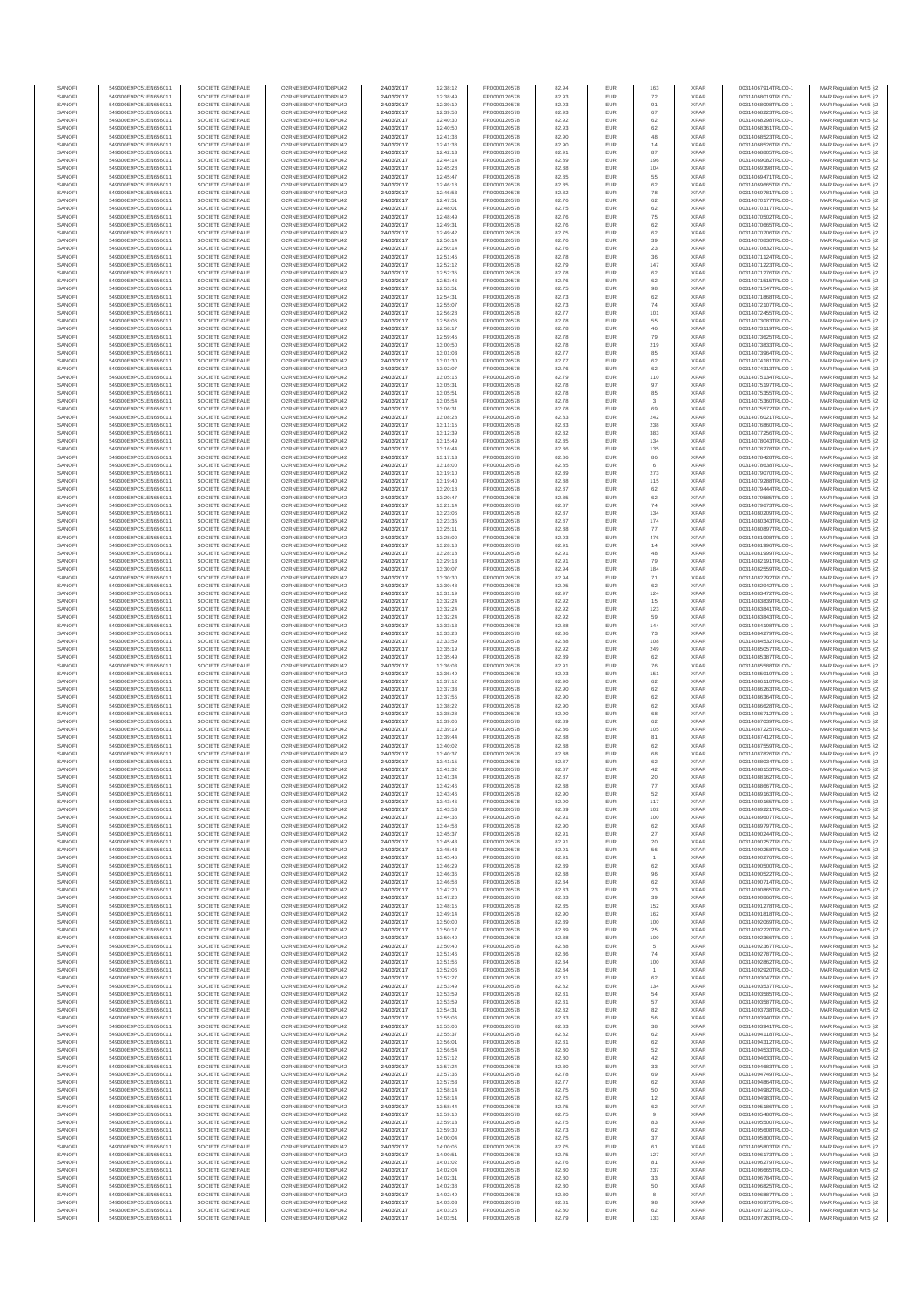| SANOFI | 549300E9PC51EN656011 | SOCIETE GENERALE | O2RNE8IBXP4R0TD8PU42 | 24/03/2017 | 12:38:12 | FR0000120578 | 82.94 | EUR | 163 | XPAR | 00314087914TRLO0-1 | MAR Regulation Art 5 §2 |
|---|---|---|---|---|---|---|---|---|---|---|---|---|
| SANOFI | 549300E9PC51EN656011 | SOCIETE GENERALE | O2RNE8IBXP4R0TD8PU42 | 24/03/2017 | 12:38:49 | FR0000120578 | 82.93 | EUR | 72 | XPAR | 00314088019TRLO0-1 | MAR Regulation Art 5 §2 |
| SANOFI | 549300E9PC51EN656011 | SOCIETE GENERALE | O2RNE8IBXP4R0TD8PU42 | 24/03/2017 | 12:39:19 | FR0000120578 | 82.93 | EUR | 91 | XPAR | 00314088098TRLO0-1 | MAR Regulation Art 5 §2 |
| SANOFI | 549300E9PC51EN656011 | SOCIETE GENERALE | O2RNE8IBXP4R0TD8PU42 | 24/03/2017 | 12:39:58 | FR0000120578 | 82.93 | EUR | 67 | XPAR | 00314088223TRLO0-1 | MAR Regulation Art 5 §2 |
| SANOFI | 549300E9PC51EN656011 | SOCIETE GENERALE | O2RNE8IBXP4R0TD8PU42 | 24/03/2017 | 12:40:30 | FR0000120578 | 82.92 | EUR | 62 | XPAR | 00314088298TRLO0-1 | MAR Regulation Art 5 §2 |
| SANOFI | 549300E9PC51EN656011 | SOCIETE GENERALE | O2RNE8IBXP4R0TD8PU42 | 24/03/2017 | 12:40:50 | FR0000120578 | 82.93 | EUR | 62 | XPAR | 00314088361TRLO0-1 | MAR Regulation Art 5 §2 |
| SANOFI | 549300E9PC51EN656011 | SOCIETE GENERALE | O2RNE8IBXP4R0TD8PU42 | 24/03/2017 | 12:41:38 | FR0000120578 | 82.90 | EUR | 48 | XPAR | 00314088523TRLO0-1 | MAR Regulation Art 5 §2 |
| SANOFI | 549300E9PC51EN656011 | SOCIETE GENERALE | O2RNE8IBXP4R0TD8PU42 | 24/03/2017 | 12:41:38 | FR0000120578 | 82.90 | EUR | 14 | XPAR | 00314088526TRLO0-1 | MAR Regulation Art 5 §2 |
| SANOFI | 549300E9PC51EN656011 | SOCIETE GENERALE | O2RNE8IBXP4R0TD8PU42 | 24/03/2017 | 12:42:13 | FR0000120578 | 82.91 | EUR | 87 | XPAR | 00314088805TRLO0-1 | MAR Regulation Art 5 §2 |
| SANOFI | 549300E9PC51EN656011 | SOCIETE GENERALE | O2RNE8IBXP4R0TD8PU42 | 24/03/2017 | 12:44:14 | FR0000120578 | 82.89 | EUR | 196 | XPAR | 00314069082TRLO0-1 | MAR Regulation Art 5 §2 |
| SANOFI | 549300E9PC51EN656011 | SOCIETE GENERALE | O2RNE8IBXP4R0TD8PU42 | 24/03/2017 | 12:45:28 | FR0000120578 | 82.88 | EUR | 104 | XPAR | 00314069398TRLO0-1 | MAR Regulation Art 5 §2 |
| SANOFI | 549300E9PC51EN656011 | SOCIETE GENERALE | O2RNE8IBXP4R0TD8PU42 | 24/03/2017 | 12:45:47 | FR0000120578 | 82.85 | EUR | 55 | XPAR | 00314069471TRLO0-1 | MAR Regulation Art 5 §2 |
| SANOFI | 549300E9PC51EN656011 | SOCIETE GENERALE | O2RNE8IBXP4R0TD8PU42 | 24/03/2017 | 12:46:18 | FR0000120578 | 82.85 | EUR | 62 | XPAR | 00314069665TRLO0-1 | MAR Regulation Art 5 §2 |
| SANOFI | 549300E9PC51EN656011 | SOCIETE GENERALE | O2RNE8IBXP4R0TD8PU42 | 24/03/2017 | 12:46:53 | FR0000120578 | 82.82 | EUR | 78 | XPAR | 00314069781TRLO0-1 | MAR Regulation Art 5 §2 |
| SANOFI | 549300E9PC51EN656011 | SOCIETE GENERALE | O2RNE8IBXP4R0TD8PU42 | 24/03/2017 | 12:47:51 | FR0000120578 | 82.76 | EUR | 62 | XPAR | 00314070177TRLO0-1 | MAR Regulation Art 5 §2 |
| SANOFI | 549300E9PC51EN656011 | SOCIETE GENERALE | O2RNE8IBXP4R0TD8PU42 | 24/03/2017 | 12:48:01 | FR0000120578 | 82.75 | EUR | 62 | XPAR | 00314070317TRLO0-1 | MAR Regulation Art 5 §2 |
| SANOFI | 549300E9PC51EN656011 | SOCIETE GENERALE | O2RNE8IBXP4R0TD8PU42 | 24/03/2017 | 12:48:49 | FR0000120578 | 82.76 | EUR | 75 | XPAR | 00314070502TRLO0-1 | MAR Regulation Art 5 §2 |
| SANOFI | 549300E9PC51EN656011 | SOCIETE GENERALE | O2RNE8IBXP4R0TD8PU42 | 24/03/2017 | 12:49:31 | FR0000120578 | 82.76 | EUR | 62 | XPAR | 00314070665TRLO0-1 | MAR Regulation Art 5 §2 |
| SANOFI | 549300E9PC51EN656011 | SOCIETE GENERALE | O2RNE8IBXP4R0TD8PU42 | 24/03/2017 | 12:49:42 | FR0000120578 | 82.75 | EUR | 62 | XPAR | 00314070706TRLO0-1 | MAR Regulation Art 5 §2 |
| SANOFI | 549300E9PC51EN656011 | SOCIETE GENERALE | O2RNE8IBXP4R0TD8PU42 | 24/03/2017 | 12:50:14 | FR0000120578 | 82.76 | EUR | 39 | XPAR | 00314070830TRLO0-1 | MAR Regulation Art 5 §2 |
| SANOFI | 549300E9PC51EN656011 | SOCIETE GENERALE | O2RNE8IBXP4R0TD8PU42 | 24/03/2017 | 12:50:14 | FR0000120578 | 82.76 | EUR | 23 | XPAR | 00314070832TRLO0-1 | MAR Regulation Art 5 §2 |
| SANOFI | 549300E9PC51EN656011 | SOCIETE GENERALE | O2RNE8IBXP4R0TD8PU42 | 24/03/2017 | 12:51:45 | FR0000120578 | 82.78 | EUR | 36 | XPAR | 00314071124TRLO0-1 | MAR Regulation Art 5 §2 |
| SANOFI | 549300E9PC51EN656011 | SOCIETE GENERALE | O2RNE8IBXP4R0TD8PU42 | 24/03/2017 | 12:52:12 | FR0000120578 | 82.79 | EUR | 147 | XPAR | 00314071223TRLO0-1 | MAR Regulation Art 5 §2 |
| SANOFI | 549300E9PC51EN656011 | SOCIETE GENERALE | O2RNE8IBXP4R0TD8PU42 | 24/03/2017 | 12:52:35 | FR0000120578 | 82.78 | EUR | 62 | XPAR | 00314071276TRLO0-1 | MAR Regulation Art 5 §2 |
| SANOFI | 549300E9PC51EN656011 | SOCIETE GENERALE | O2RNE8IBXP4R0TD8PU42 | 24/03/2017 | 12:53:46 | FR0000120578 | 82.76 | EUR | 62 | XPAR | 00314071515TRLO0-1 | MAR Regulation Art 5 §2 |
| SANOFI | 549300E9PC51EN656011 | SOCIETE GENERALE | O2RNE8IBXP4R0TD8PU42 | 24/03/2017 | 12:53:51 | FR0000120578 | 82.75 | EUR | 98 | XPAR | 00314071547TRLO0-1 | MAR Regulation Art 5 §2 |
| SANOFI | 549300E9PC51EN656011 | SOCIETE GENERALE | O2RNE8IBXP4R0TD8PU42 | 24/03/2017 | 12:54:31 | FR0000120578 | 82.73 | EUR | 62 | XPAR | 00314071868TRLO0-1 | MAR Regulation Art 5 §2 |
| SANOFI | 549300E9PC51EN656011 | SOCIETE GENERALE | O2RNE8IBXP4R0TD8PU42 | 24/03/2017 | 12:55:07 | FR0000120578 | 82.73 | EUR | 74 | XPAR | 00314072107TRLO0-1 | MAR Regulation Art 5 §2 |
| SANOFI | 549300E9PC51EN656011 | SOCIETE GENERALE | O2RNE8IBXP4R0TD8PU42 | 24/03/2017 | 12:56:28 | FR0000120578 | 82.77 | EUR | 101 | XPAR | 00314072455TRLO0-1 | MAR Regulation Art 5 §2 |
| SANOFI | 549300E9PC51EN656011 | SOCIETE GENERALE | O2RNE8IBXP4R0TD8PU42 | 24/03/2017 | 12:58:06 | FR0000120578 | 82.78 | EUR | 55 | XPAR | 00314073083TRLO0-1 | MAR Regulation Art 5 §2 |
| SANOFI | 549300E9PC51EN656011 | SOCIETE GENERALE | O2RNE8IBXP4R0TD8PU42 | 24/03/2017 | 12:58:17 | FR0000120578 | 82.78 | EUR | 46 | XPAR | 00314073119TRLO0-1 | MAR Regulation Art 5 §2 |
| SANOFI | 549300E9PC51EN656011 | SOCIETE GENERALE | O2RNE8IBXP4R0TD8PU42 | 24/03/2017 | 12:59:45 | FR0000120578 | 82.78 | EUR | 79 | XPAR | 00314073625TRLO0-1 | MAR Regulation Art 5 §2 |
| SANOFI | 549300E9PC51EN656011 | SOCIETE GENERALE | O2RNE8IBXP4R0TD8PU42 | 24/03/2017 | 13:00:50 | FR0000120578 | 82.78 | EUR | 219 | XPAR | 00314073833TRLO0-1 | MAR Regulation Art 5 §2 |
| SANOFI | 549300E9PC51EN656011 | SOCIETE GENERALE | O2RNE8IBXP4R0TD8PU42 | 24/03/2017 | 13:01:03 | FR0000120578 | 82.77 | EUR | 85 | XPAR | 00314073964TRLO0-1 | MAR Regulation Art 5 §2 |
| SANOFI | 549300E9PC51EN656011 | SOCIETE GENERALE | O2RNE8IBXP4R0TD8PU42 | 24/03/2017 | 13:01:30 | FR0000120578 | 82.77 | EUR | 62 | XPAR | 00314074181TRLO0-1 | MAR Regulation Art 5 §2 |
| SANOFI | 549300E9PC51EN656011 | SOCIETE GENERALE | O2RNE8IBXP4R0TD8PU42 | 24/03/2017 | 13:02:07 | FR0000120578 | 82.76 | EUR | 62 | XPAR | 00314074313TRLO0-1 | MAR Regulation Art 5 §2 |
| SANOFI | 549300E9PC51EN656011 | SOCIETE GENERALE | O2RNE8IBXP4R0TD8PU42 | 24/03/2017 | 13:05:15 | FR0000120578 | 82.79 | EUR | 110 | XPAR | 00314075134TRLO0-1 | MAR Regulation Art 5 §2 |
| SANOFI | 549300E9PC51EN656011 | SOCIETE GENERALE | O2RNE8IBXP4R0TD8PU42 | 24/03/2017 | 13:05:31 | FR0000120578 | 82.78 | EUR | 97 | XPAR | 00314075197TRLO0-1 | MAR Regulation Art 5 §2 |
| SANOFI | 549300E9PC51EN656011 | SOCIETE GENERALE | O2RNE8IBXP4R0TD8PU42 | 24/03/2017 | 13:05:51 | FR0000120578 | 82.78 | EUR | 85 | XPAR | 00314075355TRLO0-1 | MAR Regulation Art 5 §2 |
| SANOFI | 549300E9PC51EN656011 | SOCIETE GENERALE | O2RNE8IBXP4R0TD8PU42 | 24/03/2017 | 13:05:54 | FR0000120578 | 82.78 | EUR | 3 | XPAR | 00314075360TRLO0-1 | MAR Regulation Art 5 §2 |
| SANOFI | 549300E9PC51EN656011 | SOCIETE GENERALE | O2RNE8IBXP4R0TD8PU42 | 24/03/2017 | 13:06:31 | FR0000120578 | 82.78 | EUR | 69 | XPAR | 00314075572TRLO0-1 | MAR Regulation Art 5 §2 |
| SANOFI | 549300E9PC51EN656011 | SOCIETE GENERALE | O2RNE8IBXP4R0TD8PU42 | 24/03/2017 | 13:08:28 | FR0000120578 | 82.83 | EUR | 242 | XPAR | 00314076021TRLO0-1 | MAR Regulation Art 5 §2 |
| SANOFI | 549300E9PC51EN656011 | SOCIETE GENERALE | O2RNE8IBXP4R0TD8PU42 | 24/03/2017 | 13:11:15 | FR0000120578 | 82.83 | EUR | 238 | XPAR | 00314076890TRLO0-1 | MAR Regulation Art 5 §2 |
| SANOFI | 549300E9PC51EN656011 | SOCIETE GENERALE | O2RNE8IBXP4R0TD8PU42 | 24/03/2017 | 13:12:39 | FR0000120578 | 82.82 | EUR | 383 | XPAR | 00314077256TRLO0-1 | MAR Regulation Art 5 §2 |
| SANOFI | 549300E9PC51EN656011 | SOCIETE GENERALE | O2RNE8IBXP4R0TD8PU42 | 24/03/2017 | 13:15:49 | FR0000120578 | 82.85 | EUR | 134 | XPAR | 00314078043TRLO0-1 | MAR Regulation Art 5 §2 |
| SANOFI | 549300E9PC51EN656011 | SOCIETE GENERALE | O2RNE8IBXP4R0TD8PU42 | 24/03/2017 | 13:16:44 | FR0000120578 | 82.86 | EUR | 135 | XPAR | 00314078276TRLO0-1 | MAR Regulation Art 5 §2 |
| SANOFI | 549300E9PC51EN656011 | SOCIETE GENERALE | O2RNE8IBXP4R0TD8PU42 | 24/03/2017 | 13:17:13 | FR0000120578 | 82.86 | EUR | 86 | XPAR | 00314078428TRLO0-1 | MAR Regulation Art 5 §2 |
| SANOFI | 549300E9PC51EN656011 | SOCIETE GENERALE | O2RNE8IBXP4R0TD8PU42 | 24/03/2017 | 13:18:00 | FR0000120578 | 82.85 | EUR | 6 | XPAR | 00314078638TRLO0-1 | MAR Regulation Art 5 §2 |
| SANOFI | 549300E9PC51EN656011 | SOCIETE GENERALE | O2RNE8IBXP4R0TD8PU42 | 24/03/2017 | 13:19:10 | FR0000120578 | 82.89 | EUR | 273 | XPAR | 00314079070TRLO0-1 | MAR Regulation Art 5 §2 |
| SANOFI | 549300E9PC51EN656011 | SOCIETE GENERALE | O2RNE8IBXP4R0TD8PU42 | 24/03/2017 | 13:19:40 | FR0000120578 | 82.88 | EUR | 115 | XPAR | 00314079288TRLO0-1 | MAR Regulation Art 5 §2 |
| SANOFI | 549300E9PC51EN656011 | SOCIETE GENERALE | O2RNE8IBXP4R0TD8PU42 | 24/03/2017 | 13:20:18 | FR0000120578 | 82.87 | EUR | 62 | XPAR | 00314079444TRLO0-1 | MAR Regulation Art 5 §2 |
| SANOFI | 549300E9PC51EN656011 | SOCIETE GENERALE | O2RNE8IBXP4R0TD8PU42 | 24/03/2017 | 13:20:47 | FR0000120578 | 82.85 | EUR | 62 | XPAR | 00314079585TRLO0-1 | MAR Regulation Art 5 §2 |
| SANOFI | 549300E9PC51EN656011 | SOCIETE GENERALE | O2RNE8IBXP4R0TD8PU42 | 24/03/2017 | 13:21:14 | FR0000120578 | 82.87 | EUR | 74 | XPAR | 00314079673TRLO0-1 | MAR Regulation Art 5 §2 |
| SANOFI | 549300E9PC51EN656011 | SOCIETE GENERALE | O2RNE8IBXP4R0TD8PU42 | 24/03/2017 | 13:23:06 | FR0000120578 | 82.87 | EUR | 134 | XPAR | 00314080209TRLO0-1 | MAR Regulation Art 5 §2 |
| SANOFI | 549300E9PC51EN656011 | SOCIETE GENERALE | O2RNE8IBXP4R0TD8PU42 | 24/03/2017 | 13:23:35 | FR0000120578 | 82.87 | EUR | 174 | XPAR | 00314080343TRLO0-1 | MAR Regulation Art 5 §2 |
| SANOFI | 549300E9PC51EN656011 | SOCIETE GENERALE | O2RNE8IBXP4R0TD8PU42 | 24/03/2017 | 13:25:11 | FR0000120578 | 82.88 | EUR | 77 | XPAR | 00314080897TRLO0-1 | MAR Regulation Art 5 §2 |
| SANOFI | 549300E9PC51EN656011 | SOCIETE GENERALE | O2RNE8IBXP4R0TD8PU42 | 24/03/2017 | 13:28:00 | FR0000120578 | 82.93 | EUR | 476 | XPAR | 00314081908TRLO0-1 | MAR Regulation Art 5 §2 |
| SANOFI | 549300E9PC51EN656011 | SOCIETE GENERALE | O2RNE8IBXP4R0TD8PU42 | 24/03/2017 | 13:28:18 | FR0000120578 | 82.91 | EUR | 14 | XPAR | 00314081996TRLO0-1 | MAR Regulation Art 5 §2 |
| SANOFI | 549300E9PC51EN656011 | SOCIETE GENERALE | O2RNE8IBXP4R0TD8PU42 | 24/03/2017 | 13:28:18 | FR0000120578 | 82.91 | EUR | 48 | XPAR | 00314081999TRLO0-1 | MAR Regulation Art 5 §2 |
| SANOFI | 549300E9PC51EN656011 | SOCIETE GENERALE | O2RNE8IBXP4R0TD8PU42 | 24/03/2017 | 13:29:13 | FR0000120578 | 82.91 | EUR | 79 | XPAR | 00314082191TRLO0-1 | MAR Regulation Art 5 §2 |
| SANOFI | 549300E9PC51EN656011 | SOCIETE GENERALE | O2RNE8IBXP4R0TD8PU42 | 24/03/2017 | 13:30:07 | FR0000120578 | 82.94 | EUR | 184 | XPAR | 00314082559TRLO0-1 | MAR Regulation Art 5 §2 |
| SANOFI | 549300E9PC51EN656011 | SOCIETE GENERALE | O2RNE8IBXP4R0TD8PU42 | 24/03/2017 | 13:30:30 | FR0000120578 | 82.94 | EUR | 71 | XPAR | 00314082792TRLO0-1 | MAR Regulation Art 5 §2 |
| SANOFI | 549300E9PC51EN656011 | SOCIETE GENERALE | O2RNE8IBXP4R0TD8PU42 | 24/03/2017 | 13:30:48 | FR0000120578 | 82.95 | EUR | 62 | XPAR | 00314082942TRLO0-1 | MAR Regulation Art 5 §2 |
| SANOFI | 549300E9PC51EN656011 | SOCIETE GENERALE | O2RNE8IBXP4R0TD8PU42 | 24/03/2017 | 13:31:19 | FR0000120578 | 82.97 | EUR | 124 | XPAR | 00314083472TRLO0-1 | MAR Regulation Art 5 §2 |
| SANOFI | 549300E9PC51EN656011 | SOCIETE GENERALE | O2RNE8IBXP4R0TD8PU42 | 24/03/2017 | 13:32:24 | FR0000120578 | 82.92 | EUR | 15 | XPAR | 00314083839TRLO0-1 | MAR Regulation Art 5 §2 |
| SANOFI | 549300E9PC51EN656011 | SOCIETE GENERALE | O2RNE8IBXP4R0TD8PU42 | 24/03/2017 | 13:32:24 | FR0000120578 | 82.92 | EUR | 123 | XPAR | 00314083841TRLO0-1 | MAR Regulation Art 5 §2 |
| SANOFI | 549300E9PC51EN656011 | SOCIETE GENERALE | O2RNE8IBXP4R0TD8PU42 | 24/03/2017 | 13:32:24 | FR0000120578 | 82.92 | EUR | 59 | XPAR | 00314083843TRLO0-1 | MAR Regulation Art 5 §2 |
| SANOFI | 549300E9PC51EN656011 | SOCIETE GENERALE | O2RNE8IBXP4R0TD8PU42 | 24/03/2017 | 13:33:13 | FR0000120578 | 82.88 | EUR | 144 | XPAR | 00314084198TRLO0-1 | MAR Regulation Art 5 §2 |
| SANOFI | 549300E9PC51EN656011 | SOCIETE GENERALE | O2RNE8IBXP4R0TD8PU42 | 24/03/2017 | 13:33:28 | FR0000120578 | 82.86 | EUR | 73 | XPAR | 00314084279TRLO0-1 | MAR Regulation Art 5 §2 |
| SANOFI | 549300E9PC51EN656011 | SOCIETE GENERALE | O2RNE8IBXP4R0TD8PU42 | 24/03/2017 | 13:33:59 | FR0000120578 | 82.88 | EUR | 108 | XPAR | 00314084532TRLO0-1 | MAR Regulation Art 5 §2 |
| SANOFI | 549300E9PC51EN656011 | SOCIETE GENERALE | O2RNE8IBXP4R0TD8PU42 | 24/03/2017 | 13:35:19 | FR0000120578 | 82.92 | EUR | 249 | XPAR | 00314085057TRLO0-1 | MAR Regulation Art 5 §2 |
| SANOFI | 549300E9PC51EN656011 | SOCIETE GENERALE | O2RNE8IBXP4R0TD8PU42 | 24/03/2017 | 13:35:49 | FR0000120578 | 82.89 | EUR | 62 | XPAR | 00314085387TRLO0-1 | MAR Regulation Art 5 §2 |
| SANOFI | 549300E9PC51EN656011 | SOCIETE GENERALE | O2RNE8IBXP4R0TD8PU42 | 24/03/2017 | 13:36:03 | FR0000120578 | 82.91 | EUR | 76 | XPAR | 00314085588TRLO0-1 | MAR Regulation Art 5 §2 |
| SANOFI | 549300E9PC51EN656011 | SOCIETE GENERALE | O2RNE8IBXP4R0TD8PU42 | 24/03/2017 | 13:36:49 | FR0000120578 | 82.93 | EUR | 151 | XPAR | 00314085919TRLO0-1 | MAR Regulation Art 5 §2 |
| SANOFI | 549300E9PC51EN656011 | SOCIETE GENERALE | O2RNE8IBXP4R0TD8PU42 | 24/03/2017 | 13:37:12 | FR0000120578 | 82.90 | EUR | 62 | XPAR | 00314086110TRLO0-1 | MAR Regulation Art 5 §2 |
| SANOFI | 549300E9PC51EN656011 | SOCIETE GENERALE | O2RNE8IBXP4R0TD8PU42 | 24/03/2017 | 13:37:33 | FR0000120578 | 82.90 | EUR | 62 | XPAR | 00314086263TRLO0-1 | MAR Regulation Art 5 §2 |
| SANOFI | 549300E9PC51EN656011 | SOCIETE GENERALE | O2RNE8IBXP4R0TD8PU42 | 24/03/2017 | 13:37:55 | FR0000120578 | 82.90 | EUR | 62 | XPAR | 00314086364TRLO0-1 | MAR Regulation Art 5 §2 |
| SANOFI | 549300E9PC51EN656011 | SOCIETE GENERALE | O2RNE8IBXP4R0TD8PU42 | 24/03/2017 | 13:38:22 | FR0000120578 | 82.90 | EUR | 62 | XPAR | 00314086628TRLO0-1 | MAR Regulation Art 5 §2 |
| SANOFI | 549300E9PC51EN656011 | SOCIETE GENERALE | O2RNE8IBXP4R0TD8PU42 | 24/03/2017 | 13:38:28 | FR0000120578 | 82.90 | EUR | 68 | XPAR | 00314086712TRLO0-1 | MAR Regulation Art 5 §2 |
| SANOFI | 549300E9PC51EN656011 | SOCIETE GENERALE | O2RNE8IBXP4R0TD8PU42 | 24/03/2017 | 13:39:06 | FR0000120578 | 82.89 | EUR | 62 | XPAR | 00314087039TRLO0-1 | MAR Regulation Art 5 §2 |
| SANOFI | 549300E9PC51EN656011 | SOCIETE GENERALE | O2RNE8IBXP4R0TD8PU42 | 24/03/2017 | 13:39:19 | FR0000120578 | 82.86 | EUR | 105 | XPAR | 00314087125TRLO0-1 | MAR Regulation Art 5 §2 |
| SANOFI | 549300E9PC51EN656011 | SOCIETE GENERALE | O2RNE8IBXP4R0TD8PU42 | 24/03/2017 | 13:39:44 | FR0000120578 | 82.88 | EUR | 81 | XPAR | 00314087412TRLO0-1 | MAR Regulation Art 5 §2 |
| SANOFI | 549300E9PC51EN656011 | SOCIETE GENERALE | O2RNE8IBXP4R0TD8PU42 | 24/03/2017 | 13:40:02 | FR0000120578 | 82.88 | EUR | 62 | XPAR | 00314087559TRLO0-1 | MAR Regulation Art 5 §2 |
| SANOFI | 549300E9PC51EN656011 | SOCIETE GENERALE | O2RNE8IBXP4R0TD8PU42 | 24/03/2017 | 13:40:37 | FR0000120578 | 82.88 | EUR | 68 | XPAR | 00314087826TRLO0-1 | MAR Regulation Art 5 §2 |
| SANOFI | 549300E9PC51EN656011 | SOCIETE GENERALE | O2RNE8IBXP4R0TD8PU42 | 24/03/2017 | 13:41:15 | FR0000120578 | 82.87 | EUR | 62 | XPAR | 00314088034TRLO0-1 | MAR Regulation Art 5 §2 |
| SANOFI | 549300E9PC51EN656011 | SOCIETE GENERALE | O2RNE8IBXP4R0TD8PU42 | 24/03/2017 | 13:41:32 | FR0000120578 | 82.87 | EUR | 42 | XPAR | 00314088153TRLO0-1 | MAR Regulation Art 5 §2 |
| SANOFI | 549300E9PC51EN656011 | SOCIETE GENERALE | O2RNE8IBXP4R0TD8PU42 | 24/03/2017 | 13:41:34 | FR0000120578 | 82.87 | EUR | 20 | XPAR | 00314088168TRLO0-1 | MAR Regulation Art 5 §2 |
| SANOFI | 549300E9PC51EN656011 | SOCIETE GENERALE | O2RNE8IBXP4R0TD8PU42 | 24/03/2017 | 13:42:46 | FR0000120578 | 82.88 | EUR | 77 | XPAR | 00314088667TRLO0-1 | MAR Regulation Art 5 §2 |
| SANOFI | 549300E9PC51EN656011 | SOCIETE GENERALE | O2RNE8IBXP4R0TD8PU42 | 24/03/2017 | 13:43:46 | FR0000120578 | 82.90 | EUR | 52 | XPAR | 00314089163TRLO0-1 | MAR Regulation Art 5 §2 |
| SANOFI | 549300E9PC51EN656011 | SOCIETE GENERALE | O2RNE8IBXP4R0TD8PU42 | 24/03/2017 | 13:43:46 | FR0000120578 | 82.90 | EUR | 117 | XPAR | 00314089165TRLO0-1 | MAR Regulation Art 5 §2 |
| SANOFI | 549300E9PC51EN656011 | SOCIETE GENERALE | O2RNE8IBXP4R0TD8PU42 | 24/03/2017 | 13:43:53 | FR0000120578 | 82.89 | EUR | 102 | XPAR | 00314089221TRLO0-1 | MAR Regulation Art 5 §2 |
| SANOFI | 549300E9PC51EN656011 | SOCIETE GENERALE | O2RNE8IBXP4R0TD8PU42 | 24/03/2017 | 13:44:36 | FR0000120578 | 82.91 | EUR | 100 | XPAR | 00314089607TRLO0-1 | MAR Regulation Art 5 §2 |
| SANOFI | 549300E9PC51EN656011 | SOCIETE GENERALE | O2RNE8IBXP4R0TD8PU42 | 24/03/2017 | 13:44:58 | FR0000120578 | 82.90 | EUR | 62 | XPAR | 00314089797TRLO0-1 | MAR Regulation Art 5 §2 |
| SANOFI | 549300E9PC51EN656011 | SOCIETE GENERALE | O2RNE8IBXP4R0TD8PU42 | 24/03/2017 | 13:45:37 | FR0000120578 | 82.91 | EUR | 27 | XPAR | 00314090244TRLO0-1 | MAR Regulation Art 5 §2 |
| SANOFI | 549300E9PC51EN656011 | SOCIETE GENERALE | O2RNE8IBXP4R0TD8PU42 | 24/03/2017 | 13:45:43 | FR0000120578 | 82.91 | EUR | 20 | XPAR | 00314090257TRLO0-1 | MAR Regulation Art 5 §2 |
| SANOFI | 549300E9PC51EN656011 | SOCIETE GENERALE | O2RNE8IBXP4R0TD8PU42 | 24/03/2017 | 13:45:43 | FR0000120578 | 82.91 | EUR | 56 | XPAR | 00314090258TRLO0-1 | MAR Regulation Art 5 §2 |
| SANOFI | 549300E9PC51EN656011 | SOCIETE GENERALE | O2RNE8IBXP4R0TD8PU42 | 24/03/2017 | 13:45:46 | FR0000120578 | 82.91 | EUR | 1 | XPAR | 00314090276TRLO0-1 | MAR Regulation Art 5 §2 |
| SANOFI | 549300E9PC51EN656011 | SOCIETE GENERALE | O2RNE8IBXP4R0TD8PU42 | 24/03/2017 | 13:46:29 | FR0000120578 | 82.89 | EUR | 62 | XPAR | 00314090500TRLO0-1 | MAR Regulation Art 5 §2 |
| SANOFI | 549300E9PC51EN656011 | SOCIETE GENERALE | O2RNE8IBXP4R0TD8PU42 | 24/03/2017 | 13:46:36 | FR0000120578 | 82.88 | EUR | 96 | XPAR | 00314090522TRLO0-1 | MAR Regulation Art 5 §2 |
| SANOFI | 549300E9PC51EN656011 | SOCIETE GENERALE | O2RNE8IBXP4R0TD8PU42 | 24/03/2017 | 13:46:58 | FR0000120578 | 82.84 | EUR | 62 | XPAR | 00314090714TRLO0-1 | MAR Regulation Art 5 §2 |
| SANOFI | 549300E9PC51EN656011 | SOCIETE GENERALE | O2RNE8IBXP4R0TD8PU42 | 24/03/2017 | 13:47:20 | FR0000120578 | 82.83 | EUR | 23 | XPAR | 00314090865TRLO0-1 | MAR Regulation Art 5 §2 |
| SANOFI | 549300E9PC51EN656011 | SOCIETE GENERALE | O2RNE8IBXP4R0TD8PU42 | 24/03/2017 | 13:47:20 | FR0000120578 | 82.83 | EUR | 39 | XPAR | 00314090866TRLO0-1 | MAR Regulation Art 5 §2 |
| SANOFI | 549300E9PC51EN656011 | SOCIETE GENERALE | O2RNE8IBXP4R0TD8PU42 | 24/03/2017 | 13:48:15 | FR0000120578 | 82.85 | EUR | 152 | XPAR | 00314091278TRLO0-1 | MAR Regulation Art 5 §2 |
| SANOFI | 549300E9PC51EN656011 | SOCIETE GENERALE | O2RNE8IBXP4R0TD8PU42 | 24/03/2017 | 13:49:14 | FR0000120578 | 82.90 | EUR | 162 | XPAR | 00314091818TRLO0-1 | MAR Regulation Art 5 §2 |
| SANOFI | 549300E9PC51EN656011 | SOCIETE GENERALE | O2RNE8IBXP4R0TD8PU42 | 24/03/2017 | 13:50:00 | FR0000120578 | 82.89 | EUR | 100 | XPAR | 00314092069TRLO0-1 | MAR Regulation Art 5 §2 |
| SANOFI | 549300E9PC51EN656011 | SOCIETE GENERALE | O2RNE8IBXP4R0TD8PU42 | 24/03/2017 | 13:50:17 | FR0000120578 | 82.89 | EUR | 25 | XPAR | 00314092220TRLO0-1 | MAR Regulation Art 5 §2 |
| SANOFI | 549300E9PC51EN656011 | SOCIETE GENERALE | O2RNE8IBXP4R0TD8PU42 | 24/03/2017 | 13:50:40 | FR0000120578 | 82.88 | EUR | 100 | XPAR | 00314092366TRLO0-1 | MAR Regulation Art 5 §2 |
| SANOFI | 549300E9PC51EN656011 | SOCIETE GENERALE | O2RNE8IBXP4R0TD8PU42 | 24/03/2017 | 13:50:40 | FR0000120578 | 82.88 | EUR | 5 | XPAR | 00314092367TRLO0-1 | MAR Regulation Art 5 §2 |
| SANOFI | 549300E9PC51EN656011 | SOCIETE GENERALE | O2RNE8IBXP4R0TD8PU42 | 24/03/2017 | 13:51:46 | FR0000120578 | 82.86 | EUR | 74 | XPAR | 00314092787TRLO0-1 | MAR Regulation Art 5 §2 |
| SANOFI | 549300E9PC51EN656011 | SOCIETE GENERALE | O2RNE8IBXP4R0TD8PU42 | 24/03/2017 | 13:51:56 | FR0000120578 | 82.84 | EUR | 100 | XPAR | 00314092862TRLO0-1 | MAR Regulation Art 5 §2 |
| SANOFI | 549300E9PC51EN656011 | SOCIETE GENERALE | O2RNE8IBXP4R0TD8PU42 | 24/03/2017 | 13:52:06 | FR0000120578 | 82.84 | EUR | 1 | XPAR | 00314092920TRLO0-1 | MAR Regulation Art 5 §2 |
| SANOFI | 549300E9PC51EN656011 | SOCIETE GENERALE | O2RNE8IBXP4R0TD8PU42 | 24/03/2017 | 13:52:27 | FR0000120578 | 82.81 | EUR | 62 | XPAR | 00314093047TRLO0-1 | MAR Regulation Art 5 §2 |
| SANOFI | 549300E9PC51EN656011 | SOCIETE GENERALE | O2RNE8IBXP4R0TD8PU42 | 24/03/2017 | 13:53:49 | FR0000120578 | 82.82 | EUR | 134 | XPAR | 00314093537TRLO0-1 | MAR Regulation Art 5 §2 |
| SANOFI | 549300E9PC51EN656011 | SOCIETE GENERALE | O2RNE8IBXP4R0TD8PU42 | 24/03/2017 | 13:53:59 | FR0000120578 | 82.81 | EUR | 54 | XPAR | 00314093585TRLO0-1 | MAR Regulation Art 5 §2 |
| SANOFI | 549300E9PC51EN656011 | SOCIETE GENERALE | O2RNE8IBXP4R0TD8PU42 | 24/03/2017 | 13:53:59 | FR0000120578 | 82.81 | EUR | 57 | XPAR | 00314093587TRLO0-1 | MAR Regulation Art 5 §2 |
| SANOFI | 549300E9PC51EN656011 | SOCIETE GENERALE | O2RNE8IBXP4R0TD8PU42 | 24/03/2017 | 13:54:31 | FR0000120578 | 82.82 | EUR | 82 | XPAR | 00314093738TRLO0-1 | MAR Regulation Art 5 §2 |
| SANOFI | 549300E9PC51EN656011 | SOCIETE GENERALE | O2RNE8IBXP4R0TD8PU42 | 24/03/2017 | 13:55:06 | FR0000120578 | 82.83 | EUR | 56 | XPAR | 00314093940TRLO0-1 | MAR Regulation Art 5 §2 |
| SANOFI | 549300E9PC51EN656011 | SOCIETE GENERALE | O2RNE8IBXP4R0TD8PU42 | 24/03/2017 | 13:55:06 | FR0000120578 | 82.83 | EUR | 38 | XPAR | 00314093941TRLO0-1 | MAR Regulation Art 5 §2 |
| SANOFI | 549300E9PC51EN656011 | SOCIETE GENERALE | O2RNE8IBXP4R0TD8PU42 | 24/03/2017 | 13:55:37 | FR0000120578 | 82.82 | EUR | 62 | XPAR | 00314094118TRLO0-1 | MAR Regulation Art 5 §2 |
| SANOFI | 549300E9PC51EN656011 | SOCIETE GENERALE | O2RNE8IBXP4R0TD8PU42 | 24/03/2017 | 13:56:01 | FR0000120578 | 82.81 | EUR | 62 | XPAR | 00314094312TRLO0-1 | MAR Regulation Art 5 §2 |
| SANOFI | 549300E9PC51EN656011 | SOCIETE GENERALE | O2RNE8IBXP4R0TD8PU42 | 24/03/2017 | 13:56:54 | FR0000120578 | 82.80 | EUR | 52 | XPAR | 00314094533TRLO0-1 | MAR Regulation Art 5 §2 |
| SANOFI | 549300E9PC51EN656011 | SOCIETE GENERALE | O2RNE8IBXP4R0TD8PU42 | 24/03/2017 | 13:57:12 | FR0000120578 | 82.80 | EUR | 42 | XPAR | 00314094620TRLO0-1 | MAR Regulation Art 5 §2 |
| SANOFI | 549300E9PC51EN656011 | SOCIETE GENERALE | O2RNE8IBXP4R0TD8PU42 | 24/03/2017 | 13:57:24 | FR0000120578 | 82.80 | EUR | 33 | XPAR | 00314094683TRLO0-1 | MAR Regulation Art 5 §2 |
| SANOFI | 549300E9PC51EN656011 | SOCIETE GENERALE | O2RNE8IBXP4R0TD8PU42 | 24/03/2017 | 13:57:35 | FR0000120578 | 82.78 | EUR | 69 | XPAR | 00314094749TRLO0-1 | MAR Regulation Art 5 §2 |
| SANOFI | 549300E9PC51EN656011 | SOCIETE GENERALE | O2RNE8IBXP4R0TD8PU42 | 24/03/2017 | 13:57:53 | FR0000120578 | 82.77 | EUR | 62 | XPAR | 00314094864TRLO0-1 | MAR Regulation Art 5 §2 |
| SANOFI | 549300E9PC51EN656011 | SOCIETE GENERALE | O2RNE8IBXP4R0TD8PU42 | 24/03/2017 | 13:58:14 | FR0000120578 | 82.75 | EUR | 50 | XPAR | 00314094982TRLO0-1 | MAR Regulation Art 5 §2 |
| SANOFI | 549300E9PC51EN656011 | SOCIETE GENERALE | O2RNE8IBXP4R0TD8PU42 | 24/03/2017 | 13:58:14 | FR0000120578 | 82.75 | EUR | 12 | XPAR | 00314094983TRLO0-1 | MAR Regulation Art 5 §2 |
| SANOFI | 549300E9PC51EN656011 | SOCIETE GENERALE | O2RNE8IBXP4R0TD8PU42 | 24/03/2017 | 13:58:44 | FR0000120578 | 82.75 | EUR | 62 | XPAR | 00314095186TRLO0-1 | MAR Regulation Art 5 §2 |
| SANOFI | 549300E9PC51EN656011 | SOCIETE GENERALE | O2RNE8IBXP4R0TD8PU42 | 24/03/2017 | 13:59:10 | FR0000120578 | 82.75 | EUR | 9 | XPAR | 00314095480TRLO0-1 | MAR Regulation Art 5 §2 |
| SANOFI | 549300E9PC51EN656011 | SOCIETE GENERALE | O2RNE8IBXP4R0TD8PU42 | 24/03/2017 | 13:59:13 | FR0000120578 | 82.75 | EUR | 83 | XPAR | 00314095500TRLO0-1 | MAR Regulation Art 5 §2 |
| SANOFI | 549300E9PC51EN656011 | SOCIETE GENERALE | O2RNE8IBXP4R0TD8PU42 | 24/03/2017 | 13:59:30 | FR0000120578 | 82.73 | EUR | 62 | XPAR | 00314095606TRLO0-1 | MAR Regulation Art 5 §2 |
| SANOFI | 549300E9PC51EN656011 | SOCIETE GENERALE | O2RNE8IBXP4R0TD8PU42 | 24/03/2017 | 14:00:04 | FR0000120578 | 82.75 | EUR | 37 | XPAR | 00314095800TRLO0-1 | MAR Regulation Art 5 §2 |
| SANOFI | 549300E9PC51EN656011 | SOCIETE GENERALE | O2RNE8IBXP4R0TD8PU42 | 24/03/2017 | 14:00:05 | FR0000120578 | 82.75 | EUR | 61 | XPAR | 00314095803TRLO0-1 | MAR Regulation Art 5 §2 |
| SANOFI | 549300E9PC51EN656011 | SOCIETE GENERALE | O2RNE8IBXP4R0TD8PU42 | 24/03/2017 | 14:00:51 | FR0000120578 | 82.75 | EUR | 127 | XPAR | 00314096173TRLO0-1 | MAR Regulation Art 5 §2 |
| SANOFI | 549300E9PC51EN656011 | SOCIETE GENERALE | O2RNE8IBXP4R0TD8PU42 | 24/03/2017 | 14:01:02 | FR0000120578 | 82.76 | EUR | 81 | XPAR | 00314096279TRLO0-1 | MAR Regulation Art 5 §2 |
| SANOFI | 549300E9PC51EN656011 | SOCIETE GENERALE | O2RNE8IBXP4R0TD8PU42 | 24/03/2017 | 14:02:04 | FR0000120578 | 82.80 | EUR | 237 | XPAR | 00314096665TRLO0-1 | MAR Regulation Art 5 §2 |
| SANOFI | 549300E9PC51EN656011 | SOCIETE GENERALE | O2RNE8IBXP4R0TD8PU42 | 24/03/2017 | 14:02:31 | FR0000120578 | 82.80 | EUR | 33 | XPAR | 00314096784TRLO0-1 | MAR Regulation Art 5 §2 |
| SANOFI | 549300E9PC51EN656011 | SOCIETE GENERALE | O2RNE8IBXP4R0TD8PU42 | 24/03/2017 | 14:02:38 | FR0000120578 | 82.80 | EUR | 50 | XPAR | 00314096825TRLO0-1 | MAR Regulation Art 5 §2 |
| SANOFI | 549300E9PC51EN656011 | SOCIETE GENERALE | O2RNE8IBXP4R0TD8PU42 | 24/03/2017 | 14:02:49 | FR0000120578 | 82.80 | EUR | 8 | XPAR | 00314096897TRLO0-1 | MAR Regulation Art 5 §2 |
| SANOFI | 549300E9PC51EN656011 | SOCIETE GENERALE | O2RNE8IBXP4R0TD8PU42 | 24/03/2017 | 14:03:03 | FR0000120578 | 82.81 | EUR | 98 | XPAR | 00314096975TRLO0-1 | MAR Regulation Art 5 §2 |
| SANOFI | 549300E9PC51EN656011 | SOCIETE GENERALE | O2RNE8IBXP4R0TD8PU42 | 24/03/2017 | 14:03:25 | FR0000120578 | 82.80 | EUR | 62 | XPAR | 00314097123TRLO0-1 | MAR Regulation Art 5 §2 |
| SANOFI | 549300E9PC51EN656011 | SOCIETE GENERALE | O2RNE8IBXP4R0TD8PU42 | 24/03/2017 | 14:03:51 | FR0000120578 | 82.79 | EUR | 133 | XPAR | 00314097263TRLO0-1 | MAR Regulation Art 5 §2 |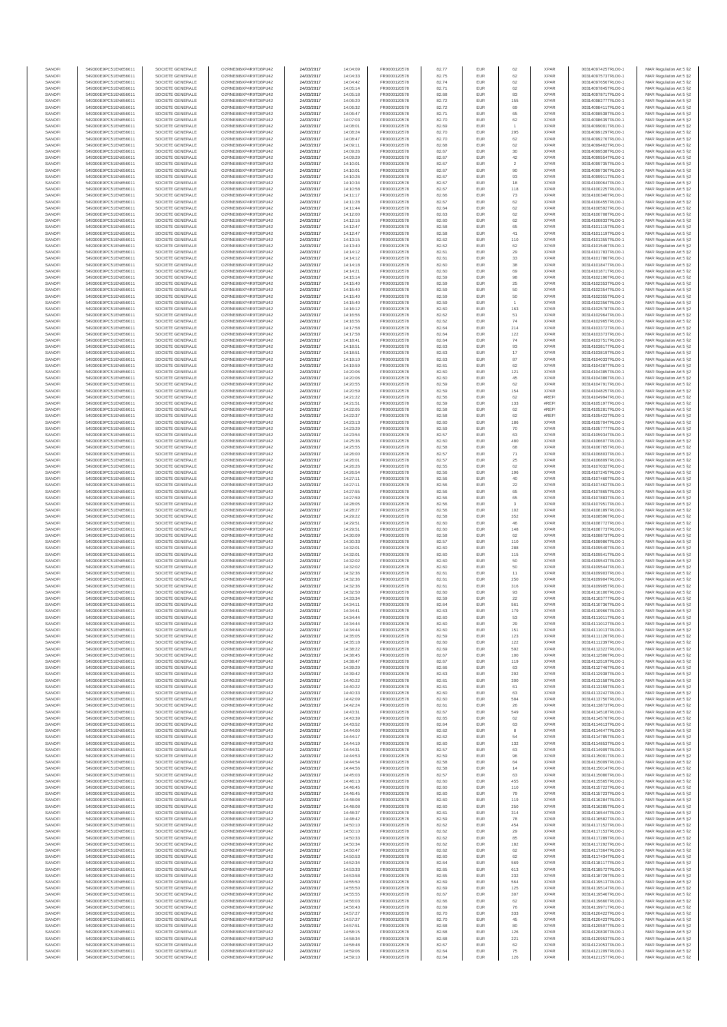| SANOFI | 549300E9PC51EN656011 | SOCIETE GENERALE | O2RNE8IBXP4R0TD8PU42 | 24/03/2017 | 14:04:09 | FR0000120578 | 82.77 | EUR | 62 | XPAR | 00314097425TRLO0-1 | MAR Regulation Art 5 §2 |
|---|---|---|---|---|---|---|---|---|---|---|---|---|
| SANOFI | 549300E9PC51EN656011 | SOCIETE GENERALE | O2RNE8IBXP4R0TD8PU42 | 24/03/2017 | 14:04:33 | FR0000120578 | 82.75 | EUR | 62 | XPAR | 00314097573TRLO0-1 | MAR Regulation Art 5 §2 |
| SANOFI | 549300E9PC51EN656011 | SOCIETE GENERALE | O2RNE8IBXP4R0TD8PU42 | 24/03/2017 | 14:04:42 | FR0000120578 | 82.74 | EUR | 62 | XPAR | 00314097656TRLO0-1 | MAR Regulation Art 5 §2 |
| SANOFI | 549300E9PC51EN656011 | SOCIETE GENERALE | O2RNE8IBXP4R0TD8PU42 | 24/03/2017 | 14:05:14 | FR0000120578 | 82.71 | EUR | 62 | XPAR | 00314097845TRLO0-1 | MAR Regulation Art 5 §2 |
| SANOFI | 549300E9PC51EN656011 | SOCIETE GENERALE | O2RNE8IBXP4R0TD8PU42 | 24/03/2017 | 14:05:18 | FR0000120578 | 82.68 | EUR | 83 | XPAR | 00314097871TRLO0-1 | MAR Regulation Art 5 §2 |
| SANOFI | 549300E9PC51EN656011 | SOCIETE GENERALE | O2RNE8IBXP4R0TD8PU42 | 24/03/2017 | 14:06:20 | FR0000120578 | 82.72 | EUR | 155 | XPAR | 00314098277TRLO0-1 | MAR Regulation Art 5 §2 |
| SANOFI | 549300E9PC51EN656011 | SOCIETE GENERALE | O2RNE8IBXP4R0TD8PU42 | 24/03/2017 | 14:06:32 | FR0000120578 | 82.72 | EUR | 69 | XPAR | 00314098411TRLO0-1 | MAR Regulation Art 5 §2 |
| SANOFI | 549300E9PC51EN656011 | SOCIETE GENERALE | O2RNE8IBXP4R0TD8PU42 | 24/03/2017 | 14:06:47 | FR0000120578 | 82.71 | EUR | 65 | XPAR | 00314098538TRLO0-1 | MAR Regulation Art 5 §2 |
| SANOFI | 549300E9PC51EN656011 | SOCIETE GENERALE | O2RNE8IBXP4R0TD8PU42 | 24/03/2017 | 14:07:03 | FR0000120578 | 82.70 | EUR | 62 | XPAR | 00314098639TRLO0-1 | MAR Regulation Art 5 §2 |
| SANOFI | 549300E9PC51EN656011 | SOCIETE GENERALE | O2RNE8IBXP4R0TD8PU42 | 24/03/2017 | 14:08:01 | FR0000120578 | 82.69 | EUR | 1 | XPAR | 00314099001TRLO0-1 | MAR Regulation Art 5 §2 |
| SANOFI | 549300E9PC51EN656011 | SOCIETE GENERALE | O2RNE8IBXP4R0TD8PU42 | 24/03/2017 | 14:08:24 | FR0000120578 | 82.70 | EUR | 295 | XPAR | 00314099129TRLO0-1 | MAR Regulation Art 5 §2 |
| SANOFI | 549300E9PC51EN656011 | SOCIETE GENERALE | O2RNE8IBXP4R0TD8PU42 | 24/03/2017 | 14:08:47 | FR0000120578 | 82.70 | EUR | 62 | XPAR | 00314099278TRLO0-1 | MAR Regulation Art 5 §2 |
| SANOFI | 549300E9PC51EN656011 | SOCIETE GENERALE | O2RNE8IBXP4R0TD8PU42 | 24/03/2017 | 14:09:11 | FR0000120578 | 82.68 | EUR | 62 | XPAR | 00314099402TRLO0-1 | MAR Regulation Art 5 §2 |
| SANOFI | 549300E9PC51EN656011 | SOCIETE GENERALE | O2RNE8IBXP4R0TD8PU42 | 24/03/2017 | 14:09:28 | FR0000120578 | 82.67 | EUR | 30 | XPAR | 00314099538TRLO0-1 | MAR Regulation Art 5 §2 |
| SANOFI | 549300E9PC51EN656011 | SOCIETE GENERALE | O2RNE8IBXP4R0TD8PU42 | 24/03/2017 | 14:09:29 | FR0000120578 | 82.67 | EUR | 42 | XPAR | 00314099554TRLO0-1 | MAR Regulation Art 5 §2 |
| SANOFI | 549300E9PC51EN656011 | SOCIETE GENERALE | O2RNE8IBXP4R0TD8PU42 | 24/03/2017 | 14:10:01 | FR0000120578 | 82.67 | EUR | 2 | XPAR | 00314099735TRLO0-1 | MAR Regulation Art 5 §2 |
| SANOFI | 549300E9PC51EN656011 | SOCIETE GENERALE | O2RNE8IBXP4R0TD8PU42 | 24/03/2017 | 14:10:01 | FR0000120578 | 82.67 | EUR | 90 | XPAR | 00314099736TRLO0-1 | MAR Regulation Art 5 §2 |
| SANOFI | 549300E9PC51EN656011 | SOCIETE GENERALE | O2RNE8IBXP4R0TD8PU42 | 24/03/2017 | 14:10:26 | FR0000120578 | 82.67 | EUR | 93 | XPAR | 00314099911TRLO0-1 | MAR Regulation Art 5 §2 |
| SANOFI | 549300E9PC51EN656011 | SOCIETE GENERALE | O2RNE8IBXP4R0TD8PU42 | 24/03/2017 | 14:10:34 | FR0000120578 | 82.67 | EUR | 18 | XPAR | 00314100064TRLO0-1 | MAR Regulation Art 5 §2 |
| SANOFI | 549300E9PC51EN656011 | SOCIETE GENERALE | O2RNE8IBXP4R0TD8PU42 | 24/03/2017 | 14:10:58 | FR0000120578 | 82.67 | EUR | 118 | XPAR | 00314100225TRLO0-1 | MAR Regulation Art 5 §2 |
| SANOFI | 549300E9PC51EN656011 | SOCIETE GENERALE | O2RNE8IBXP4R0TD8PU42 | 24/03/2017 | 14:11:17 | FR0000120578 | 82.66 | EUR | 73 | XPAR | 00314100340TRLO0-1 | MAR Regulation Art 5 §2 |
| SANOFI | 549300E9PC51EN656011 | SOCIETE GENERALE | O2RNE8IBXP4R0TD8PU42 | 24/03/2017 | 14:11:28 | FR0000120578 | 82.67 | EUR | 62 | XPAR | 00314100455TRLO0-1 | MAR Regulation Art 5 §2 |
| SANOFI | 549300E9PC51EN656011 | SOCIETE GENERALE | O2RNE8IBXP4R0TD8PU42 | 24/03/2017 | 14:11:44 | FR0000120578 | 82.64 | EUR | 62 | XPAR | 00314100592TRLO0-1 | MAR Regulation Art 5 §2 |
| SANOFI | 549300E9PC51EN656011 | SOCIETE GENERALE | O2RNE8IBXP4R0TD8PU42 | 24/03/2017 | 14:12:00 | FR0000120578 | 82.63 | EUR | 62 | XPAR | 00314100708TRLO0-1 | MAR Regulation Art 5 §2 |
| SANOFI | 549300E9PC51EN656011 | SOCIETE GENERALE | O2RNE8IBXP4R0TD8PU42 | 24/03/2017 | 14:12:16 | FR0000120578 | 82.60 | EUR | 62 | XPAR | 00314100833TRLO0-1 | MAR Regulation Art 5 §2 |
| SANOFI | 549300E9PC51EN656011 | SOCIETE GENERALE | O2RNE8IBXP4R0TD8PU42 | 24/03/2017 | 14:12:47 | FR0000120578 | 82.58 | EUR | 65 | XPAR | 00314101115TRLO0-1 | MAR Regulation Art 5 §2 |
| SANOFI | 549300E9PC51EN656011 | SOCIETE GENERALE | O2RNE8IBXP4R0TD8PU42 | 24/03/2017 | 14:12:47 | FR0000120578 | 82.58 | EUR | 41 | XPAR | 00314101119TRLO0-1 | MAR Regulation Art 5 §2 |
| SANOFI | 549300E9PC51EN656011 | SOCIETE GENERALE | O2RNE8IBXP4R0TD8PU42 | 24/03/2017 | 14:13:15 | FR0000120578 | 82.62 | EUR | 110 | XPAR | 00314101359TRLO0-1 | MAR Regulation Art 5 §2 |
| SANOFI | 549300E9PC51EN656011 | SOCIETE GENERALE | O2RNE8IBXP4R0TD8PU42 | 24/03/2017 | 14:13:40 | FR0000120578 | 82.62 | EUR | 62 | XPAR | 00314101546TRLO0-1 | MAR Regulation Art 5 §2 |
| SANOFI | 549300E9PC51EN656011 | SOCIETE GENERALE | O2RNE8IBXP4R0TD8PU42 | 24/03/2017 | 14:14:12 | FR0000120578 | 82.61 | EUR | 29 | XPAR | 00314101783TRLO0-1 | MAR Regulation Art 5 §2 |
| SANOFI | 549300E9PC51EN656011 | SOCIETE GENERALE | O2RNE8IBXP4R0TD8PU42 | 24/03/2017 | 14:14:12 | FR0000120578 | 82.61 | EUR | 33 | XPAR | 00314101786TRLO0-1 | MAR Regulation Art 5 §2 |
| SANOFI | 549300E9PC51EN656011 | SOCIETE GENERALE | O2RNE8IBXP4R0TD8PU42 | 24/03/2017 | 14:14:18 | FR0000120578 | 82.60 | EUR | 38 | XPAR | 00314101847TRLO0-1 | MAR Regulation Art 5 §2 |
| SANOFI | 549300E9PC51EN656011 | SOCIETE GENERALE | O2RNE8IBXP4R0TD8PU42 | 24/03/2017 | 14:14:21 | FR0000120578 | 82.60 | EUR | 69 | XPAR | 00314101871TRLO0-1 | MAR Regulation Art 5 §2 |
| SANOFI | 549300E9PC51EN656011 | SOCIETE GENERALE | O2RNE8IBXP4R0TD8PU42 | 24/03/2017 | 14:15:14 | FR0000120578 | 82.59 | EUR | 98 | XPAR | 00314102190TRLO0-1 | MAR Regulation Art 5 §2 |
| SANOFI | 549300E9PC51EN656011 | SOCIETE GENERALE | O2RNE8IBXP4R0TD8PU42 | 24/03/2017 | 14:15:40 | FR0000120578 | 82.59 | EUR | 25 | XPAR | 00314102353TRLO0-1 | MAR Regulation Art 5 §2 |
| SANOFI | 549300E9PC51EN656011 | SOCIETE GENERALE | O2RNE8IBXP4R0TD8PU42 | 24/03/2017 | 14:15:40 | FR0000120578 | 82.59 | EUR | 50 | XPAR | 00314102354TRLO0-1 | MAR Regulation Art 5 §2 |
| SANOFI | 549300E9PC51EN656011 | SOCIETE GENERALE | O2RNE8IBXP4R0TD8PU42 | 24/03/2017 | 14:15:40 | FR0000120578 | 82.59 | EUR | 50 | XPAR | 00314102355TRLO0-1 | MAR Regulation Art 5 §2 |
| SANOFI | 549300E9PC51EN656011 | SOCIETE GENERALE | O2RNE8IBXP4R0TD8PU42 | 24/03/2017 | 14:15:40 | FR0000120578 | 82.59 | EUR | 1 | XPAR | 00314102356TRLO0-1 | MAR Regulation Art 5 §2 |
| SANOFI | 549300E9PC51EN656011 | SOCIETE GENERALE | O2RNE8IBXP4R0TD8PU42 | 24/03/2017 | 14:16:12 | FR0000120578 | 82.60 | EUR | 163 | XPAR | 00314102578TRLO0-1 | MAR Regulation Art 5 §2 |
| SANOFI | 549300E9PC51EN656011 | SOCIETE GENERALE | O2RNE8IBXP4R0TD8PU42 | 24/03/2017 | 14:16:56 | FR0000120578 | 82.62 | EUR | 51 | XPAR | 00314102964TRLO0-1 | MAR Regulation Art 5 §2 |
| SANOFI | 549300E9PC51EN656011 | SOCIETE GENERALE | O2RNE8IBXP4R0TD8PU42 | 24/03/2017 | 14:16:56 | FR0000120578 | 82.62 | EUR | 74 | XPAR | 00314102965TRLO0-1 | MAR Regulation Art 5 §2 |
| SANOFI | 549300E9PC51EN656011 | SOCIETE GENERALE | O2RNE8IBXP4R0TD8PU42 | 24/03/2017 | 14:17:58 | FR0000120578 | 82.64 | EUR | 214 | XPAR | 00314103372TRLO0-1 | MAR Regulation Art 5 §2 |
| SANOFI | 549300E9PC51EN656011 | SOCIETE GENERALE | O2RNE8IBXP4R0TD8PU42 | 24/03/2017 | 14:17:58 | FR0000120578 | 82.64 | EUR | 122 | XPAR | 00314103373TRLO0-1 | MAR Regulation Art 5 §2 |
| SANOFI | 549300E9PC51EN656011 | SOCIETE GENERALE | O2RNE8IBXP4R0TD8PU42 | 24/03/2017 | 14:18:41 | FR0000120578 | 82.64 | EUR | 74 | XPAR | 00314103751TRLO0-1 | MAR Regulation Art 5 §2 |
| SANOFI | 549300E9PC51EN656011 | SOCIETE GENERALE | O2RNE8IBXP4R0TD8PU42 | 24/03/2017 | 14:18:51 | FR0000120578 | 82.63 | EUR | 93 | XPAR | 00314103817TRLO0-1 | MAR Regulation Art 5 §2 |
| SANOFI | 549300E9PC51EN656011 | SOCIETE GENERALE | O2RNE8IBXP4R0TD8PU42 | 24/03/2017 | 14:18:51 | FR0000120578 | 82.63 | EUR | 17 | XPAR | 00314103819TRLO0-1 | MAR Regulation Art 5 §2 |
| SANOFI | 549300E9PC51EN656011 | SOCIETE GENERALE | O2RNE8IBXP4R0TD8PU42 | 24/03/2017 | 14:19:10 | FR0000120578 | 82.63 | EUR | 87 | XPAR | 00314104033TRLO0-1 | MAR Regulation Art 5 §2 |
| SANOFI | 549300E9PC51EN656011 | SOCIETE GENERALE | O2RNE8IBXP4R0TD8PU42 | 24/03/2017 | 14:19:59 | FR0000120578 | 82.61 | EUR | 62 | XPAR | 00314104287TRLO0-1 | MAR Regulation Art 5 §2 |
| SANOFI | 549300E9PC51EN656011 | SOCIETE GENERALE | O2RNE8IBXP4R0TD8PU42 | 24/03/2017 | 14:20:06 | FR0000120578 | 82.60 | EUR | 121 | XPAR | 00314104385TRLO0-1 | MAR Regulation Art 5 §2 |
| SANOFI | 549300E9PC51EN656011 | SOCIETE GENERALE | O2RNE8IBXP4R0TD8PU42 | 24/03/2017 | 14:20:06 | FR0000120578 | 82.60 | EUR | 45 | XPAR | 00314104386TRLO0-1 | MAR Regulation Art 5 §2 |
| SANOFI | 549300E9PC51EN656011 | SOCIETE GENERALE | O2RNE8IBXP4R0TD8PU42 | 24/03/2017 | 14:20:55 | FR0000120578 | 82.59 | EUR | 62 | XPAR | 00314104791TRLO0-1 | MAR Regulation Art 5 §2 |
| SANOFI | 549300E9PC51EN656011 | SOCIETE GENERALE | O2RNE8IBXP4R0TD8PU42 | 24/03/2017 | 14:20:59 | FR0000120578 | 82.59 | EUR | 154 | XPAR | 00314104825TRLO0-1 | MAR Regulation Art 5 §2 |
| SANOFI | 549300E9PC51EN656011 | SOCIETE GENERALE | O2RNE8IBXP4R0TD8PU42 | 24/03/2017 | 14:21:22 | FR0000120578 | 82.56 | EUR | 62 | #REF! | 00314104994TRLO0-1 | MAR Regulation Art 5 §2 |
| SANOFI | 549300E9PC51EN656011 | SOCIETE GENERALE | O2RNE8IBXP4R0TD8PU42 | 24/03/2017 | 14:21:51 | FR0000120578 | 82.59 | EUR | 133 | #REF! | 00314105197TRLO0-1 | MAR Regulation Art 5 §2 |
| SANOFI | 549300E9PC51EN656011 | SOCIETE GENERALE | O2RNE8IBXP4R0TD8PU42 | 24/03/2017 | 14:22:05 | FR0000120578 | 82.58 | EUR | 62 | #REF! | 00314105281TRLO0-1 | MAR Regulation Art 5 §2 |
| SANOFI | 549300E9PC51EN656011 | SOCIETE GENERALE | O2RNE8IBXP4R0TD8PU42 | 24/03/2017 | 14:22:37 | FR0000120578 | 82.58 | EUR | 62 | #REF! | 00314105422TRLO0-1 | MAR Regulation Art 5 §2 |
| SANOFI | 549300E9PC51EN656011 | SOCIETE GENERALE | O2RNE8IBXP4R0TD8PU42 | 24/03/2017 | 14:23:13 | FR0000120578 | 82.60 | EUR | 186 | XPAR | 00314105704TRLO0-1 | MAR Regulation Art 5 §2 |
| SANOFI | 549300E9PC51EN656011 | SOCIETE GENERALE | O2RNE8IBXP4R0TD8PU42 | 24/03/2017 | 14:23:29 | FR0000120578 | 82.59 | EUR | 70 | XPAR | 00314105777TRLO0-1 | MAR Regulation Art 5 §2 |
| SANOFI | 549300E9PC51EN656011 | SOCIETE GENERALE | O2RNE8IBXP4R0TD8PU42 | 24/03/2017 | 14:23:54 | FR0000120578 | 82.57 | EUR | 63 | XPAR | 00314105934TRLO0-1 | MAR Regulation Art 5 §2 |
| SANOFI | 549300E9PC51EN656011 | SOCIETE GENERALE | O2RNE8IBXP4R0TD8PU42 | 24/03/2017 | 14:25:36 | FR0000120578 | 82.60 | EUR | 480 | XPAR | 00314106607TRLO0-1 | MAR Regulation Art 5 §2 |
| SANOFI | 549300E9PC51EN656011 | SOCIETE GENERALE | O2RNE8IBXP4R0TD8PU42 | 24/03/2017 | 14:25:55 | FR0000120578 | 82.58 | EUR | 68 | XPAR | 00314106765TRLO0-1 | MAR Regulation Art 5 §2 |
| SANOFI | 549300E9PC51EN656011 | SOCIETE GENERALE | O2RNE8IBXP4R0TD8PU42 | 24/03/2017 | 14:26:00 | FR0000120578 | 82.57 | EUR | 71 | XPAR | 00314106803TRLO0-1 | MAR Regulation Art 5 §2 |
| SANOFI | 549300E9PC51EN656011 | SOCIETE GENERALE | O2RNE8IBXP4R0TD8PU42 | 24/03/2017 | 14:26:01 | FR0000120578 | 82.57 | EUR | 25 | XPAR | 00314106809TRLO0-1 | MAR Regulation Art 5 §2 |
| SANOFI | 549300E9PC51EN656011 | SOCIETE GENERALE | O2RNE8IBXP4R0TD8PU42 | 24/03/2017 | 14:26:26 | FR0000120578 | 82.55 | EUR | 82 | XPAR | 00314107032TRLO0-1 | MAR Regulation Art 5 §2 |
| SANOFI | 549300E9PC51EN656011 | SOCIETE GENERALE | O2RNE8IBXP4R0TD8PU42 | 24/03/2017 | 14:26:54 | FR0000120578 | 82.56 | EUR | 196 | XPAR | 00314107245TRLO0-1 | MAR Regulation Art 5 §2 |
| SANOFI | 549300E9PC51EN656011 | SOCIETE GENERALE | O2RNE8IBXP4R0TD8PU42 | 24/03/2017 | 14:27:11 | FR0000120578 | 82.56 | EUR | 40 | XPAR | 00314107460TRLO0-1 | MAR Regulation Art 5 §2 |
| SANOFI | 549300E9PC51EN656011 | SOCIETE GENERALE | O2RNE8IBXP4R0TD8PU42 | 24/03/2017 | 14:27:11 | FR0000120578 | 82.56 | EUR | 22 | XPAR | 00314107462TRLO0-1 | MAR Regulation Art 5 §2 |
| SANOFI | 549300E9PC51EN656011 | SOCIETE GENERALE | O2RNE8IBXP4R0TD8PU42 | 24/03/2017 | 14:27:55 | FR0000120578 | 82.56 | EUR | 65 | XPAR | 00314107865TRLO0-1 | MAR Regulation Art 5 §2 |
| SANOFI | 549300E9PC51EN656011 | SOCIETE GENERALE | O2RNE8IBXP4R0TD8PU42 | 24/03/2017 | 14:27:59 | FR0000120578 | 82.56 | EUR | 65 | XPAR | 00314107883TRLO0-1 | MAR Regulation Art 5 §2 |
| SANOFI | 549300E9PC51EN656011 | SOCIETE GENERALE | O2RNE8IBXP4R0TD8PU42 | 24/03/2017 | 14:28:05 | FR0000120578 | 82.56 | EUR | 3 | XPAR | 00314107951TRLO0-1 | MAR Regulation Art 5 §2 |
| SANOFI | 549300E9PC51EN656011 | SOCIETE GENERALE | O2RNE8IBXP4R0TD8PU42 | 24/03/2017 | 14:28:27 | FR0000120578 | 82.56 | EUR | 102 | XPAR | 00314108189TRLO0-1 | MAR Regulation Art 5 §2 |
| SANOFI | 549300E9PC51EN656011 | SOCIETE GENERALE | O2RNE8IBXP4R0TD8PU42 | 24/03/2017 | 14:29:22 | FR0000120578 | 82.58 | EUR | 352 | XPAR | 00314108596TRLO0-1 | MAR Regulation Art 5 §2 |
| SANOFI | 549300E9PC51EN656011 | SOCIETE GENERALE | O2RNE8IBXP4R0TD8PU42 | 24/03/2017 | 14:29:51 | FR0000120578 | 82.60 | EUR | 46 | XPAR | 00314108772TRLO0-1 | MAR Regulation Art 5 §2 |
| SANOFI | 549300E9PC51EN656011 | SOCIETE GENERALE | O2RNE8IBXP4R0TD8PU42 | 24/03/2017 | 14:29:51 | FR0000120578 | 82.60 | EUR | 148 | XPAR | 00314108773TRLO0-1 | MAR Regulation Art 5 §2 |
| SANOFI | 549300E9PC51EN656011 | SOCIETE GENERALE | O2RNE8IBXP4R0TD8PU42 | 24/03/2017 | 14:30:09 | FR0000120578 | 82.58 | EUR | 62 | XPAR | 00314108873TRLO0-1 | MAR Regulation Art 5 §2 |
| SANOFI | 549300E9PC51EN656011 | SOCIETE GENERALE | O2RNE8IBXP4R0TD8PU42 | 24/03/2017 | 14:30:33 | FR0000120578 | 82.57 | EUR | 110 | XPAR | 00314108986TRLO0-1 | MAR Regulation Art 5 §2 |
| SANOFI | 549300E9PC51EN656011 | SOCIETE GENERALE | O2RNE8IBXP4R0TD8PU42 | 24/03/2017 | 14:32:01 | FR0000120578 | 82.60 | EUR | 288 | XPAR | 00314109540TRLO0-1 | MAR Regulation Art 5 §2 |
| SANOFI | 549300E9PC51EN656011 | SOCIETE GENERALE | O2RNE8IBXP4R0TD8PU42 | 24/03/2017 | 14:32:01 | FR0000120578 | 82.60 | EUR | 115 | XPAR | 00314109541TRLO0-1 | MAR Regulation Art 5 §2 |
| SANOFI | 549300E9PC51EN656011 | SOCIETE GENERALE | O2RNE8IBXP4R0TD8PU42 | 24/03/2017 | 14:32:02 | FR0000120578 | 82.60 | EUR | 50 | XPAR | 00314109543TRLO0-1 | MAR Regulation Art 5 §2 |
| SANOFI | 549300E9PC51EN656011 | SOCIETE GENERALE | O2RNE8IBXP4R0TD8PU42 | 24/03/2017 | 14:32:02 | FR0000120578 | 82.60 | EUR | 50 | XPAR | 00314109544TRLO0-1 | MAR Regulation Art 5 §2 |
| SANOFI | 549300E9PC51EN656011 | SOCIETE GENERALE | O2RNE8IBXP4R0TD8PU42 | 24/03/2017 | 14:32:36 | FR0000120578 | 82.61 | EUR | 11 | XPAR | 00314109903TRLO0-1 | MAR Regulation Art 5 §2 |
| SANOFI | 549300E9PC51EN656011 | SOCIETE GENERALE | O2RNE8IBXP4R0TD8PU42 | 24/03/2017 | 14:32:36 | FR0000120578 | 82.61 | EUR | 250 | XPAR | 00314109904TRLO0-1 | MAR Regulation Art 5 §2 |
| SANOFI | 549300E9PC51EN656011 | SOCIETE GENERALE | O2RNE8IBXP4R0TD8PU42 | 24/03/2017 | 14:32:36 | FR0000120578 | 82.61 | EUR | 316 | XPAR | 00314109905TRLO0-1 | MAR Regulation Art 5 §2 |
| SANOFI | 549300E9PC51EN656011 | SOCIETE GENERALE | O2RNE8IBXP4R0TD8PU42 | 24/03/2017 | 14:32:50 | FR0000120578 | 82.60 | EUR | 93 | XPAR | 00314110108TRLO0-1 | MAR Regulation Art 5 §2 |
| SANOFI | 549300E9PC51EN656011 | SOCIETE GENERALE | O2RNE8IBXP4R0TD8PU42 | 24/03/2017 | 14:33:34 | FR0000120578 | 82.59 | EUR | 22 | XPAR | 00314110377TRLO0-1 | MAR Regulation Art 5 §2 |
| SANOFI | 549300E9PC51EN656011 | SOCIETE GENERALE | O2RNE8IBXP4R0TD8PU42 | 24/03/2017 | 14:34:11 | FR0000120578 | 82.64 | EUR | 561 | XPAR | 00314110738TRLO0-1 | MAR Regulation Art 5 §2 |
| SANOFI | 549300E9PC51EN656011 | SOCIETE GENERALE | O2RNE8IBXP4R0TD8PU42 | 24/03/2017 | 14:34:41 | FR0000120578 | 82.63 | EUR | 179 | XPAR | 00314110986TRLO0-1 | MAR Regulation Art 5 §2 |
| SANOFI | 549300E9PC51EN656011 | SOCIETE GENERALE | O2RNE8IBXP4R0TD8PU42 | 24/03/2017 | 14:34:44 | FR0000120578 | 82.60 | EUR | 53 | XPAR | 00314111011TRLO0-1 | MAR Regulation Art 5 §2 |
| SANOFI | 549300E9PC51EN656011 | SOCIETE GENERALE | O2RNE8IBXP4R0TD8PU42 | 24/03/2017 | 14:34:44 | FR0000120578 | 82.60 | EUR | 29 | XPAR | 00314111012TRLO0-1 | MAR Regulation Art 5 §2 |
| SANOFI | 549300E9PC51EN656011 | SOCIETE GENERALE | O2RNE8IBXP4R0TD8PU42 | 24/03/2017 | 14:34:44 | FR0000120578 | 82.60 | EUR | 151 | XPAR | 00314111013TRLO0-1 | MAR Regulation Art 5 §2 |
| SANOFI | 549300E9PC51EN656011 | SOCIETE GENERALE | O2RNE8IBXP4R0TD8PU42 | 24/03/2017 | 14:35:05 | FR0000120578 | 82.59 | EUR | 123 | XPAR | 00314111126TRLO0-1 | MAR Regulation Art 5 §2 |
| SANOFI | 549300E9PC51EN656011 | SOCIETE GENERALE | O2RNE8IBXP4R0TD8PU42 | 24/03/2017 | 14:35:18 | FR0000120578 | 82.60 | EUR | 122 | XPAR | 00314111239TRLO0-1 | MAR Regulation Art 5 §2 |
| SANOFI | 549300E9PC51EN656011 | SOCIETE GENERALE | O2RNE8IBXP4R0TD8PU42 | 24/03/2017 | 14:38:22 | FR0000120578 | 82.69 | EUR | 592 | XPAR | 00314112322TRLO0-1 | MAR Regulation Art 5 §2 |
| SANOFI | 549300E9PC51EN656011 | SOCIETE GENERALE | O2RNE8IBXP4R0TD8PU42 | 24/03/2017 | 14:38:45 | FR0000120578 | 82.67 | EUR | 100 | XPAR | 00314112508TRLO0-1 | MAR Regulation Art 5 §2 |
| SANOFI | 549300E9PC51EN656011 | SOCIETE GENERALE | O2RNE8IBXP4R0TD8PU42 | 24/03/2017 | 14:38:47 | FR0000120578 | 82.67 | EUR | 119 | XPAR | 00314112519TRLO0-1 | MAR Regulation Art 5 §2 |
| SANOFI | 549300E9PC51EN656011 | SOCIETE GENERALE | O2RNE8IBXP4R0TD8PU42 | 24/03/2017 | 14:39:29 | FR0000120578 | 82.66 | EUR | 63 | XPAR | 00314112746TRLO0-1 | MAR Regulation Art 5 §2 |
| SANOFI | 549300E9PC51EN656011 | SOCIETE GENERALE | O2RNE8IBXP4R0TD8PU42 | 24/03/2017 | 14:39:42 | FR0000120578 | 82.63 | EUR | 292 | XPAR | 00314112938TRLO0-1 | MAR Regulation Art 5 §2 |
| SANOFI | 549300E9PC51EN656011 | SOCIETE GENERALE | O2RNE8IBXP4R0TD8PU42 | 24/03/2017 | 14:40:22 | FR0000120578 | 82.61 | EUR | 300 | XPAR | 00314113158TRLO0-1 | MAR Regulation Art 5 §2 |
| SANOFI | 549300E9PC51EN656011 | SOCIETE GENERALE | O2RNE8IBXP4R0TD8PU42 | 24/03/2017 | 14:40:22 | FR0000120578 | 82.61 | EUR | 61 | XPAR | 00314113159TRLO0-1 | MAR Regulation Art 5 §2 |
| SANOFI | 549300E9PC51EN656011 | SOCIETE GENERALE | O2RNE8IBXP4R0TD8PU42 | 24/03/2017 | 14:40:33 | FR0000120578 | 82.60 | EUR | 63 | XPAR | 00314113242TRLO0-1 | MAR Regulation Art 5 §2 |
| SANOFI | 549300E9PC51EN656011 | SOCIETE GENERALE | O2RNE8IBXP4R0TD8PU42 | 24/03/2017 | 14:42:09 | FR0000120578 | 82.60 | EUR | 584 | XPAR | 00314113793TRLO0-1 | MAR Regulation Art 5 §2 |
| SANOFI | 549300E9PC51EN656011 | SOCIETE GENERALE | O2RNE8IBXP4R0TD8PU42 | 24/03/2017 | 14:42:24 | FR0000120578 | 82.61 | EUR | 26 | XPAR | 00314113873TRLO0-1 | MAR Regulation Art 5 §2 |
| SANOFI | 549300E9PC51EN656011 | SOCIETE GENERALE | O2RNE8IBXP4R0TD8PU42 | 24/03/2017 | 14:43:31 | FR0000120578 | 82.67 | EUR | 549 | XPAR | 00314114518TRLO0-1 | MAR Regulation Art 5 §2 |
| SANOFI | 549300E9PC51EN656011 | SOCIETE GENERALE | O2RNE8IBXP4R0TD8PU42 | 24/03/2017 | 14:43:39 | FR0000120578 | 82.65 | EUR | 62 | XPAR | 00314114576TRLO0-1 | MAR Regulation Art 5 §2 |
| SANOFI | 549300E9PC51EN656011 | SOCIETE GENERALE | O2RNE8IBXP4R0TD8PU42 | 24/03/2017 | 14:43:52 | FR0000120578 | 82.64 | EUR | 63 | XPAR | 00314114613TRLO0-1 | MAR Regulation Art 5 §2 |
| SANOFI | 549300E9PC51EN656011 | SOCIETE GENERALE | O2RNE8IBXP4R0TD8PU42 | 24/03/2017 | 14:44:00 | FR0000120578 | 82.62 | EUR | 8 | XPAR | 00314114647TRLO0-1 | MAR Regulation Art 5 §2 |
| SANOFI | 549300E9PC51EN656011 | SOCIETE GENERALE | O2RNE8IBXP4R0TD8PU42 | 24/03/2017 | 14:44:17 | FR0000120578 | 82.62 | EUR | 54 | XPAR | 00314114785TRLO0-1 | MAR Regulation Art 5 §2 |
| SANOFI | 549300E9PC51EN656011 | SOCIETE GENERALE | O2RNE8IBXP4R0TD8PU42 | 24/03/2017 | 14:44:19 | FR0000120578 | 82.60 | EUR | 132 | XPAR | 00314114853TRLO0-1 | MAR Regulation Art 5 §2 |
| SANOFI | 549300E9PC51EN656011 | SOCIETE GENERALE | O2RNE8IBXP4R0TD8PU42 | 24/03/2017 | 14:44:31 | FR0000120578 | 82.57 | EUR | 63 | XPAR | 00314114909TRLO0-1 | MAR Regulation Art 5 §2 |
| SANOFI | 549300E9PC51EN656011 | SOCIETE GENERALE | O2RNE8IBXP4R0TD8PU42 | 24/03/2017 | 14:44:53 | FR0000120578 | 82.59 | EUR | 96 | XPAR | 00314115001TRLO0-1 | MAR Regulation Art 5 §2 |
| SANOFI | 549300E9PC51EN656011 | SOCIETE GENERALE | O2RNE8IBXP4R0TD8PU42 | 24/03/2017 | 14:44:54 | FR0000120578 | 82.58 | EUR | 64 | XPAR | 00314115009TRLO0-1 | MAR Regulation Art 5 §2 |
| SANOFI | 549300E9PC51EN656011 | SOCIETE GENERALE | O2RNE8IBXP4R0TD8PU42 | 24/03/2017 | 14:44:56 | FR0000120578 | 82.58 | EUR | 14 | XPAR | 00314115014TRLO0-1 | MAR Regulation Art 5 §2 |
| SANOFI | 549300E9PC51EN656011 | SOCIETE GENERALE | O2RNE8IBXP4R0TD8PU42 | 24/03/2017 | 14:45:03 | FR0000120578 | 82.57 | EUR | 63 | XPAR | 00314115080TRLO0-1 | MAR Regulation Art 5 §2 |
| SANOFI | 549300E9PC51EN656011 | SOCIETE GENERALE | O2RNE8IBXP4R0TD8PU42 | 24/03/2017 | 14:46:13 | FR0000120578 | 82.60 | EUR | 455 | XPAR | 00314115565TRLO0-1 | MAR Regulation Art 5 §2 |
| SANOFI | 549300E9PC51EN656011 | SOCIETE GENERALE | O2RNE8IBXP4R0TD8PU42 | 24/03/2017 | 14:46:45 | FR0000120578 | 82.60 | EUR | 110 | XPAR | 00314115722TRLO0-1 | MAR Regulation Art 5 §2 |
| SANOFI | 549300E9PC51EN656011 | SOCIETE GENERALE | O2RNE8IBXP4R0TD8PU42 | 24/03/2017 | 14:46:45 | FR0000120578 | 82.60 | EUR | 79 | XPAR | 00314115723TRLO0-1 | MAR Regulation Art 5 §2 |
| SANOFI | 549300E9PC51EN656011 | SOCIETE GENERALE | O2RNE8IBXP4R0TD8PU42 | 24/03/2017 | 14:48:08 | FR0000120578 | 82.60 | EUR | 119 | XPAR | 00314116284TRLO0-1 | MAR Regulation Art 5 §2 |
| SANOFI | 549300E9PC51EN656011 | SOCIETE GENERALE | O2RNE8IBXP4R0TD8PU42 | 24/03/2017 | 14:48:08 | FR0000120578 | 82.60 | EUR | 250 | XPAR | 00314116285TRLO0-1 | MAR Regulation Art 5 §2 |
| SANOFI | 549300E9PC51EN656011 | SOCIETE GENERALE | O2RNE8IBXP4R0TD8PU42 | 24/03/2017 | 14:48:37 | FR0000120578 | 82.61 | EUR | 314 | XPAR | 00314116544TRLO0-1 | MAR Regulation Art 5 §2 |
| SANOFI | 549300E9PC51EN656011 | SOCIETE GENERALE | O2RNE8IBXP4R0TD8PU42 | 24/03/2017 | 14:48:42 | FR0000120578 | 82.59 | EUR | 78 | XPAR | 00314116582TRLO0-1 | MAR Regulation Art 5 §2 |
| SANOFI | 549300E9PC51EN656011 | SOCIETE GENERALE | O2RNE8IBXP4R0TD8PU42 | 24/03/2017 | 14:50:10 | FR0000120578 | 82.62 | EUR | 454 | XPAR | 00314117152TRLO0-1 | MAR Regulation Art 5 §2 |
| SANOFI | 549300E9PC51EN656011 | SOCIETE GENERALE | O2RNE8IBXP4R0TD8PU42 | 24/03/2017 | 14:50:10 | FR0000120578 | 82.62 | EUR | 29 | XPAR | 00314117153TRLO0-1 | MAR Regulation Art 5 §2 |
| SANOFI | 549300E9PC51EN656011 | SOCIETE GENERALE | O2RNE8IBXP4R0TD8PU42 | 24/03/2017 | 14:50:33 | FR0000120578 | 82.62 | EUR | 85 | XPAR | 00314117289TRLO0-1 | MAR Regulation Art 5 §2 |
| SANOFI | 549300E9PC51EN656011 | SOCIETE GENERALE | O2RNE8IBXP4R0TD8PU42 | 24/03/2017 | 14:50:34 | FR0000120578 | 82.62 | EUR | 182 | XPAR | 00314117292TRLO0-1 | MAR Regulation Art 5 §2 |
| SANOFI | 549300E9PC51EN656011 | SOCIETE GENERALE | O2RNE8IBXP4R0TD8PU42 | 24/03/2017 | 14:50:47 | FR0000120578 | 82.62 | EUR | 62 | XPAR | 00314117364TRLO0-1 | MAR Regulation Art 5 §2 |
| SANOFI | 549300E9PC51EN656011 | SOCIETE GENERALE | O2RNE8IBXP4R0TD8PU42 | 24/03/2017 | 14:50:53 | FR0000120578 | 82.60 | EUR | 62 | XPAR | 00314117434TRLO0-1 | MAR Regulation Art 5 §2 |
| SANOFI | 549300E9PC51EN656011 | SOCIETE GENERALE | O2RNE8IBXP4R0TD8PU42 | 24/03/2017 | 14:52:34 | FR0000120578 | 82.64 | EUR | 569 | XPAR | 00314118117TRLO0-1 | MAR Regulation Art 5 §2 |
| SANOFI | 549300E9PC51EN656011 | SOCIETE GENERALE | O2RNE8IBXP4R0TD8PU42 | 24/03/2017 | 14:53:33 | FR0000120578 | 82.65 | EUR | 613 | XPAR | 00314118572TRLO0-1 | MAR Regulation Art 5 §2 |
| SANOFI | 549300E9PC51EN656011 | SOCIETE GENERALE | O2RNE8IBXP4R0TD8PU42 | 24/03/2017 | 14:53:58 | FR0000120578 | 82.65 | EUR | 232 | XPAR | 00314118729TRLO0-1 | MAR Regulation Art 5 §2 |
| SANOFI | 549300E9PC51EN656011 | SOCIETE GENERALE | O2RNE8IBXP4R0TD8PU42 | 24/03/2017 | 14:55:50 | FR0000120578 | 82.69 | EUR | 564 | XPAR | 00314119513TRLO0-1 | MAR Regulation Art 5 §2 |
| SANOFI | 549300E9PC51EN656011 | SOCIETE GENERALE | O2RNE8IBXP4R0TD8PU42 | 24/03/2017 | 14:55:50 | FR0000120578 | 82.69 | EUR | 125 | XPAR | 00314119514TRLO0-1 | MAR Regulation Art 5 §2 |
| SANOFI | 549300E9PC51EN656011 | SOCIETE GENERALE | O2RNE8IBXP4R0TD8PU42 | 24/03/2017 | 14:55:55 | FR0000120578 | 82.67 | EUR | 307 | XPAR | 00314119546TRLO0-1 | MAR Regulation Art 5 §2 |
| SANOFI | 549300E9PC51EN656011 | SOCIETE GENERALE | O2RNE8IBXP4R0TD8PU42 | 24/03/2017 | 14:56:03 | FR0000120578 | 82.66 | EUR | 62 | XPAR | 00314119660TRLO0-1 | MAR Regulation Art 5 §2 |
| SANOFI | 549300E9PC51EN656011 | SOCIETE GENERALE | O2RNE8IBXP4R0TD8PU42 | 24/03/2017 | 14:56:43 | FR0000120578 | 82.69 | EUR | 76 | XPAR | 00314119971TRLO0-1 | MAR Regulation Art 5 §2 |
| SANOFI | 549300E9PC51EN656011 | SOCIETE GENERALE | O2RNE8IBXP4R0TD8PU42 | 24/03/2017 | 14:57:27 | FR0000120578 | 82.70 | EUR | 333 | XPAR | 00314120422TRLO0-1 | MAR Regulation Art 5 §2 |
| SANOFI | 549300E9PC51EN656011 | SOCIETE GENERALE | O2RNE8IBXP4R0TD8PU42 | 24/03/2017 | 14:57:27 | FR0000120578 | 82.70 | EUR | 45 | XPAR | 00314120423TRLO0-1 | MAR Regulation Art 5 §2 |
| SANOFI | 549300E9PC51EN656011 | SOCIETE GENERALE | O2RNE8IBXP4R0TD8PU42 | 24/03/2017 | 14:57:51 | FR0000120578 | 82.68 | EUR | 80 | XPAR | 00314120597TRLO0-1 | MAR Regulation Art 5 §2 |
| SANOFI | 549300E9PC51EN656011 | SOCIETE GENERALE | O2RNE8IBXP4R0TD8PU42 | 24/03/2017 | 14:58:15 | FR0000120578 | 82.68 | EUR | 126 | XPAR | 00314120830TRLO0-1 | MAR Regulation Art 5 §2 |
| SANOFI | 549300E9PC51EN656011 | SOCIETE GENERALE | O2RNE8IBXP4R0TD8PU42 | 24/03/2017 | 14:58:34 | FR0000120578 | 82.68 | EUR | 221 | XPAR | 00314120959TRLO0-1 | MAR Regulation Art 5 §2 |
| SANOFI | 549300E9PC51EN656011 | SOCIETE GENERALE | O2RNE8IBXP4R0TD8PU42 | 24/03/2017 | 14:58:48 | FR0000120578 | 82.67 | EUR | 62 | XPAR | 00314121053TRLO0-1 | MAR Regulation Art 5 §2 |
| SANOFI | 549300E9PC51EN656011 | SOCIETE GENERALE | O2RNE8IBXP4R0TD8PU42 | 24/03/2017 | 14:59:06 | FR0000120578 | 82.64 | EUR | 75 | XPAR | 00314121209TRLO0-1 | MAR Regulation Art 5 §2 |
| SANOFI | 549300E9PC51EN656011 | SOCIETE GENERALE | O2RNE8IBXP4R0TD8PU42 | 24/03/2017 | 14:59:10 | FR0000120578 | 82.64 | EUR | 126 | XPAR | 00314121257TRLO0-1 | MAR Regulation Art 5 §2 |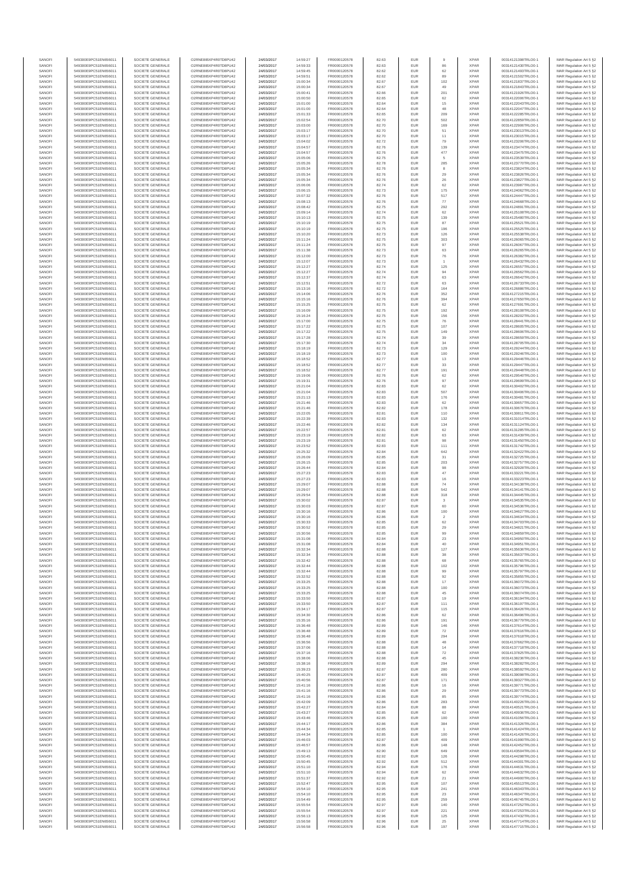| SANOFI | 549300E9PC51EN656011 | SOCIETE GENERALE | O2RNE8IBXP4R0TD8PU42 | 24/03/2017 | 14:59:27 | FR0000120578 | 82.63 | EUR | 9 | XPAR | 00314121398TRLO0-1 | MAR Regulation Art 5 §2 |
|---|---|---|---|---|---|---|---|---|---|---|---|---|
| SANOFI | 549300E9PC51EN656011 | SOCIETE GENERALE | O2RNE8IBXP4R0TD8PU42 | 24/03/2017 | 14:59:33 | FR0000120578 | 82.63 | EUR | 86 | XPAR | 00314121430TRLO0-1 | MAR Regulation Art 5 §2 |
| SANOFI | 549300E9PC51EN656011 | SOCIETE GENERALE | O2RNE8IBXP4R0TD8PU42 | 24/03/2017 | 14:59:45 | FR0000120578 | 82.62 | EUR | 62 | XPAR | 00314121493TRLO0-1 | MAR Regulation Art 5 §2 |
| SANOFI | 549300E9PC51EN656011 | SOCIETE GENERALE | O2RNE8IBXP4R0TD8PU42 | 24/03/2017 | 14:59:51 | FR0000120578 | 82.62 | EUR | 89 | XPAR | 00314121502TRLO0-1 | MAR Regulation Art 5 §2 |
| SANOFI | 549300E9PC51EN656011 | SOCIETE GENERALE | O2RNE8IBXP4R0TD8PU42 | 24/03/2017 | 15:00:34 | FR0000120578 | 82.67 | EUR | 102 | XPAR | 00314121837TRLO0-1 | MAR Regulation Art 5 §2 |
| SANOFI | 549300E9PC51EN656011 | SOCIETE GENERALE | O2RNE8IBXP4R0TD8PU42 | 24/03/2017 | 15:00:34 | FR0000120578 | 82.67 | EUR | 49 | XPAR | 00314121843TRLO0-1 | MAR Regulation Art 5 §2 |
| SANOFI | 549300E9PC51EN656011 | SOCIETE GENERALE | O2RNE8IBXP4R0TD8PU42 | 24/03/2017 | 15:00:41 | FR0000120578 | 82.66 | EUR | 201 | XPAR | 00314121926TRLO0-1 | MAR Regulation Art 5 §2 |
| SANOFI | 549300E9PC51EN656011 | SOCIETE GENERALE | O2RNE8IBXP4R0TD8PU42 | 24/03/2017 | 15:00:50 | FR0000120578 | 82.65 | EUR | 62 | XPAR | 00314122006TRLO0-1 | MAR Regulation Art 5 §2 |
| SANOFI | 549300E9PC51EN656011 | SOCIETE GENERALE | O2RNE8IBXP4R0TD8PU42 | 24/03/2017 | 15:01:00 | FR0000120578 | 82.64 | EUR | 15 | XPAR | 00314122043TRLO0-1 | MAR Regulation Art 5 §2 |
| SANOFI | 549300E9PC51EN656011 | SOCIETE GENERALE | O2RNE8IBXP4R0TD8PU42 | 24/03/2017 | 15:01:00 | FR0000120578 | 82.64 | EUR | 48 | XPAR | 00314122047TRLO0-1 | MAR Regulation Art 5 §2 |
| SANOFI | 549300E9PC51EN656011 | SOCIETE GENERALE | O2RNE8IBXP4R0TD8PU42 | 24/03/2017 | 15:01:33 | FR0000120578 | 82.65 | EUR | 209 | XPAR | 00314122285TRLO0-1 | MAR Regulation Art 5 §2 |
| SANOFI | 549300E9PC51EN656011 | SOCIETE GENERALE | O2RNE8IBXP4R0TD8PU42 | 24/03/2017 | 15:02:54 | FR0000120578 | 82.70 | EUR | 502 | XPAR | 00314122859TRLO0-1 | MAR Regulation Art 5 §2 |
| SANOFI | 549300E9PC51EN656011 | SOCIETE GENERALE | O2RNE8IBXP4R0TD8PU42 | 24/03/2017 | 15:03:00 | FR0000120578 | 82.70 | EUR | 169 | XPAR | 00314122906TRLO0-1 | MAR Regulation Art 5 §2 |
| SANOFI | 549300E9PC51EN656011 | SOCIETE GENERALE | O2RNE8IBXP4R0TD8PU42 | 24/03/2017 | 15:03:17 | FR0000120578 | 82.70 | EUR | 51 | XPAR | 00314123013TRLO0-1 | MAR Regulation Art 5 §2 |
| SANOFI | 549300E9PC51EN656011 | SOCIETE GENERALE | O2RNE8IBXP4R0TD8PU42 | 24/03/2017 | 15:03:17 | FR0000120578 | 82.70 | EUR | 11 | XPAR | 00314123015TRLO0-1 | MAR Regulation Art 5 §2 |
| SANOFI | 549300E9PC51EN656011 | SOCIETE GENERALE | O2RNE8IBXP4R0TD8PU42 | 24/03/2017 | 15:04:02 | FR0000120578 | 82.72 | EUR | 79 | XPAR | 00314123206TRLO0-1 | MAR Regulation Art 5 §2 |
| SANOFI | 549300E9PC51EN656011 | SOCIETE GENERALE | O2RNE8IBXP4R0TD8PU42 | 24/03/2017 | 15:04:57 | FR0000120578 | 82.76 | EUR | 139 | XPAR | 00314123474TRLO0-1 | MAR Regulation Art 5 §2 |
| SANOFI | 549300E9PC51EN656011 | SOCIETE GENERALE | O2RNE8IBXP4R0TD8PU42 | 24/03/2017 | 15:04:57 | FR0000120578 | 82.76 | EUR | 477 | XPAR | 00314123475TRLO0-1 | MAR Regulation Art 5 §2 |
| SANOFI | 549300E9PC51EN656011 | SOCIETE GENERALE | O2RNE8IBXP4R0TD8PU42 | 24/03/2017 | 15:05:06 | FR0000120578 | 82.75 | EUR | 5 | XPAR | 00314123539TRLO0-1 | MAR Regulation Art 5 §2 |
| SANOFI | 549300E9PC51EN656011 | SOCIETE GENERALE | O2RNE8IBXP4R0TD8PU42 | 24/03/2017 | 15:05:26 | FR0000120578 | 82.78 | EUR | 285 | XPAR | 00314123770TRLO0-1 | MAR Regulation Art 5 §2 |
| SANOFI | 549300E9PC51EN656011 | SOCIETE GENERALE | O2RNE8IBXP4R0TD8PU42 | 24/03/2017 | 15:05:34 | FR0000120578 | 82.76 | EUR | 8 | XPAR | 00314123824TRLO0-1 | MAR Regulation Art 5 §2 |
| SANOFI | 549300E9PC51EN656011 | SOCIETE GENERALE | O2RNE8IBXP4R0TD8PU42 | 24/03/2017 | 15:05:34 | FR0000120578 | 82.76 | EUR | 29 | XPAR | 00314123826TRLO0-1 | MAR Regulation Art 5 §2 |
| SANOFI | 549300E9PC51EN656011 | SOCIETE GENERALE | O2RNE8IBXP4R0TD8PU42 | 24/03/2017 | 15:05:34 | FR0000120578 | 82.76 | EUR | 26 | XPAR | 00314123827TRLO0-1 | MAR Regulation Art 5 §2 |
| SANOFI | 549300E9PC51EN656011 | SOCIETE GENERALE | O2RNE8IBXP4R0TD8PU42 | 24/03/2017 | 15:06:06 | FR0000120578 | 82.74 | EUR | 62 | XPAR | 00314123987TRLO0-1 | MAR Regulation Art 5 §2 |
| SANOFI | 549300E9PC51EN656011 | SOCIETE GENERALE | O2RNE8IBXP4R0TD8PU42 | 24/03/2017 | 15:06:15 | FR0000120578 | 82.73 | EUR | 175 | XPAR | 00314124062TRLO0-1 | MAR Regulation Art 5 §2 |
| SANOFI | 549300E9PC51EN656011 | SOCIETE GENERALE | O2RNE8IBXP4R0TD8PU42 | 24/03/2017 | 15:07:32 | FR0000120578 | 82.76 | EUR | 517 | XPAR | 00314124447TRLO0-1 | MAR Regulation Art 5 §2 |
| SANOFI | 549300E9PC51EN656011 | SOCIETE GENERALE | O2RNE8IBXP4R0TD8PU42 | 24/03/2017 | 15:08:13 | FR0000120578 | 82.76 | EUR | 77 | XPAR | 00314124668TRLO0-1 | MAR Regulation Art 5 §2 |
| SANOFI | 549300E9PC51EN656011 | SOCIETE GENERALE | O2RNE8IBXP4R0TD8PU42 | 24/03/2017 | 15:08:42 | FR0000120578 | 82.75 | EUR | 292 | XPAR | 00314124891TRLO0-1 | MAR Regulation Art 5 §2 |
| SANOFI | 549300E9PC51EN656011 | SOCIETE GENERALE | O2RNE8IBXP4R0TD8PU42 | 24/03/2017 | 15:09:14 | FR0000120578 | 82.74 | EUR | 62 | XPAR | 00314125108TRLO0-1 | MAR Regulation Art 5 §2 |
| SANOFI | 549300E9PC51EN656011 | SOCIETE GENERALE | O2RNE8IBXP4R0TD8PU42 | 24/03/2017 | 15:10:13 | FR0000120578 | 82.75 | EUR | 139 | XPAR | 00314125480TRLO0-1 | MAR Regulation Art 5 §2 |
| SANOFI | 549300E9PC51EN656011 | SOCIETE GENERALE | O2RNE8IBXP4R0TD8PU42 | 24/03/2017 | 15:10:19 | FR0000120578 | 82.75 | EUR | 87 | XPAR | 00314125521TRLO0-1 | MAR Regulation Art 5 §2 |
| SANOFI | 549300E9PC51EN656011 | SOCIETE GENERALE | O2RNE8IBXP4R0TD8PU42 | 24/03/2017 | 15:10:19 | FR0000120578 | 82.75 | EUR | 196 | XPAR | 00314125525TRLO0-1 | MAR Regulation Art 5 §2 |
| SANOFI | 549300E9PC51EN656011 | SOCIETE GENERALE | O2RNE8IBXP4R0TD8PU42 | 24/03/2017 | 15:10:20 | FR0000120578 | 82.73 | EUR | 126 | XPAR | 00314125538TRLO0-1 | MAR Regulation Art 5 §2 |
| SANOFI | 549300E9PC51EN656011 | SOCIETE GENERALE | O2RNE8IBXP4R0TD8PU42 | 24/03/2017 | 15:11:24 | FR0000120578 | 82.75 | EUR | 303 | XPAR | 00314126065TRLO0-1 | MAR Regulation Art 5 §2 |
| SANOFI | 549300E9PC51EN656011 | SOCIETE GENERALE | O2RNE8IBXP4R0TD8PU42 | 24/03/2017 | 15:11:24 | FR0000120578 | 82.75 | EUR | 97 | XPAR | 00314126067TRLO0-1 | MAR Regulation Art 5 §2 |
| SANOFI | 549300E9PC51EN656011 | SOCIETE GENERALE | O2RNE8IBXP4R0TD8PU42 | 24/03/2017 | 15:11:38 | FR0000120578 | 82.73 | EUR | 63 | XPAR | 00314126265TRLO0-1 | MAR Regulation Art 5 §2 |
| SANOFI | 549300E9PC51EN656011 | SOCIETE GENERALE | O2RNE8IBXP4R0TD8PU42 | 24/03/2017 | 15:12:00 | FR0000120578 | 82.73 | EUR | 76 | XPAR | 00314126382TRLO0-1 | MAR Regulation Art 5 §2 |
| SANOFI | 549300E9PC51EN656011 | SOCIETE GENERALE | O2RNE8IBXP4R0TD8PU42 | 24/03/2017 | 15:12:07 | FR0000120578 | 82.73 | EUR | 1 | XPAR | 00314126432TRLO0-1 | MAR Regulation Art 5 §2 |
| SANOFI | 549300E9PC51EN656011 | SOCIETE GENERALE | O2RNE8IBXP4R0TD8PU42 | 24/03/2017 | 15:12:27 | FR0000120578 | 82.74 | EUR | 125 | XPAR | 00314126557TRLO0-1 | MAR Regulation Art 5 §2 |
| SANOFI | 549300E9PC51EN656011 | SOCIETE GENERALE | O2RNE8IBXP4R0TD8PU42 | 24/03/2017 | 15:12:27 | FR0000120578 | 82.74 | EUR | 94 | XPAR | 00314126562TRLO0-1 | MAR Regulation Art 5 §2 |
| SANOFI | 549300E9PC51EN656011 | SOCIETE GENERALE | O2RNE8IBXP4R0TD8PU42 | 24/03/2017 | 15:12:37 | FR0000120578 | 82.74 | EUR | 63 | XPAR | 00314126642TRLO0-1 | MAR Regulation Art 5 §2 |
| SANOFI | 549300E9PC51EN656011 | SOCIETE GENERALE | O2RNE8IBXP4R0TD8PU42 | 24/03/2017 | 15:12:51 | FR0000120578 | 82.72 | EUR | 63 | XPAR | 00314126733TRLO0-1 | MAR Regulation Art 5 §2 |
| SANOFI | 549300E9PC51EN656011 | SOCIETE GENERALE | O2RNE8IBXP4R0TD8PU42 | 24/03/2017 | 15:13:16 | FR0000120578 | 82.72 | EUR | 164 | XPAR | 00314126886TRLO0-1 | MAR Regulation Art 5 §2 |
| SANOFI | 549300E9PC51EN656011 | SOCIETE GENERALE | O2RNE8IBXP4R0TD8PU42 | 24/03/2017 | 15:14:06 | FR0000120578 | 82.76 | EUR | 352 | XPAR | 00314127215TRLO0-1 | MAR Regulation Art 5 §2 |
| SANOFI | 549300E9PC51EN656011 | SOCIETE GENERALE | O2RNE8IBXP4R0TD8PU42 | 24/03/2017 | 15:15:16 | FR0000120578 | 82.76 | EUR | 394 | XPAR | 00314127650TRLO0-1 | MAR Regulation Art 5 §2 |
| SANOFI | 549300E9PC51EN656011 | SOCIETE GENERALE | O2RNE8IBXP4R0TD8PU42 | 24/03/2017 | 15:15:25 | FR0000120578 | 82.75 | EUR | 62 | XPAR | 00314127691TRLO0-1 | MAR Regulation Art 5 §2 |
| SANOFI | 549300E9PC51EN656011 | SOCIETE GENERALE | O2RNE8IBXP4R0TD8PU42 | 24/03/2017 | 15:16:09 | FR0000120578 | 82.75 | EUR | 192 | XPAR | 00314128108TRLO0-1 | MAR Regulation Art 5 §2 |
| SANOFI | 549300E9PC51EN656011 | SOCIETE GENERALE | O2RNE8IBXP4R0TD8PU42 | 24/03/2017 | 15:16:24 | FR0000120578 | 82.75 | EUR | 156 | XPAR | 00314128202TRLO0-1 | MAR Regulation Art 5 §2 |
| SANOFI | 549300E9PC51EN656011 | SOCIETE GENERALE | O2RNE8IBXP4R0TD8PU42 | 24/03/2017 | 15:17:00 | FR0000120578 | 82.75 | EUR | 76 | XPAR | 00314128443TRLO0-1 | MAR Regulation Art 5 §2 |
| SANOFI | 549300E9PC51EN656011 | SOCIETE GENERALE | O2RNE8IBXP4R0TD8PU42 | 24/03/2017 | 15:17:22 | FR0000120578 | 82.75 | EUR | 107 | XPAR | 00314128605TRLO0-1 | MAR Regulation Art 5 §2 |
| SANOFI | 549300E9PC51EN656011 | SOCIETE GENERALE | O2RNE8IBXP4R0TD8PU42 | 24/03/2017 | 15:17:22 | FR0000120578 | 82.75 | EUR | 149 | XPAR | 00314128606TRLO0-1 | MAR Regulation Art 5 §2 |
| SANOFI | 549300E9PC51EN656011 | SOCIETE GENERALE | O2RNE8IBXP4R0TD8PU42 | 24/03/2017 | 15:17:28 | FR0000120578 | 82.74 | EUR | 39 | XPAR | 00314128659TRLO0-1 | MAR Regulation Art 5 §2 |
| SANOFI | 549300E9PC51EN656011 | SOCIETE GENERALE | O2RNE8IBXP4R0TD8PU42 | 24/03/2017 | 15:17:30 | FR0000120578 | 82.74 | EUR | 34 | XPAR | 00314128705TRLO0-1 | MAR Regulation Art 5 §2 |
| SANOFI | 549300E9PC51EN656011 | SOCIETE GENERALE | O2RNE8IBXP4R0TD8PU42 | 24/03/2017 | 15:18:19 | FR0000120578 | 82.73 | EUR | 129 | XPAR | 00314129244TRLO0-1 | MAR Regulation Art 5 §2 |
| SANOFI | 549300E9PC51EN656011 | SOCIETE GENERALE | O2RNE8IBXP4R0TD8PU42 | 24/03/2017 | 15:18:19 | FR0000120578 | 82.73 | EUR | 100 | XPAR | 00314129246TRLO0-1 | MAR Regulation Art 5 §2 |
| SANOFI | 549300E9PC51EN656011 | SOCIETE GENERALE | O2RNE8IBXP4R0TD8PU42 | 24/03/2017 | 15:18:52 | FR0000120578 | 82.77 | EUR | 13 | XPAR | 00314129446TRLO0-1 | MAR Regulation Art 5 §2 |
| SANOFI | 549300E9PC51EN656011 | SOCIETE GENERALE | O2RNE8IBXP4R0TD8PU42 | 24/03/2017 | 15:18:52 | FR0000120578 | 82.77 | EUR | 33 | XPAR | 00314129447TRLO0-1 | MAR Regulation Art 5 §2 |
| SANOFI | 549300E9PC51EN656011 | SOCIETE GENERALE | O2RNE8IBXP4R0TD8PU42 | 24/03/2017 | 15:18:52 | FR0000120578 | 82.77 | EUR | 191 | XPAR | 00314129448TRLO0-1 | MAR Regulation Art 5 §2 |
| SANOFI | 549300E9PC51EN656011 | SOCIETE GENERALE | O2RNE8IBXP4R0TD8PU42 | 24/03/2017 | 15:19:06 | FR0000120578 | 82.76 | EUR | 62 | XPAR | 00314129540TRLO0-1 | MAR Regulation Art 5 §2 |
| SANOFI | 549300E9PC51EN656011 | SOCIETE GENERALE | O2RNE8IBXP4R0TD8PU42 | 24/03/2017 | 15:19:31 | FR0000120578 | 82.76 | EUR | 97 | XPAR | 00314129699TRLO0-1 | MAR Regulation Art 5 §2 |
| SANOFI | 549300E9PC51EN656011 | SOCIETE GENERALE | O2RNE8IBXP4R0TD8PU42 | 24/03/2017 | 15:21:04 | FR0000120578 | 82.83 | EUR | 62 | XPAR | 00314130492TRLO0-1 | MAR Regulation Art 5 §2 |
| SANOFI | 549300E9PC51EN656011 | SOCIETE GENERALE | O2RNE8IBXP4R0TD8PU42 | 24/03/2017 | 15:21:04 | FR0000120578 | 82.83 | EUR | 507 | XPAR | 00314130498TRLO0-1 | MAR Regulation Art 5 §2 |
| SANOFI | 549300E9PC51EN656011 | SOCIETE GENERALE | O2RNE8IBXP4R0TD8PU42 | 24/03/2017 | 15:21:13 | FR0000120578 | 82.83 | EUR | 176 | XPAR | 00314130591TRLO0-1 | MAR Regulation Art 5 §2 |
| SANOFI | 549300E9PC51EN656011 | SOCIETE GENERALE | O2RNE8IBXP4R0TD8PU42 | 24/03/2017 | 15:21:46 | FR0000120578 | 82.83 | EUR | 62 | XPAR | 00314130857TRLO0-1 | MAR Regulation Art 5 §2 |
| SANOFI | 549300E9PC51EN656011 | SOCIETE GENERALE | O2RNE8IBXP4R0TD8PU42 | 24/03/2017 | 15:21:46 | FR0000120578 | 82.82 | EUR | 178 | XPAR | 00314130876TRLO0-1 | MAR Regulation Art 5 §2 |
| SANOFI | 549300E9PC51EN656011 | SOCIETE GENERALE | O2RNE8IBXP4R0TD8PU42 | 24/03/2017 | 15:22:05 | FR0000120578 | 82.81 | EUR | 110 | XPAR | 00314130811TRLO0-1 | MAR Regulation Art 5 §2 |
| SANOFI | 549300E9PC51EN656011 | SOCIETE GENERALE | O2RNE8IBXP4R0TD8PU42 | 24/03/2017 | 15:22:39 | FR0000120578 | 82.83 | EUR | 132 | XPAR | 00314131014TRLO0-1 | MAR Regulation Art 5 §2 |
| SANOFI | 549300E9PC51EN656011 | SOCIETE GENERALE | O2RNE8IBXP4R0TD8PU42 | 24/03/2017 | 15:22:46 | FR0000120578 | 82.82 | EUR | 134 | XPAR | 00314131124TRLO0-1 | MAR Regulation Art 5 §2 |
| SANOFI | 549300E9PC51EN656011 | SOCIETE GENERALE | O2RNE8IBXP4R0TD8PU42 | 24/03/2017 | 15:22:57 | FR0000120578 | 82.81 | EUR | 62 | XPAR | 00314131285TRLO0-1 | MAR Regulation Art 5 §2 |
| SANOFI | 549300E9PC51EN656011 | SOCIETE GENERALE | O2RNE8IBXP4R0TD8PU42 | 24/03/2017 | 15:23:19 | FR0000120578 | 82.82 | EUR | 63 | XPAR | 00314131439TRLO0-1 | MAR Regulation Art 5 §2 |
| SANOFI | 549300E9PC51EN656011 | SOCIETE GENERALE | O2RNE8IBXP4R0TD8PU42 | 24/03/2017 | 15:23:19 | FR0000120578 | 82.81 | EUR | 98 | XPAR | 00314131450TRLO0-1 | MAR Regulation Art 5 §2 |
| SANOFI | 549300E9PC51EN656011 | SOCIETE GENERALE | O2RNE8IBXP4R0TD8PU42 | 24/03/2017 | 15:23:52 | FR0000120578 | 82.83 | EUR | 111 | XPAR | 00314131742TRLO0-1 | MAR Regulation Art 5 §2 |
| SANOFI | 549300E9PC51EN656011 | SOCIETE GENERALE | O2RNE8IBXP4R0TD8PU42 | 24/03/2017 | 15:25:32 | FR0000120578 | 82.84 | EUR | 642 | XPAR | 00314132422TRLO0-1 | MAR Regulation Art 5 §2 |
| SANOFI | 549300E9PC51EN656011 | SOCIETE GENERALE | O2RNE8IBXP4R0TD8PU42 | 24/03/2017 | 15:26:09 | FR0000120578 | 82.85 | EUR | 31 | XPAR | 00314132725TRLO0-1 | MAR Regulation Art 5 §2 |
| SANOFI | 549300E9PC51EN656011 | SOCIETE GENERALE | O2RNE8IBXP4R0TD8PU42 | 24/03/2017 | 15:26:15 | FR0000120578 | 82.85 | EUR | 203 | XPAR | 00314132757TRLO0-1 | MAR Regulation Art 5 §2 |
| SANOFI | 549300E9PC51EN656011 | SOCIETE GENERALE | O2RNE8IBXP4R0TD8PU42 | 24/03/2017 | 15:26:44 | FR0000120578 | 82.84 | EUR | 98 | XPAR | 00314132928TRLO0-1 | MAR Regulation Art 5 §2 |
| SANOFI | 549300E9PC51EN656011 | SOCIETE GENERALE | O2RNE8IBXP4R0TD8PU42 | 24/03/2017 | 15:27:23 | FR0000120578 | 82.83 | EUR | 47 | XPAR | 00314133221TRLO0-1 | MAR Regulation Art 5 §2 |
| SANOFI | 549300E9PC51EN656011 | SOCIETE GENERALE | O2RNE8IBXP4R0TD8PU42 | 24/03/2017 | 15:27:23 | FR0000120578 | 82.83 | EUR | 16 | XPAR | 00314133223TRLO0-1 | MAR Regulation Art 5 §2 |
| SANOFI | 549300E9PC51EN656011 | SOCIETE GENERALE | O2RNE8IBXP4R0TD8PU42 | 24/03/2017 | 15:29:07 | FR0000120578 | 82.88 | EUR | 74 | XPAR | 00314134138TRLO0-1 | MAR Regulation Art 5 §2 |
| SANOFI | 549300E9PC51EN656011 | SOCIETE GENERALE | O2RNE8IBXP4R0TD8PU42 | 24/03/2017 | 15:29:07 | FR0000120578 | 82.88 | EUR | 542 | XPAR | 00314134141TRLO0-1 | MAR Regulation Art 5 §2 |
| SANOFI | 549300E9PC51EN656011 | SOCIETE GENERALE | O2RNE8IBXP4R0TD8PU42 | 24/03/2017 | 15:29:54 | FR0000120578 | 82.88 | EUR | 318 | XPAR | 00314134445TRLO0-1 | MAR Regulation Art 5 §2 |
| SANOFI | 549300E9PC51EN656011 | SOCIETE GENERALE | O2RNE8IBXP4R0TD8PU42 | 24/03/2017 | 15:30:02 | FR0000120578 | 82.87 | EUR | 3 | XPAR | 00314134535TRLO0-1 | MAR Regulation Art 5 §2 |
| SANOFI | 549300E9PC51EN656011 | SOCIETE GENERALE | O2RNE8IBXP4R0TD8PU42 | 24/03/2017 | 15:30:03 | FR0000120578 | 82.87 | EUR | 60 | XPAR | 00314134536TRLO0-1 | MAR Regulation Art 5 §2 |
| SANOFI | 549300E9PC51EN656011 | SOCIETE GENERALE | O2RNE8IBXP4R0TD8PU42 | 24/03/2017 | 15:30:16 | FR0000120578 | 82.86 | EUR | 100 | XPAR | 00314134627TRLO0-1 | MAR Regulation Art 5 §2 |
| SANOFI | 549300E9PC51EN656011 | SOCIETE GENERALE | O2RNE8IBXP4R0TD8PU42 | 24/03/2017 | 15:30:16 | FR0000120578 | 82.86 | EUR | 2 | XPAR | 00314134634TRLO0-1 | MAR Regulation Art 5 §2 |
| SANOFI | 549300E9PC51EN656011 | SOCIETE GENERALE | O2RNE8IBXP4R0TD8PU42 | 24/03/2017 | 15:30:33 | FR0000120578 | 82.85 | EUR | 62 | XPAR | 00314134703TRLO0-1 | MAR Regulation Art 5 §2 |
| SANOFI | 549300E9PC51EN656011 | SOCIETE GENERALE | O2RNE8IBXP4R0TD8PU42 | 24/03/2017 | 15:30:52 | FR0000120578 | 82.85 | EUR | 29 | XPAR | 00314134825TRLO0-1 | MAR Regulation Art 5 §2 |
| SANOFI | 549300E9PC51EN656011 | SOCIETE GENERALE | O2RNE8IBXP4R0TD8PU42 | 24/03/2017 | 15:30:56 | FR0000120578 | 82.85 | EUR | 99 | XPAR | 00314134859TRLO0-1 | MAR Regulation Art 5 §2 |
| SANOFI | 549300E9PC51EN656011 | SOCIETE GENERALE | O2RNE8IBXP4R0TD8PU42 | 24/03/2017 | 15:31:08 | FR0000120578 | 82.84 | EUR | 23 | XPAR | 00314134950TRLO0-1 | MAR Regulation Art 5 §2 |
| SANOFI | 549300E9PC51EN656011 | SOCIETE GENERALE | O2RNE8IBXP4R0TD8PU42 | 24/03/2017 | 15:31:08 | FR0000120578 | 82.84 | EUR | 40 | XPAR | 00314134953TRLO0-1 | MAR Regulation Art 5 §2 |
| SANOFI | 549300E9PC51EN656011 | SOCIETE GENERALE | O2RNE8IBXP4R0TD8PU42 | 24/03/2017 | 15:32:34 | FR0000120578 | 82.88 | EUR | 127 | XPAR | 00314135636TRLO0-1 | MAR Regulation Art 5 §2 |
| SANOFI | 549300E9PC51EN656011 | SOCIETE GENERALE | O2RNE8IBXP4R0TD8PU42 | 24/03/2017 | 15:32:34 | FR0000120578 | 82.88 | EUR | 38 | XPAR | 00314135637TRLO0-1 | MAR Regulation Art 5 §2 |
| SANOFI | 549300E9PC51EN656011 | SOCIETE GENERALE | O2RNE8IBXP4R0TD8PU42 | 24/03/2017 | 15:32:42 | FR0000120578 | 82.88 | EUR | 68 | XPAR | 00314135765TRLO0-1 | MAR Regulation Art 5 §2 |
| SANOFI | 549300E9PC51EN656011 | SOCIETE GENERALE | O2RNE8IBXP4R0TD8PU42 | 24/03/2017 | 15:32:44 | FR0000120578 | 82.88 | EUR | 102 | XPAR | 00314135796TRLO0-1 | MAR Regulation Art 5 §2 |
| SANOFI | 549300E9PC51EN656011 | SOCIETE GENERALE | O2RNE8IBXP4R0TD8PU42 | 24/03/2017 | 15:32:44 | FR0000120578 | 82.88 | EUR | 99 | XPAR | 00314135797TRLO0-1 | MAR Regulation Art 5 §2 |
| SANOFI | 549300E9PC51EN656011 | SOCIETE GENERALE | O2RNE8IBXP4R0TD8PU42 | 24/03/2017 | 15:32:52 | FR0000120578 | 82.88 | EUR | 92 | XPAR | 00314135855TRLO0-1 | MAR Regulation Art 5 §2 |
| SANOFI | 549300E9PC51EN656011 | SOCIETE GENERALE | O2RNE8IBXP4R0TD8PU42 | 24/03/2017 | 15:33:25 | FR0000120578 | 82.88 | EUR | 17 | XPAR | 00314136072TRLO0-1 | MAR Regulation Art 5 §2 |
| SANOFI | 549300E9PC51EN656011 | SOCIETE GENERALE | O2RNE8IBXP4R0TD8PU42 | 24/03/2017 | 15:33:25 | FR0000120578 | 82.88 | EUR | 100 | XPAR | 00314136073TRLO0-1 | MAR Regulation Art 5 §2 |
| SANOFI | 549300E9PC51EN656011 | SOCIETE GENERALE | O2RNE8IBXP4R0TD8PU42 | 24/03/2017 | 15:33:25 | FR0000120578 | 82.88 | EUR | 45 | XPAR | 00314136074TRLO0-1 | MAR Regulation Art 5 §2 |
| SANOFI | 549300E9PC51EN656011 | SOCIETE GENERALE | O2RNE8IBXP4R0TD8PU42 | 24/03/2017 | 15:33:50 | FR0000120578 | 82.87 | EUR | 19 | XPAR | 00314136194TRLO0-1 | MAR Regulation Art 5 §2 |
| SANOFI | 549300E9PC51EN656011 | SOCIETE GENERALE | O2RNE8IBXP4R0TD8PU42 | 24/03/2017 | 15:33:50 | FR0000120578 | 82.87 | EUR | 111 | XPAR | 00314136197TRLO0-1 | MAR Regulation Art 5 §2 |
| SANOFI | 549300E9PC51EN656011 | SOCIETE GENERALE | O2RNE8IBXP4R0TD8PU42 | 24/03/2017 | 15:34:17 | FR0000120578 | 82.87 | EUR | 115 | XPAR | 00314136426TRLO0-1 | MAR Regulation Art 5 §2 |
| SANOFI | 549300E9PC51EN656011 | SOCIETE GENERALE | O2RNE8IBXP4R0TD8PU42 | 24/03/2017 | 15:34:30 | FR0000120578 | 82.86 | EUR | 62 | XPAR | 00314136496TRLO0-1 | MAR Regulation Art 5 §2 |
| SANOFI | 549300E9PC51EN656011 | SOCIETE GENERALE | O2RNE8IBXP4R0TD8PU42 | 24/03/2017 | 15:35:16 | FR0000120578 | 82.86 | EUR | 191 | XPAR | 00314136776TRLO0-1 | MAR Regulation Art 5 §2 |
| SANOFI | 549300E9PC51EN656011 | SOCIETE GENERALE | O2RNE8IBXP4R0TD8PU42 | 24/03/2017 | 15:36:48 | FR0000120578 | 82.89 | EUR | 146 | XPAR | 00314137614TRLO0-1 | MAR Regulation Art 5 §2 |
| SANOFI | 549300E9PC51EN656011 | SOCIETE GENERALE | O2RNE8IBXP4R0TD8PU42 | 24/03/2017 | 15:36:48 | FR0000120578 | 82.89 | EUR | 72 | XPAR | 00314137616TRLO0-1 | MAR Regulation Art 5 §2 |
| SANOFI | 549300E9PC51EN656011 | SOCIETE GENERALE | O2RNE8IBXP4R0TD8PU42 | 24/03/2017 | 15:36:48 | FR0000120578 | 82.89 | EUR | 294 | XPAR | 00314137618TRLO0-1 | MAR Regulation Art 5 §2 |
| SANOFI | 549300E9PC51EN656011 | SOCIETE GENERALE | O2RNE8IBXP4R0TD8PU42 | 24/03/2017 | 15:36:56 | FR0000120578 | 82.88 | EUR | 48 | XPAR | 00314137662TRLO0-1 | MAR Regulation Art 5 §2 |
| SANOFI | 549300E9PC51EN656011 | SOCIETE GENERALE | O2RNE8IBXP4R0TD8PU42 | 24/03/2017 | 15:37:06 | FR0000120578 | 82.88 | EUR | 14 | XPAR | 00314137718TRLO0-1 | MAR Regulation Art 5 §2 |
| SANOFI | 549300E9PC51EN656011 | SOCIETE GENERALE | O2RNE8IBXP4R0TD8PU42 | 24/03/2017 | 15:37:16 | FR0000120578 | 82.88 | EUR | 72 | XPAR | 00314137825TRLO0-1 | MAR Regulation Art 5 §2 |
| SANOFI | 549300E9PC51EN656011 | SOCIETE GENERALE | O2RNE8IBXP4R0TD8PU42 | 24/03/2017 | 15:38:06 | FR0000120578 | 82.88 | EUR | 45 | XPAR | 00314138236TRLO0-1 | MAR Regulation Art 5 §2 |
| SANOFI | 549300E9PC51EN656011 | SOCIETE GENERALE | O2RNE8IBXP4R0TD8PU42 | 24/03/2017 | 15:38:16 | FR0000120578 | 82.89 | EUR | 294 | XPAR | 00314138282TRLO0-1 | MAR Regulation Art 5 §2 |
| SANOFI | 549300E9PC51EN656011 | SOCIETE GENERALE | O2RNE8IBXP4R0TD8PU42 | 24/03/2017 | 15:39:23 | FR0000120578 | 82.87 | EUR | 280 | XPAR | 00314138592TRLO0-1 | MAR Regulation Art 5 §2 |
| SANOFI | 549300E9PC51EN656011 | SOCIETE GENERALE | O2RNE8IBXP4R0TD8PU42 | 24/03/2017 | 15:40:25 | FR0000120578 | 82.87 | EUR | 409 | XPAR | 00314139098TRLO0-1 | MAR Regulation Art 5 §2 |
| SANOFI | 549300E9PC51EN656011 | SOCIETE GENERALE | O2RNE8IBXP4R0TD8PU42 | 24/03/2017 | 15:40:56 | FR0000120578 | 82.87 | EUR | 171 | XPAR | 00314139327TRLO0-1 | MAR Regulation Art 5 §2 |
| SANOFI | 549300E9PC51EN656011 | SOCIETE GENERALE | O2RNE8IBXP4R0TD8PU42 | 24/03/2017 | 15:41:16 | FR0000120578 | 82.86 | EUR | 16 | XPAR | 00314139771TRLO0-1 | MAR Regulation Art 5 §2 |
| SANOFI | 549300E9PC51EN656011 | SOCIETE GENERALE | O2RNE8IBXP4R0TD8PU42 | 24/03/2017 | 15:41:16 | FR0000120578 | 82.86 | EUR | 29 | XPAR | 00314139773TRLO0-1 | MAR Regulation Art 5 §2 |
| SANOFI | 549300E9PC51EN656011 | SOCIETE GENERALE | O2RNE8IBXP4R0TD8PU42 | 24/03/2017 | 15:41:16 | FR0000120578 | 82.86 | EUR | 85 | XPAR | 00314139774TRLO0-1 | MAR Regulation Art 5 §2 |
| SANOFI | 549300E9PC51EN656011 | SOCIETE GENERALE | O2RNE8IBXP4R0TD8PU42 | 24/03/2017 | 15:42:09 | FR0000120578 | 82.86 | EUR | 283 | XPAR | 00314140226TRLO0-1 | MAR Regulation Art 5 §2 |
| SANOFI | 549300E9PC51EN656011 | SOCIETE GENERALE | O2RNE8IBXP4R0TD8PU42 | 24/03/2017 | 15:42:27 | FR0000120578 | 82.84 | EUR | 88 | XPAR | 00314140521TRLO0-1 | MAR Regulation Art 5 §2 |
| SANOFI | 549300E9PC51EN656011 | SOCIETE GENERALE | O2RNE8IBXP4R0TD8PU42 | 24/03/2017 | 15:43:27 | FR0000120578 | 82.85 | EUR | 62 | XPAR | 00314140938TRLO0-1 | MAR Regulation Art 5 §2 |
| SANOFI | 549300E9PC51EN656011 | SOCIETE GENERALE | O2RNE8IBXP4R0TD8PU42 | 24/03/2017 | 15:43:46 | FR0000120578 | 82.85 | EUR | 100 | XPAR | 00314141056TRLO0-1 | MAR Regulation Art 5 §2 |
| SANOFI | 549300E9PC51EN656011 | SOCIETE GENERALE | O2RNE8IBXP4R0TD8PU42 | 24/03/2017 | 15:44:17 | FR0000120578 | 82.86 | EUR | 384 | XPAR | 00314141326TRLO0-1 | MAR Regulation Art 5 §2 |
| SANOFI | 549300E9PC51EN656011 | SOCIETE GENERALE | O2RNE8IBXP4R0TD8PU42 | 24/03/2017 | 15:44:34 | FR0000120578 | 82.85 | EUR | 1 | XPAR | 00314141424TRLO0-1 | MAR Regulation Art 5 §2 |
| SANOFI | 549300E9PC51EN656011 | SOCIETE GENERALE | O2RNE8IBXP4R0TD8PU42 | 24/03/2017 | 15:44:34 | FR0000120578 | 82.85 | EUR | 100 | XPAR | 00314141426TRLO0-1 | MAR Regulation Art 5 §2 |
| SANOFI | 549300E9PC51EN656011 | SOCIETE GENERALE | O2RNE8IBXP4R0TD8PU42 | 24/03/2017 | 15:46:03 | FR0000120578 | 82.87 | EUR | 409 | XPAR | 00314141990TRLO0-1 | MAR Regulation Art 5 §2 |
| SANOFI | 549300E9PC51EN656011 | SOCIETE GENERALE | O2RNE8IBXP4R0TD8PU42 | 24/03/2017 | 15:46:57 | FR0000120578 | 82.86 | EUR | 148 | XPAR | 00314142452TRLO0-1 | MAR Regulation Art 5 §2 |
| SANOFI | 549300E9PC51EN656011 | SOCIETE GENERALE | O2RNE8IBXP4R0TD8PU42 | 24/03/2017 | 15:49:13 | FR0000120578 | 82.90 | EUR | 649 | XPAR | 00314143504TRLO0-1 | MAR Regulation Art 5 §2 |
| SANOFI | 549300E9PC51EN656011 | SOCIETE GENERALE | O2RNE8IBXP4R0TD8PU42 | 24/03/2017 | 15:50:45 | FR0000120578 | 82.92 | EUR | 126 | XPAR | 00314144298TRLO0-1 | MAR Regulation Art 5 §2 |
| SANOFI | 549300E9PC51EN656011 | SOCIETE GENERALE | O2RNE8IBXP4R0TD8PU42 | 24/03/2017 | 15:50:45 | FR0000120578 | 82.92 | EUR | 512 | XPAR | 00314144301TRLO0-1 | MAR Regulation Art 5 §2 |
| SANOFI | 549300E9PC51EN656011 | SOCIETE GENERALE | O2RNE8IBXP4R0TD8PU42 | 24/03/2017 | 15:51:10 | FR0000120578 | 82.94 | EUR | 176 | XPAR | 00314144631TRLO0-1 | MAR Regulation Art 5 §2 |
| SANOFI | 549300E9PC51EN656011 | SOCIETE GENERALE | O2RNE8IBXP4R0TD8PU42 | 24/03/2017 | 15:51:10 | FR0000120578 | 82.94 | EUR | 62 | XPAR | 00314144632TRLO0-1 | MAR Regulation Art 5 §2 |
| SANOFI | 549300E9PC51EN656011 | SOCIETE GENERALE | O2RNE8IBXP4R0TD8PU42 | 24/03/2017 | 15:51:37 | FR0000120578 | 82.92 | EUR | 21 | XPAR | 00314144900TRLO0-1 | MAR Regulation Art 5 §2 |
| SANOFI | 549300E9PC51EN656011 | SOCIETE GENERALE | O2RNE8IBXP4R0TD8PU42 | 24/03/2017 | 15:52:47 | FR0000120578 | 82.95 | EUR | 107 | XPAR | 00314145513TRLO0-1 | MAR Regulation Art 5 §2 |
| SANOFI | 549300E9PC51EN656011 | SOCIETE GENERALE | O2RNE8IBXP4R0TD8PU42 | 24/03/2017 | 15:54:10 | FR0000120578 | 82.95 | EUR | 241 | XPAR | 00314146343TRLO0-1 | MAR Regulation Art 5 §2 |
| SANOFI | 549300E9PC51EN656011 | SOCIETE GENERALE | O2RNE8IBXP4R0TD8PU42 | 24/03/2017 | 15:54:10 | FR0000120578 | 82.95 | EUR | 23 | XPAR | 00314146347TRLO0-1 | MAR Regulation Art 5 §2 |
| SANOFI | 549300E9PC51EN656011 | SOCIETE GENERALE | O2RNE8IBXP4R0TD8PU42 | 24/03/2017 | 15:54:49 | FR0000120578 | 82.95 | EUR | 259 | XPAR | 00314146745TRLO0-1 | MAR Regulation Art 5 §2 |
| SANOFI | 549300E9PC51EN656011 | SOCIETE GENERALE | O2RNE8IBXP4R0TD8PU42 | 24/03/2017 | 15:55:54 | FR0000120578 | 82.97 | EUR | 140 | XPAR | 00314147252TRLO0-1 | MAR Regulation Art 5 §2 |
| SANOFI | 549300E9PC51EN656011 | SOCIETE GENERALE | O2RNE8IBXP4R0TD8PU42 | 24/03/2017 | 15:55:54 | FR0000120578 | 82.97 | EUR | 221 | XPAR | 00314147253TRLO0-1 | MAR Regulation Art 5 §2 |
| SANOFI | 549300E9PC51EN656011 | SOCIETE GENERALE | O2RNE8IBXP4R0TD8PU42 | 24/03/2017 | 15:56:13 | FR0000120578 | 82.96 | EUR | 125 | XPAR | 00314147432TRLO0-1 | MAR Regulation Art 5 §2 |
| SANOFI | 549300E9PC51EN656011 | SOCIETE GENERALE | O2RNE8IBXP4R0TD8PU42 | 24/03/2017 | 15:56:58 | FR0000120578 | 82.96 | EUR | 25 | XPAR | 00314147714TRLO0-1 | MAR Regulation Art 5 §2 |
| SANOFI | 549300E9PC51EN656011 | SOCIETE GENERALE | O2RNE8IBXP4R0TD8PU42 | 24/03/2017 | 15:56:58 | FR0000120578 | 82.96 | EUR | 197 | XPAR | 00314147715TRLO0-1 | MAR Regulation Art 5 §2 |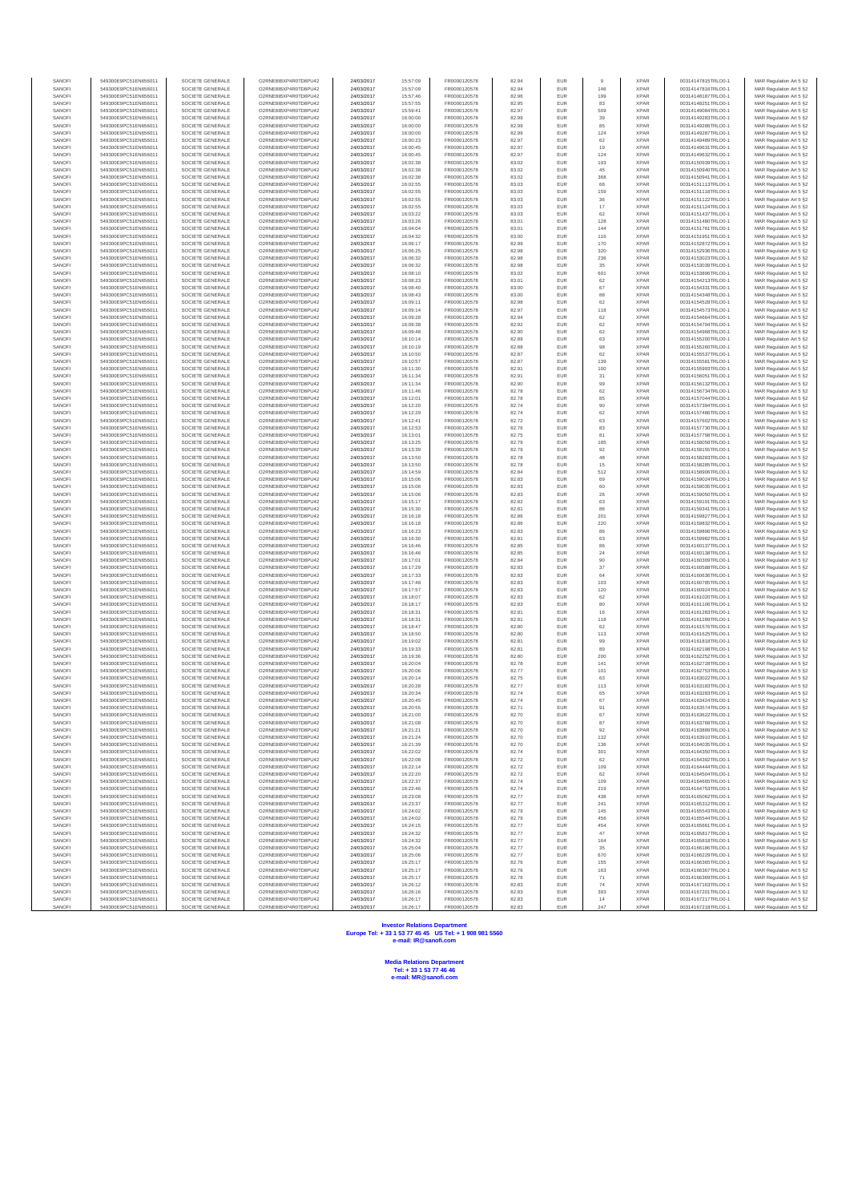| | | | | | | | | | | | |
|---|---|---|---|---|---|---|---|---|---|---|---|
| SANOFI | 549300E9PC51EN656011 | SOCIETE GENERALE | O2RNE8IBXP4R0TD8PU42 | 24/03/2017 | 15:57:09 | FR0000120578 | 82.94 | EUR | 9 | XPAR | 00314147815TRLO0-1 | MAR Regulation Art 5 §2 |
| SANOFI | 549300E9PC51EN656011 | SOCIETE GENERALE | O2RNE8IBXP4R0TD8PU42 | 24/03/2017 | 15:57:09 | FR0000120578 | 82.94 | EUR | 146 | XPAR | 00314147816TRLO0-1 | MAR Regulation Art 5 §2 |
| SANOFI | 549300E9PC51EN656011 | SOCIETE GENERALE | O2RNE8IBXP4R0TD8PU42 | 24/03/2017 | 15:57:46 | FR0000120578 | 82.96 | EUR | 199 | XPAR | 00314148187TRLO0-1 | MAR Regulation Art 5 §2 |
| SANOFI | 549300E9PC51EN656011 | SOCIETE GENERALE | O2RNE8IBXP4R0TD8PU42 | 24/03/2017 | 15:57:55 | FR0000120578 | 82.95 | EUR | 83 | XPAR | 00314148251TRLO0-1 | MAR Regulation Art 5 §2 |
| SANOFI | 549300E9PC51EN656011 | SOCIETE GENERALE | O2RNE8IBXP4R0TD8PU42 | 24/03/2017 | 15:59:41 | FR0000120578 | 82.97 | EUR | 509 | XPAR | 00314149084TRLO0-1 | MAR Regulation Art 5 §2 |
| SANOFI | 549300E9PC51EN656011 | SOCIETE GENERALE | O2RNE8IBXP4R0TD8PU42 | 24/03/2017 | 16:00:00 | FR0000120578 | 82.99 | EUR | 39 | XPAR | 00314149283TRLO0-1 | MAR Regulation Art 5 §2 |
| SANOFI | 549300E9PC51EN656011 | SOCIETE GENERALE | O2RNE8IBXP4R0TD8PU42 | 24/03/2017 | 16:00:00 | FR0000120578 | 82.99 | EUR | 85 | XPAR | 00314149286TRLO0-1 | MAR Regulation Art 5 §2 |
| SANOFI | 549300E9PC51EN656011 | SOCIETE GENERALE | O2RNE8IBXP4R0TD8PU42 | 24/03/2017 | 16:00:00 | FR0000120578 | 82.99 | EUR | 124 | XPAR | 00314149287TRLO0-1 | MAR Regulation Art 5 §2 |
| SANOFI | 549300E9PC51EN656011 | SOCIETE GENERALE | O2RNE8IBXP4R0TD8PU42 | 24/03/2017 | 16:00:23 | FR0000120578 | 82.97 | EUR | 62 | XPAR | 00314149489TRLO0-1 | MAR Regulation Art 5 §2 |
| SANOFI | 549300E9PC51EN656011 | SOCIETE GENERALE | O2RNE8IBXP4R0TD8PU42 | 24/03/2017 | 16:00:45 | FR0000120578 | 82.97 | EUR | 19 | XPAR | 00314149631TRLO0-1 | MAR Regulation Art 5 §2 |
| SANOFI | 549300E9PC51EN656011 | SOCIETE GENERALE | O2RNE8IBXP4R0TD8PU42 | 24/03/2017 | 16:00:45 | FR0000120578 | 82.97 | EUR | 124 | XPAR | 00314149632TRLO0-1 | MAR Regulation Art 5 §2 |
| SANOFI | 549300E9PC51EN656011 | SOCIETE GENERALE | O2RNE8IBXP4R0TD8PU42 | 24/03/2017 | 16:02:38 | FR0000120578 | 83.02 | EUR | 193 | XPAR | 00314150939TRLO0-1 | MAR Regulation Art 5 §2 |
| SANOFI | 549300E9PC51EN656011 | SOCIETE GENERALE | O2RNE8IBXP4R0TD8PU42 | 24/03/2017 | 16:02:38 | FR0000120578 | 83.02 | EUR | 45 | XPAR | 00314150940TRLO0-1 | MAR Regulation Art 5 §2 |
| SANOFI | 549300E9PC51EN656011 | SOCIETE GENERALE | O2RNE8IBXP4R0TD8PU42 | 24/03/2017 | 16:02:38 | FR0000120578 | 83.02 | EUR | 368 | XPAR | 00314150941TRLO0-1 | MAR Regulation Art 5 §2 |
| SANOFI | 549300E9PC51EN656011 | SOCIETE GENERALE | O2RNE8IBXP4R0TD8PU42 | 24/03/2017 | 16:02:55 | FR0000120578 | 83.03 | EUR | 68 | XPAR | 00314151113TRLO0-1 | MAR Regulation Art 5 §2 |
| SANOFI | 549300E9PC51EN656011 | SOCIETE GENERALE | O2RNE8IBXP4R0TD8PU42 | 24/03/2017 | 16:02:55 | FR0000120578 | 83.03 | EUR | 159 | XPAR | 00314151118TRLO0-1 | MAR Regulation Art 5 §2 |
| SANOFI | 549300E9PC51EN656011 | SOCIETE GENERALE | O2RNE8IBXP4R0TD8PU42 | 24/03/2017 | 16:02:55 | FR0000120578 | 83.03 | EUR | 36 | XPAR | 00314151122TRLO0-1 | MAR Regulation Art 5 §2 |
| SANOFI | 549300E9PC51EN656011 | SOCIETE GENERALE | O2RNE8IBXP4R0TD8PU42 | 24/03/2017 | 16:02:55 | FR0000120578 | 83.03 | EUR | 17 | XPAR | 00314151124TRLO0-1 | MAR Regulation Art 5 §2 |
| SANOFI | 549300E9PC51EN656011 | SOCIETE GENERALE | O2RNE8IBXP4R0TD8PU42 | 24/03/2017 | 16:03:22 | FR0000120578 | 83.03 | EUR | 62 | XPAR | 00314151437TRLO0-1 | MAR Regulation Art 5 §2 |
| SANOFI | 549300E9PC51EN656011 | SOCIETE GENERALE | O2RNE8IBXP4R0TD8PU42 | 24/03/2017 | 16:03:26 | FR0000120578 | 83.01 | EUR | 128 | XPAR | 00314151480TRLO0-1 | MAR Regulation Art 5 §2 |
| SANOFI | 549300E9PC51EN656011 | SOCIETE GENERALE | O2RNE8IBXP4R0TD8PU42 | 24/03/2017 | 16:04:04 | FR0000120578 | 83.01 | EUR | 144 | XPAR | 00314151761TRLO0-1 | MAR Regulation Art 5 §2 |
| SANOFI | 549300E9PC51EN656011 | SOCIETE GENERALE | O2RNE8IBXP4R0TD8PU42 | 24/03/2017 | 16:04:32 | FR0000120578 | 83.00 | EUR | 116 | XPAR | 00314151951TRLO0-1 | MAR Regulation Art 5 §2 |
| SANOFI | 549300E9PC51EN656011 | SOCIETE GENERALE | O2RNE8IBXP4R0TD8PU42 | 24/03/2017 | 16:06:17 | FR0000120578 | 82.99 | EUR | 170 | XPAR | 00314152872TRLO0-1 | MAR Regulation Art 5 §2 |
| SANOFI | 549300E9PC51EN656011 | SOCIETE GENERALE | O2RNE8IBXP4R0TD8PU42 | 24/03/2017 | 16:06:25 | FR0000120578 | 82.98 | EUR | 320 | XPAR | 00314152938TRLO0-1 | MAR Regulation Art 5 §2 |
| SANOFI | 549300E9PC51EN656011 | SOCIETE GENERALE | O2RNE8IBXP4R0TD8PU42 | 24/03/2017 | 16:06:32 | FR0000120578 | 82.98 | EUR | 236 | XPAR | 00314153023TRLO0-1 | MAR Regulation Art 5 §2 |
| SANOFI | 549300E9PC51EN656011 | SOCIETE GENERALE | O2RNE8IBXP4R0TD8PU42 | 24/03/2017 | 16:06:32 | FR0000120578 | 82.98 | EUR | 35 | XPAR | 00314153039TRLO0-1 | MAR Regulation Art 5 §2 |
| SANOFI | 549300E9PC51EN656011 | SOCIETE GENERALE | O2RNE8IBXP4R0TD8PU42 | 24/03/2017 | 16:08:10 | FR0000120578 | 83.02 | EUR | 601 | XPAR | 00314153898TRLO0-1 | MAR Regulation Art 5 §2 |
| SANOFI | 549300E9PC51EN656011 | SOCIETE GENERALE | O2RNE8IBXP4R0TD8PU42 | 24/03/2017 | 16:08:23 | FR0000120578 | 83.01 | EUR | 62 | XPAR | 00314154213TRLO0-1 | MAR Regulation Art 5 §2 |
| SANOFI | 549300E9PC51EN656011 | SOCIETE GENERALE | O2RNE8IBXP4R0TD8PU42 | 24/03/2017 | 16:08:40 | FR0000120578 | 83.00 | EUR | 67 | XPAR | 00314154331TRLO0-1 | MAR Regulation Art 5 §2 |
| SANOFI | 549300E9PC51EN656011 | SOCIETE GENERALE | O2RNE8IBXP4R0TD8PU42 | 24/03/2017 | 16:08:43 | FR0000120578 | 83.00 | EUR | 88 | XPAR | 00314154348TRLO0-1 | MAR Regulation Art 5 §2 |
| SANOFI | 549300E9PC51EN656011 | SOCIETE GENERALE | O2RNE8IBXP4R0TD8PU42 | 24/03/2017 | 16:09:11 | FR0000120578 | 82.98 | EUR | 62 | XPAR | 00314154528TRLO0-1 | MAR Regulation Art 5 §2 |
| SANOFI | 549300E9PC51EN656011 | SOCIETE GENERALE | O2RNE8IBXP4R0TD8PU42 | 24/03/2017 | 16:09:14 | FR0000120578 | 82.97 | EUR | 118 | XPAR | 00314154573TRLO0-1 | MAR Regulation Art 5 §2 |
| SANOFI | 549300E9PC51EN656011 | SOCIETE GENERALE | O2RNE8IBXP4R0TD8PU42 | 24/03/2017 | 16:09:28 | FR0000120578 | 82.94 | EUR | 62 | XPAR | 00314154664TRLO0-1 | MAR Regulation Art 5 §2 |
| SANOFI | 549300E9PC51EN656011 | SOCIETE GENERALE | O2RNE8IBXP4R0TD8PU42 | 24/03/2017 | 16:09:38 | FR0000120578 | 82.92 | EUR | 62 | XPAR | 00314154794TRLO0-1 | MAR Regulation Art 5 §2 |
| SANOFI | 549300E9PC51EN656011 | SOCIETE GENERALE | O2RNE8IBXP4R0TD8PU42 | 24/03/2017 | 16:09:48 | FR0000120578 | 82.90 | EUR | 62 | XPAR | 00314154968TRLO0-1 | MAR Regulation Art 5 §2 |
| SANOFI | 549300E9PC51EN656011 | SOCIETE GENERALE | O2RNE8IBXP4R0TD8PU42 | 24/03/2017 | 16:10:14 | FR0000120578 | 82.89 | EUR | 63 | XPAR | 00314155200TRLO0-1 | MAR Regulation Art 5 §2 |
| SANOFI | 549300E9PC51EN656011 | SOCIETE GENERALE | O2RNE8IBXP4R0TD8PU42 | 24/03/2017 | 16:10:19 | FR0000120578 | 82.88 | EUR | 98 | XPAR | 00314155260TRLO0-1 | MAR Regulation Art 5 §2 |
| SANOFI | 549300E9PC51EN656011 | SOCIETE GENERALE | O2RNE8IBXP4R0TD8PU42 | 24/03/2017 | 16:10:50 | FR0000120578 | 82.87 | EUR | 62 | XPAR | 00314155537TRLO0-1 | MAR Regulation Art 5 §2 |
| SANOFI | 549300E9PC51EN656011 | SOCIETE GENERALE | O2RNE8IBXP4R0TD8PU42 | 24/03/2017 | 16:10:57 | FR0000120578 | 82.87 | EUR | 139 | XPAR | 00314155581TRLO0-1 | MAR Regulation Art 5 §2 |
| SANOFI | 549300E9PC51EN656011 | SOCIETE GENERALE | O2RNE8IBXP4R0TD8PU42 | 24/03/2017 | 16:11:30 | FR0000120578 | 82.91 | EUR | 100 | XPAR | 00314155893TRLO0-1 | MAR Regulation Art 5 §2 |
| SANOFI | 549300E9PC51EN656011 | SOCIETE GENERALE | O2RNE8IBXP4R0TD8PU42 | 24/03/2017 | 16:11:34 | FR0000120578 | 82.91 | EUR | 31 | XPAR | 00314156051TRLO0-1 | MAR Regulation Art 5 §2 |
| SANOFI | 549300E9PC51EN656011 | SOCIETE GENERALE | O2RNE8IBXP4R0TD8PU42 | 24/03/2017 | 16:11:34 | FR0000120578 | 82.90 | EUR | 99 | XPAR | 00314156132TRLO0-1 | MAR Regulation Art 5 §2 |
| SANOFI | 549300E9PC51EN656011 | SOCIETE GENERALE | O2RNE8IBXP4R0TD8PU42 | 24/03/2017 | 16:11:46 | FR0000120578 | 82.78 | EUR | 62 | XPAR | 00314156734TRLO0-1 | MAR Regulation Art 5 §2 |
| SANOFI | 549300E9PC51EN656011 | SOCIETE GENERALE | O2RNE8IBXP4R0TD8PU42 | 24/03/2017 | 16:12:01 | FR0000120578 | 82.78 | EUR | 85 | XPAR | 00314157044TRLO0-1 | MAR Regulation Art 5 §2 |
| SANOFI | 549300E9PC51EN656011 | SOCIETE GENERALE | O2RNE8IBXP4R0TD8PU42 | 24/03/2017 | 16:12:20 | FR0000120578 | 82.74 | EUR | 90 | XPAR | 00314157394TRLO0-1 | MAR Regulation Art 5 §2 |
| SANOFI | 549300E9PC51EN656011 | SOCIETE GENERALE | O2RNE8IBXP4R0TD8PU42 | 24/03/2017 | 16:12:29 | FR0000120578 | 82.74 | EUR | 62 | XPAR | 00314157486TRLO0-1 | MAR Regulation Art 5 §2 |
| SANOFI | 549300E9PC51EN656011 | SOCIETE GENERALE | O2RNE8IBXP4R0TD8PU42 | 24/03/2017 | 16:12:41 | FR0000120578 | 82.72 | EUR | 63 | XPAR | 00314157602TRLO0-1 | MAR Regulation Art 5 §2 |
| SANOFI | 549300E9PC51EN656011 | SOCIETE GENERALE | O2RNE8IBXP4R0TD8PU42 | 24/03/2017 | 16:12:53 | FR0000120578 | 82.76 | EUR | 83 | XPAR | 00314157730TRLO0-1 | MAR Regulation Art 5 §2 |
| SANOFI | 549300E9PC51EN656011 | SOCIETE GENERALE | O2RNE8IBXP4R0TD8PU42 | 24/03/2017 | 16:13:01 | FR0000120578 | 82.75 | EUR | 81 | XPAR | 00314157798TRLO0-1 | MAR Regulation Art 5 §2 |
| SANOFI | 549300E9PC51EN656011 | SOCIETE GENERALE | O2RNE8IBXP4R0TD8PU42 | 24/03/2017 | 16:13:25 | FR0000120578 | 82.79 | EUR | 185 | XPAR | 00314158058TRLO0-1 | MAR Regulation Art 5 §2 |
| SANOFI | 549300E9PC51EN656011 | SOCIETE GENERALE | O2RNE8IBXP4R0TD8PU42 | 24/03/2017 | 16:13:39 | FR0000120578 | 82.79 | EUR | 92 | XPAR | 00314158155TRLO0-1 | MAR Regulation Art 5 §2 |
| SANOFI | 549300E9PC51EN656011 | SOCIETE GENERALE | O2RNE8IBXP4R0TD8PU42 | 24/03/2017 | 16:13:50 | FR0000120578 | 82.78 | EUR | 48 | XPAR | 00314158283TRLO0-1 | MAR Regulation Art 5 §2 |
| SANOFI | 549300E9PC51EN656011 | SOCIETE GENERALE | O2RNE8IBXP4R0TD8PU42 | 24/03/2017 | 16:13:50 | FR0000120578 | 82.78 | EUR | 15 | XPAR | 00314158285TRLO0-1 | MAR Regulation Art 5 §2 |
| SANOFI | 549300E9PC51EN656011 | SOCIETE GENERALE | O2RNE8IBXP4R0TD8PU42 | 24/03/2017 | 16:14:59 | FR0000120578 | 82.84 | EUR | 512 | XPAR | 00314158906TRLO0-1 | MAR Regulation Art 5 §2 |
| SANOFI | 549300E9PC51EN656011 | SOCIETE GENERALE | O2RNE8IBXP4R0TD8PU42 | 24/03/2017 | 16:15:06 | FR0000120578 | 82.83 | EUR | 69 | XPAR | 00314159024TRLO0-1 | MAR Regulation Art 5 §2 |
| SANOFI | 549300E9PC51EN656011 | SOCIETE GENERALE | O2RNE8IBXP4R0TD8PU42 | 24/03/2017 | 16:15:06 | FR0000120578 | 82.83 | EUR | 60 | XPAR | 00314159035TRLO0-1 | MAR Regulation Art 5 §2 |
| SANOFI | 549300E9PC51EN656011 | SOCIETE GENERALE | O2RNE8IBXP4R0TD8PU42 | 24/03/2017 | 16:15:06 | FR0000120578 | 82.83 | EUR | 26 | XPAR | 00314159050TRLO0-1 | MAR Regulation Art 5 §2 |
| SANOFI | 549300E9PC51EN656011 | SOCIETE GENERALE | O2RNE8IBXP4R0TD8PU42 | 24/03/2017 | 16:15:17 | FR0000120578 | 82.82 | EUR | 63 | XPAR | 00314159191TRLO0-1 | MAR Regulation Art 5 §2 |
| SANOFI | 549300E9PC51EN656011 | SOCIETE GENERALE | O2RNE8IBXP4R0TD8PU42 | 24/03/2017 | 16:15:30 | FR0000120578 | 82.81 | EUR | 86 | XPAR | 00314159341TRLO0-1 | MAR Regulation Art 5 §2 |
| SANOFI | 549300E9PC51EN656011 | SOCIETE GENERALE | O2RNE8IBXP4R0TD8PU42 | 24/03/2017 | 16:16:18 | FR0000120578 | 82.86 | EUR | 201 | XPAR | 00314159827TRLO0-1 | MAR Regulation Art 5 §2 |
| SANOFI | 549300E9PC51EN656011 | SOCIETE GENERALE | O2RNE8IBXP4R0TD8PU42 | 24/03/2017 | 16:16:18 | FR0000120578 | 82.86 | EUR | 220 | XPAR | 00314159832TRLO0-1 | MAR Regulation Art 5 §2 |
| SANOFI | 549300E9PC51EN656011 | SOCIETE GENERALE | O2RNE8IBXP4R0TD8PU42 | 24/03/2017 | 16:16:23 | FR0000120578 | 82.83 | EUR | 86 | XPAR | 00314159896TRLO0-1 | MAR Regulation Art 5 §2 |
| SANOFI | 549300E9PC51EN656011 | SOCIETE GENERALE | O2RNE8IBXP4R0TD8PU42 | 24/03/2017 | 16:16:30 | FR0000120578 | 82.81 | EUR | 63 | XPAR | 00314159982TRLO0-1 | MAR Regulation Art 5 §2 |
| SANOFI | 549300E9PC51EN656011 | SOCIETE GENERALE | O2RNE8IBXP4R0TD8PU42 | 24/03/2017 | 16:16:46 | FR0000120578 | 82.85 | EUR | 86 | XPAR | 00314160137TRLO0-1 | MAR Regulation Art 5 §2 |
| SANOFI | 549300E9PC51EN656011 | SOCIETE GENERALE | O2RNE8IBXP4R0TD8PU42 | 24/03/2017 | 16:16:46 | FR0000120578 | 82.85 | EUR | 24 | XPAR | 00314160138TRLO0-1 | MAR Regulation Art 5 §2 |
| SANOFI | 549300E9PC51EN656011 | SOCIETE GENERALE | O2RNE8IBXP4R0TD8PU42 | 24/03/2017 | 16:17:01 | FR0000120578 | 82.84 | EUR | 90 | XPAR | 00314160309TRLO0-1 | MAR Regulation Art 5 §2 |
| SANOFI | 549300E9PC51EN656011 | SOCIETE GENERALE | O2RNE8IBXP4R0TD8PU42 | 24/03/2017 | 16:17:29 | FR0000120578 | 82.83 | EUR | 37 | XPAR | 00314160588TRLO0-1 | MAR Regulation Art 5 §2 |
| SANOFI | 549300E9PC51EN656011 | SOCIETE GENERALE | O2RNE8IBXP4R0TD8PU42 | 24/03/2017 | 16:17:33 | FR0000120578 | 82.83 | EUR | 64 | XPAR | 00314160638TRLO0-1 | MAR Regulation Art 5 §2 |
| SANOFI | 549300E9PC51EN656011 | SOCIETE GENERALE | O2RNE8IBXP4R0TD8PU42 | 24/03/2017 | 16:17:48 | FR0000120578 | 82.83 | EUR | 103 | XPAR | 00314160785TRLO0-1 | MAR Regulation Art 5 §2 |
| SANOFI | 549300E9PC51EN656011 | SOCIETE GENERALE | O2RNE8IBXP4R0TD8PU42 | 24/03/2017 | 16:17:57 | FR0000120578 | 82.83 | EUR | 120 | XPAR | 00314160924TRLO0-1 | MAR Regulation Art 5 §2 |
| SANOFI | 549300E9PC51EN656011 | SOCIETE GENERALE | O2RNE8IBXP4R0TD8PU42 | 24/03/2017 | 16:18:07 | FR0000120578 | 82.83 | EUR | 62 | XPAR | 00314161020TRLO0-1 | MAR Regulation Art 5 §2 |
| SANOFI | 549300E9PC51EN656011 | SOCIETE GENERALE | O2RNE8IBXP4R0TD8PU42 | 24/03/2017 | 16:18:17 | FR0000120578 | 82.83 | EUR | 80 | XPAR | 00314161106TRLO0-1 | MAR Regulation Art 5 §2 |
| SANOFI | 549300E9PC51EN656011 | SOCIETE GENERALE | O2RNE8IBXP4R0TD8PU42 | 24/03/2017 | 16:18:31 | FR0000120578 | 82.81 | EUR | 16 | XPAR | 00314161283TRLO0-1 | MAR Regulation Art 5 §2 |
| SANOFI | 549300E9PC51EN656011 | SOCIETE GENERALE | O2RNE8IBXP4R0TD8PU42 | 24/03/2017 | 16:18:31 | FR0000120578 | 82.81 | EUR | 118 | XPAR | 00314161289TRLO0-1 | MAR Regulation Art 5 §2 |
| SANOFI | 549300E9PC51EN656011 | SOCIETE GENERALE | O2RNE8IBXP4R0TD8PU42 | 24/03/2017 | 16:18:47 | FR0000120578 | 82.80 | EUR | 62 | XPAR | 00314161578TRLO0-1 | MAR Regulation Art 5 §2 |
| SANOFI | 549300E9PC51EN656011 | SOCIETE GENERALE | O2RNE8IBXP4R0TD8PU42 | 24/03/2017 | 16:18:50 | FR0000120578 | 82.80 | EUR | 113 | XPAR | 00314161625TRLO0-1 | MAR Regulation Art 5 §2 |
| SANOFI | 549300E9PC51EN656011 | SOCIETE GENERALE | O2RNE8IBXP4R0TD8PU42 | 24/03/2017 | 16:19:02 | FR0000120578 | 82.81 | EUR | 99 | XPAR | 00314161818TRLO0-1 | MAR Regulation Art 5 §2 |
| SANOFI | 549300E9PC51EN656011 | SOCIETE GENERALE | O2RNE8IBXP4R0TD8PU42 | 24/03/2017 | 16:19:33 | FR0000120578 | 82.81 | EUR | 89 | XPAR | 00314162198TRLO0-1 | MAR Regulation Art 5 §2 |
| SANOFI | 549300E9PC51EN656011 | SOCIETE GENERALE | O2RNE8IBXP4R0TD8PU42 | 24/03/2017 | 16:19:36 | FR0000120578 | 82.80 | EUR | 200 | XPAR | 00314162252TRLO0-1 | MAR Regulation Art 5 §2 |
| SANOFI | 549300E9PC51EN656011 | SOCIETE GENERALE | O2RNE8IBXP4R0TD8PU42 | 24/03/2017 | 16:20:04 | FR0000120578 | 82.78 | EUR | 141 | XPAR | 00314162728TRLO0-1 | MAR Regulation Art 5 §2 |
| SANOFI | 549300E9PC51EN656011 | SOCIETE GENERALE | O2RNE8IBXP4R0TD8PU42 | 24/03/2017 | 16:20:06 | FR0000120578 | 82.77 | EUR | 101 | XPAR | 00314162753TRLO0-1 | MAR Regulation Art 5 §2 |
| SANOFI | 549300E9PC51EN656011 | SOCIETE GENERALE | O2RNE8IBXP4R0TD8PU42 | 24/03/2017 | 16:20:14 | FR0000120578 | 82.75 | EUR | 63 | XPAR | 00314163022TRLO0-1 | MAR Regulation Art 5 §2 |
| SANOFI | 549300E9PC51EN656011 | SOCIETE GENERALE | O2RNE8IBXP4R0TD8PU42 | 24/03/2017 | 16:20:28 | FR0000120578 | 82.77 | EUR | 113 | XPAR | 00314163183TRLO0-1 | MAR Regulation Art 5 §2 |
| SANOFI | 549300E9PC51EN656011 | SOCIETE GENERALE | O2RNE8IBXP4R0TD8PU42 | 24/03/2017 | 16:20:34 | FR0000120578 | 82.74 | EUR | 65 | XPAR | 00314163280TRLO0-1 | MAR Regulation Art 5 §2 |
| SANOFI | 549300E9PC51EN656011 | SOCIETE GENERALE | O2RNE8IBXP4R0TD8PU42 | 24/03/2017 | 16:20:45 | FR0000120578 | 82.74 | EUR | 67 | XPAR | 00314163424TRLO0-1 | MAR Regulation Art 5 §2 |
| SANOFI | 549300E9PC51EN656011 | SOCIETE GENERALE | O2RNE8IBXP4R0TD8PU42 | 24/03/2017 | 16:20:55 | FR0000120578 | 82.71 | EUR | 91 | XPAR | 00314163574TRLO0-1 | MAR Regulation Art 5 §2 |
| SANOFI | 549300E9PC51EN656011 | SOCIETE GENERALE | O2RNE8IBXP4R0TD8PU42 | 24/03/2017 | 16:21:00 | FR0000120578 | 82.70 | EUR | 67 | XPAR | 00314163622TRLO0-1 | MAR Regulation Art 5 §2 |
| SANOFI | 549300E9PC51EN656011 | SOCIETE GENERALE | O2RNE8IBXP4R0TD8PU42 | 24/03/2017 | 16:21:08 | FR0000120578 | 82.70 | EUR | 87 | XPAR | 00314163768TRLO0-1 | MAR Regulation Art 5 §2 |
| SANOFI | 549300E9PC51EN656011 | SOCIETE GENERALE | O2RNE8IBXP4R0TD8PU42 | 24/03/2017 | 16:21:21 | FR0000120578 | 82.70 | EUR | 92 | XPAR | 00314163889TRLO0-1 | MAR Regulation Art 5 §2 |
| SANOFI | 549300E9PC51EN656011 | SOCIETE GENERALE | O2RNE8IBXP4R0TD8PU42 | 24/03/2017 | 16:21:24 | FR0000120578 | 82.70 | EUR | 132 | XPAR | 00314163919TRLO0-1 | MAR Regulation Art 5 §2 |
| SANOFI | 549300E9PC51EN656011 | SOCIETE GENERALE | O2RNE8IBXP4R0TD8PU42 | 24/03/2017 | 16:21:39 | FR0000120578 | 82.70 | EUR | 136 | XPAR | 00314164035TRLO0-1 | MAR Regulation Art 5 §2 |
| SANOFI | 549300E9PC51EN656011 | SOCIETE GENERALE | O2RNE8IBXP4R0TD8PU42 | 24/03/2017 | 16:22:02 | FR0000120578 | 82.74 | EUR | 301 | XPAR | 00314164350TRLO0-1 | MAR Regulation Art 5 §2 |
| SANOFI | 549300E9PC51EN656011 | SOCIETE GENERALE | O2RNE8IBXP4R0TD8PU42 | 24/03/2017 | 16:22:08 | FR0000120578 | 82.72 | EUR | 62 | XPAR | 00314164392TRLO0-1 | MAR Regulation Art 5 §2 |
| SANOFI | 549300E9PC51EN656011 | SOCIETE GENERALE | O2RNE8IBXP4R0TD8PU42 | 24/03/2017 | 16:22:14 | FR0000120578 | 82.72 | EUR | 109 | XPAR | 00314164444TRLO0-1 | MAR Regulation Art 5 §2 |
| SANOFI | 549300E9PC51EN656011 | SOCIETE GENERALE | O2RNE8IBXP4R0TD8PU42 | 24/03/2017 | 16:22:20 | FR0000120578 | 82.72 | EUR | 62 | XPAR | 00314164504TRLO0-1 | MAR Regulation Art 5 §2 |
| SANOFI | 549300E9PC51EN656011 | SOCIETE GENERALE | O2RNE8IBXP4R0TD8PU42 | 24/03/2017 | 16:22:37 | FR0000120578 | 82.74 | EUR | 109 | XPAR | 00314164665TRLO0-1 | MAR Regulation Art 5 §2 |
| SANOFI | 549300E9PC51EN656011 | SOCIETE GENERALE | O2RNE8IBXP4R0TD8PU42 | 24/03/2017 | 16:22:46 | FR0000120578 | 82.74 | EUR | 219 | XPAR | 00314164753TRLO0-1 | MAR Regulation Art 5 §2 |
| SANOFI | 549300E9PC51EN656011 | SOCIETE GENERALE | O2RNE8IBXP4R0TD8PU42 | 24/03/2017 | 16:23:08 | FR0000120578 | 82.77 | EUR | 438 | XPAR | 00314165062TRLO0-1 | MAR Regulation Art 5 §2 |
| SANOFI | 549300E9PC51EN656011 | SOCIETE GENERALE | O2RNE8IBXP4R0TD8PU42 | 24/03/2017 | 16:23:37 | FR0000120578 | 82.77 | EUR | 241 | XPAR | 00314165312TRLO0-1 | MAR Regulation Art 5 §2 |
| SANOFI | 549300E9PC51EN656011 | SOCIETE GENERALE | O2RNE8IBXP4R0TD8PU42 | 24/03/2017 | 16:24:02 | FR0000120578 | 82.79 | EUR | 145 | XPAR | 00314165543TRLO0-1 | MAR Regulation Art 5 §2 |
| SANOFI | 549300E9PC51EN656011 | SOCIETE GENERALE | O2RNE8IBXP4R0TD8PU42 | 24/03/2017 | 16:24:02 | FR0000120578 | 82.79 | EUR | 456 | XPAR | 00314165544TRLO0-1 | MAR Regulation Art 5 §2 |
| SANOFI | 549300E9PC51EN656011 | SOCIETE GENERALE | O2RNE8IBXP4R0TD8PU42 | 24/03/2017 | 16:24:15 | FR0000120578 | 82.77 | EUR | 454 | XPAR | 00314165661TRLO0-1 | MAR Regulation Art 5 §2 |
| SANOFI | 549300E9PC51EN656011 | SOCIETE GENERALE | O2RNE8IBXP4R0TD8PU42 | 24/03/2017 | 16:24:32 | FR0000120578 | 82.77 | EUR | 47 | XPAR | 00314165817TRLO0-1 | MAR Regulation Art 5 §2 |
| SANOFI | 549300E9PC51EN656011 | SOCIETE GENERALE | O2RNE8IBXP4R0TD8PU42 | 24/03/2017 | 16:24:32 | FR0000120578 | 82.77 | EUR | 164 | XPAR | 00314165818TRLO0-1 | MAR Regulation Art 5 §2 |
| SANOFI | 549300E9PC51EN656011 | SOCIETE GENERALE | O2RNE8IBXP4R0TD8PU42 | 24/03/2017 | 16:25:04 | FR0000120578 | 82.77 | EUR | 35 | XPAR | 00314166186TRLO0-1 | MAR Regulation Art 5 §2 |
| SANOFI | 549300E9PC51EN656011 | SOCIETE GENERALE | O2RNE8IBXP4R0TD8PU42 | 24/03/2017 | 16:25:06 | FR0000120578 | 82.77 | EUR | 670 | XPAR | 00314166229TRLO0-1 | MAR Regulation Art 5 §2 |
| SANOFI | 549300E9PC51EN656011 | SOCIETE GENERALE | O2RNE8IBXP4R0TD8PU42 | 24/03/2017 | 16:25:17 | FR0000120578 | 82.76 | EUR | 155 | XPAR | 00314166365TRLO0-1 | MAR Regulation Art 5 §2 |
| SANOFI | 549300E9PC51EN656011 | SOCIETE GENERALE | O2RNE8IBXP4R0TD8PU42 | 24/03/2017 | 16:25:17 | FR0000120578 | 82.76 | EUR | 163 | XPAR | 00314166367TRLO0-1 | MAR Regulation Art 5 §2 |
| SANOFI | 549300E9PC51EN656011 | SOCIETE GENERALE | O2RNE8IBXP4R0TD8PU42 | 24/03/2017 | 16:25:17 | FR0000120578 | 82.76 | EUR | 71 | XPAR | 00314166369TRLO0-1 | MAR Regulation Art 5 §2 |
| SANOFI | 549300E9PC51EN656011 | SOCIETE GENERALE | O2RNE8IBXP4R0TD8PU42 | 24/03/2017 | 16:26:12 | FR0000120578 | 82.83 | EUR | 74 | XPAR | 00314167163TRLO0-1 | MAR Regulation Art 5 §2 |
| SANOFI | 549300E9PC51EN656011 | SOCIETE GENERALE | O2RNE8IBXP4R0TD8PU42 | 24/03/2017 | 16:26:16 | FR0000120578 | 82.83 | EUR | 393 | XPAR | 00314167201TRLO0-1 | MAR Regulation Art 5 §2 |
| SANOFI | 549300E9PC51EN656011 | SOCIETE GENERALE | O2RNE8IBXP4R0TD8PU42 | 24/03/2017 | 16:26:17 | FR0000120578 | 82.83 | EUR | 14 | XPAR | 00314167217TRLO0-1 | MAR Regulation Art 5 §2 |
| SANOFI | 549300E9PC51EN656011 | SOCIETE GENERALE | O2RNE8IBXP4R0TD8PU42 | 24/03/2017 | 16:26:17 | FR0000120578 | 82.83 | EUR | 247 | XPAR | 00314167218TRLO0-1 | MAR Regulation Art 5 §2 |

**Investor Relations Department**
**Europe Tel: + 33 1 53 77 45 45 US Tel: + 1 908 981 5560**
**e-mail: IR@sanofi.com**

**Media Relations Department**
**Tel: + 33 1 53 77 46 46**
**e-mail: MR@sanofi.com**